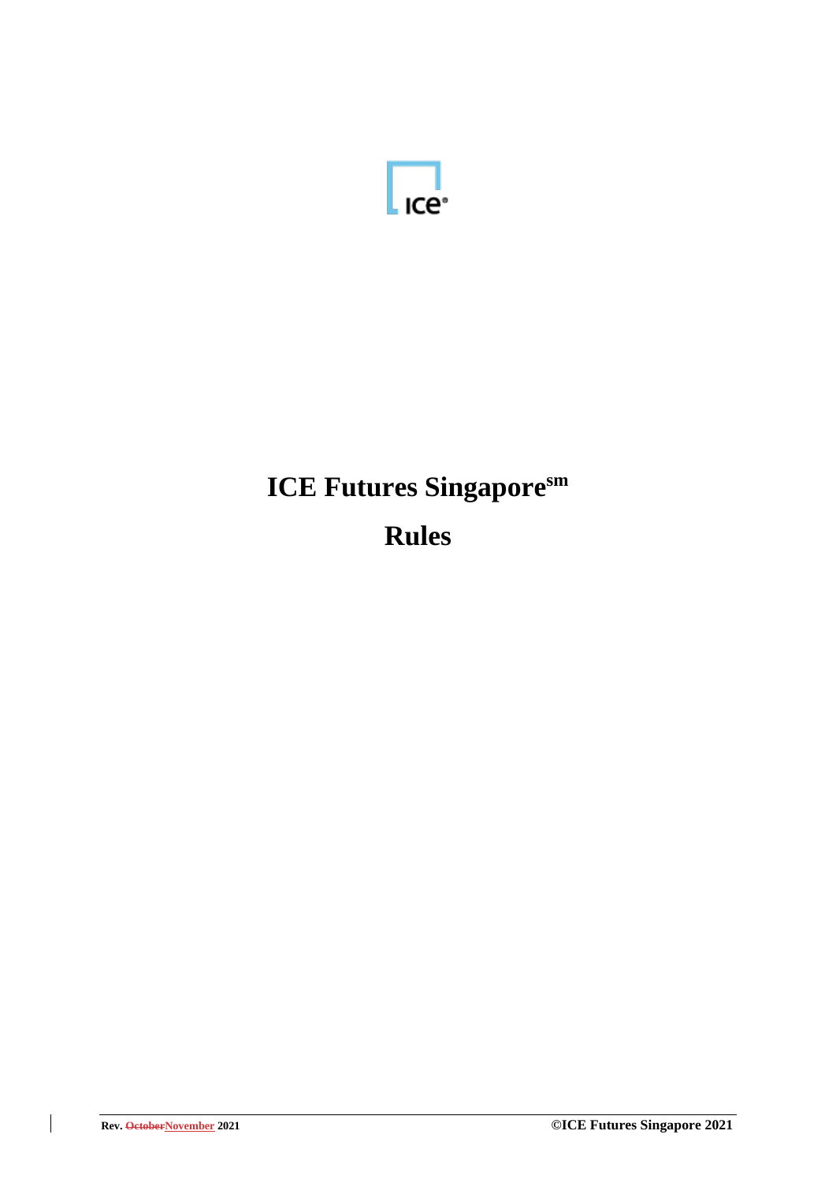# ICE Futures Singapore$^{sm}$

# Rules

Rev. ~~October~~November 2021 ©ICE Futures Singapore 2021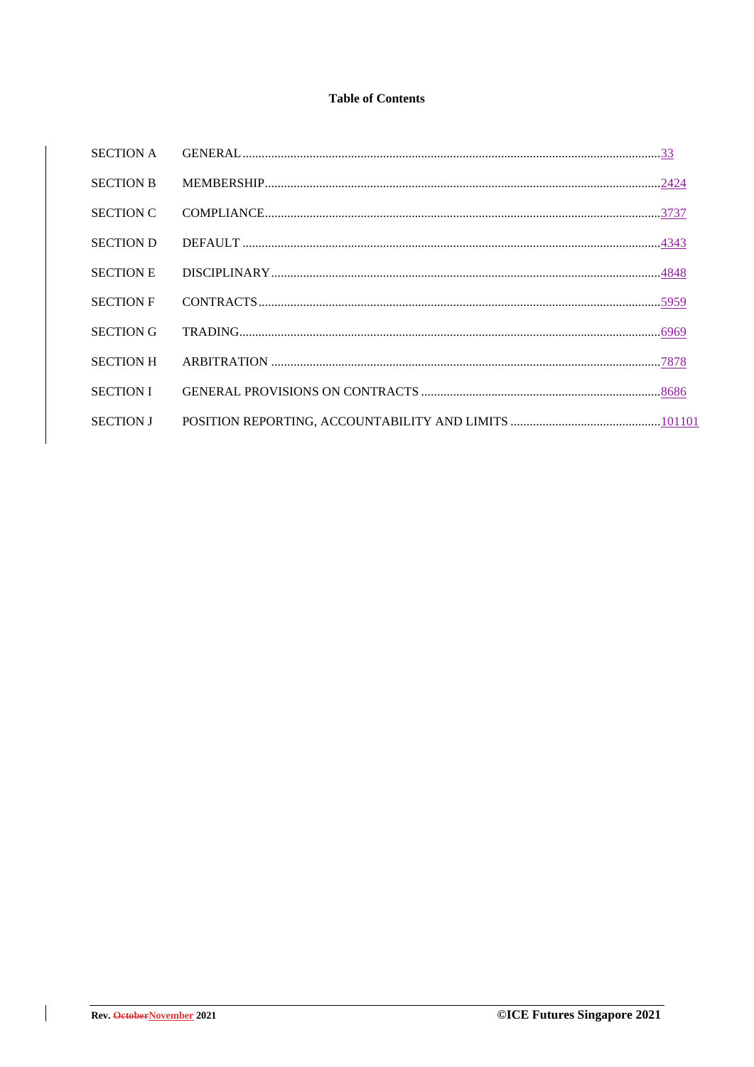**Table of Contents**

| | | |
|---|---|---|
| SECTION A | GENERAL | 33 |
| SECTION B | MEMBERSHIP | 2424 |
| SECTION C | COMPLIANCE | 3737 |
| SECTION D | DEFAULT | 4343 |
| SECTION E | DISCIPLINARY | 4848 |
| SECTION F | CONTRACTS | 5959 |
| SECTION G | TRADING | 6969 |
| SECTION H | ARBITRATION | 7878 |
| SECTION I | GENERAL PROVISIONS ON CONTRACTS | 8686 |
| SECTION J | POSITION REPORTING, ACCOUNTABILITY AND LIMITS | 101101 |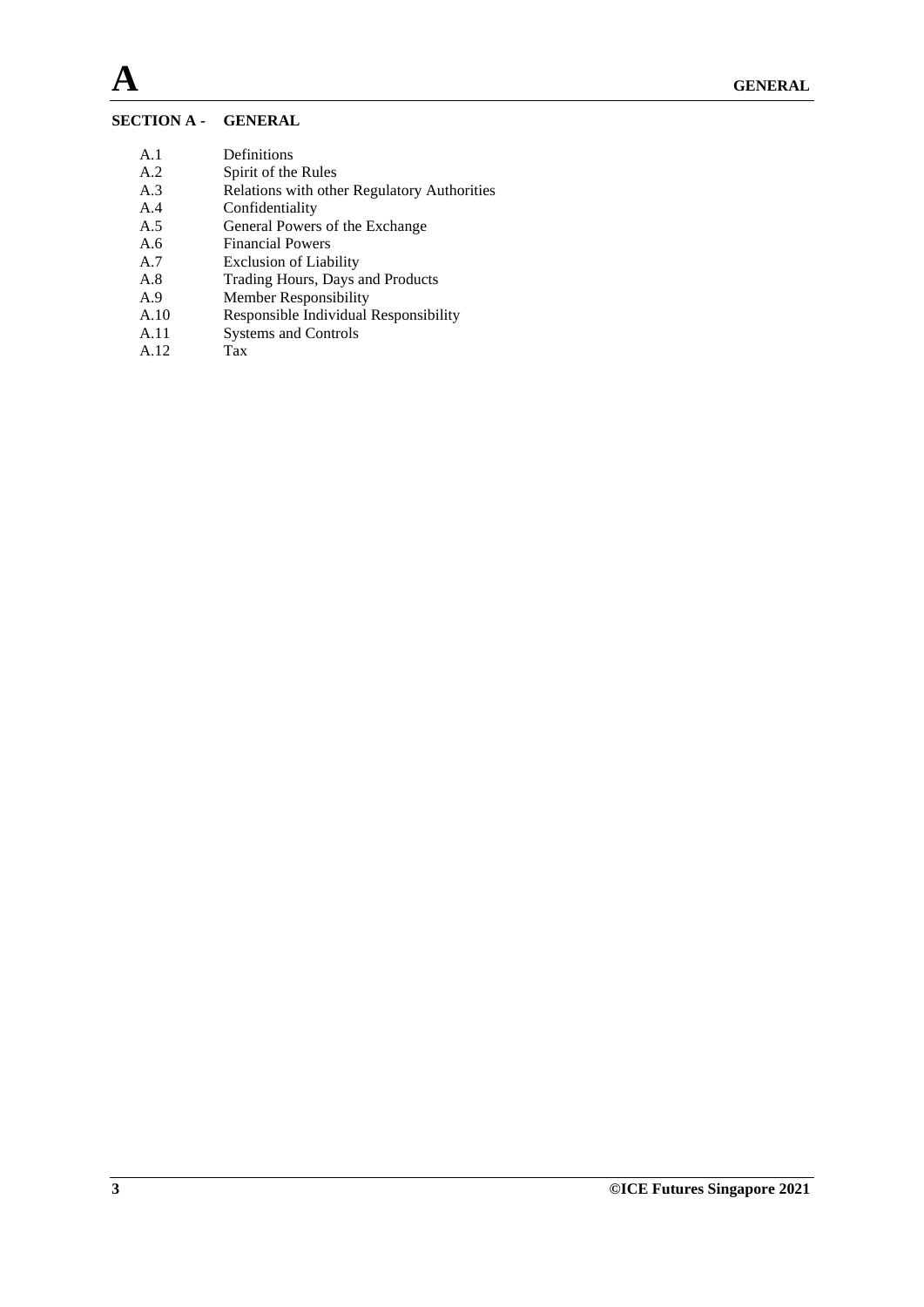## SECTION A - GENERAL

| | |
|---|---|
| A.1 | Definitions |
| A.2 | Spirit of the Rules |
| A.3 | Relations with other Regulatory Authorities |
| A.4 | Confidentiality |
| A.5 | General Powers of the Exchange |
| A.6 | Financial Powers |
| A.7 | Exclusion of Liability |
| A.8 | Trading Hours, Days and Products |
| A.9 | Member Responsibility |
| A.10 | Responsible Individual Responsibility |
| A.11 | Systems and Controls |
| A.12 | Tax |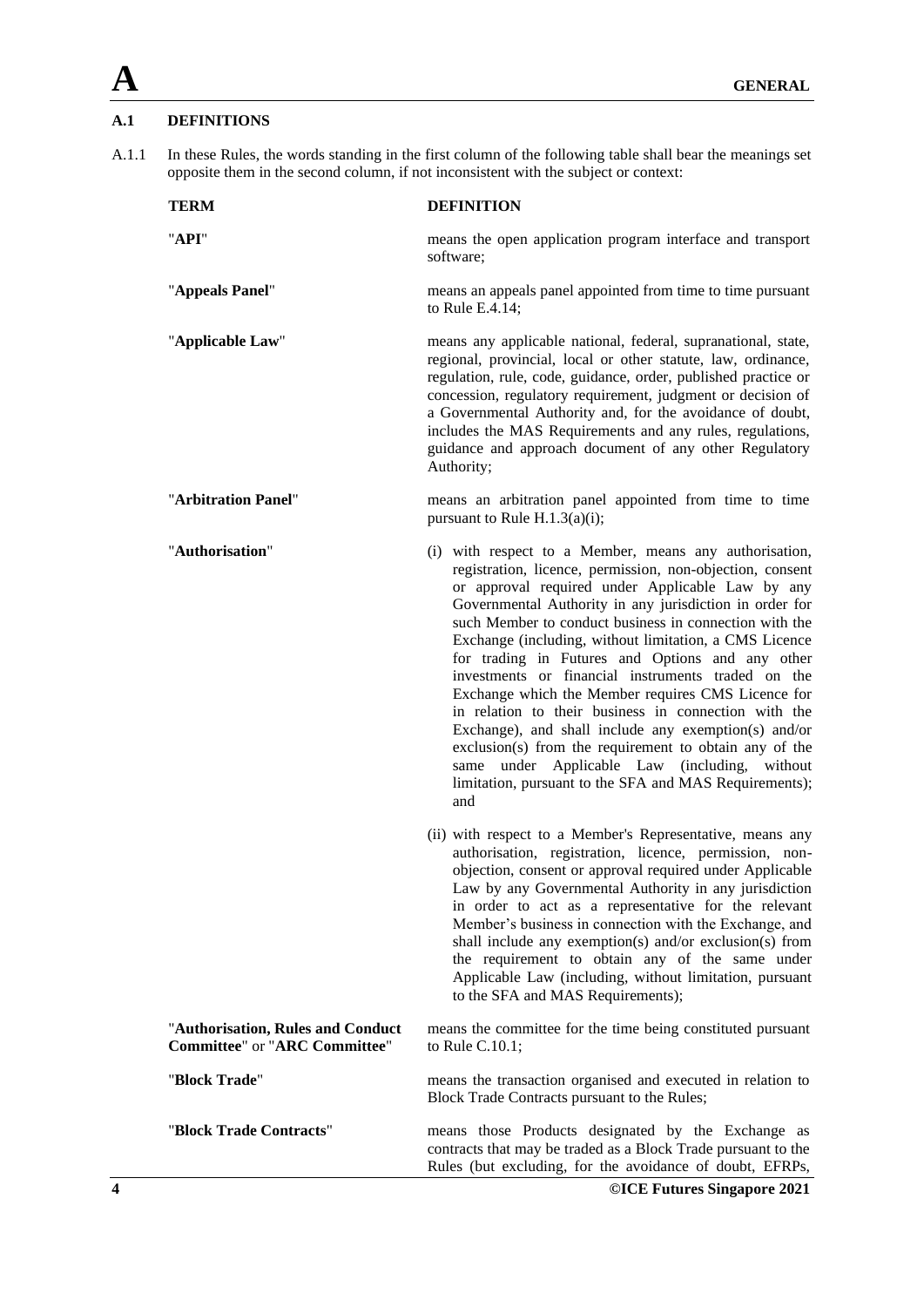# A GENERAL

## A.1 DEFINITIONS

A.1.1 In these Rules, the words standing in the first column of the following table shall bear the meanings set opposite them in the second column, if not inconsistent with the subject or context:

| TERM | DEFINITION |
|---|---|
| "**API**" | means the open application program interface and transport software; |
| "**Appeals Panel**" | means an appeals panel appointed from time to time pursuant to Rule E.4.14; |
| "**Applicable Law**" | means any applicable national, federal, supranational, state, regional, provincial, local or other statute, law, ordinance, regulation, rule, code, guidance, order, published practice or concession, regulatory requirement, judgment or decision of a Governmental Authority and, for the avoidance of doubt, includes the MAS Requirements and any rules, regulations, guidance and approach document of any other Regulatory Authority; |
| "**Arbitration Panel**" | means an arbitration panel appointed from time to time pursuant to Rule H.1.3(a)(i); |
| "**Authorisation**" | (i) with respect to a Member, means any authorisation, registration, licence, permission, non-objection, consent or approval required under Applicable Law by any Governmental Authority in any jurisdiction in order for such Member to conduct business in connection with the Exchange (including, without limitation, a CMS Licence for trading in Futures and Options and any other investments or financial instruments traded on the Exchange which the Member requires CMS Licence for in relation to their business in connection with the Exchange), and shall include any exemption(s) and/or exclusion(s) from the requirement to obtain any of the same under Applicable Law (including, without limitation, pursuant to the SFA and MAS Requirements); and<br><br>(ii) with respect to a Member's Representative, means any authorisation, registration, licence, permission, non-objection, consent or approval required under Applicable Law by any Governmental Authority in any jurisdiction in order to act as a representative for the relevant Member's business in connection with the Exchange, and shall include any exemption(s) and/or exclusion(s) from the requirement to obtain any of the same under Applicable Law (including, without limitation, pursuant to the SFA and MAS Requirements); |
| "**Authorisation, Rules and Conduct Committee**" or "**ARC Committee**" | means the committee for the time being constituted pursuant to Rule C.10.1; |
| "**Block Trade**" | means the transaction organised and executed in relation to Block Trade Contracts pursuant to the Rules; |
| "**Block Trade Contracts**" | means those Products designated by the Exchange as contracts that may be traded as a Block Trade pursuant to the Rules (but excluding, for the avoidance of doubt, EFRPs, |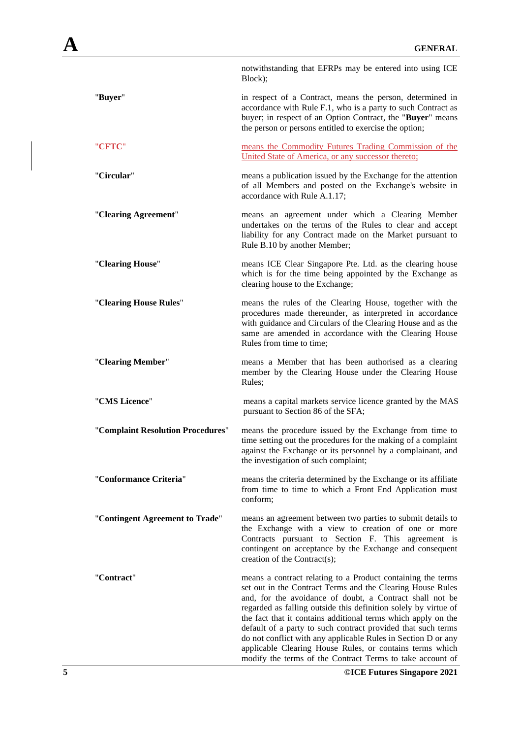notwithstanding that EFRPs may be entered into using ICE Block);

| | |
|---|---|
| "**Buyer**" | in respect of a Contract, means the person, determined in accordance with Rule F.1, who is a party to such Contract as buyer; in respect of an Option Contract, the "**Buyer**" means the person or persons entitled to exercise the option; |
| "**CFTC**" | means the Commodity Futures Trading Commission of the United State of America, or any successor thereto; |
| "**Circular**" | means a publication issued by the Exchange for the attention of all Members and posted on the Exchange's website in accordance with Rule A.1.17; |
| "**Clearing Agreement**" | means an agreement under which a Clearing Member undertakes on the terms of the Rules to clear and accept liability for any Contract made on the Market pursuant to Rule B.10 by another Member; |
| "**Clearing House**" | means ICE Clear Singapore Pte. Ltd. as the clearing house which is for the time being appointed by the Exchange as clearing house to the Exchange; |
| "**Clearing House Rules**" | means the rules of the Clearing House, together with the procedures made thereunder, as interpreted in accordance with guidance and Circulars of the Clearing House and as the same are amended in accordance with the Clearing House Rules from time to time; |
| "**Clearing Member**" | means a Member that has been authorised as a clearing member by the Clearing House under the Clearing House Rules; |
| "**CMS Licence**" | means a capital markets service licence granted by the MAS pursuant to Section 86 of the SFA; |
| "**Complaint Resolution Procedures**" | means the procedure issued by the Exchange from time to time setting out the procedures for the making of a complaint against the Exchange or its personnel by a complainant, and the investigation of such complaint; |
| "**Conformance Criteria**" | means the criteria determined by the Exchange or its affiliate from time to time to which a Front End Application must conform; |
| "**Contingent Agreement to Trade**" | means an agreement between two parties to submit details to the Exchange with a view to creation of one or more Contracts pursuant to Section F. This agreement is contingent on acceptance by the Exchange and consequent creation of the Contract(s); |
| "**Contract**" | means a contract relating to a Product containing the terms set out in the Contract Terms and the Clearing House Rules and, for the avoidance of doubt, a Contract shall not be regarded as falling outside this definition solely by virtue of the fact that it contains additional terms which apply on the default of a party to such contract provided that such terms do not conflict with any applicable Rules in Section D or any applicable Clearing House Rules, or contains terms which modify the terms of the Contract Terms to take account of |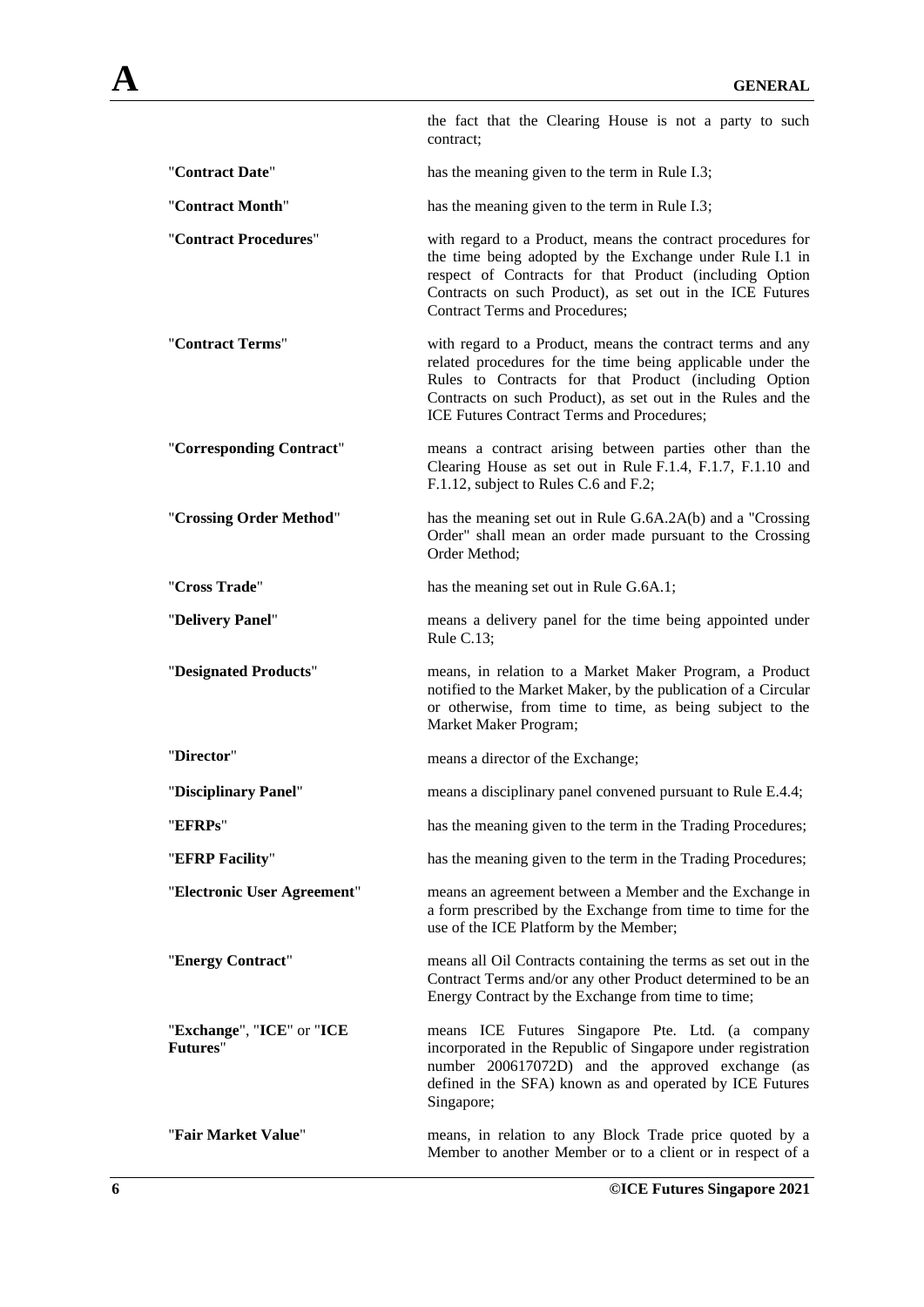the fact that the Clearing House is not a party to such contract;

| | |
|---|---|
| "**Contract Date**" | has the meaning given to the term in Rule I.3; |
| "**Contract Month**" | has the meaning given to the term in Rule I.3; |
| "**Contract Procedures**" | with regard to a Product, means the contract procedures for the time being adopted by the Exchange under Rule I.1 in respect of Contracts for that Product (including Option Contracts on such Product), as set out in the ICE Futures Contract Terms and Procedures; |
| "**Contract Terms**" | with regard to a Product, means the contract terms and any related procedures for the time being applicable under the Rules to Contracts for that Product (including Option Contracts on such Product), as set out in the Rules and the ICE Futures Contract Terms and Procedures; |
| "**Corresponding Contract**" | means a contract arising between parties other than the Clearing House as set out in Rule F.1.4, F.1.7, F.1.10 and F.1.12, subject to Rules C.6 and F.2; |
| "**Crossing Order Method**" | has the meaning set out in Rule G.6A.2A(b) and a "Crossing Order" shall mean an order made pursuant to the Crossing Order Method; |
| "**Cross Trade**" | has the meaning set out in Rule G.6A.1; |
| "**Delivery Panel**" | means a delivery panel for the time being appointed under Rule C.13; |
| "**Designated Products**" | means, in relation to a Market Maker Program, a Product notified to the Market Maker, by the publication of a Circular or otherwise, from time to time, as being subject to the Market Maker Program; |
| "**Director**" | means a director of the Exchange; |
| "**Disciplinary Panel**" | means a disciplinary panel convened pursuant to Rule E.4.4; |
| "**EFRPs**" | has the meaning given to the term in the Trading Procedures; |
| "**EFRP Facility**" | has the meaning given to the term in the Trading Procedures; |
| "**Electronic User Agreement**" | means an agreement between a Member and the Exchange in a form prescribed by the Exchange from time to time for the use of the ICE Platform by the Member; |
| "**Energy Contract**" | means all Oil Contracts containing the terms as set out in the Contract Terms and/or any other Product determined to be an Energy Contract by the Exchange from time to time; |
| "**Exchange**", "**ICE**" or "**ICE Futures**" | means ICE Futures Singapore Pte. Ltd. (a company incorporated in the Republic of Singapore under registration number 200617072D) and the approved exchange (as defined in the SFA) known as and operated by ICE Futures Singapore; |
| "**Fair Market Value**" | means, in relation to any Block Trade price quoted by a Member to another Member or to a client or in respect of a |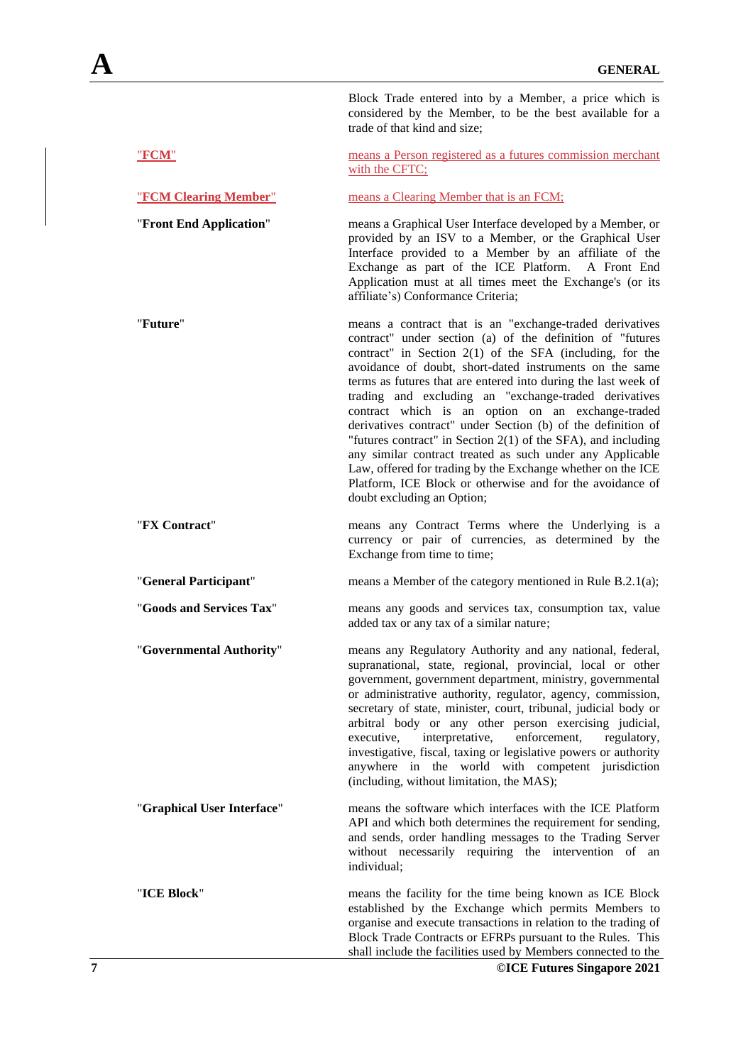Block Trade entered into by a Member, a price which is considered by the Member, to be the best available for a trade of that kind and size;

| | |
|---|---|
| "**FCM**" | means a Person registered as a futures commission merchant with the CFTC; |
| "**FCM Clearing Member**" | means a Clearing Member that is an FCM; |
| "**Front End Application**" | means a Graphical User Interface developed by a Member, or provided by an ISV to a Member, or the Graphical User Interface provided to a Member by an affiliate of the Exchange as part of the ICE Platform. A Front End Application must at all times meet the Exchange's (or its affiliate's) Conformance Criteria; |
| "**Future**" | means a contract that is an "exchange-traded derivatives contract" under section (a) of the definition of "futures contract" in Section 2(1) of the SFA (including, for the avoidance of doubt, short-dated instruments on the same terms as futures that are entered into during the last week of trading and excluding an "exchange-traded derivatives contract which is an option on an exchange-traded derivatives contract" under Section (b) of the definition of "futures contract" in Section 2(1) of the SFA), and including any similar contract treated as such under any Applicable Law, offered for trading by the Exchange whether on the ICE Platform, ICE Block or otherwise and for the avoidance of doubt excluding an Option; |
| "**FX Contract**" | means any Contract Terms where the Underlying is a currency or pair of currencies, as determined by the Exchange from time to time; |
| "**General Participant**" | means a Member of the category mentioned in Rule B.2.1(a); |
| "**Goods and Services Tax**" | means any goods and services tax, consumption tax, value added tax or any tax of a similar nature; |
| "**Governmental Authority**" | means any Regulatory Authority and any national, federal, supranational, state, regional, provincial, local or other government, government department, ministry, governmental or administrative authority, regulator, agency, commission, secretary of state, minister, court, tribunal, judicial body or arbitral body or any other person exercising judicial, executive, interpretative, enforcement, regulatory, investigative, fiscal, taxing or legislative powers or authority anywhere in the world with competent jurisdiction (including, without limitation, the MAS); |
| "**Graphical User Interface**" | means the software which interfaces with the ICE Platform API and which both determines the requirement for sending, and sends, order handling messages to the Trading Server without necessarily requiring the intervention of an individual; |
| "**ICE Block**" | means the facility for the time being known as ICE Block established by the Exchange which permits Members to organise and execute transactions in relation to the trading of Block Trade Contracts or EFRPs pursuant to the Rules. This shall include the facilities used by Members connected to the |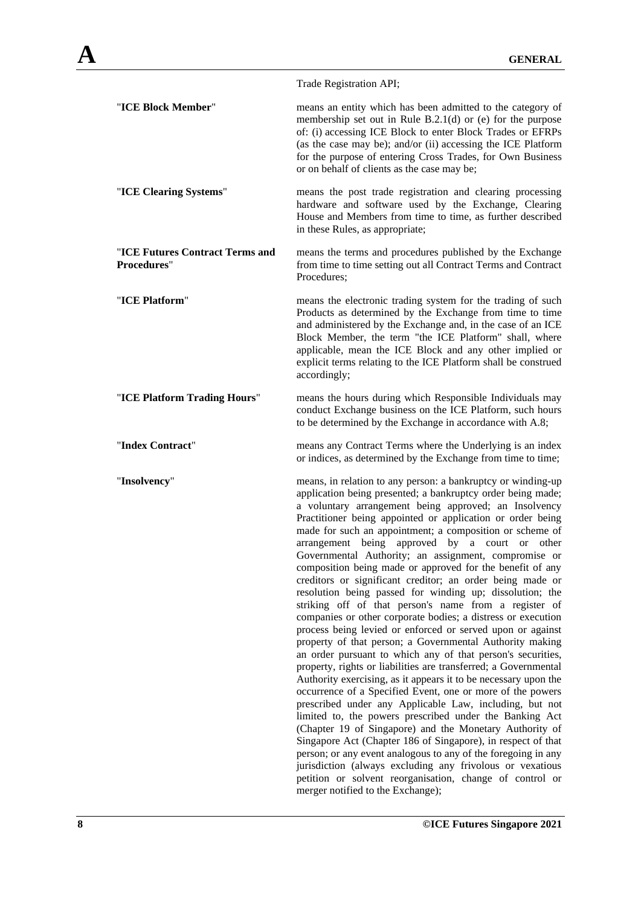Trade Registration API;

| | |
|---|---|
| "**ICE Block Member**" | means an entity which has been admitted to the category of membership set out in Rule B.2.1(d) or (e) for the purpose of: (i) accessing ICE Block to enter Block Trades or EFRPs (as the case may be); and/or (ii) accessing the ICE Platform for the purpose of entering Cross Trades, for Own Business or on behalf of clients as the case may be; |
| "**ICE Clearing Systems**" | means the post trade registration and clearing processing hardware and software used by the Exchange, Clearing House and Members from time to time, as further described in these Rules, as appropriate; |
| "**ICE Futures Contract Terms and Procedures**" | means the terms and procedures published by the Exchange from time to time setting out all Contract Terms and Contract Procedures; |
| "**ICE Platform**" | means the electronic trading system for the trading of such Products as determined by the Exchange from time to time and administered by the Exchange and, in the case of an ICE Block Member, the term "the ICE Platform" shall, where applicable, mean the ICE Block and any other implied or explicit terms relating to the ICE Platform shall be construed accordingly; |
| "**ICE Platform Trading Hours**" | means the hours during which Responsible Individuals may conduct Exchange business on the ICE Platform, such hours to be determined by the Exchange in accordance with A.8; |
| "**Index Contract**" | means any Contract Terms where the Underlying is an index or indices, as determined by the Exchange from time to time; |
| "**Insolvency**" | means, in relation to any person: a bankruptcy or winding-up application being presented; a bankruptcy order being made; a voluntary arrangement being approved; an Insolvency Practitioner being appointed or application or order being made for such an appointment; a composition or scheme of arrangement being approved by a court or other Governmental Authority; an assignment, compromise or composition being made or approved for the benefit of any creditors or significant creditor; an order being made or resolution being passed for winding up; dissolution; the striking off of that person's name from a register of companies or other corporate bodies; a distress or execution process being levied or enforced or served upon or against property of that person; a Governmental Authority making an order pursuant to which any of that person's securities, property, rights or liabilities are transferred; a Governmental Authority exercising, as it appears it to be necessary upon the occurrence of a Specified Event, one or more of the powers prescribed under any Applicable Law, including, but not limited to, the powers prescribed under the Banking Act (Chapter 19 of Singapore) and the Monetary Authority of Singapore Act (Chapter 186 of Singapore), in respect of that person; or any event analogous to any of the foregoing in any jurisdiction (always excluding any frivolous or vexatious petition or solvent reorganisation, change of control or merger notified to the Exchange); |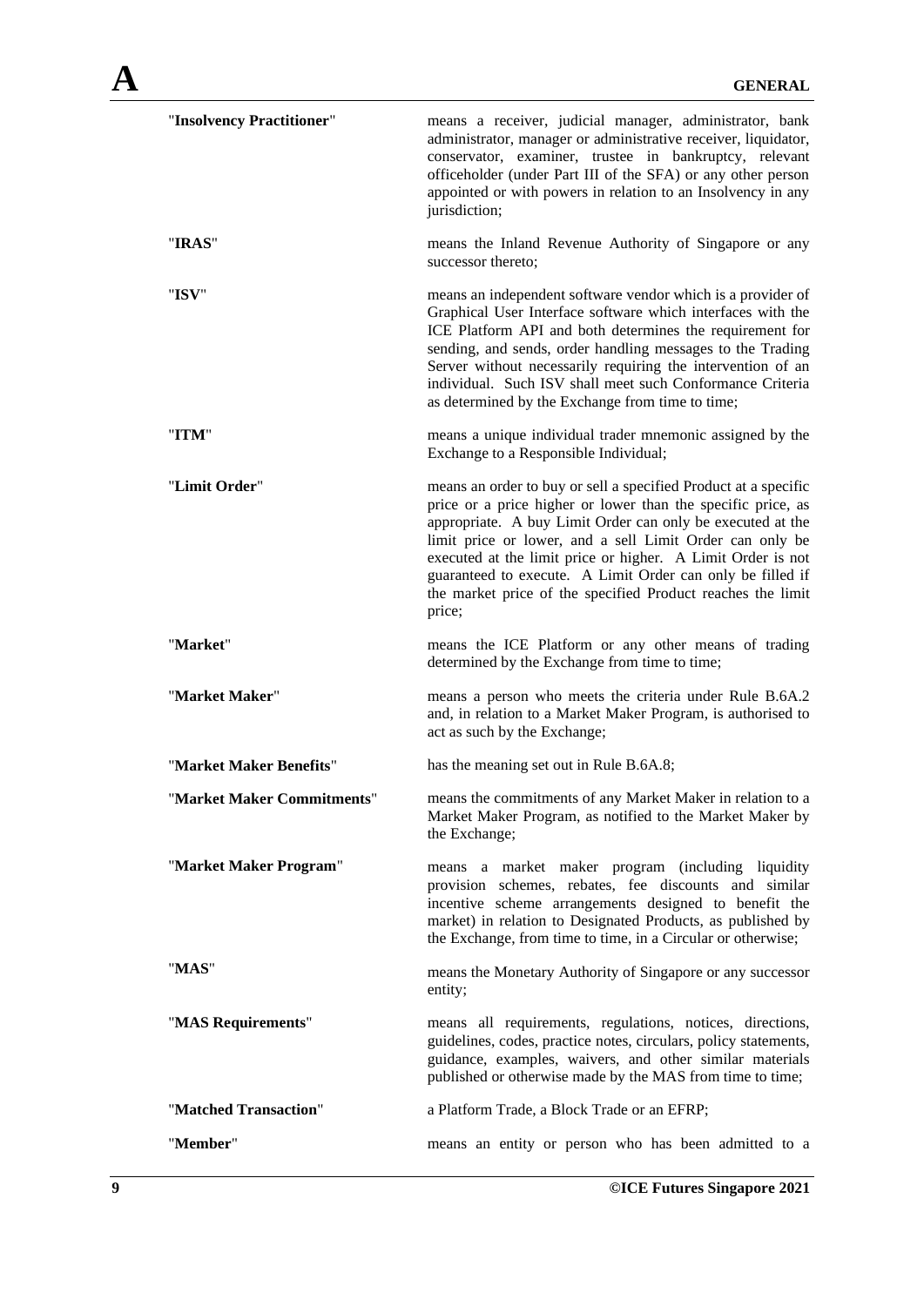| | |
|---|---|
| "**Insolvency Practitioner**" | means a receiver, judicial manager, administrator, bank administrator, manager or administrative receiver, liquidator, conservator, examiner, trustee in bankruptcy, relevant officeholder (under Part III of the SFA) or any other person appointed or with powers in relation to an Insolvency in any jurisdiction; |
| "**IRAS**" | means the Inland Revenue Authority of Singapore or any successor thereto; |
| "**ISV**" | means an independent software vendor which is a provider of Graphical User Interface software which interfaces with the ICE Platform API and both determines the requirement for sending, and sends, order handling messages to the Trading Server without necessarily requiring the intervention of an individual. Such ISV shall meet such Conformance Criteria as determined by the Exchange from time to time; |
| "**ITM**" | means a unique individual trader mnemonic assigned by the Exchange to a Responsible Individual; |
| "**Limit Order**" | means an order to buy or sell a specified Product at a specific price or a price higher or lower than the specific price, as appropriate. A buy Limit Order can only be executed at the limit price or lower, and a sell Limit Order can only be executed at the limit price or higher. A Limit Order is not guaranteed to execute. A Limit Order can only be filled if the market price of the specified Product reaches the limit price; |
| "**Market**" | means the ICE Platform or any other means of trading determined by the Exchange from time to time; |
| "**Market Maker**" | means a person who meets the criteria under Rule B.6A.2 and, in relation to a Market Maker Program, is authorised to act as such by the Exchange; |
| "**Market Maker Benefits**" | has the meaning set out in Rule B.6A.8; |
| "**Market Maker Commitments**" | means the commitments of any Market Maker in relation to a Market Maker Program, as notified to the Market Maker by the Exchange; |
| "**Market Maker Program**" | means a market maker program (including liquidity provision schemes, rebates, fee discounts and similar incentive scheme arrangements designed to benefit the market) in relation to Designated Products, as published by the Exchange, from time to time, in a Circular or otherwise; |
| "**MAS**" | means the Monetary Authority of Singapore or any successor entity; |
| "**MAS Requirements**" | means all requirements, regulations, notices, directions, guidelines, codes, practice notes, circulars, policy statements, guidance, examples, waivers, and other similar materials published or otherwise made by the MAS from time to time; |
| "**Matched Transaction**" | a Platform Trade, a Block Trade or an EFRP; |
| "**Member**" | means an entity or person who has been admitted to a |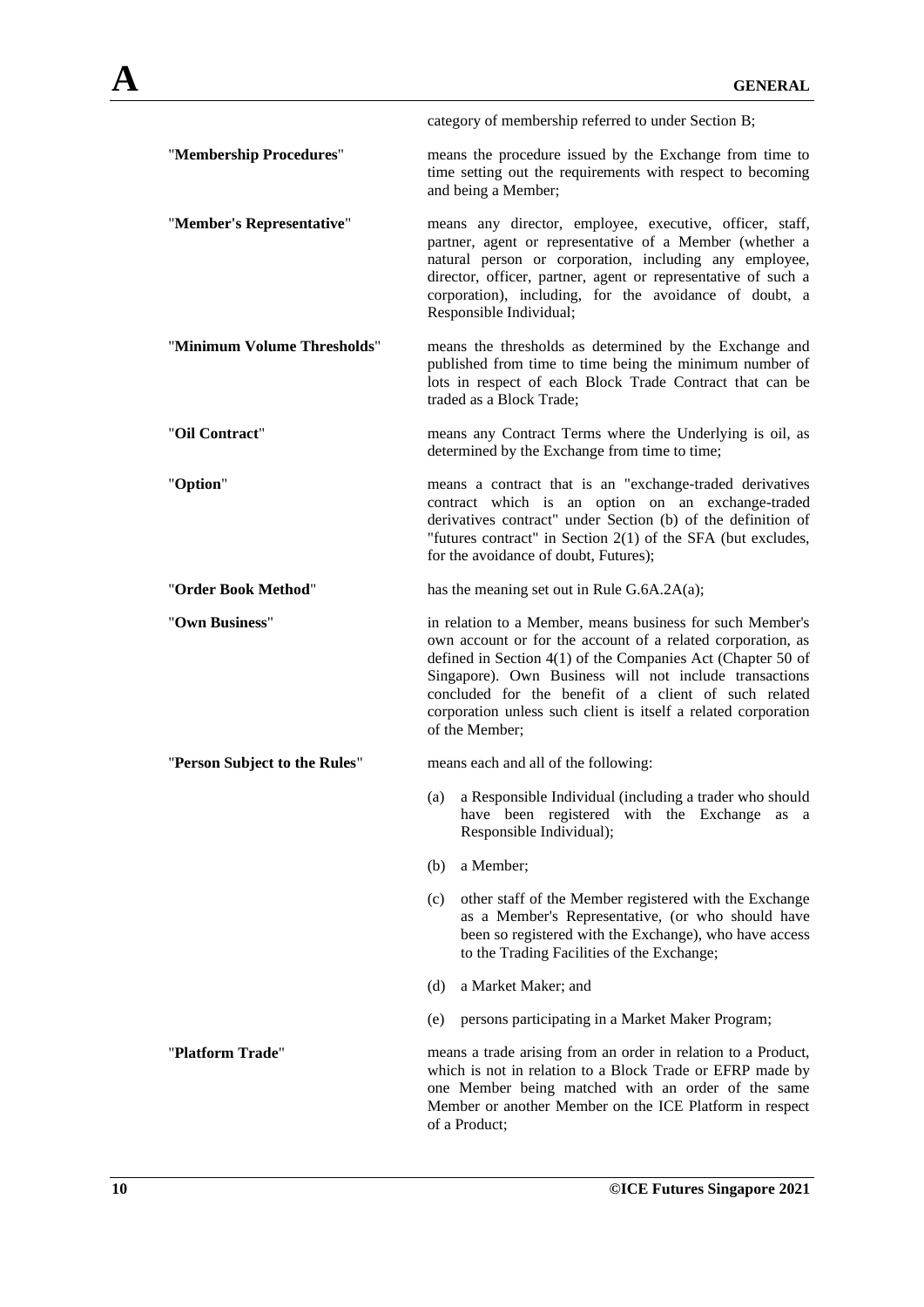category of membership referred to under Section B;

| | |
|---|---|
| "**Membership Procedures**" | means the procedure issued by the Exchange from time to time setting out the requirements with respect to becoming and being a Member; |
| "**Member's Representative**" | means any director, employee, executive, officer, staff, partner, agent or representative of a Member (whether a natural person or corporation, including any employee, director, officer, partner, agent or representative of such a corporation), including, for the avoidance of doubt, a Responsible Individual; |
| "**Minimum Volume Thresholds**" | means the thresholds as determined by the Exchange and published from time to time being the minimum number of lots in respect of each Block Trade Contract that can be traded as a Block Trade; |
| "**Oil Contract**" | means any Contract Terms where the Underlying is oil, as determined by the Exchange from time to time; |
| "**Option**" | means a contract that is an "exchange-traded derivatives contract which is an option on an exchange-traded derivatives contract" under Section (b) of the definition of "futures contract" in Section 2(1) of the SFA (but excludes, for the avoidance of doubt, Futures); |
| "**Order Book Method**" | has the meaning set out in Rule G.6A.2A(a); |
| "**Own Business**" | in relation to a Member, means business for such Member's own account or for the account of a related corporation, as defined in Section 4(1) of the Companies Act (Chapter 50 of Singapore). Own Business will not include transactions concluded for the benefit of a client of such related corporation unless such client is itself a related corporation of the Member; |
| "**Person Subject to the Rules**" | means each and all of the following:<br>(a) a Responsible Individual (including a trader who should have been registered with the Exchange as a Responsible Individual);<br>(b) a Member;<br>(c) other staff of the Member registered with the Exchange as a Member's Representative, (or who should have been so registered with the Exchange), who have access to the Trading Facilities of the Exchange;<br>(d) a Market Maker; and<br>(e) persons participating in a Market Maker Program; |
| "**Platform Trade**" | means a trade arising from an order in relation to a Product, which is not in relation to a Block Trade or EFRP made by one Member being matched with an order of the same Member or another Member on the ICE Platform in respect of a Product; |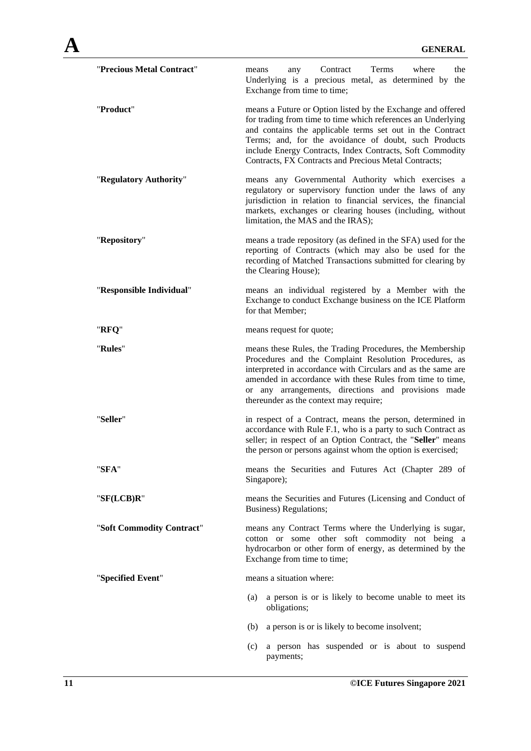"**Precious Metal Contract**" means any Contract Terms where the Underlying is a precious metal, as determined by the Exchange from time to time;

"**Product**" means a Future or Option listed by the Exchange and offered for trading from time to time which references an Underlying and contains the applicable terms set out in the Contract Terms; and, for the avoidance of doubt, such Products include Energy Contracts, Index Contracts, Soft Commodity Contracts, FX Contracts and Precious Metal Contracts;

"**Regulatory Authority**" means any Governmental Authority which exercises a regulatory or supervisory function under the laws of any jurisdiction in relation to financial services, the financial markets, exchanges or clearing houses (including, without limitation, the MAS and the IRAS);

"**Repository**" means a trade repository (as defined in the SFA) used for the reporting of Contracts (which may also be used for the recording of Matched Transactions submitted for clearing by the Clearing House);

"**Responsible Individual**" means an individual registered by a Member with the Exchange to conduct Exchange business on the ICE Platform for that Member;

"**RFQ**" means request for quote;

"**Rules**" means these Rules, the Trading Procedures, the Membership Procedures and the Complaint Resolution Procedures, as interpreted in accordance with Circulars and as the same are amended in accordance with these Rules from time to time, or any arrangements, directions and provisions made thereunder as the context may require;

"**Seller**" in respect of a Contract, means the person, determined in accordance with Rule F.1, who is a party to such Contract as seller; in respect of an Option Contract, the "**Seller**" means the person or persons against whom the option is exercised;

"**SFA**" means the Securities and Futures Act (Chapter 289 of Singapore);

"**SF(LCB)R**" means the Securities and Futures (Licensing and Conduct of Business) Regulations;

"**Soft Commodity Contract**" means any Contract Terms where the Underlying is sugar, cotton or some other soft commodity not being a hydrocarbon or other form of energy, as determined by the Exchange from time to time;

"**Specified Event**" means a situation where:

(a) a person is or is likely to become unable to meet its obligations;

(b) a person is or is likely to become insolvent;

(c) a person has suspended or is about to suspend payments;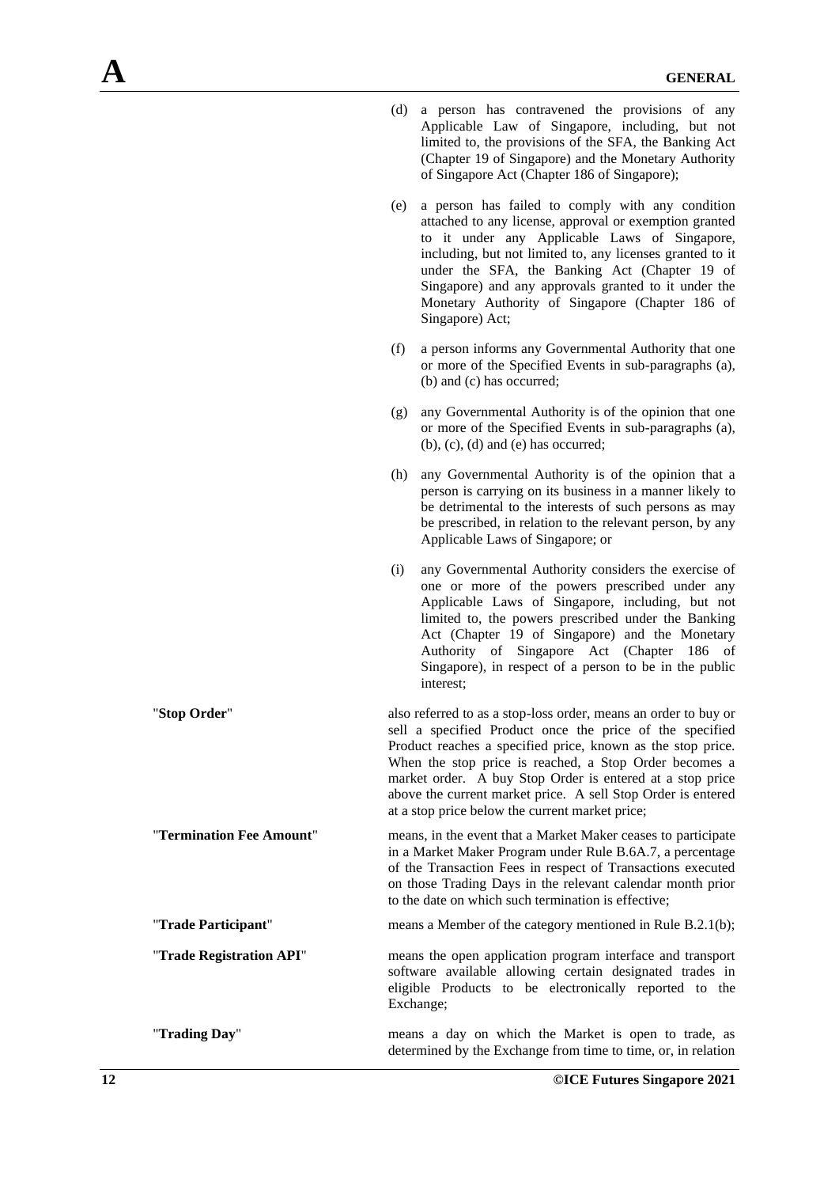(d) a person has contravened the provisions of any Applicable Law of Singapore, including, but not limited to, the provisions of the SFA, the Banking Act (Chapter 19 of Singapore) and the Monetary Authority of Singapore Act (Chapter 186 of Singapore);

(e) a person has failed to comply with any condition attached to any license, approval or exemption granted to it under any Applicable Laws of Singapore, including, but not limited to, any licenses granted to it under the SFA, the Banking Act (Chapter 19 of Singapore) and any approvals granted to it under the Monetary Authority of Singapore (Chapter 186 of Singapore) Act;

(f) a person informs any Governmental Authority that one or more of the Specified Events in sub-paragraphs (a), (b) and (c) has occurred;

(g) any Governmental Authority is of the opinion that one or more of the Specified Events in sub-paragraphs (a), (b), (c), (d) and (e) has occurred;

(h) any Governmental Authority is of the opinion that a person is carrying on its business in a manner likely to be detrimental to the interests of such persons as may be prescribed, in relation to the relevant person, by any Applicable Laws of Singapore; or

(i) any Governmental Authority considers the exercise of one or more of the powers prescribed under any Applicable Laws of Singapore, including, but not limited to, the powers prescribed under the Banking Act (Chapter 19 of Singapore) and the Monetary Authority of Singapore Act (Chapter 186 of Singapore), in respect of a person to be in the public interest;

"**Stop Order**" also referred to as a stop-loss order, means an order to buy or sell a specified Product once the price of the specified Product reaches a specified price, known as the stop price. When the stop price is reached, a Stop Order becomes a market order. A buy Stop Order is entered at a stop price above the current market price. A sell Stop Order is entered at a stop price below the current market price;

"**Termination Fee Amount**" means, in the event that a Market Maker ceases to participate in a Market Maker Program under Rule B.6A.7, a percentage of the Transaction Fees in respect of Transactions executed on those Trading Days in the relevant calendar month prior to the date on which such termination is effective;

"**Trade Participant**" means a Member of the category mentioned in Rule B.2.1(b);

"**Trade Registration API**" means the open application program interface and transport software available allowing certain designated trades in eligible Products to be electronically reported to the Exchange;

"**Trading Day**" means a day on which the Market is open to trade, as determined by the Exchange from time to time, or, in relation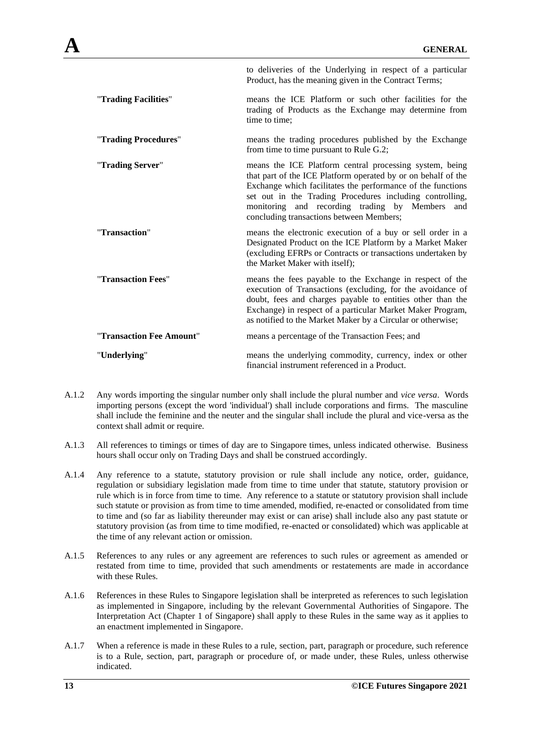| | |
|---|---|
| | to deliveries of the Underlying in respect of a particular Product, has the meaning given in the Contract Terms; |
| "**Trading Facilities**" | means the ICE Platform or such other facilities for the trading of Products as the Exchange may determine from time to time; |
| "**Trading Procedures**" | means the trading procedures published by the Exchange from time to time pursuant to Rule G.2; |
| "**Trading Server**" | means the ICE Platform central processing system, being that part of the ICE Platform operated by or on behalf of the Exchange which facilitates the performance of the functions set out in the Trading Procedures including controlling, monitoring and recording trading by Members and concluding transactions between Members; |
| "**Transaction**" | means the electronic execution of a buy or sell order in a Designated Product on the ICE Platform by a Market Maker (excluding EFRPs or Contracts or transactions undertaken by the Market Maker with itself); |
| "**Transaction Fees**" | means the fees payable to the Exchange in respect of the execution of Transactions (excluding, for the avoidance of doubt, fees and charges payable to entities other than the Exchange) in respect of a particular Market Maker Program, as notified to the Market Maker by a Circular or otherwise; |
| "**Transaction Fee Amount**" | means a percentage of the Transaction Fees; and |
| "**Underlying**" | means the underlying commodity, currency, index or other financial instrument referenced in a Product. |

A.1.2 Any words importing the singular number only shall include the plural number and *vice versa*. Words importing persons (except the word 'individual') shall include corporations and firms. The masculine shall include the feminine and the neuter and the singular shall include the plural and vice-versa as the context shall admit or require.

A.1.3 All references to timings or times of day are to Singapore times, unless indicated otherwise. Business hours shall occur only on Trading Days and shall be construed accordingly.

A.1.4 Any reference to a statute, statutory provision or rule shall include any notice, order, guidance, regulation or subsidiary legislation made from time to time under that statute, statutory provision or rule which is in force from time to time. Any reference to a statute or statutory provision shall include such statute or provision as from time to time amended, modified, re-enacted or consolidated from time to time and (so far as liability thereunder may exist or can arise) shall include also any past statute or statutory provision (as from time to time modified, re-enacted or consolidated) which was applicable at the time of any relevant action or omission.

A.1.5 References to any rules or any agreement are references to such rules or agreement as amended or restated from time to time, provided that such amendments or restatements are made in accordance with these Rules.

A.1.6 References in these Rules to Singapore legislation shall be interpreted as references to such legislation as implemented in Singapore, including by the relevant Governmental Authorities of Singapore. The Interpretation Act (Chapter 1 of Singapore) shall apply to these Rules in the same way as it applies to an enactment implemented in Singapore.

A.1.7 When a reference is made in these Rules to a rule, section, part, paragraph or procedure, such reference is to a Rule, section, part, paragraph or procedure of, or made under, these Rules, unless otherwise indicated.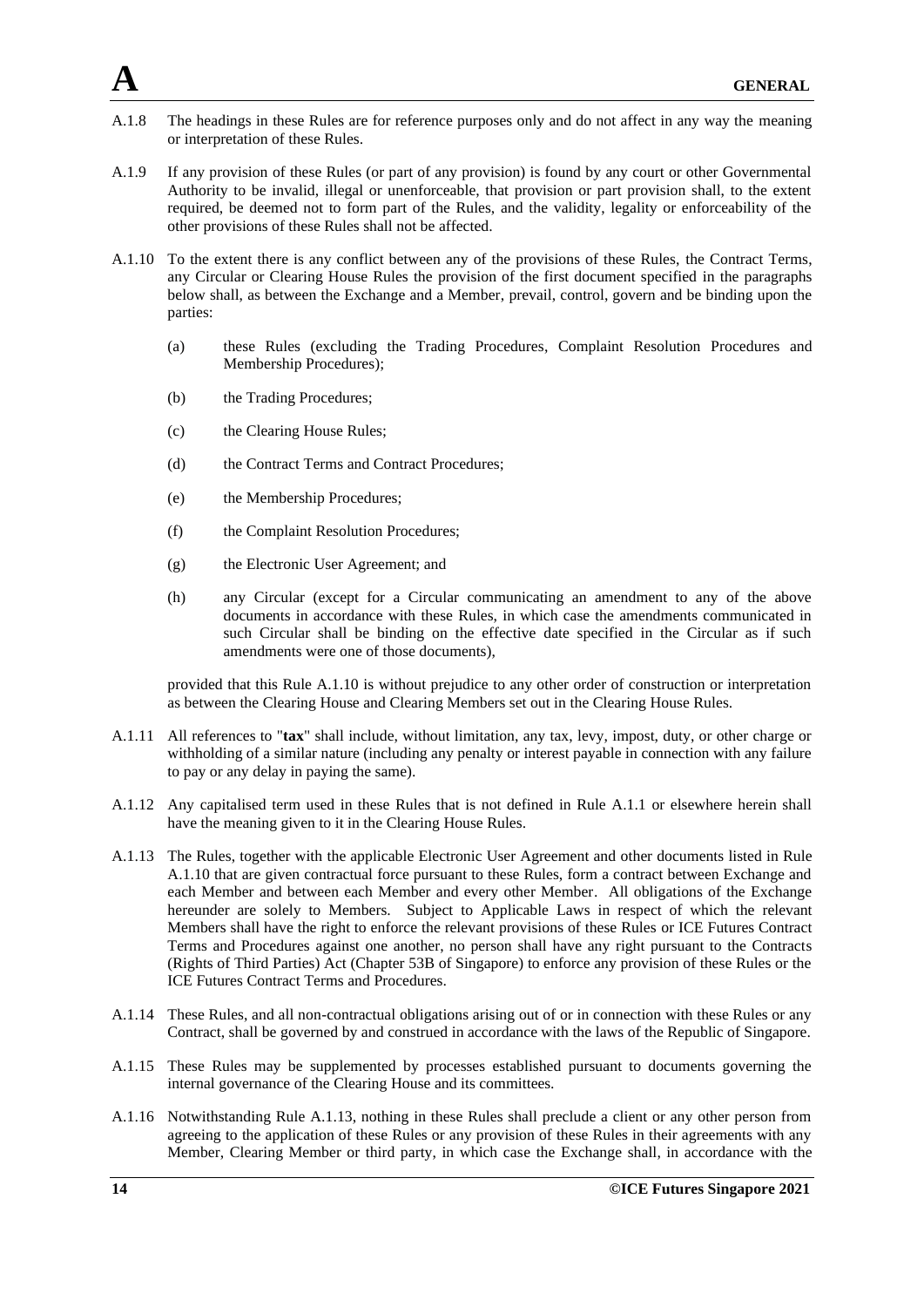A.1.8 The headings in these Rules are for reference purposes only and do not affect in any way the meaning or interpretation of these Rules.

A.1.9 If any provision of these Rules (or part of any provision) is found by any court or other Governmental Authority to be invalid, illegal or unenforceable, that provision or part provision shall, to the extent required, be deemed not to form part of the Rules, and the validity, legality or enforceability of the other provisions of these Rules shall not be affected.

A.1.10 To the extent there is any conflict between any of the provisions of these Rules, the Contract Terms, any Circular or Clearing House Rules the provision of the first document specified in the paragraphs below shall, as between the Exchange and a Member, prevail, control, govern and be binding upon the parties:

(a) these Rules (excluding the Trading Procedures, Complaint Resolution Procedures and Membership Procedures);

(b) the Trading Procedures;

(c) the Clearing House Rules;

(d) the Contract Terms and Contract Procedures;

(e) the Membership Procedures;

(f) the Complaint Resolution Procedures;

(g) the Electronic User Agreement; and

(h) any Circular (except for a Circular communicating an amendment to any of the above documents in accordance with these Rules, in which case the amendments communicated in such Circular shall be binding on the effective date specified in the Circular as if such amendments were one of those documents),

provided that this Rule A.1.10 is without prejudice to any other order of construction or interpretation as between the Clearing House and Clearing Members set out in the Clearing House Rules.

A.1.11 All references to "**tax**" shall include, without limitation, any tax, levy, impost, duty, or other charge or withholding of a similar nature (including any penalty or interest payable in connection with any failure to pay or any delay in paying the same).

A.1.12 Any capitalised term used in these Rules that is not defined in Rule A.1.1 or elsewhere herein shall have the meaning given to it in the Clearing House Rules.

A.1.13 The Rules, together with the applicable Electronic User Agreement and other documents listed in Rule A.1.10 that are given contractual force pursuant to these Rules, form a contract between Exchange and each Member and between each Member and every other Member. All obligations of the Exchange hereunder are solely to Members. Subject to Applicable Laws in respect of which the relevant Members shall have the right to enforce the relevant provisions of these Rules or ICE Futures Contract Terms and Procedures against one another, no person shall have any right pursuant to the Contracts (Rights of Third Parties) Act (Chapter 53B of Singapore) to enforce any provision of these Rules or the ICE Futures Contract Terms and Procedures.

A.1.14 These Rules, and all non-contractual obligations arising out of or in connection with these Rules or any Contract, shall be governed by and construed in accordance with the laws of the Republic of Singapore.

A.1.15 These Rules may be supplemented by processes established pursuant to documents governing the internal governance of the Clearing House and its committees.

A.1.16 Notwithstanding Rule A.1.13, nothing in these Rules shall preclude a client or any other person from agreeing to the application of these Rules or any provision of these Rules in their agreements with any Member, Clearing Member or third party, in which case the Exchange shall, in accordance with the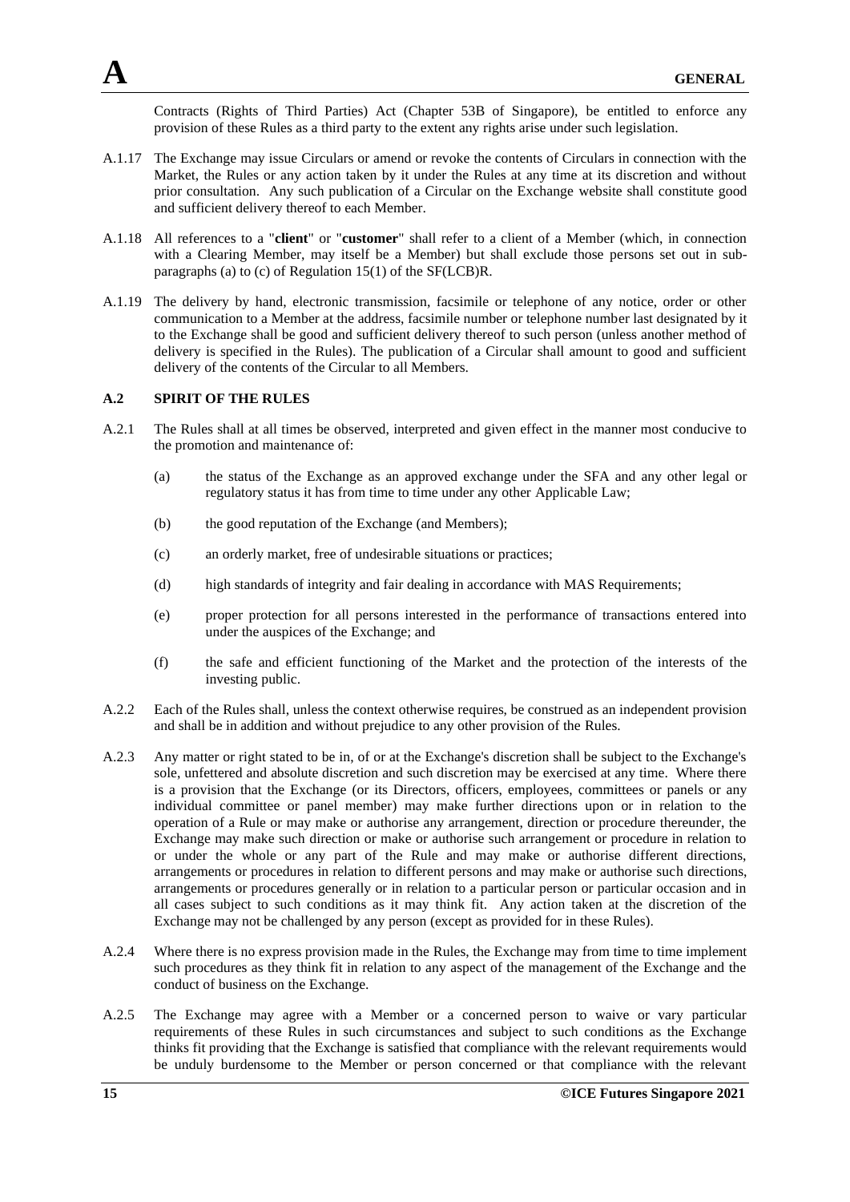Contracts (Rights of Third Parties) Act (Chapter 53B of Singapore), be entitled to enforce any provision of these Rules as a third party to the extent any rights arise under such legislation.

A.1.17 The Exchange may issue Circulars or amend or revoke the contents of Circulars in connection with the Market, the Rules or any action taken by it under the Rules at any time at its discretion and without prior consultation. Any such publication of a Circular on the Exchange website shall constitute good and sufficient delivery thereof to each Member.

A.1.18 All references to a "**client**" or "**customer**" shall refer to a client of a Member (which, in connection with a Clearing Member, may itself be a Member) but shall exclude those persons set out in sub-paragraphs (a) to (c) of Regulation 15(1) of the SF(LCB)R.

A.1.19 The delivery by hand, electronic transmission, facsimile or telephone of any notice, order or other communication to a Member at the address, facsimile number or telephone number last designated by it to the Exchange shall be good and sufficient delivery thereof to such person (unless another method of delivery is specified in the Rules). The publication of a Circular shall amount to good and sufficient delivery of the contents of the Circular to all Members.

### A.2 SPIRIT OF THE RULES

A.2.1 The Rules shall at all times be observed, interpreted and given effect in the manner most conducive to the promotion and maintenance of:

(a) the status of the Exchange as an approved exchange under the SFA and any other legal or regulatory status it has from time to time under any other Applicable Law;

(b) the good reputation of the Exchange (and Members);

(c) an orderly market, free of undesirable situations or practices;

(d) high standards of integrity and fair dealing in accordance with MAS Requirements;

(e) proper protection for all persons interested in the performance of transactions entered into under the auspices of the Exchange; and

(f) the safe and efficient functioning of the Market and the protection of the interests of the investing public.

A.2.2 Each of the Rules shall, unless the context otherwise requires, be construed as an independent provision and shall be in addition and without prejudice to any other provision of the Rules.

A.2.3 Any matter or right stated to be in, of or at the Exchange's discretion shall be subject to the Exchange's sole, unfettered and absolute discretion and such discretion may be exercised at any time. Where there is a provision that the Exchange (or its Directors, officers, employees, committees or panels or any individual committee or panel member) may make further directions upon or in relation to the operation of a Rule or may make or authorise any arrangement, direction or procedure thereunder, the Exchange may make such direction or make or authorise such arrangement or procedure in relation to or under the whole or any part of the Rule and may make or authorise different directions, arrangements or procedures in relation to different persons and may make or authorise such directions, arrangements or procedures generally or in relation to a particular person or particular occasion and in all cases subject to such conditions as it may think fit. Any action taken at the discretion of the Exchange may not be challenged by any person (except as provided for in these Rules).

A.2.4 Where there is no express provision made in the Rules, the Exchange may from time to time implement such procedures as they think fit in relation to any aspect of the management of the Exchange and the conduct of business on the Exchange.

A.2.5 The Exchange may agree with a Member or a concerned person to waive or vary particular requirements of these Rules in such circumstances and subject to such conditions as the Exchange thinks fit providing that the Exchange is satisfied that compliance with the relevant requirements would be unduly burdensome to the Member or person concerned or that compliance with the relevant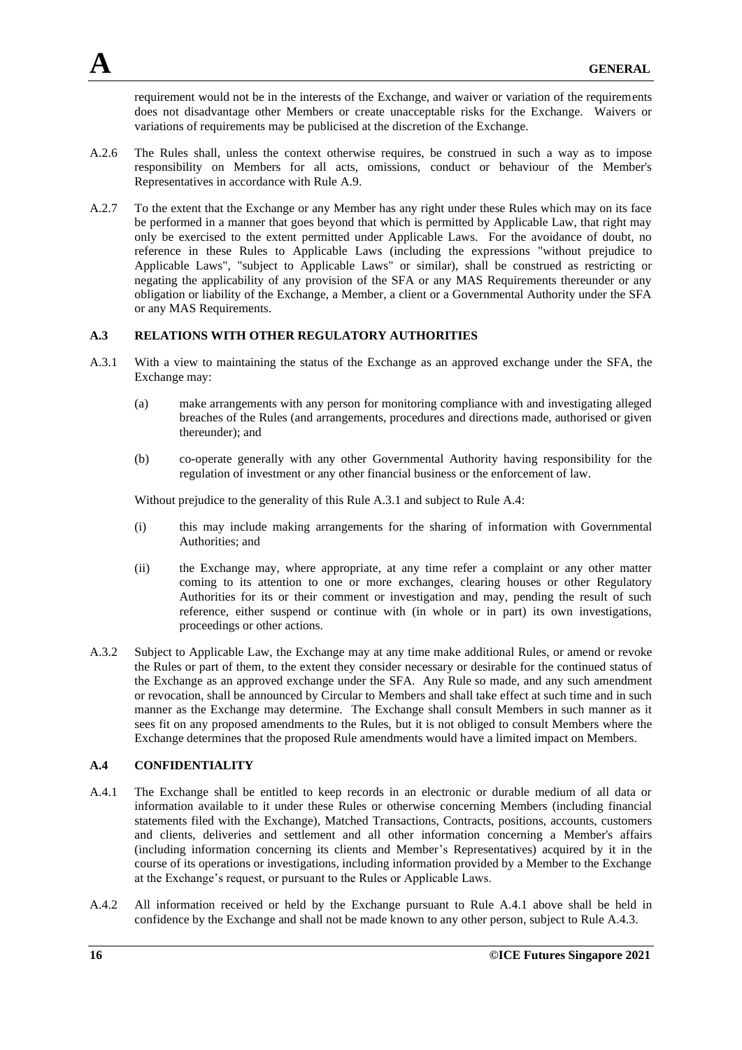requirement would not be in the interests of the Exchange, and waiver or variation of the requirements does not disadvantage other Members or create unacceptable risks for the Exchange. Waivers or variations of requirements may be publicised at the discretion of the Exchange.

A.2.6 The Rules shall, unless the context otherwise requires, be construed in such a way as to impose responsibility on Members for all acts, omissions, conduct or behaviour of the Member's Representatives in accordance with Rule A.9.

A.2.7 To the extent that the Exchange or any Member has any right under these Rules which may on its face be performed in a manner that goes beyond that which is permitted by Applicable Law, that right may only be exercised to the extent permitted under Applicable Laws. For the avoidance of doubt, no reference in these Rules to Applicable Laws (including the expressions "without prejudice to Applicable Laws", "subject to Applicable Laws" or similar), shall be construed as restricting or negating the applicability of any provision of the SFA or any MAS Requirements thereunder or any obligation or liability of the Exchange, a Member, a client or a Governmental Authority under the SFA or any MAS Requirements.

## A.3 RELATIONS WITH OTHER REGULATORY AUTHORITIES

A.3.1 With a view to maintaining the status of the Exchange as an approved exchange under the SFA, the Exchange may:

(a) make arrangements with any person for monitoring compliance with and investigating alleged breaches of the Rules (and arrangements, procedures and directions made, authorised or given thereunder); and

(b) co-operate generally with any other Governmental Authority having responsibility for the regulation of investment or any other financial business or the enforcement of law.

Without prejudice to the generality of this Rule A.3.1 and subject to Rule A.4:

(i) this may include making arrangements for the sharing of information with Governmental Authorities; and

(ii) the Exchange may, where appropriate, at any time refer a complaint or any other matter coming to its attention to one or more exchanges, clearing houses or other Regulatory Authorities for its or their comment or investigation and may, pending the result of such reference, either suspend or continue with (in whole or in part) its own investigations, proceedings or other actions.

A.3.2 Subject to Applicable Law, the Exchange may at any time make additional Rules, or amend or revoke the Rules or part of them, to the extent they consider necessary or desirable for the continued status of the Exchange as an approved exchange under the SFA. Any Rule so made, and any such amendment or revocation, shall be announced by Circular to Members and shall take effect at such time and in such manner as the Exchange may determine. The Exchange shall consult Members in such manner as it sees fit on any proposed amendments to the Rules, but it is not obliged to consult Members where the Exchange determines that the proposed Rule amendments would have a limited impact on Members.

## A.4 CONFIDENTIALITY

A.4.1 The Exchange shall be entitled to keep records in an electronic or durable medium of all data or information available to it under these Rules or otherwise concerning Members (including financial statements filed with the Exchange), Matched Transactions, Contracts, positions, accounts, customers and clients, deliveries and settlement and all other information concerning a Member's affairs (including information concerning its clients and Member's Representatives) acquired by it in the course of its operations or investigations, including information provided by a Member to the Exchange at the Exchange's request, or pursuant to the Rules or Applicable Laws.

A.4.2 All information received or held by the Exchange pursuant to Rule A.4.1 above shall be held in confidence by the Exchange and shall not be made known to any other person, subject to Rule A.4.3.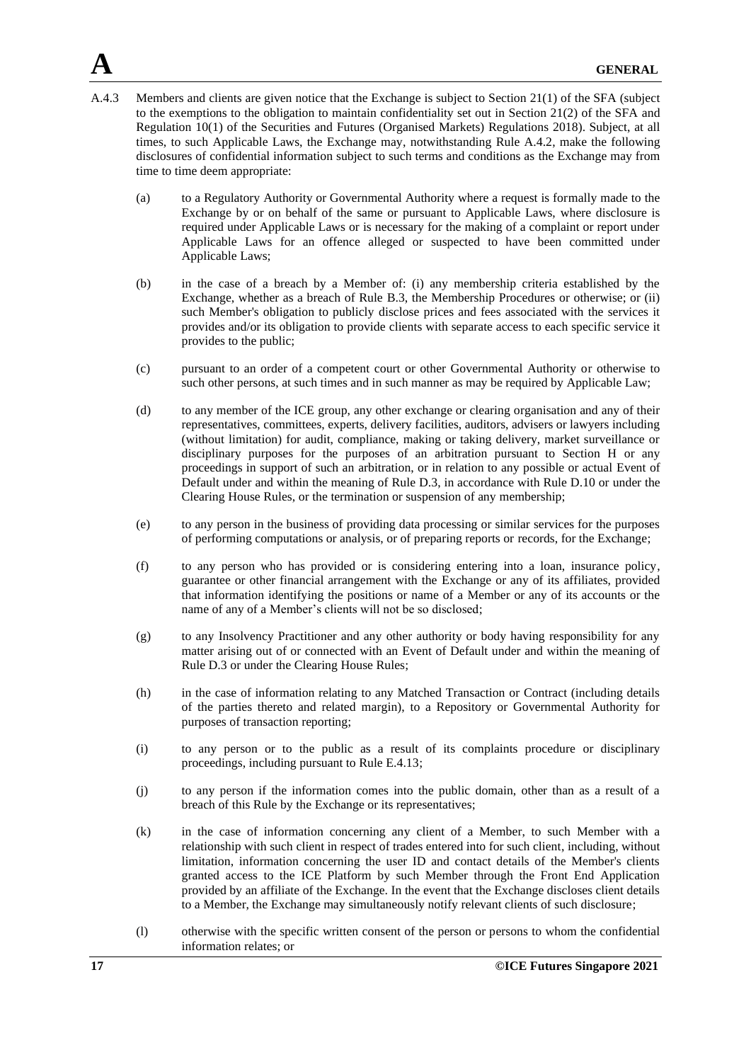A.4.3 Members and clients are given notice that the Exchange is subject to Section 21(1) of the SFA (subject to the exemptions to the obligation to maintain confidentiality set out in Section 21(2) of the SFA and Regulation 10(1) of the Securities and Futures (Organised Markets) Regulations 2018). Subject, at all times, to such Applicable Laws, the Exchange may, notwithstanding Rule A.4.2, make the following disclosures of confidential information subject to such terms and conditions as the Exchange may from time to time deem appropriate:

(a) to a Regulatory Authority or Governmental Authority where a request is formally made to the Exchange by or on behalf of the same or pursuant to Applicable Laws, where disclosure is required under Applicable Laws or is necessary for the making of a complaint or report under Applicable Laws for an offence alleged or suspected to have been committed under Applicable Laws;

(b) in the case of a breach by a Member of: (i) any membership criteria established by the Exchange, whether as a breach of Rule B.3, the Membership Procedures or otherwise; or (ii) such Member's obligation to publicly disclose prices and fees associated with the services it provides and/or its obligation to provide clients with separate access to each specific service it provides to the public;

(c) pursuant to an order of a competent court or other Governmental Authority or otherwise to such other persons, at such times and in such manner as may be required by Applicable Law;

(d) to any member of the ICE group, any other exchange or clearing organisation and any of their representatives, committees, experts, delivery facilities, auditors, advisers or lawyers including (without limitation) for audit, compliance, making or taking delivery, market surveillance or disciplinary purposes for the purposes of an arbitration pursuant to Section H or any proceedings in support of such an arbitration, or in relation to any possible or actual Event of Default under and within the meaning of Rule D.3, in accordance with Rule D.10 or under the Clearing House Rules, or the termination or suspension of any membership;

(e) to any person in the business of providing data processing or similar services for the purposes of performing computations or analysis, or of preparing reports or records, for the Exchange;

(f) to any person who has provided or is considering entering into a loan, insurance policy, guarantee or other financial arrangement with the Exchange or any of its affiliates, provided that information identifying the positions or name of a Member or any of its accounts or the name of any of a Member's clients will not be so disclosed;

(g) to any Insolvency Practitioner and any other authority or body having responsibility for any matter arising out of or connected with an Event of Default under and within the meaning of Rule D.3 or under the Clearing House Rules;

(h) in the case of information relating to any Matched Transaction or Contract (including details of the parties thereto and related margin), to a Repository or Governmental Authority for purposes of transaction reporting;

(i) to any person or to the public as a result of its complaints procedure or disciplinary proceedings, including pursuant to Rule E.4.13;

(j) to any person if the information comes into the public domain, other than as a result of a breach of this Rule by the Exchange or its representatives;

(k) in the case of information concerning any client of a Member, to such Member with a relationship with such client in respect of trades entered into for such client, including, without limitation, information concerning the user ID and contact details of the Member's clients granted access to the ICE Platform by such Member through the Front End Application provided by an affiliate of the Exchange. In the event that the Exchange discloses client details to a Member, the Exchange may simultaneously notify relevant clients of such disclosure;

(l) otherwise with the specific written consent of the person or persons to whom the confidential information relates; or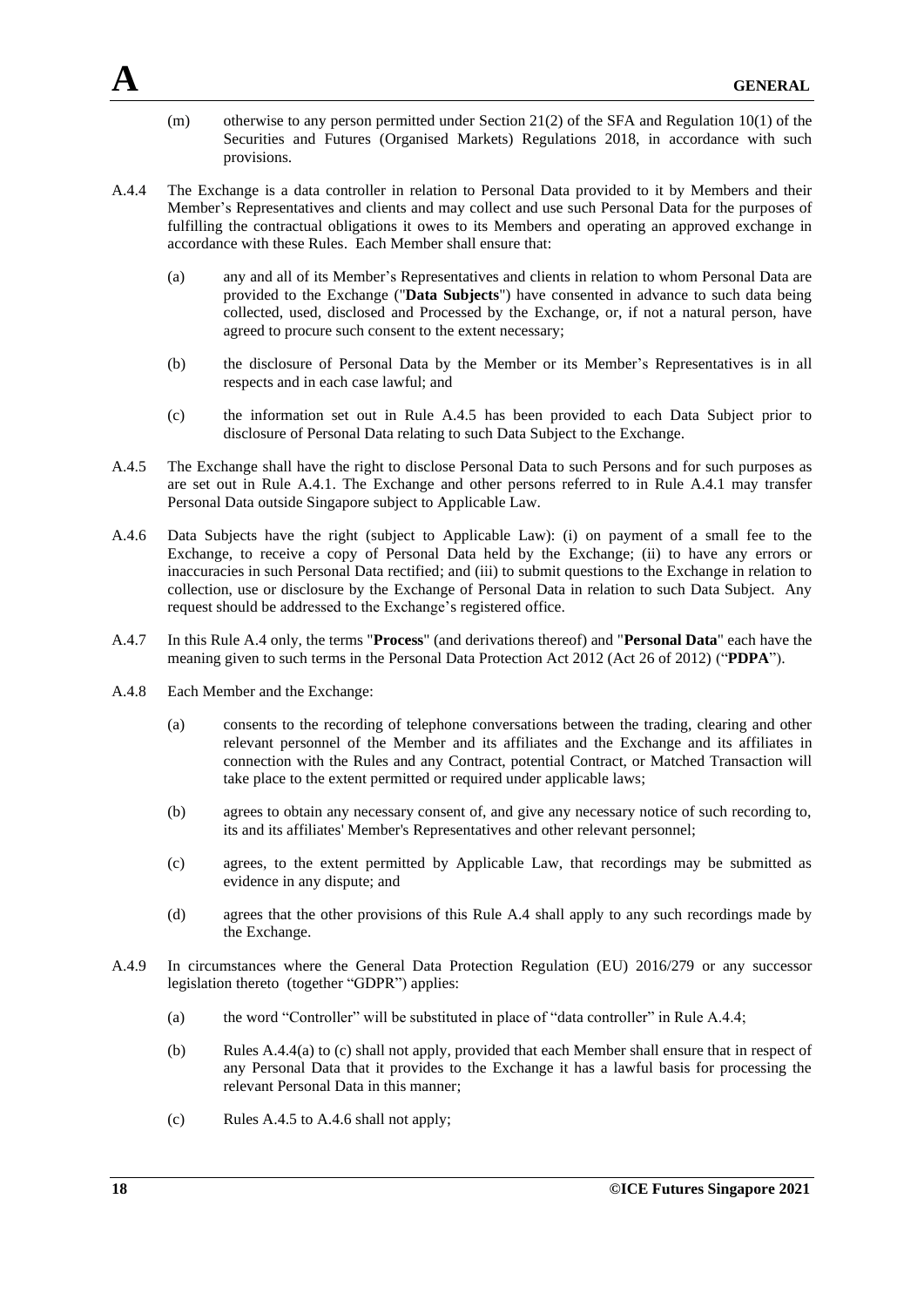(m) otherwise to any person permitted under Section 21(2) of the SFA and Regulation 10(1) of the Securities and Futures (Organised Markets) Regulations 2018, in accordance with such provisions.

A.4.4 The Exchange is a data controller in relation to Personal Data provided to it by Members and their Member's Representatives and clients and may collect and use such Personal Data for the purposes of fulfilling the contractual obligations it owes to its Members and operating an approved exchange in accordance with these Rules. Each Member shall ensure that:

(a) any and all of its Member's Representatives and clients in relation to whom Personal Data are provided to the Exchange ("**Data Subjects**") have consented in advance to such data being collected, used, disclosed and Processed by the Exchange, or, if not a natural person, have agreed to procure such consent to the extent necessary;

(b) the disclosure of Personal Data by the Member or its Member's Representatives is in all respects and in each case lawful; and

(c) the information set out in Rule A.4.5 has been provided to each Data Subject prior to disclosure of Personal Data relating to such Data Subject to the Exchange.

A.4.5 The Exchange shall have the right to disclose Personal Data to such Persons and for such purposes as are set out in Rule A.4.1. The Exchange and other persons referred to in Rule A.4.1 may transfer Personal Data outside Singapore subject to Applicable Law.

A.4.6 Data Subjects have the right (subject to Applicable Law): (i) on payment of a small fee to the Exchange, to receive a copy of Personal Data held by the Exchange; (ii) to have any errors or inaccuracies in such Personal Data rectified; and (iii) to submit questions to the Exchange in relation to collection, use or disclosure by the Exchange of Personal Data in relation to such Data Subject. Any request should be addressed to the Exchange's registered office.

A.4.7 In this Rule A.4 only, the terms "**Process**" (and derivations thereof) and "**Personal Data**" each have the meaning given to such terms in the Personal Data Protection Act 2012 (Act 26 of 2012) ("**PDPA**").

A.4.8 Each Member and the Exchange:

(a) consents to the recording of telephone conversations between the trading, clearing and other relevant personnel of the Member and its affiliates and the Exchange and its affiliates in connection with the Rules and any Contract, potential Contract, or Matched Transaction will take place to the extent permitted or required under applicable laws;

(b) agrees to obtain any necessary consent of, and give any necessary notice of such recording to, its and its affiliates' Member's Representatives and other relevant personnel;

(c) agrees, to the extent permitted by Applicable Law, that recordings may be submitted as evidence in any dispute; and

(d) agrees that the other provisions of this Rule A.4 shall apply to any such recordings made by the Exchange.

A.4.9 In circumstances where the General Data Protection Regulation (EU) 2016/279 or any successor legislation thereto (together "GDPR") applies:

(a) the word "Controller" will be substituted in place of "data controller" in Rule A.4.4;

(b) Rules A.4.4(a) to (c) shall not apply, provided that each Member shall ensure that in respect of any Personal Data that it provides to the Exchange it has a lawful basis for processing the relevant Personal Data in this manner;

(c) Rules A.4.5 to A.4.6 shall not apply;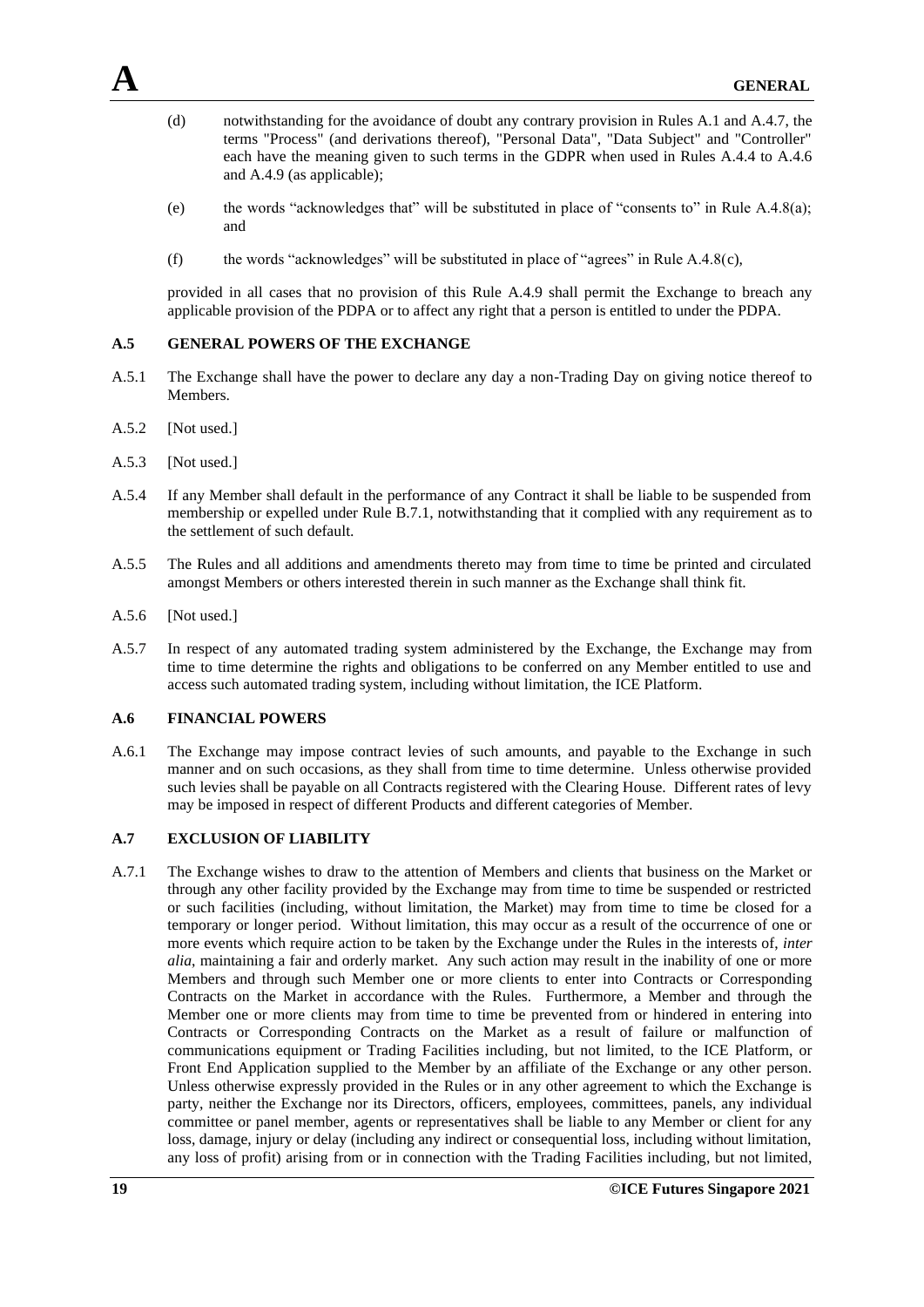(d) notwithstanding for the avoidance of doubt any contrary provision in Rules A.1 and A.4.7, the terms "Process" (and derivations thereof), "Personal Data", "Data Subject" and "Controller" each have the meaning given to such terms in the GDPR when used in Rules A.4.4 to A.4.6 and A.4.9 (as applicable);

(e) the words "acknowledges that" will be substituted in place of "consents to" in Rule A.4.8(a); and

(f) the words "acknowledges" will be substituted in place of "agrees" in Rule A.4.8(c),

provided in all cases that no provision of this Rule A.4.9 shall permit the Exchange to breach any applicable provision of the PDPA or to affect any right that a person is entitled to under the PDPA.

### A.5 GENERAL POWERS OF THE EXCHANGE

A.5.1 The Exchange shall have the power to declare any day a non-Trading Day on giving notice thereof to Members.

A.5.2 [Not used.]

A.5.3 [Not used.]

A.5.4 If any Member shall default in the performance of any Contract it shall be liable to be suspended from membership or expelled under Rule B.7.1, notwithstanding that it complied with any requirement as to the settlement of such default.

A.5.5 The Rules and all additions and amendments thereto may from time to time be printed and circulated amongst Members or others interested therein in such manner as the Exchange shall think fit.

A.5.6 [Not used.]

A.5.7 In respect of any automated trading system administered by the Exchange, the Exchange may from time to time determine the rights and obligations to be conferred on any Member entitled to use and access such automated trading system, including without limitation, the ICE Platform.

### A.6 FINANCIAL POWERS

A.6.1 The Exchange may impose contract levies of such amounts, and payable to the Exchange in such manner and on such occasions, as they shall from time to time determine. Unless otherwise provided such levies shall be payable on all Contracts registered with the Clearing House. Different rates of levy may be imposed in respect of different Products and different categories of Member.

### A.7 EXCLUSION OF LIABILITY

A.7.1 The Exchange wishes to draw to the attention of Members and clients that business on the Market or through any other facility provided by the Exchange may from time to time be suspended or restricted or such facilities (including, without limitation, the Market) may from time to time be closed for a temporary or longer period. Without limitation, this may occur as a result of the occurrence of one or more events which require action to be taken by the Exchange under the Rules in the interests of, *inter alia*, maintaining a fair and orderly market. Any such action may result in the inability of one or more Members and through such Member one or more clients to enter into Contracts or Corresponding Contracts on the Market in accordance with the Rules. Furthermore, a Member and through the Member one or more clients may from time to time be prevented from or hindered in entering into Contracts or Corresponding Contracts on the Market as a result of failure or malfunction of communications equipment or Trading Facilities including, but not limited, to the ICE Platform, or Front End Application supplied to the Member by an affiliate of the Exchange or any other person. Unless otherwise expressly provided in the Rules or in any other agreement to which the Exchange is party, neither the Exchange nor its Directors, officers, employees, committees, panels, any individual committee or panel member, agents or representatives shall be liable to any Member or client for any loss, damage, injury or delay (including any indirect or consequential loss, including without limitation, any loss of profit) arising from or in connection with the Trading Facilities including, but not limited,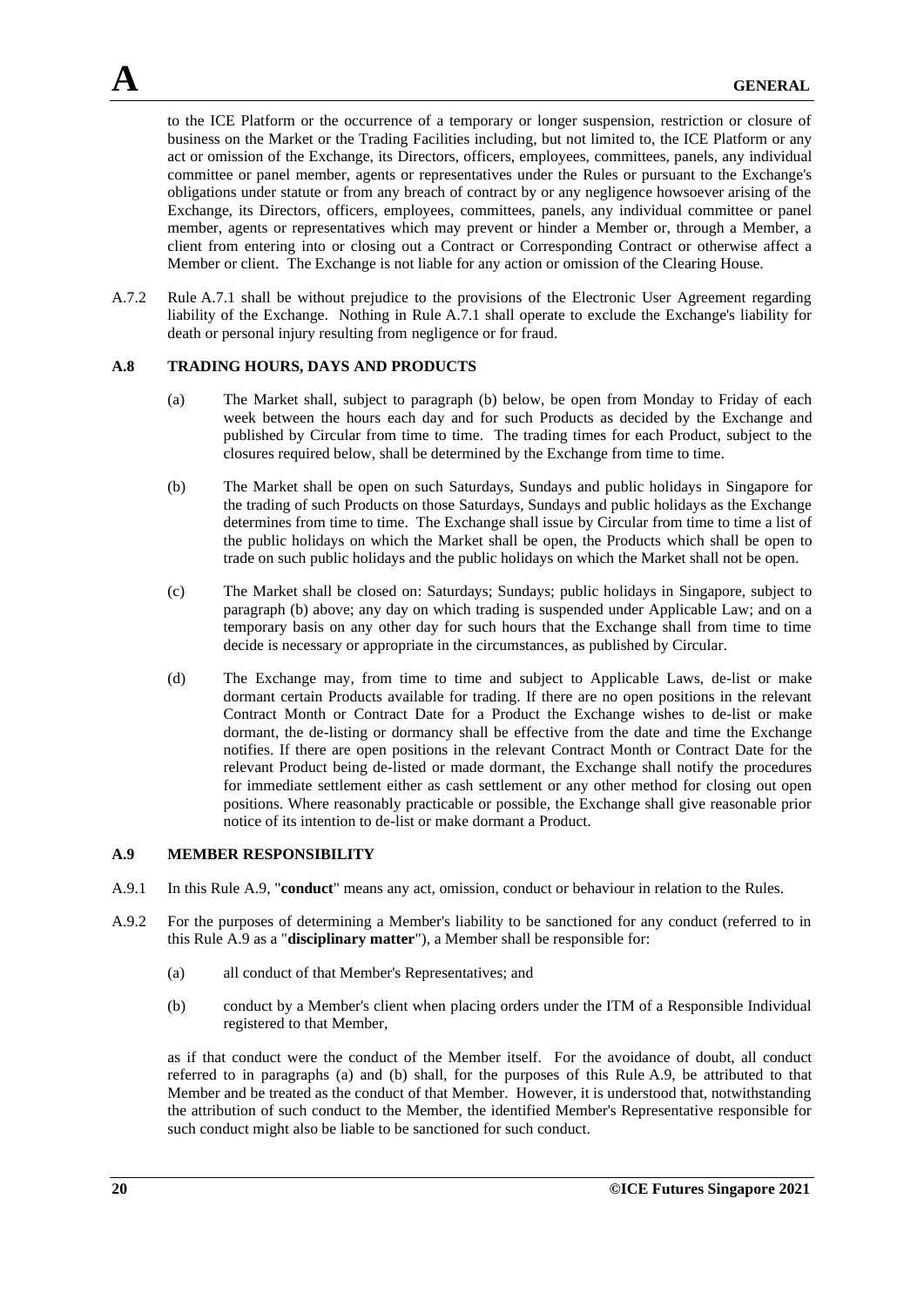to the ICE Platform or the occurrence of a temporary or longer suspension, restriction or closure of business on the Market or the Trading Facilities including, but not limited to, the ICE Platform or any act or omission of the Exchange, its Directors, officers, employees, committees, panels, any individual committee or panel member, agents or representatives under the Rules or pursuant to the Exchange's obligations under statute or from any breach of contract by or any negligence howsoever arising of the Exchange, its Directors, officers, employees, committees, panels, any individual committee or panel member, agents or representatives which may prevent or hinder a Member or, through a Member, a client from entering into or closing out a Contract or Corresponding Contract or otherwise affect a Member or client. The Exchange is not liable for any action or omission of the Clearing House.

A.7.2 Rule A.7.1 shall be without prejudice to the provisions of the Electronic User Agreement regarding liability of the Exchange. Nothing in Rule A.7.1 shall operate to exclude the Exchange's liability for death or personal injury resulting from negligence or for fraud.

## A.8 TRADING HOURS, DAYS AND PRODUCTS

(a) The Market shall, subject to paragraph (b) below, be open from Monday to Friday of each week between the hours each day and for such Products as decided by the Exchange and published by Circular from time to time. The trading times for each Product, subject to the closures required below, shall be determined by the Exchange from time to time.

(b) The Market shall be open on such Saturdays, Sundays and public holidays in Singapore for the trading of such Products on those Saturdays, Sundays and public holidays as the Exchange determines from time to time. The Exchange shall issue by Circular from time to time a list of the public holidays on which the Market shall be open, the Products which shall be open to trade on such public holidays and the public holidays on which the Market shall not be open.

(c) The Market shall be closed on: Saturdays; Sundays; public holidays in Singapore, subject to paragraph (b) above; any day on which trading is suspended under Applicable Law; and on a temporary basis on any other day for such hours that the Exchange shall from time to time decide is necessary or appropriate in the circumstances, as published by Circular.

(d) The Exchange may, from time to time and subject to Applicable Laws, de-list or make dormant certain Products available for trading. If there are no open positions in the relevant Contract Month or Contract Date for a Product the Exchange wishes to de-list or make dormant, the de-listing or dormancy shall be effective from the date and time the Exchange notifies. If there are open positions in the relevant Contract Month or Contract Date for the relevant Product being de-listed or made dormant, the Exchange shall notify the procedures for immediate settlement either as cash settlement or any other method for closing out open positions. Where reasonably practicable or possible, the Exchange shall give reasonable prior notice of its intention to de-list or make dormant a Product.

## A.9 MEMBER RESPONSIBILITY

A.9.1 In this Rule A.9, "**conduct**" means any act, omission, conduct or behaviour in relation to the Rules.

A.9.2 For the purposes of determining a Member's liability to be sanctioned for any conduct (referred to in this Rule A.9 as a "**disciplinary matter**"), a Member shall be responsible for:

(a) all conduct of that Member's Representatives; and

(b) conduct by a Member's client when placing orders under the ITM of a Responsible Individual registered to that Member,

as if that conduct were the conduct of the Member itself. For the avoidance of doubt, all conduct referred to in paragraphs (a) and (b) shall, for the purposes of this Rule A.9, be attributed to that Member and be treated as the conduct of that Member. However, it is understood that, notwithstanding the attribution of such conduct to the Member, the identified Member's Representative responsible for such conduct might also be liable to be sanctioned for such conduct.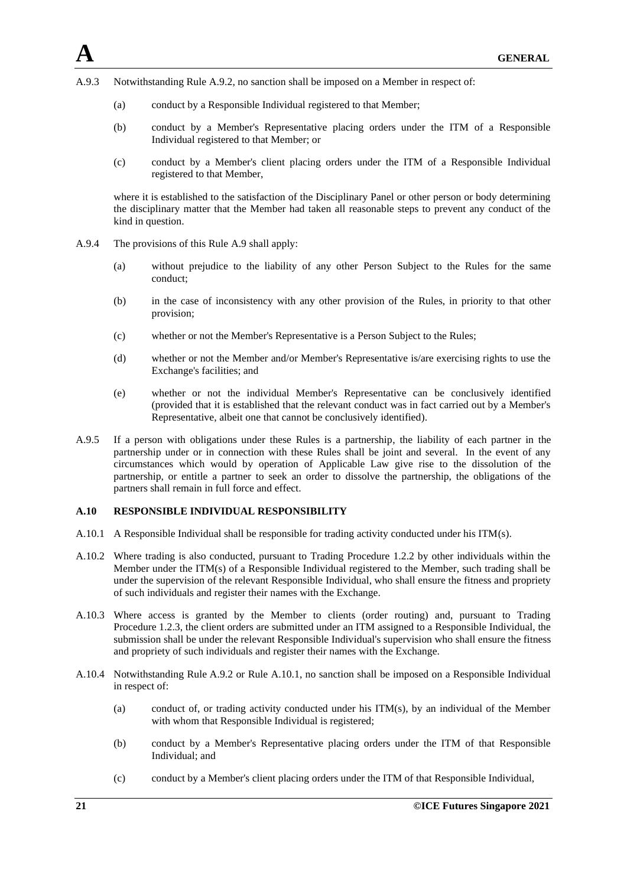A.9.3 Notwithstanding Rule A.9.2, no sanction shall be imposed on a Member in respect of:

(a) conduct by a Responsible Individual registered to that Member;

(b) conduct by a Member's Representative placing orders under the ITM of a Responsible Individual registered to that Member; or

(c) conduct by a Member's client placing orders under the ITM of a Responsible Individual registered to that Member,

where it is established to the satisfaction of the Disciplinary Panel or other person or body determining the disciplinary matter that the Member had taken all reasonable steps to prevent any conduct of the kind in question.

A.9.4 The provisions of this Rule A.9 shall apply:

(a) without prejudice to the liability of any other Person Subject to the Rules for the same conduct;

(b) in the case of inconsistency with any other provision of the Rules, in priority to that other provision;

(c) whether or not the Member's Representative is a Person Subject to the Rules;

(d) whether or not the Member and/or Member's Representative is/are exercising rights to use the Exchange's facilities; and

(e) whether or not the individual Member's Representative can be conclusively identified (provided that it is established that the relevant conduct was in fact carried out by a Member's Representative, albeit one that cannot be conclusively identified).

A.9.5 If a person with obligations under these Rules is a partnership, the liability of each partner in the partnership under or in connection with these Rules shall be joint and several. In the event of any circumstances which would by operation of Applicable Law give rise to the dissolution of the partnership, or entitle a partner to seek an order to dissolve the partnership, the obligations of the partners shall remain in full force and effect.

**A.10 RESPONSIBLE INDIVIDUAL RESPONSIBILITY**

A.10.1 A Responsible Individual shall be responsible for trading activity conducted under his ITM(s).

A.10.2 Where trading is also conducted, pursuant to Trading Procedure 1.2.2 by other individuals within the Member under the ITM(s) of a Responsible Individual registered to the Member, such trading shall be under the supervision of the relevant Responsible Individual, who shall ensure the fitness and propriety of such individuals and register their names with the Exchange.

A.10.3 Where access is granted by the Member to clients (order routing) and, pursuant to Trading Procedure 1.2.3, the client orders are submitted under an ITM assigned to a Responsible Individual, the submission shall be under the relevant Responsible Individual's supervision who shall ensure the fitness and propriety of such individuals and register their names with the Exchange.

A.10.4 Notwithstanding Rule A.9.2 or Rule A.10.1, no sanction shall be imposed on a Responsible Individual in respect of:

(a) conduct of, or trading activity conducted under his ITM(s), by an individual of the Member with whom that Responsible Individual is registered;

(b) conduct by a Member's Representative placing orders under the ITM of that Responsible Individual; and

(c) conduct by a Member's client placing orders under the ITM of that Responsible Individual,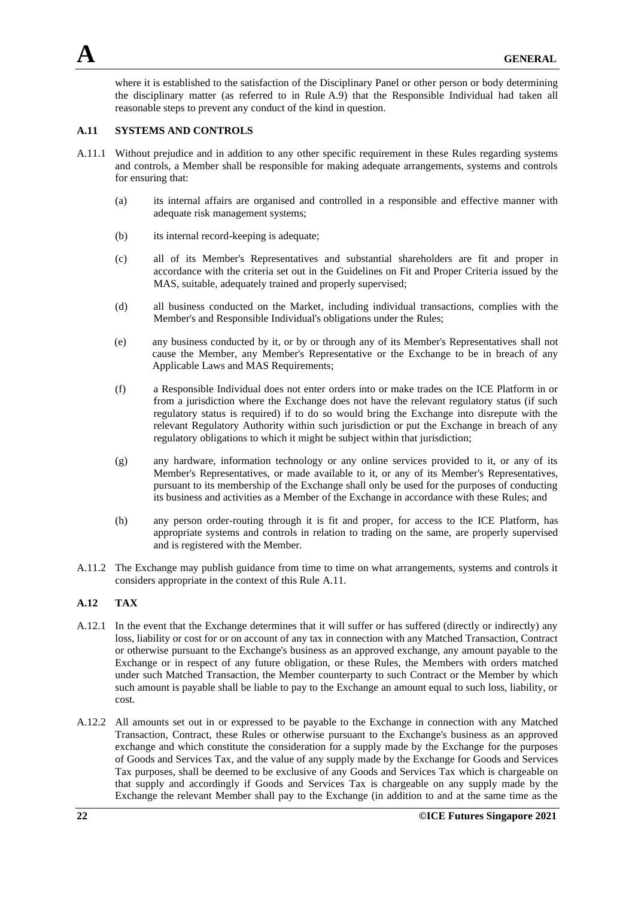where it is established to the satisfaction of the Disciplinary Panel or other person or body determining the disciplinary matter (as referred to in Rule A.9) that the Responsible Individual had taken all reasonable steps to prevent any conduct of the kind in question.

### A.11 SYSTEMS AND CONTROLS

A.11.1 Without prejudice and in addition to any other specific requirement in these Rules regarding systems and controls, a Member shall be responsible for making adequate arrangements, systems and controls for ensuring that:

(a) its internal affairs are organised and controlled in a responsible and effective manner with adequate risk management systems;

(b) its internal record-keeping is adequate;

(c) all of its Member's Representatives and substantial shareholders are fit and proper in accordance with the criteria set out in the Guidelines on Fit and Proper Criteria issued by the MAS, suitable, adequately trained and properly supervised;

(d) all business conducted on the Market, including individual transactions, complies with the Member's and Responsible Individual's obligations under the Rules;

(e) any business conducted by it, or by or through any of its Member's Representatives shall not cause the Member, any Member's Representative or the Exchange to be in breach of any Applicable Laws and MAS Requirements;

(f) a Responsible Individual does not enter orders into or make trades on the ICE Platform in or from a jurisdiction where the Exchange does not have the relevant regulatory status (if such regulatory status is required) if to do so would bring the Exchange into disrepute with the relevant Regulatory Authority within such jurisdiction or put the Exchange in breach of any regulatory obligations to which it might be subject within that jurisdiction;

(g) any hardware, information technology or any online services provided to it, or any of its Member's Representatives, or made available to it, or any of its Member's Representatives, pursuant to its membership of the Exchange shall only be used for the purposes of conducting its business and activities as a Member of the Exchange in accordance with these Rules; and

(h) any person order-routing through it is fit and proper, for access to the ICE Platform, has appropriate systems and controls in relation to trading on the same, are properly supervised and is registered with the Member.

A.11.2 The Exchange may publish guidance from time to time on what arrangements, systems and controls it considers appropriate in the context of this Rule A.11.

### A.12 TAX

A.12.1 In the event that the Exchange determines that it will suffer or has suffered (directly or indirectly) any loss, liability or cost for or on account of any tax in connection with any Matched Transaction, Contract or otherwise pursuant to the Exchange's business as an approved exchange, any amount payable to the Exchange or in respect of any future obligation, or these Rules, the Members with orders matched under such Matched Transaction, the Member counterparty to such Contract or the Member by which such amount is payable shall be liable to pay to the Exchange an amount equal to such loss, liability, or cost.

A.12.2 All amounts set out in or expressed to be payable to the Exchange in connection with any Matched Transaction, Contract, these Rules or otherwise pursuant to the Exchange's business as an approved exchange and which constitute the consideration for a supply made by the Exchange for the purposes of Goods and Services Tax, and the value of any supply made by the Exchange for Goods and Services Tax purposes, shall be deemed to be exclusive of any Goods and Services Tax which is chargeable on that supply and accordingly if Goods and Services Tax is chargeable on any supply made by the Exchange the relevant Member shall pay to the Exchange (in addition to and at the same time as the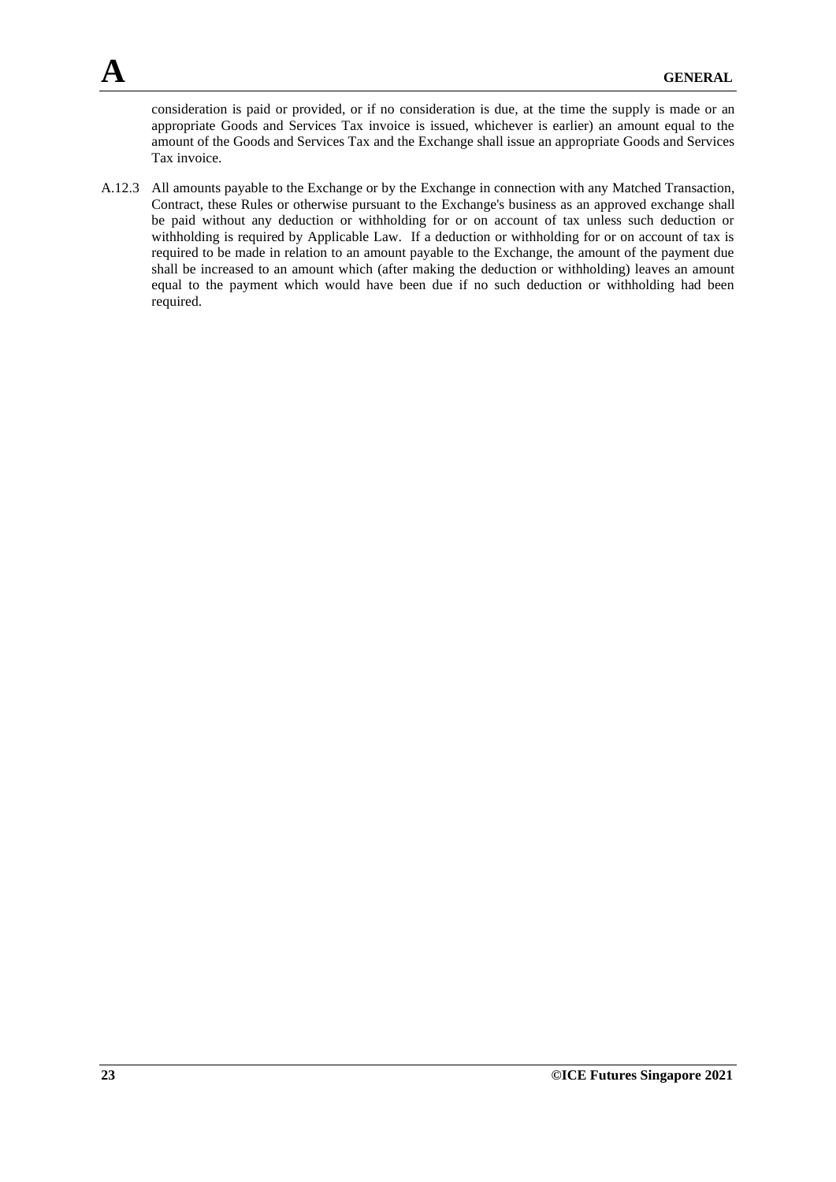consideration is paid or provided, or if no consideration is due, at the time the supply is made or an appropriate Goods and Services Tax invoice is issued, whichever is earlier) an amount equal to the amount of the Goods and Services Tax and the Exchange shall issue an appropriate Goods and Services Tax invoice.

A.12.3 All amounts payable to the Exchange or by the Exchange in connection with any Matched Transaction, Contract, these Rules or otherwise pursuant to the Exchange's business as an approved exchange shall be paid without any deduction or withholding for or on account of tax unless such deduction or withholding is required by Applicable Law. If a deduction or withholding for or on account of tax is required to be made in relation to an amount payable to the Exchange, the amount of the payment due shall be increased to an amount which (after making the deduction or withholding) leaves an amount equal to the payment which would have been due if no such deduction or withholding had been required.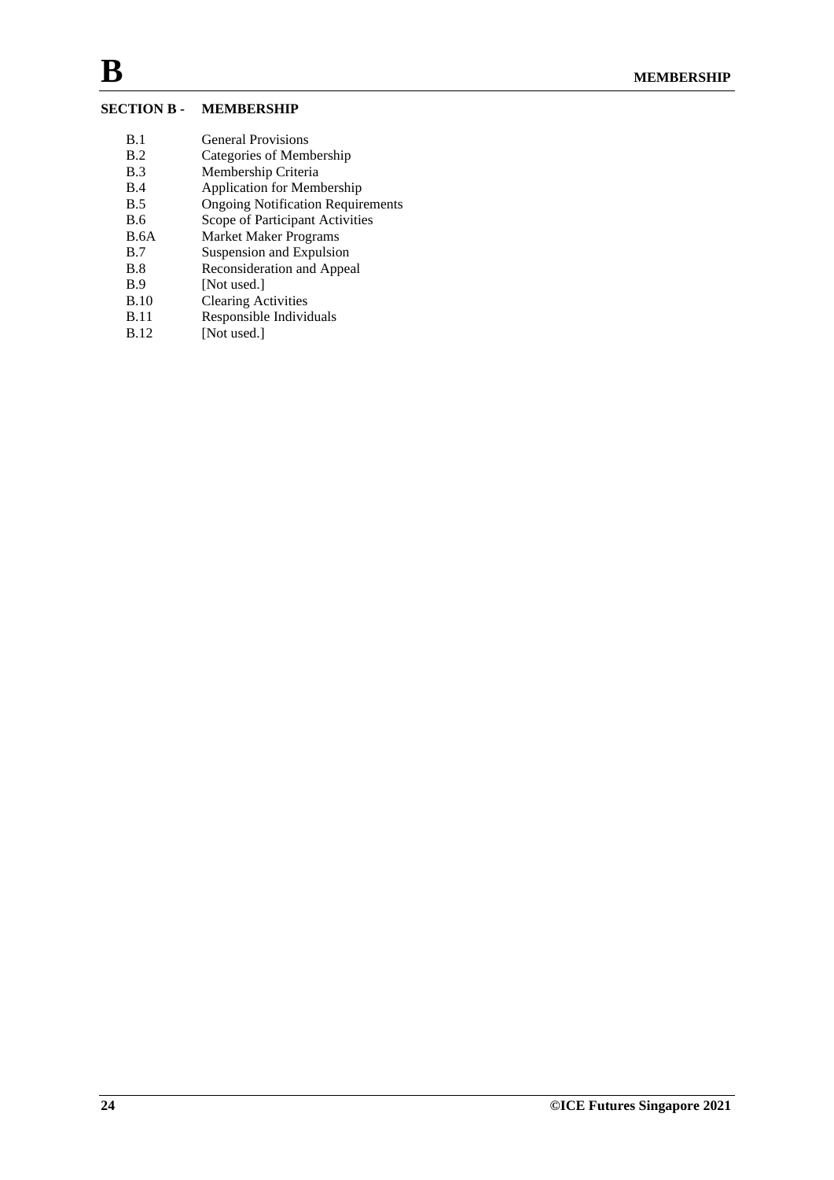# SECTION B - MEMBERSHIP

| | |
|---|---|
| B.1 | General Provisions |
| B.2 | Categories of Membership |
| B.3 | Membership Criteria |
| B.4 | Application for Membership |
| B.5 | Ongoing Notification Requirements |
| B.6 | Scope of Participant Activities |
| B.6A | Market Maker Programs |
| B.7 | Suspension and Expulsion |
| B.8 | Reconsideration and Appeal |
| B.9 | [Not used.] |
| B.10 | Clearing Activities |
| B.11 | Responsible Individuals |
| B.12 | [Not used.] |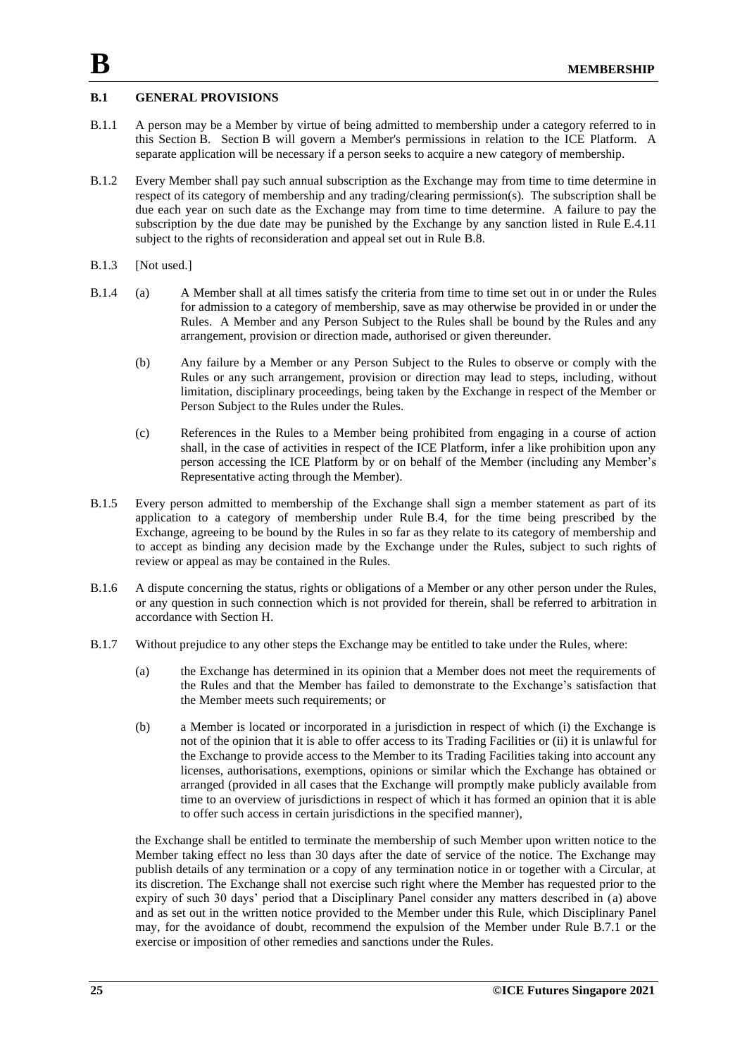## B.1 GENERAL PROVISIONS

B.1.1 A person may be a Member by virtue of being admitted to membership under a category referred to in this Section B. Section B will govern a Member's permissions in relation to the ICE Platform. A separate application will be necessary if a person seeks to acquire a new category of membership.

B.1.2 Every Member shall pay such annual subscription as the Exchange may from time to time determine in respect of its category of membership and any trading/clearing permission(s). The subscription shall be due each year on such date as the Exchange may from time to time determine. A failure to pay the subscription by the due date may be punished by the Exchange by any sanction listed in Rule E.4.11 subject to the rights of reconsideration and appeal set out in Rule B.8.

B.1.3 [Not used.]

B.1.4 (a) A Member shall at all times satisfy the criteria from time to time set out in or under the Rules for admission to a category of membership, save as may otherwise be provided in or under the Rules. A Member and any Person Subject to the Rules shall be bound by the Rules and any arrangement, provision or direction made, authorised or given thereunder.

(b) Any failure by a Member or any Person Subject to the Rules to observe or comply with the Rules or any such arrangement, provision or direction may lead to steps, including, without limitation, disciplinary proceedings, being taken by the Exchange in respect of the Member or Person Subject to the Rules under the Rules.

(c) References in the Rules to a Member being prohibited from engaging in a course of action shall, in the case of activities in respect of the ICE Platform, infer a like prohibition upon any person accessing the ICE Platform by or on behalf of the Member (including any Member's Representative acting through the Member).

B.1.5 Every person admitted to membership of the Exchange shall sign a member statement as part of its application to a category of membership under Rule B.4, for the time being prescribed by the Exchange, agreeing to be bound by the Rules in so far as they relate to its category of membership and to accept as binding any decision made by the Exchange under the Rules, subject to such rights of review or appeal as may be contained in the Rules.

B.1.6 A dispute concerning the status, rights or obligations of a Member or any other person under the Rules, or any question in such connection which is not provided for therein, shall be referred to arbitration in accordance with Section H.

B.1.7 Without prejudice to any other steps the Exchange may be entitled to take under the Rules, where:

(a) the Exchange has determined in its opinion that a Member does not meet the requirements of the Rules and that the Member has failed to demonstrate to the Exchange's satisfaction that the Member meets such requirements; or

(b) a Member is located or incorporated in a jurisdiction in respect of which (i) the Exchange is not of the opinion that it is able to offer access to its Trading Facilities or (ii) it is unlawful for the Exchange to provide access to the Member to its Trading Facilities taking into account any licenses, authorisations, exemptions, opinions or similar which the Exchange has obtained or arranged (provided in all cases that the Exchange will promptly make publicly available from time to an overview of jurisdictions in respect of which it has formed an opinion that it is able to offer such access in certain jurisdictions in the specified manner),

the Exchange shall be entitled to terminate the membership of such Member upon written notice to the Member taking effect no less than 30 days after the date of service of the notice. The Exchange may publish details of any termination or a copy of any termination notice in or together with a Circular, at its discretion. The Exchange shall not exercise such right where the Member has requested prior to the expiry of such 30 days' period that a Disciplinary Panel consider any matters described in (a) above and as set out in the written notice provided to the Member under this Rule, which Disciplinary Panel may, for the avoidance of doubt, recommend the expulsion of the Member under Rule B.7.1 or the exercise or imposition of other remedies and sanctions under the Rules.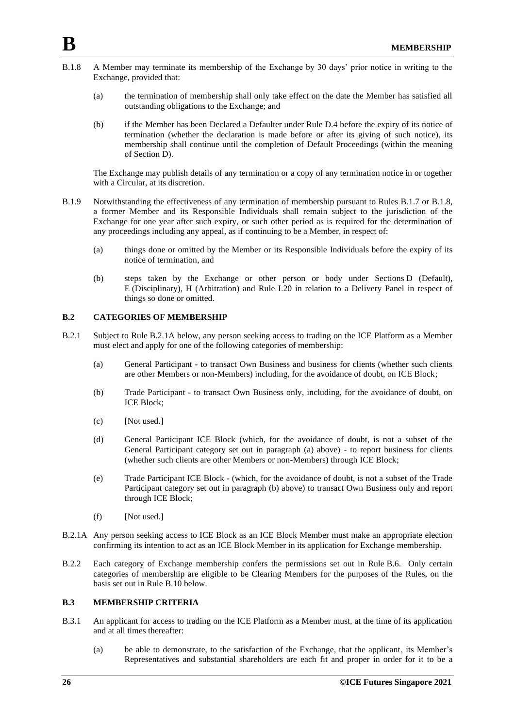B.1.8 A Member may terminate its membership of the Exchange by 30 days' prior notice in writing to the Exchange, provided that:

(a) the termination of membership shall only take effect on the date the Member has satisfied all outstanding obligations to the Exchange; and

(b) if the Member has been Declared a Defaulter under Rule D.4 before the expiry of its notice of termination (whether the declaration is made before or after its giving of such notice), its membership shall continue until the completion of Default Proceedings (within the meaning of Section D).

The Exchange may publish details of any termination or a copy of any termination notice in or together with a Circular, at its discretion.

B.1.9 Notwithstanding the effectiveness of any termination of membership pursuant to Rules B.1.7 or B.1.8, a former Member and its Responsible Individuals shall remain subject to the jurisdiction of the Exchange for one year after such expiry, or such other period as is required for the determination of any proceedings including any appeal, as if continuing to be a Member, in respect of:

(a) things done or omitted by the Member or its Responsible Individuals before the expiry of its notice of termination, and

(b) steps taken by the Exchange or other person or body under Sections D (Default), E (Disciplinary), H (Arbitration) and Rule I.20 in relation to a Delivery Panel in respect of things so done or omitted.

### B.2 CATEGORIES OF MEMBERSHIP

B.2.1 Subject to Rule B.2.1A below, any person seeking access to trading on the ICE Platform as a Member must elect and apply for one of the following categories of membership:

(a) General Participant - to transact Own Business and business for clients (whether such clients are other Members or non-Members) including, for the avoidance of doubt, on ICE Block;

(b) Trade Participant - to transact Own Business only, including, for the avoidance of doubt, on ICE Block;

(c) [Not used.]

(d) General Participant ICE Block (which, for the avoidance of doubt, is not a subset of the General Participant category set out in paragraph (a) above) - to report business for clients (whether such clients are other Members or non-Members) through ICE Block;

(e) Trade Participant ICE Block - (which, for the avoidance of doubt, is not a subset of the Trade Participant category set out in paragraph (b) above) to transact Own Business only and report through ICE Block;

(f) [Not used.]

B.2.1A Any person seeking access to ICE Block as an ICE Block Member must make an appropriate election confirming its intention to act as an ICE Block Member in its application for Exchange membership.

B.2.2 Each category of Exchange membership confers the permissions set out in Rule B.6. Only certain categories of membership are eligible to be Clearing Members for the purposes of the Rules, on the basis set out in Rule B.10 below.

### B.3 MEMBERSHIP CRITERIA

B.3.1 An applicant for access to trading on the ICE Platform as a Member must, at the time of its application and at all times thereafter:

(a) be able to demonstrate, to the satisfaction of the Exchange, that the applicant, its Member's Representatives and substantial shareholders are each fit and proper in order for it to be a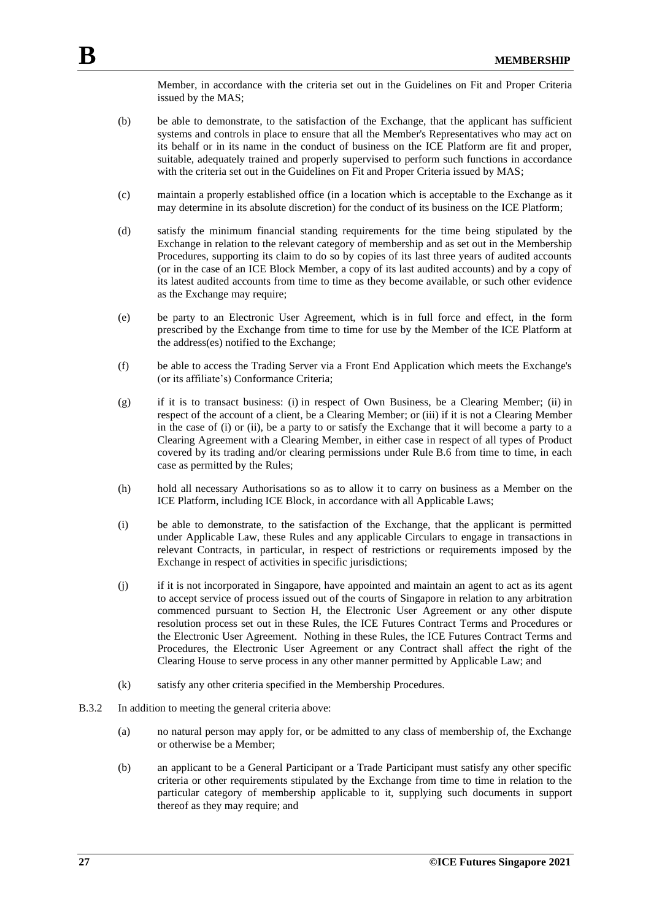Member, in accordance with the criteria set out in the Guidelines on Fit and Proper Criteria issued by the MAS;

(b) be able to demonstrate, to the satisfaction of the Exchange, that the applicant has sufficient systems and controls in place to ensure that all the Member's Representatives who may act on its behalf or in its name in the conduct of business on the ICE Platform are fit and proper, suitable, adequately trained and properly supervised to perform such functions in accordance with the criteria set out in the Guidelines on Fit and Proper Criteria issued by MAS;

(c) maintain a properly established office (in a location which is acceptable to the Exchange as it may determine in its absolute discretion) for the conduct of its business on the ICE Platform;

(d) satisfy the minimum financial standing requirements for the time being stipulated by the Exchange in relation to the relevant category of membership and as set out in the Membership Procedures, supporting its claim to do so by copies of its last three years of audited accounts (or in the case of an ICE Block Member, a copy of its last audited accounts) and by a copy of its latest audited accounts from time to time as they become available, or such other evidence as the Exchange may require;

(e) be party to an Electronic User Agreement, which is in full force and effect, in the form prescribed by the Exchange from time to time for use by the Member of the ICE Platform at the address(es) notified to the Exchange;

(f) be able to access the Trading Server via a Front End Application which meets the Exchange's (or its affiliate's) Conformance Criteria;

(g) if it is to transact business: (i) in respect of Own Business, be a Clearing Member; (ii) in respect of the account of a client, be a Clearing Member; or (iii) if it is not a Clearing Member in the case of (i) or (ii), be a party to or satisfy the Exchange that it will become a party to a Clearing Agreement with a Clearing Member, in either case in respect of all types of Product covered by its trading and/or clearing permissions under Rule B.6 from time to time, in each case as permitted by the Rules;

(h) hold all necessary Authorisations so as to allow it to carry on business as a Member on the ICE Platform, including ICE Block, in accordance with all Applicable Laws;

(i) be able to demonstrate, to the satisfaction of the Exchange, that the applicant is permitted under Applicable Law, these Rules and any applicable Circulars to engage in transactions in relevant Contracts, in particular, in respect of restrictions or requirements imposed by the Exchange in respect of activities in specific jurisdictions;

(j) if it is not incorporated in Singapore, have appointed and maintain an agent to act as its agent to accept service of process issued out of the courts of Singapore in relation to any arbitration commenced pursuant to Section H, the Electronic User Agreement or any other dispute resolution process set out in these Rules, the ICE Futures Contract Terms and Procedures or the Electronic User Agreement. Nothing in these Rules, the ICE Futures Contract Terms and Procedures, the Electronic User Agreement or any Contract shall affect the right of the Clearing House to serve process in any other manner permitted by Applicable Law; and

(k) satisfy any other criteria specified in the Membership Procedures.

B.3.2 In addition to meeting the general criteria above:

(a) no natural person may apply for, or be admitted to any class of membership of, the Exchange or otherwise be a Member;

(b) an applicant to be a General Participant or a Trade Participant must satisfy any other specific criteria or other requirements stipulated by the Exchange from time to time in relation to the particular category of membership applicable to it, supplying such documents in support thereof as they may require; and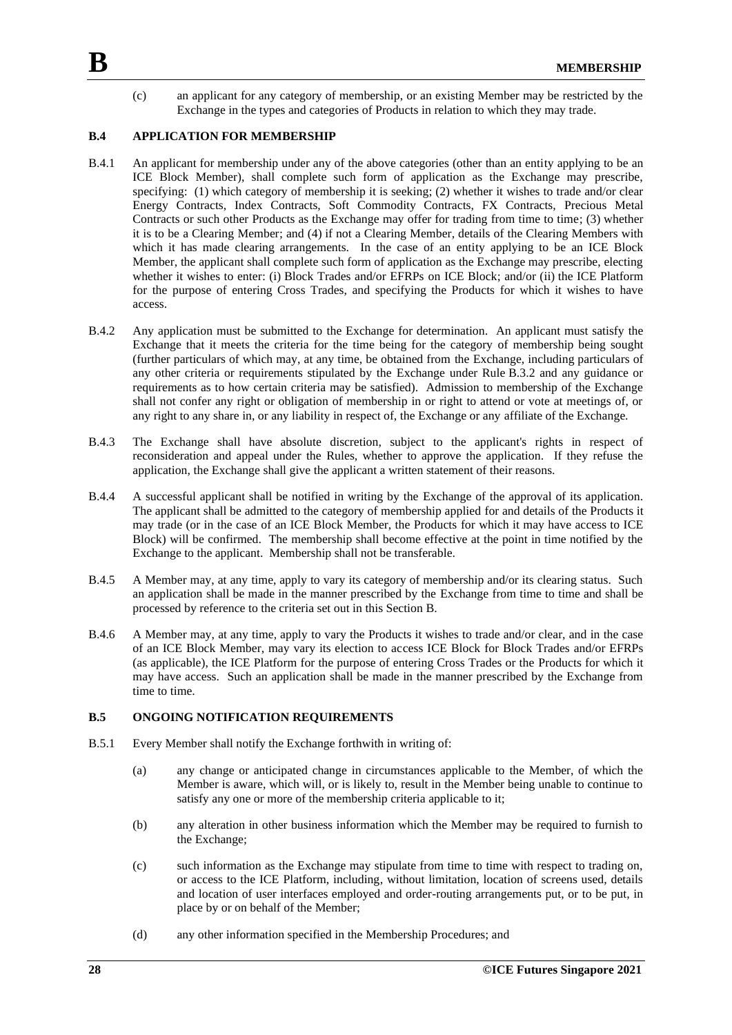(c) an applicant for any category of membership, or an existing Member may be restricted by the Exchange in the types and categories of Products in relation to which they may trade.

### B.4 APPLICATION FOR MEMBERSHIP

B.4.1 An applicant for membership under any of the above categories (other than an entity applying to be an ICE Block Member), shall complete such form of application as the Exchange may prescribe, specifying: (1) which category of membership it is seeking; (2) whether it wishes to trade and/or clear Energy Contracts, Index Contracts, Soft Commodity Contracts, FX Contracts, Precious Metal Contracts or such other Products as the Exchange may offer for trading from time to time; (3) whether it is to be a Clearing Member; and (4) if not a Clearing Member, details of the Clearing Members with which it has made clearing arrangements. In the case of an entity applying to be an ICE Block Member, the applicant shall complete such form of application as the Exchange may prescribe, electing whether it wishes to enter: (i) Block Trades and/or EFRPs on ICE Block; and/or (ii) the ICE Platform for the purpose of entering Cross Trades, and specifying the Products for which it wishes to have access.

B.4.2 Any application must be submitted to the Exchange for determination. An applicant must satisfy the Exchange that it meets the criteria for the time being for the category of membership being sought (further particulars of which may, at any time, be obtained from the Exchange, including particulars of any other criteria or requirements stipulated by the Exchange under Rule B.3.2 and any guidance or requirements as to how certain criteria may be satisfied). Admission to membership of the Exchange shall not confer any right or obligation of membership in or right to attend or vote at meetings of, or any right to any share in, or any liability in respect of, the Exchange or any affiliate of the Exchange.

B.4.3 The Exchange shall have absolute discretion, subject to the applicant's rights in respect of reconsideration and appeal under the Rules, whether to approve the application. If they refuse the application, the Exchange shall give the applicant a written statement of their reasons.

B.4.4 A successful applicant shall be notified in writing by the Exchange of the approval of its application. The applicant shall be admitted to the category of membership applied for and details of the Products it may trade (or in the case of an ICE Block Member, the Products for which it may have access to ICE Block) will be confirmed. The membership shall become effective at the point in time notified by the Exchange to the applicant. Membership shall not be transferable.

B.4.5 A Member may, at any time, apply to vary its category of membership and/or its clearing status. Such an application shall be made in the manner prescribed by the Exchange from time to time and shall be processed by reference to the criteria set out in this Section B.

B.4.6 A Member may, at any time, apply to vary the Products it wishes to trade and/or clear, and in the case of an ICE Block Member, may vary its election to access ICE Block for Block Trades and/or EFRPs (as applicable), the ICE Platform for the purpose of entering Cross Trades or the Products for which it may have access. Such an application shall be made in the manner prescribed by the Exchange from time to time.

### B.5 ONGOING NOTIFICATION REQUIREMENTS

B.5.1 Every Member shall notify the Exchange forthwith in writing of:

(a) any change or anticipated change in circumstances applicable to the Member, of which the Member is aware, which will, or is likely to, result in the Member being unable to continue to satisfy any one or more of the membership criteria applicable to it;

(b) any alteration in other business information which the Member may be required to furnish to the Exchange;

(c) such information as the Exchange may stipulate from time to time with respect to trading on, or access to the ICE Platform, including, without limitation, location of screens used, details and location of user interfaces employed and order-routing arrangements put, or to be put, in place by or on behalf of the Member;

(d) any other information specified in the Membership Procedures; and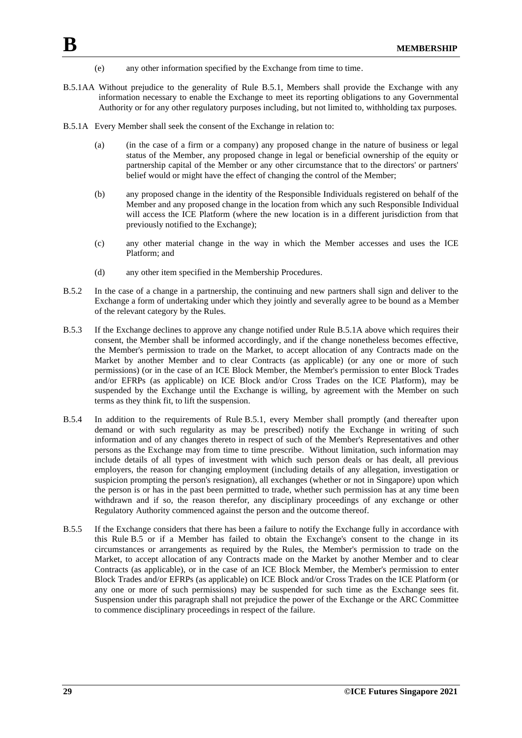(e) any other information specified by the Exchange from time to time.

B.5.1AA Without prejudice to the generality of Rule B.5.1, Members shall provide the Exchange with any information necessary to enable the Exchange to meet its reporting obligations to any Governmental Authority or for any other regulatory purposes including, but not limited to, withholding tax purposes.

B.5.1A Every Member shall seek the consent of the Exchange in relation to:

(a) (in the case of a firm or a company) any proposed change in the nature of business or legal status of the Member, any proposed change in legal or beneficial ownership of the equity or partnership capital of the Member or any other circumstance that to the directors' or partners' belief would or might have the effect of changing the control of the Member;

(b) any proposed change in the identity of the Responsible Individuals registered on behalf of the Member and any proposed change in the location from which any such Responsible Individual will access the ICE Platform (where the new location is in a different jurisdiction from that previously notified to the Exchange);

(c) any other material change in the way in which the Member accesses and uses the ICE Platform; and

(d) any other item specified in the Membership Procedures.

B.5.2 In the case of a change in a partnership, the continuing and new partners shall sign and deliver to the Exchange a form of undertaking under which they jointly and severally agree to be bound as a Member of the relevant category by the Rules.

B.5.3 If the Exchange declines to approve any change notified under Rule B.5.1A above which requires their consent, the Member shall be informed accordingly, and if the change nonetheless becomes effective, the Member's permission to trade on the Market, to accept allocation of any Contracts made on the Market by another Member and to clear Contracts (as applicable) (or any one or more of such permissions) (or in the case of an ICE Block Member, the Member's permission to enter Block Trades and/or EFRPs (as applicable) on ICE Block and/or Cross Trades on the ICE Platform), may be suspended by the Exchange until the Exchange is willing, by agreement with the Member on such terms as they think fit, to lift the suspension.

B.5.4 In addition to the requirements of Rule B.5.1, every Member shall promptly (and thereafter upon demand or with such regularity as may be prescribed) notify the Exchange in writing of such information and of any changes thereto in respect of such of the Member's Representatives and other persons as the Exchange may from time to time prescribe. Without limitation, such information may include details of all types of investment with which such person deals or has dealt, all previous employers, the reason for changing employment (including details of any allegation, investigation or suspicion prompting the person's resignation), all exchanges (whether or not in Singapore) upon which the person is or has in the past been permitted to trade, whether such permission has at any time been withdrawn and if so, the reason therefor, any disciplinary proceedings of any exchange or other Regulatory Authority commenced against the person and the outcome thereof.

B.5.5 If the Exchange considers that there has been a failure to notify the Exchange fully in accordance with this Rule B.5 or if a Member has failed to obtain the Exchange's consent to the change in its circumstances or arrangements as required by the Rules, the Member's permission to trade on the Market, to accept allocation of any Contracts made on the Market by another Member and to clear Contracts (as applicable), or in the case of an ICE Block Member, the Member's permission to enter Block Trades and/or EFRPs (as applicable) on ICE Block and/or Cross Trades on the ICE Platform (or any one or more of such permissions) may be suspended for such time as the Exchange sees fit. Suspension under this paragraph shall not prejudice the power of the Exchange or the ARC Committee to commence disciplinary proceedings in respect of the failure.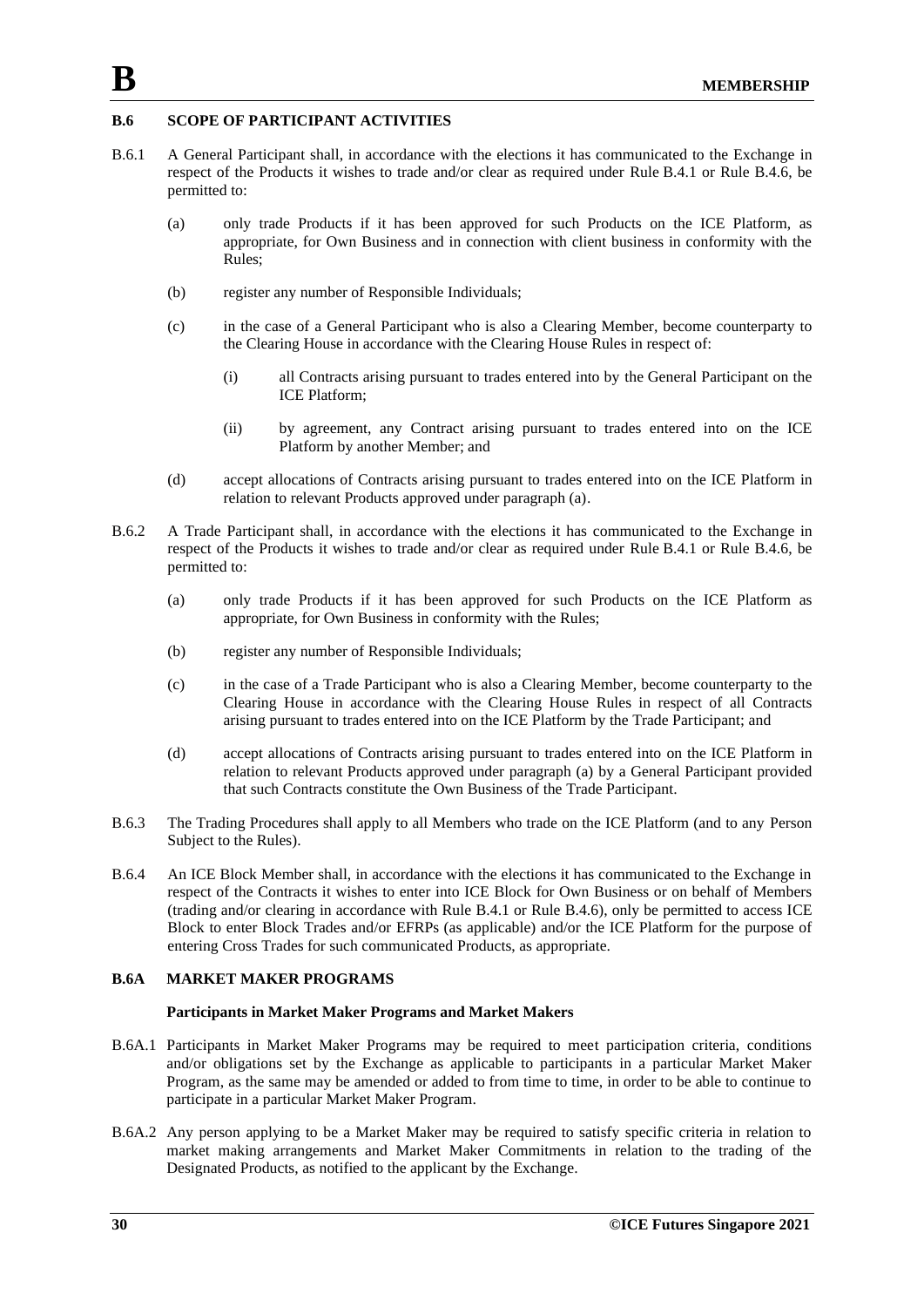## B.6 SCOPE OF PARTICIPANT ACTIVITIES

B.6.1 A General Participant shall, in accordance with the elections it has communicated to the Exchange in respect of the Products it wishes to trade and/or clear as required under Rule B.4.1 or Rule B.4.6, be permitted to:

(a) only trade Products if it has been approved for such Products on the ICE Platform, as appropriate, for Own Business and in connection with client business in conformity with the Rules;

(b) register any number of Responsible Individuals;

(c) in the case of a General Participant who is also a Clearing Member, become counterparty to the Clearing House in accordance with the Clearing House Rules in respect of:

(i) all Contracts arising pursuant to trades entered into by the General Participant on the ICE Platform;

(ii) by agreement, any Contract arising pursuant to trades entered into on the ICE Platform by another Member; and

(d) accept allocations of Contracts arising pursuant to trades entered into on the ICE Platform in relation to relevant Products approved under paragraph (a).

B.6.2 A Trade Participant shall, in accordance with the elections it has communicated to the Exchange in respect of the Products it wishes to trade and/or clear as required under Rule B.4.1 or Rule B.4.6, be permitted to:

(a) only trade Products if it has been approved for such Products on the ICE Platform as appropriate, for Own Business in conformity with the Rules;

(b) register any number of Responsible Individuals;

(c) in the case of a Trade Participant who is also a Clearing Member, become counterparty to the Clearing House in accordance with the Clearing House Rules in respect of all Contracts arising pursuant to trades entered into on the ICE Platform by the Trade Participant; and

(d) accept allocations of Contracts arising pursuant to trades entered into on the ICE Platform in relation to relevant Products approved under paragraph (a) by a General Participant provided that such Contracts constitute the Own Business of the Trade Participant.

B.6.3 The Trading Procedures shall apply to all Members who trade on the ICE Platform (and to any Person Subject to the Rules).

B.6.4 An ICE Block Member shall, in accordance with the elections it has communicated to the Exchange in respect of the Contracts it wishes to enter into ICE Block for Own Business or on behalf of Members (trading and/or clearing in accordance with Rule B.4.1 or Rule B.4.6), only be permitted to access ICE Block to enter Block Trades and/or EFRPs (as applicable) and/or the ICE Platform for the purpose of entering Cross Trades for such communicated Products, as appropriate.

## B.6A MARKET MAKER PROGRAMS

### Participants in Market Maker Programs and Market Makers

B.6A.1 Participants in Market Maker Programs may be required to meet participation criteria, conditions and/or obligations set by the Exchange as applicable to participants in a particular Market Maker Program, as the same may be amended or added to from time to time, in order to be able to continue to participate in a particular Market Maker Program.

B.6A.2 Any person applying to be a Market Maker may be required to satisfy specific criteria in relation to market making arrangements and Market Maker Commitments in relation to the trading of the Designated Products, as notified to the applicant by the Exchange.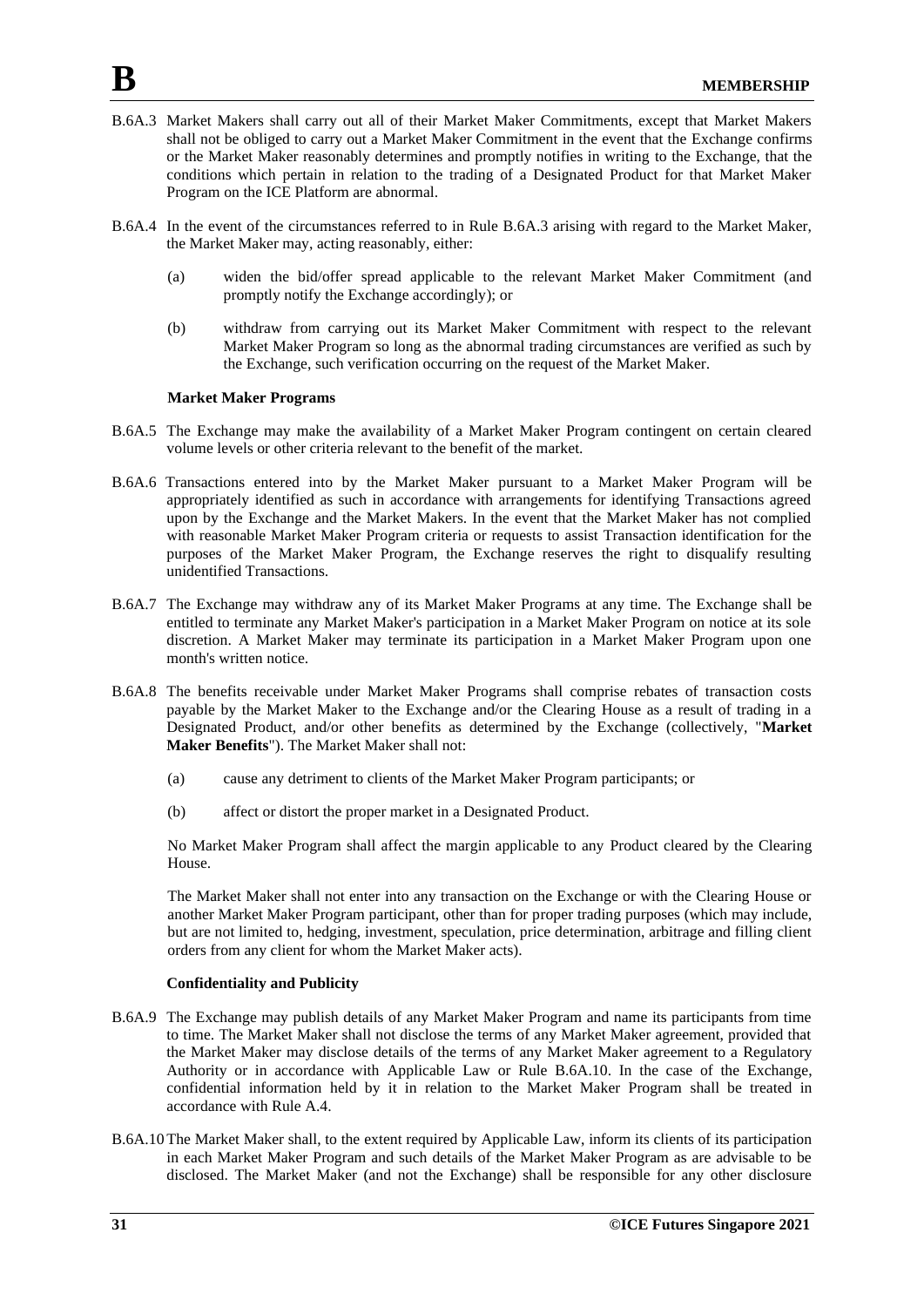B.6A.3 Market Makers shall carry out all of their Market Maker Commitments, except that Market Makers shall not be obliged to carry out a Market Maker Commitment in the event that the Exchange confirms or the Market Maker reasonably determines and promptly notifies in writing to the Exchange, that the conditions which pertain in relation to the trading of a Designated Product for that Market Maker Program on the ICE Platform are abnormal.

B.6A.4 In the event of the circumstances referred to in Rule B.6A.3 arising with regard to the Market Maker, the Market Maker may, acting reasonably, either:

(a) widen the bid/offer spread applicable to the relevant Market Maker Commitment (and promptly notify the Exchange accordingly); or

(b) withdraw from carrying out its Market Maker Commitment with respect to the relevant Market Maker Program so long as the abnormal trading circumstances are verified as such by the Exchange, such verification occurring on the request of the Market Maker.

**Market Maker Programs**

B.6A.5 The Exchange may make the availability of a Market Maker Program contingent on certain cleared volume levels or other criteria relevant to the benefit of the market.

B.6A.6 Transactions entered into by the Market Maker pursuant to a Market Maker Program will be appropriately identified as such in accordance with arrangements for identifying Transactions agreed upon by the Exchange and the Market Makers. In the event that the Market Maker has not complied with reasonable Market Maker Program criteria or requests to assist Transaction identification for the purposes of the Market Maker Program, the Exchange reserves the right to disqualify resulting unidentified Transactions.

B.6A.7 The Exchange may withdraw any of its Market Maker Programs at any time. The Exchange shall be entitled to terminate any Market Maker's participation in a Market Maker Program on notice at its sole discretion. A Market Maker may terminate its participation in a Market Maker Program upon one month's written notice.

B.6A.8 The benefits receivable under Market Maker Programs shall comprise rebates of transaction costs payable by the Market Maker to the Exchange and/or the Clearing House as a result of trading in a Designated Product, and/or other benefits as determined by the Exchange (collectively, "**Market Maker Benefits**"). The Market Maker shall not:

(a) cause any detriment to clients of the Market Maker Program participants; or

(b) affect or distort the proper market in a Designated Product.

No Market Maker Program shall affect the margin applicable to any Product cleared by the Clearing House.

The Market Maker shall not enter into any transaction on the Exchange or with the Clearing House or another Market Maker Program participant, other than for proper trading purposes (which may include, but are not limited to, hedging, investment, speculation, price determination, arbitrage and filling client orders from any client for whom the Market Maker acts).

**Confidentiality and Publicity**

B.6A.9 The Exchange may publish details of any Market Maker Program and name its participants from time to time. The Market Maker shall not disclose the terms of any Market Maker agreement, provided that the Market Maker may disclose details of the terms of any Market Maker agreement to a Regulatory Authority or in accordance with Applicable Law or Rule B.6A.10. In the case of the Exchange, confidential information held by it in relation to the Market Maker Program shall be treated in accordance with Rule A.4.

B.6A.10 The Market Maker shall, to the extent required by Applicable Law, inform its clients of its participation in each Market Maker Program and such details of the Market Maker Program as are advisable to be disclosed. The Market Maker (and not the Exchange) shall be responsible for any other disclosure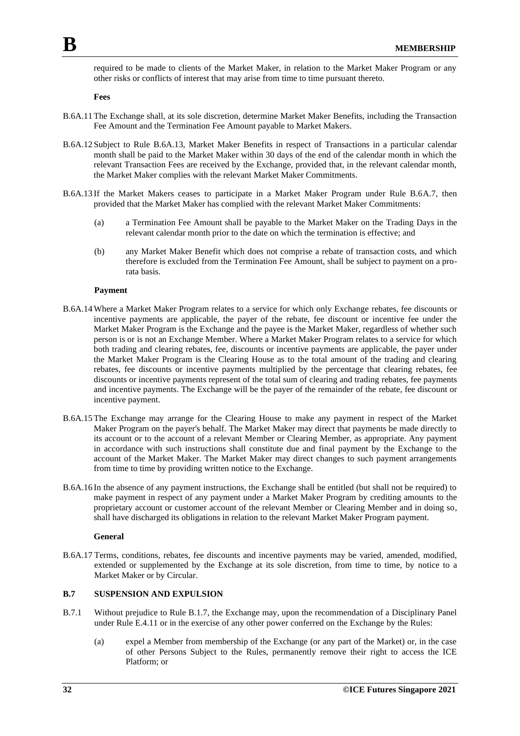required to be made to clients of the Market Maker, in relation to the Market Maker Program or any other risks or conflicts of interest that may arise from time to time pursuant thereto.

**Fees**

B.6A.11 The Exchange shall, at its sole discretion, determine Market Maker Benefits, including the Transaction Fee Amount and the Termination Fee Amount payable to Market Makers.

B.6A.12 Subject to Rule B.6A.13, Market Maker Benefits in respect of Transactions in a particular calendar month shall be paid to the Market Maker within 30 days of the end of the calendar month in which the relevant Transaction Fees are received by the Exchange, provided that, in the relevant calendar month, the Market Maker complies with the relevant Market Maker Commitments.

B.6A.13 If the Market Makers ceases to participate in a Market Maker Program under Rule B.6A.7, then provided that the Market Maker has complied with the relevant Market Maker Commitments:

(a) a Termination Fee Amount shall be payable to the Market Maker on the Trading Days in the relevant calendar month prior to the date on which the termination is effective; and

(b) any Market Maker Benefit which does not comprise a rebate of transaction costs, and which therefore is excluded from the Termination Fee Amount, shall be subject to payment on a pro-rata basis.

**Payment**

B.6A.14 Where a Market Maker Program relates to a service for which only Exchange rebates, fee discounts or incentive payments are applicable, the payer of the rebate, fee discount or incentive fee under the Market Maker Program is the Exchange and the payee is the Market Maker, regardless of whether such person is or is not an Exchange Member. Where a Market Maker Program relates to a service for which both trading and clearing rebates, fee, discounts or incentive payments are applicable, the payer under the Market Maker Program is the Clearing House as to the total amount of the trading and clearing rebates, fee discounts or incentive payments multiplied by the percentage that clearing rebates, fee discounts or incentive payments represent of the total sum of clearing and trading rebates, fee payments and incentive payments. The Exchange will be the payer of the remainder of the rebate, fee discount or incentive payment.

B.6A.15 The Exchange may arrange for the Clearing House to make any payment in respect of the Market Maker Program on the payer's behalf. The Market Maker may direct that payments be made directly to its account or to the account of a relevant Member or Clearing Member, as appropriate. Any payment in accordance with such instructions shall constitute due and final payment by the Exchange to the account of the Market Maker. The Market Maker may direct changes to such payment arrangements from time to time by providing written notice to the Exchange.

B.6A.16 In the absence of any payment instructions, the Exchange shall be entitled (but shall not be required) to make payment in respect of any payment under a Market Maker Program by crediting amounts to the proprietary account or customer account of the relevant Member or Clearing Member and in doing so, shall have discharged its obligations in relation to the relevant Market Maker Program payment.

**General**

B.6A.17 Terms, conditions, rebates, fee discounts and incentive payments may be varied, amended, modified, extended or supplemented by the Exchange at its sole discretion, from time to time, by notice to a Market Maker or by Circular.

## B.7 SUSPENSION AND EXPULSION

B.7.1 Without prejudice to Rule B.1.7, the Exchange may, upon the recommendation of a Disciplinary Panel under Rule E.4.11 or in the exercise of any other power conferred on the Exchange by the Rules:

(a) expel a Member from membership of the Exchange (or any part of the Market) or, in the case of other Persons Subject to the Rules, permanently remove their right to access the ICE Platform; or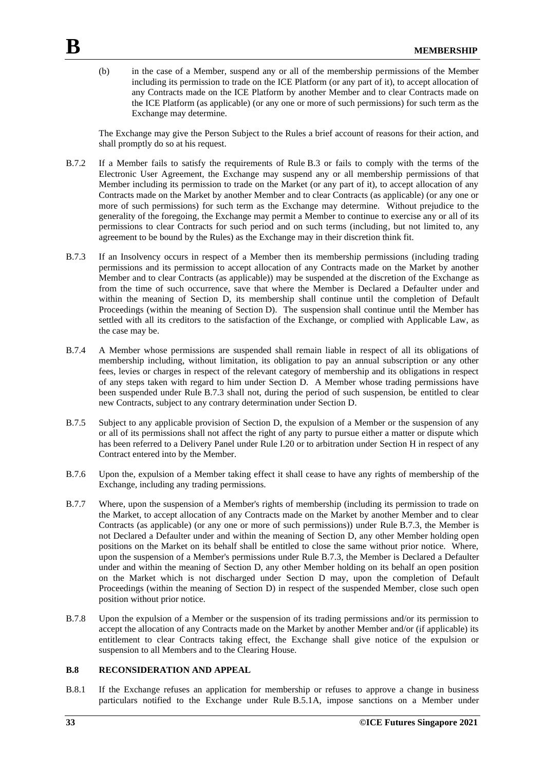(b) in the case of a Member, suspend any or all of the membership permissions of the Member including its permission to trade on the ICE Platform (or any part of it), to accept allocation of any Contracts made on the ICE Platform by another Member and to clear Contracts made on the ICE Platform (as applicable) (or any one or more of such permissions) for such term as the Exchange may determine.

The Exchange may give the Person Subject to the Rules a brief account of reasons for their action, and shall promptly do so at his request.

B.7.2 If a Member fails to satisfy the requirements of Rule B.3 or fails to comply with the terms of the Electronic User Agreement, the Exchange may suspend any or all membership permissions of that Member including its permission to trade on the Market (or any part of it), to accept allocation of any Contracts made on the Market by another Member and to clear Contracts (as applicable) (or any one or more of such permissions) for such term as the Exchange may determine. Without prejudice to the generality of the foregoing, the Exchange may permit a Member to continue to exercise any or all of its permissions to clear Contracts for such period and on such terms (including, but not limited to, any agreement to be bound by the Rules) as the Exchange may in their discretion think fit.

B.7.3 If an Insolvency occurs in respect of a Member then its membership permissions (including trading permissions and its permission to accept allocation of any Contracts made on the Market by another Member and to clear Contracts (as applicable)) may be suspended at the discretion of the Exchange as from the time of such occurrence, save that where the Member is Declared a Defaulter under and within the meaning of Section D, its membership shall continue until the completion of Default Proceedings (within the meaning of Section D). The suspension shall continue until the Member has settled with all its creditors to the satisfaction of the Exchange, or complied with Applicable Law, as the case may be.

B.7.4 A Member whose permissions are suspended shall remain liable in respect of all its obligations of membership including, without limitation, its obligation to pay an annual subscription or any other fees, levies or charges in respect of the relevant category of membership and its obligations in respect of any steps taken with regard to him under Section D. A Member whose trading permissions have been suspended under Rule B.7.3 shall not, during the period of such suspension, be entitled to clear new Contracts, subject to any contrary determination under Section D.

B.7.5 Subject to any applicable provision of Section D, the expulsion of a Member or the suspension of any or all of its permissions shall not affect the right of any party to pursue either a matter or dispute which has been referred to a Delivery Panel under Rule I.20 or to arbitration under Section H in respect of any Contract entered into by the Member.

B.7.6 Upon the, expulsion of a Member taking effect it shall cease to have any rights of membership of the Exchange, including any trading permissions.

B.7.7 Where, upon the suspension of a Member's rights of membership (including its permission to trade on the Market, to accept allocation of any Contracts made on the Market by another Member and to clear Contracts (as applicable) (or any one or more of such permissions)) under Rule B.7.3, the Member is not Declared a Defaulter under and within the meaning of Section D, any other Member holding open positions on the Market on its behalf shall be entitled to close the same without prior notice. Where, upon the suspension of a Member's permissions under Rule B.7.3, the Member is Declared a Defaulter under and within the meaning of Section D, any other Member holding on its behalf an open position on the Market which is not discharged under Section D may, upon the completion of Default Proceedings (within the meaning of Section D) in respect of the suspended Member, close such open position without prior notice.

B.7.8 Upon the expulsion of a Member or the suspension of its trading permissions and/or its permission to accept the allocation of any Contracts made on the Market by another Member and/or (if applicable) its entitlement to clear Contracts taking effect, the Exchange shall give notice of the expulsion or suspension to all Members and to the Clearing House.

### B.8 RECONSIDERATION AND APPEAL

B.8.1 If the Exchange refuses an application for membership or refuses to approve a change in business particulars notified to the Exchange under Rule B.5.1A, impose sanctions on a Member under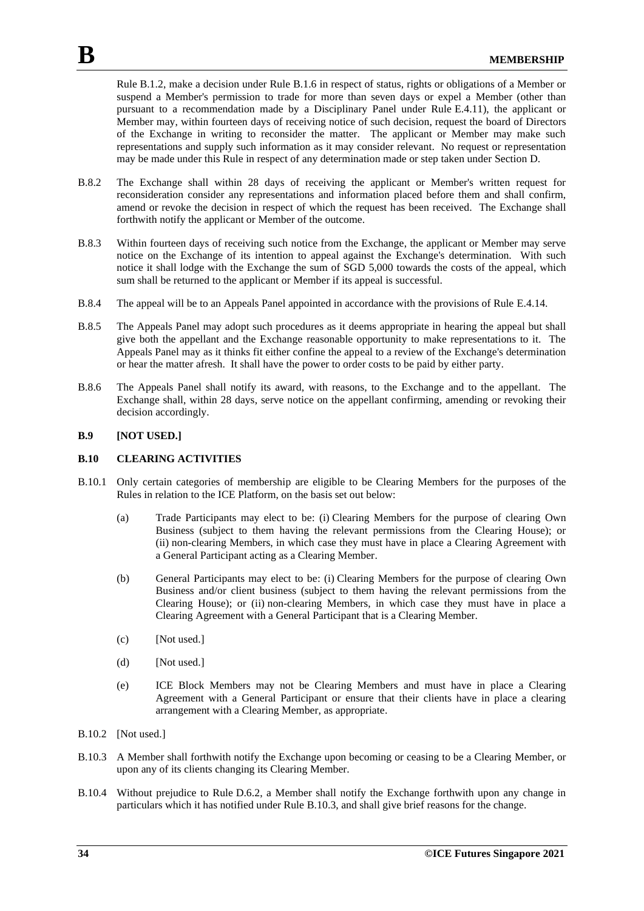Rule B.1.2, make a decision under Rule B.1.6 in respect of status, rights or obligations of a Member or suspend a Member's permission to trade for more than seven days or expel a Member (other than pursuant to a recommendation made by a Disciplinary Panel under Rule E.4.11), the applicant or Member may, within fourteen days of receiving notice of such decision, request the board of Directors of the Exchange in writing to reconsider the matter. The applicant or Member may make such representations and supply such information as it may consider relevant. No request or representation may be made under this Rule in respect of any determination made or step taken under Section D.

B.8.2 The Exchange shall within 28 days of receiving the applicant or Member's written request for reconsideration consider any representations and information placed before them and shall confirm, amend or revoke the decision in respect of which the request has been received. The Exchange shall forthwith notify the applicant or Member of the outcome.

B.8.3 Within fourteen days of receiving such notice from the Exchange, the applicant or Member may serve notice on the Exchange of its intention to appeal against the Exchange's determination. With such notice it shall lodge with the Exchange the sum of SGD 5,000 towards the costs of the appeal, which sum shall be returned to the applicant or Member if its appeal is successful.

B.8.4 The appeal will be to an Appeals Panel appointed in accordance with the provisions of Rule E.4.14.

B.8.5 The Appeals Panel may adopt such procedures as it deems appropriate in hearing the appeal but shall give both the appellant and the Exchange reasonable opportunity to make representations to it. The Appeals Panel may as it thinks fit either confine the appeal to a review of the Exchange's determination or hear the matter afresh. It shall have the power to order costs to be paid by either party.

B.8.6 The Appeals Panel shall notify its award, with reasons, to the Exchange and to the appellant. The Exchange shall, within 28 days, serve notice on the appellant confirming, amending or revoking their decision accordingly.

**B.9 [NOT USED.]**

**B.10 CLEARING ACTIVITIES**

B.10.1 Only certain categories of membership are eligible to be Clearing Members for the purposes of the Rules in relation to the ICE Platform, on the basis set out below:

(a) Trade Participants may elect to be: (i) Clearing Members for the purpose of clearing Own Business (subject to them having the relevant permissions from the Clearing House); or (ii) non-clearing Members, in which case they must have in place a Clearing Agreement with a General Participant acting as a Clearing Member.

(b) General Participants may elect to be: (i) Clearing Members for the purpose of clearing Own Business and/or client business (subject to them having the relevant permissions from the Clearing House); or (ii) non-clearing Members, in which case they must have in place a Clearing Agreement with a General Participant that is a Clearing Member.

(c) [Not used.]

(d) [Not used.]

(e) ICE Block Members may not be Clearing Members and must have in place a Clearing Agreement with a General Participant or ensure that their clients have in place a clearing arrangement with a Clearing Member, as appropriate.

B.10.2 [Not used.]

B.10.3 A Member shall forthwith notify the Exchange upon becoming or ceasing to be a Clearing Member, or upon any of its clients changing its Clearing Member.

B.10.4 Without prejudice to Rule D.6.2, a Member shall notify the Exchange forthwith upon any change in particulars which it has notified under Rule B.10.3, and shall give brief reasons for the change.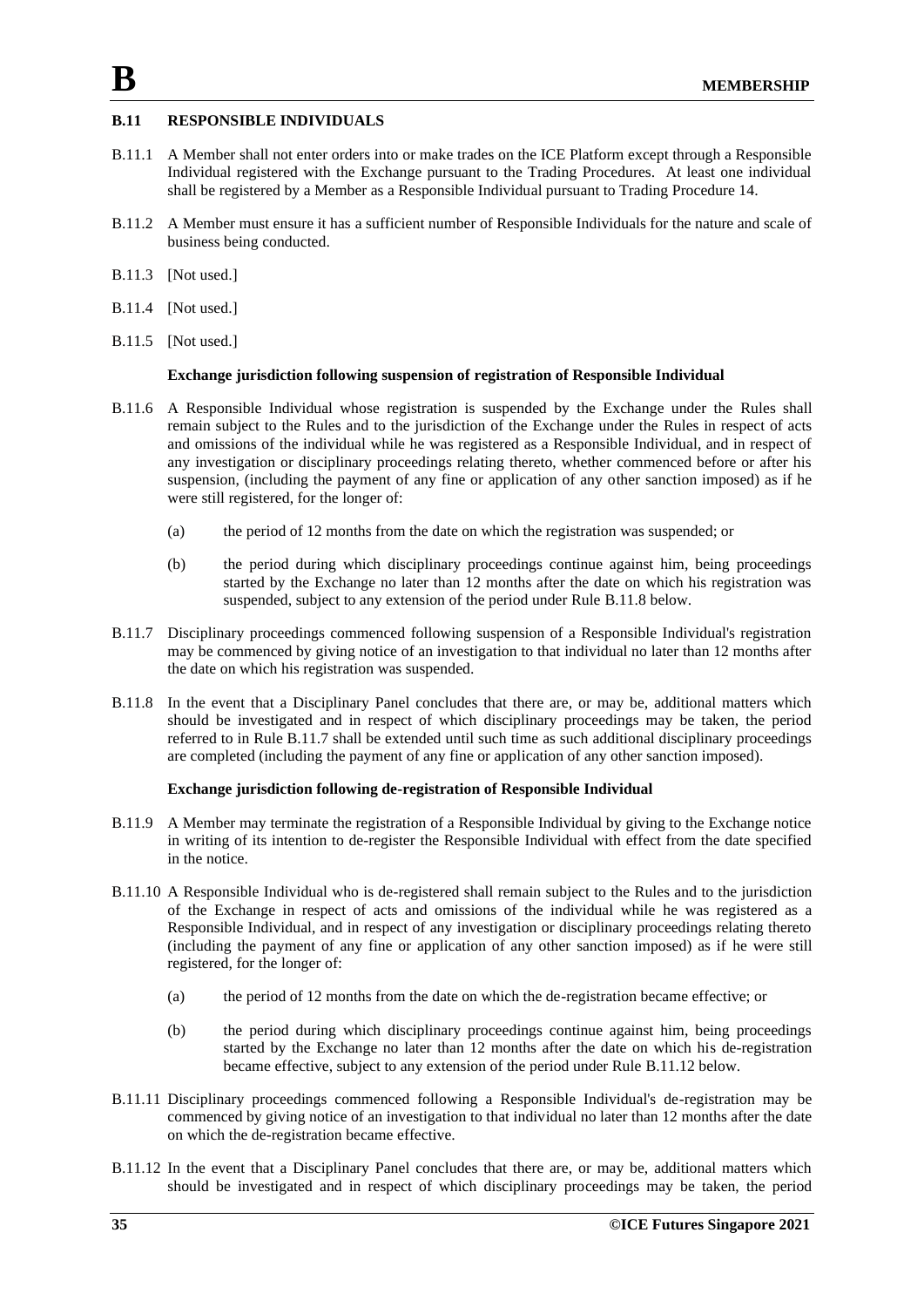## B.11 RESPONSIBLE INDIVIDUALS

B.11.1 A Member shall not enter orders into or make trades on the ICE Platform except through a Responsible Individual registered with the Exchange pursuant to the Trading Procedures. At least one individual shall be registered by a Member as a Responsible Individual pursuant to Trading Procedure 14.

B.11.2 A Member must ensure it has a sufficient number of Responsible Individuals for the nature and scale of business being conducted.

B.11.3 [Not used.]

B.11.4 [Not used.]

B.11.5 [Not used.]

**Exchange jurisdiction following suspension of registration of Responsible Individual**

B.11.6 A Responsible Individual whose registration is suspended by the Exchange under the Rules shall remain subject to the Rules and to the jurisdiction of the Exchange under the Rules in respect of acts and omissions of the individual while he was registered as a Responsible Individual, and in respect of any investigation or disciplinary proceedings relating thereto, whether commenced before or after his suspension, (including the payment of any fine or application of any other sanction imposed) as if he were still registered, for the longer of:

(a) the period of 12 months from the date on which the registration was suspended; or

(b) the period during which disciplinary proceedings continue against him, being proceedings started by the Exchange no later than 12 months after the date on which his registration was suspended, subject to any extension of the period under Rule B.11.8 below.

B.11.7 Disciplinary proceedings commenced following suspension of a Responsible Individual's registration may be commenced by giving notice of an investigation to that individual no later than 12 months after the date on which his registration was suspended.

B.11.8 In the event that a Disciplinary Panel concludes that there are, or may be, additional matters which should be investigated and in respect of which disciplinary proceedings may be taken, the period referred to in Rule B.11.7 shall be extended until such time as such additional disciplinary proceedings are completed (including the payment of any fine or application of any other sanction imposed).

**Exchange jurisdiction following de-registration of Responsible Individual**

B.11.9 A Member may terminate the registration of a Responsible Individual by giving to the Exchange notice in writing of its intention to de-register the Responsible Individual with effect from the date specified in the notice.

B.11.10 A Responsible Individual who is de-registered shall remain subject to the Rules and to the jurisdiction of the Exchange in respect of acts and omissions of the individual while he was registered as a Responsible Individual, and in respect of any investigation or disciplinary proceedings relating thereto (including the payment of any fine or application of any other sanction imposed) as if he were still registered, for the longer of:

(a) the period of 12 months from the date on which the de-registration became effective; or

(b) the period during which disciplinary proceedings continue against him, being proceedings started by the Exchange no later than 12 months after the date on which his de-registration became effective, subject to any extension of the period under Rule B.11.12 below.

B.11.11 Disciplinary proceedings commenced following a Responsible Individual's de-registration may be commenced by giving notice of an investigation to that individual no later than 12 months after the date on which the de-registration became effective.

B.11.12 In the event that a Disciplinary Panel concludes that there are, or may be, additional matters which should be investigated and in respect of which disciplinary proceedings may be taken, the period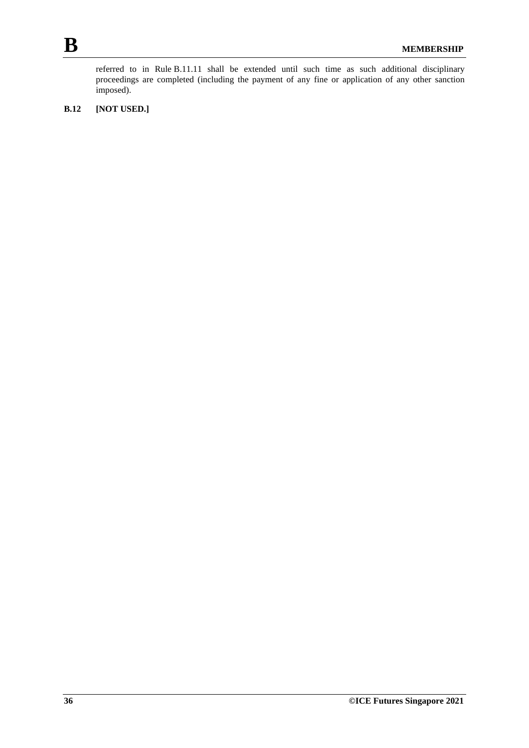referred to in Rule B.11.11 shall be extended until such time as such additional disciplinary proceedings are completed (including the payment of any fine or application of any other sanction imposed).

## B.12 [NOT USED.]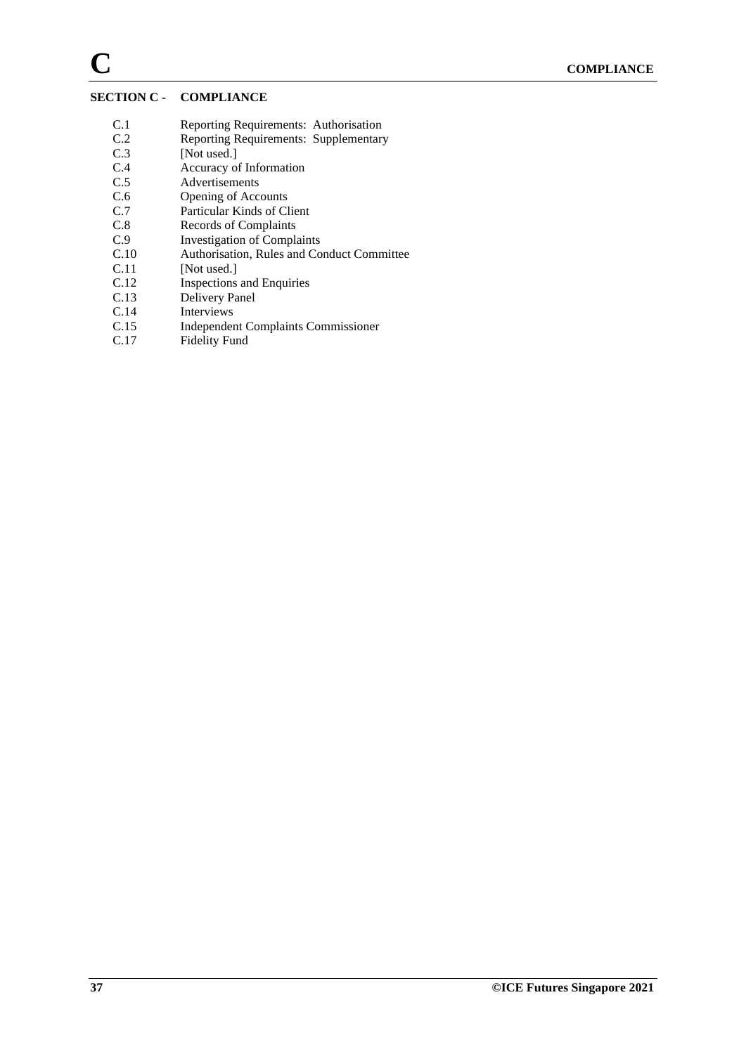## SECTION C - COMPLIANCE

| | |
|---|---|
| C.1 | Reporting Requirements: Authorisation |
| C.2 | Reporting Requirements: Supplementary |
| C.3 | [Not used.] |
| C.4 | Accuracy of Information |
| C.5 | Advertisements |
| C.6 | Opening of Accounts |
| C.7 | Particular Kinds of Client |
| C.8 | Records of Complaints |
| C.9 | Investigation of Complaints |
| C.10 | Authorisation, Rules and Conduct Committee |
| C.11 | [Not used.] |
| C.12 | Inspections and Enquiries |
| C.13 | Delivery Panel |
| C.14 | Interviews |
| C.15 | Independent Complaints Commissioner |
| C.17 | Fidelity Fund |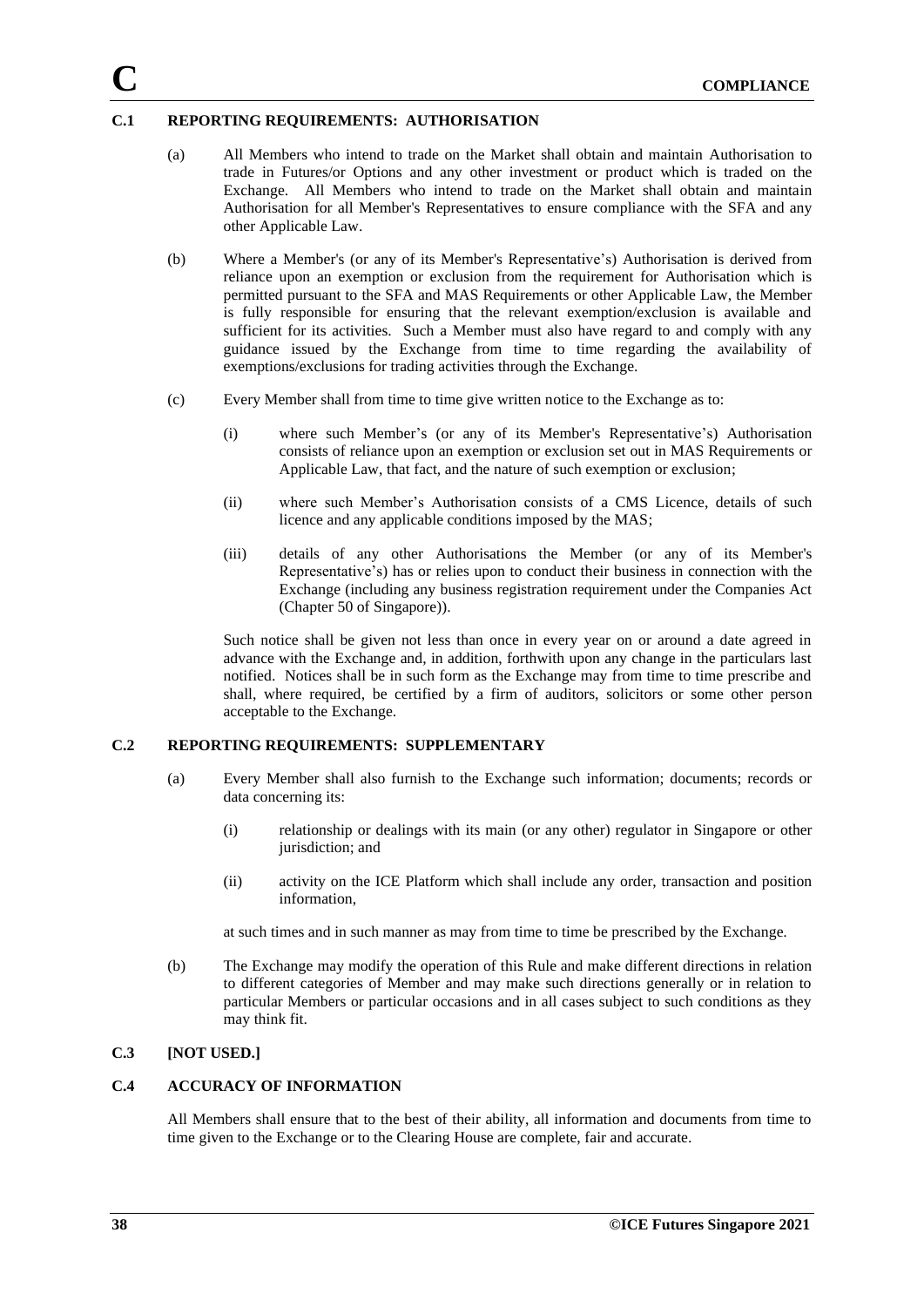# C COMPLIANCE

## C.1 REPORTING REQUIREMENTS: AUTHORISATION

(a) All Members who intend to trade on the Market shall obtain and maintain Authorisation to trade in Futures/or Options and any other investment or product which is traded on the Exchange. All Members who intend to trade on the Market shall obtain and maintain Authorisation for all Member's Representatives to ensure compliance with the SFA and any other Applicable Law.

(b) Where a Member's (or any of its Member's Representative's) Authorisation is derived from reliance upon an exemption or exclusion from the requirement for Authorisation which is permitted pursuant to the SFA and MAS Requirements or other Applicable Law, the Member is fully responsible for ensuring that the relevant exemption/exclusion is available and sufficient for its activities. Such a Member must also have regard to and comply with any guidance issued by the Exchange from time to time regarding the availability of exemptions/exclusions for trading activities through the Exchange.

(c) Every Member shall from time to time give written notice to the Exchange as to:

(i) where such Member's (or any of its Member's Representative's) Authorisation consists of reliance upon an exemption or exclusion set out in MAS Requirements or Applicable Law, that fact, and the nature of such exemption or exclusion;

(ii) where such Member's Authorisation consists of a CMS Licence, details of such licence and any applicable conditions imposed by the MAS;

(iii) details of any other Authorisations the Member (or any of its Member's Representative's) has or relies upon to conduct their business in connection with the Exchange (including any business registration requirement under the Companies Act (Chapter 50 of Singapore)).

Such notice shall be given not less than once in every year on or around a date agreed in advance with the Exchange and, in addition, forthwith upon any change in the particulars last notified. Notices shall be in such form as the Exchange may from time to time prescribe and shall, where required, be certified by a firm of auditors, solicitors or some other person acceptable to the Exchange.

## C.2 REPORTING REQUIREMENTS: SUPPLEMENTARY

(a) Every Member shall also furnish to the Exchange such information; documents; records or data concerning its:

(i) relationship or dealings with its main (or any other) regulator in Singapore or other jurisdiction; and

(ii) activity on the ICE Platform which shall include any order, transaction and position information,

at such times and in such manner as may from time to time be prescribed by the Exchange.

(b) The Exchange may modify the operation of this Rule and make different directions in relation to different categories of Member and may make such directions generally or in relation to particular Members or particular occasions and in all cases subject to such conditions as they may think fit.

## C.3 [NOT USED.]

## C.4 ACCURACY OF INFORMATION

All Members shall ensure that to the best of their ability, all information and documents from time to time given to the Exchange or to the Clearing House are complete, fair and accurate.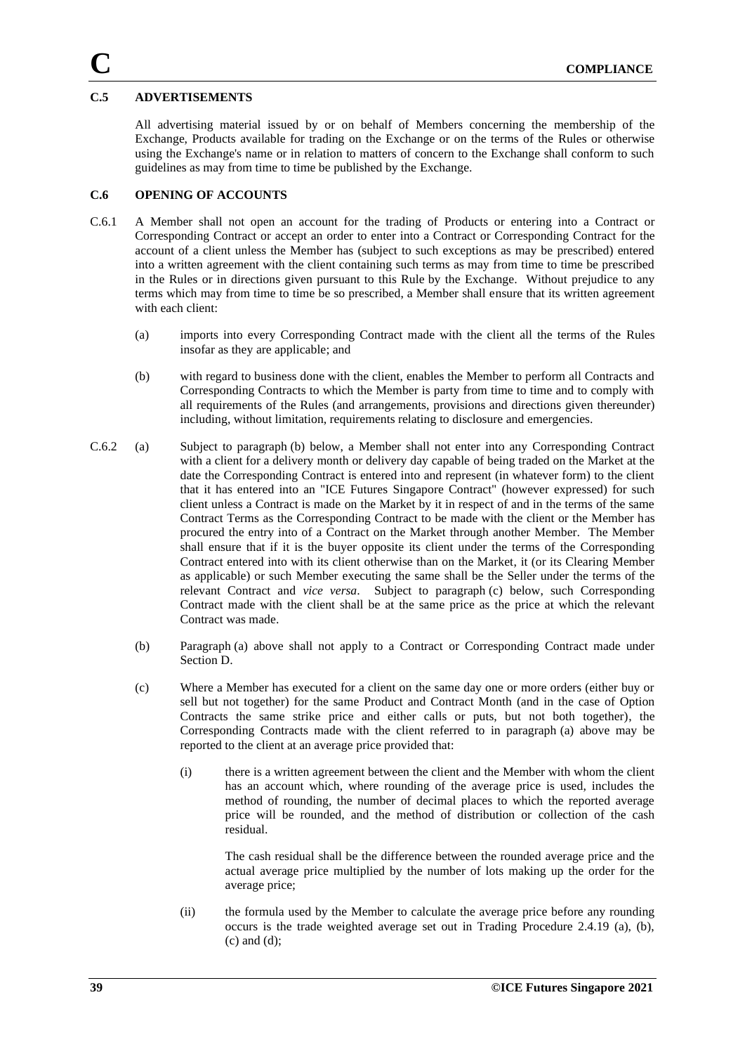## C.5 ADVERTISEMENTS

All advertising material issued by or on behalf of Members concerning the membership of the Exchange, Products available for trading on the Exchange or on the terms of the Rules or otherwise using the Exchange's name or in relation to matters of concern to the Exchange shall conform to such guidelines as may from time to time be published by the Exchange.

## C.6 OPENING OF ACCOUNTS

C.6.1 A Member shall not open an account for the trading of Products or entering into a Contract or Corresponding Contract or accept an order to enter into a Contract or Corresponding Contract for the account of a client unless the Member has (subject to such exceptions as may be prescribed) entered into a written agreement with the client containing such terms as may from time to time be prescribed in the Rules or in directions given pursuant to this Rule by the Exchange. Without prejudice to any terms which may from time to time be so prescribed, a Member shall ensure that its written agreement with each client:

(a) imports into every Corresponding Contract made with the client all the terms of the Rules insofar as they are applicable; and

(b) with regard to business done with the client, enables the Member to perform all Contracts and Corresponding Contracts to which the Member is party from time to time and to comply with all requirements of the Rules (and arrangements, provisions and directions given thereunder) including, without limitation, requirements relating to disclosure and emergencies.

C.6.2 (a) Subject to paragraph (b) below, a Member shall not enter into any Corresponding Contract with a client for a delivery month or delivery day capable of being traded on the Market at the date the Corresponding Contract is entered into and represent (in whatever form) to the client that it has entered into an "ICE Futures Singapore Contract" (however expressed) for such client unless a Contract is made on the Market by it in respect of and in the terms of the same Contract Terms as the Corresponding Contract to be made with the client or the Member has procured the entry into of a Contract on the Market through another Member. The Member shall ensure that if it is the buyer opposite its client under the terms of the Corresponding Contract entered into with its client otherwise than on the Market, it (or its Clearing Member as applicable) or such Member executing the same shall be the Seller under the terms of the relevant Contract and *vice versa*. Subject to paragraph (c) below, such Corresponding Contract made with the client shall be at the same price as the price at which the relevant Contract was made.

(b) Paragraph (a) above shall not apply to a Contract or Corresponding Contract made under Section D.

(c) Where a Member has executed for a client on the same day one or more orders (either buy or sell but not together) for the same Product and Contract Month (and in the case of Option Contracts the same strike price and either calls or puts, but not both together), the Corresponding Contracts made with the client referred to in paragraph (a) above may be reported to the client at an average price provided that:

(i) there is a written agreement between the client and the Member with whom the client has an account which, where rounding of the average price is used, includes the method of rounding, the number of decimal places to which the reported average price will be rounded, and the method of distribution or collection of the cash residual.

The cash residual shall be the difference between the rounded average price and the actual average price multiplied by the number of lots making up the order for the average price;

(ii) the formula used by the Member to calculate the average price before any rounding occurs is the trade weighted average set out in Trading Procedure 2.4.19 (a), (b), (c) and (d);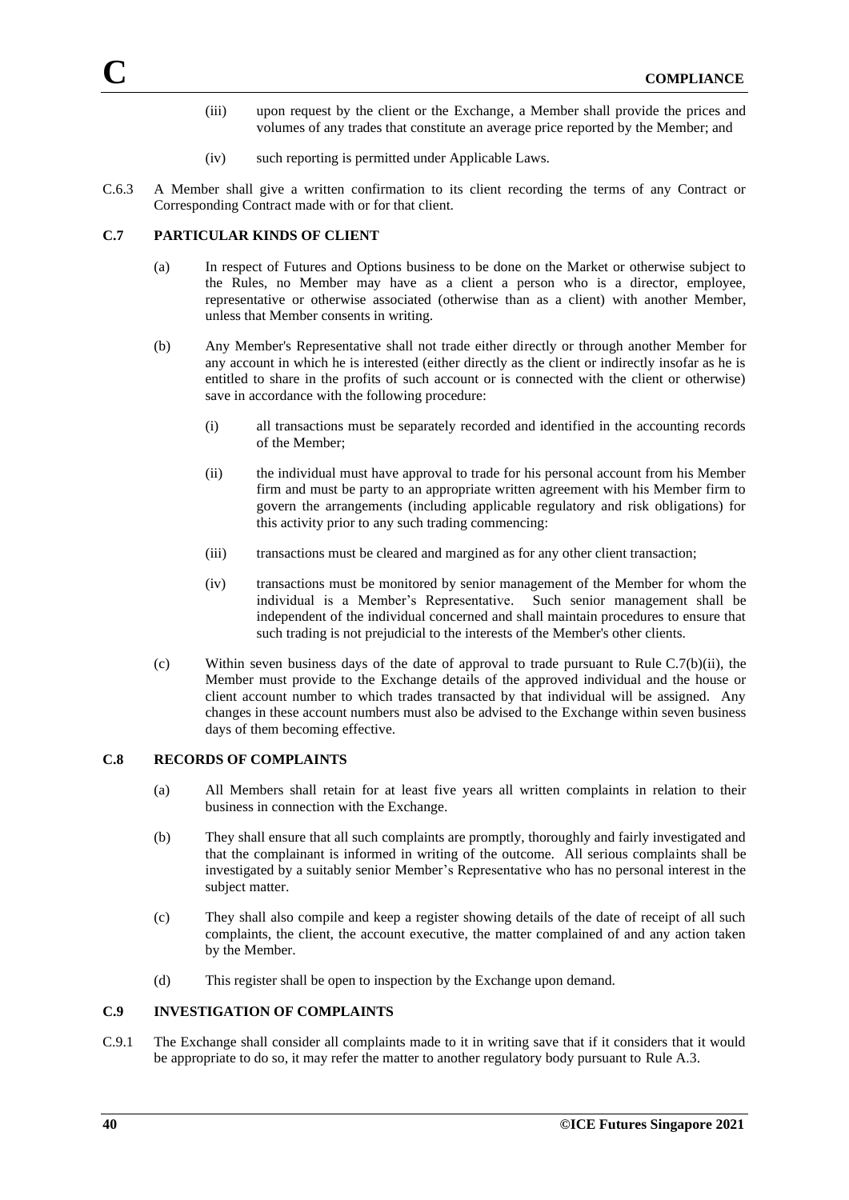(iii) upon request by the client or the Exchange, a Member shall provide the prices and volumes of any trades that constitute an average price reported by the Member; and

(iv) such reporting is permitted under Applicable Laws.

C.6.3 A Member shall give a written confirmation to its client recording the terms of any Contract or Corresponding Contract made with or for that client.

## C.7 PARTICULAR KINDS OF CLIENT

(a) In respect of Futures and Options business to be done on the Market or otherwise subject to the Rules, no Member may have as a client a person who is a director, employee, representative or otherwise associated (otherwise than as a client) with another Member, unless that Member consents in writing.

(b) Any Member's Representative shall not trade either directly or through another Member for any account in which he is interested (either directly as the client or indirectly insofar as he is entitled to share in the profits of such account or is connected with the client or otherwise) save in accordance with the following procedure:

(i) all transactions must be separately recorded and identified in the accounting records of the Member;

(ii) the individual must have approval to trade for his personal account from his Member firm and must be party to an appropriate written agreement with his Member firm to govern the arrangements (including applicable regulatory and risk obligations) for this activity prior to any such trading commencing:

(iii) transactions must be cleared and margined as for any other client transaction;

(iv) transactions must be monitored by senior management of the Member for whom the individual is a Member's Representative. Such senior management shall be independent of the individual concerned and shall maintain procedures to ensure that such trading is not prejudicial to the interests of the Member's other clients.

(c) Within seven business days of the date of approval to trade pursuant to Rule C.7(b)(ii), the Member must provide to the Exchange details of the approved individual and the house or client account number to which trades transacted by that individual will be assigned. Any changes in these account numbers must also be advised to the Exchange within seven business days of them becoming effective.

## C.8 RECORDS OF COMPLAINTS

(a) All Members shall retain for at least five years all written complaints in relation to their business in connection with the Exchange.

(b) They shall ensure that all such complaints are promptly, thoroughly and fairly investigated and that the complainant is informed in writing of the outcome. All serious complaints shall be investigated by a suitably senior Member's Representative who has no personal interest in the subject matter.

(c) They shall also compile and keep a register showing details of the date of receipt of all such complaints, the client, the account executive, the matter complained of and any action taken by the Member.

(d) This register shall be open to inspection by the Exchange upon demand.

## C.9 INVESTIGATION OF COMPLAINTS

C.9.1 The Exchange shall consider all complaints made to it in writing save that if it considers that it would be appropriate to do so, it may refer the matter to another regulatory body pursuant to Rule A.3.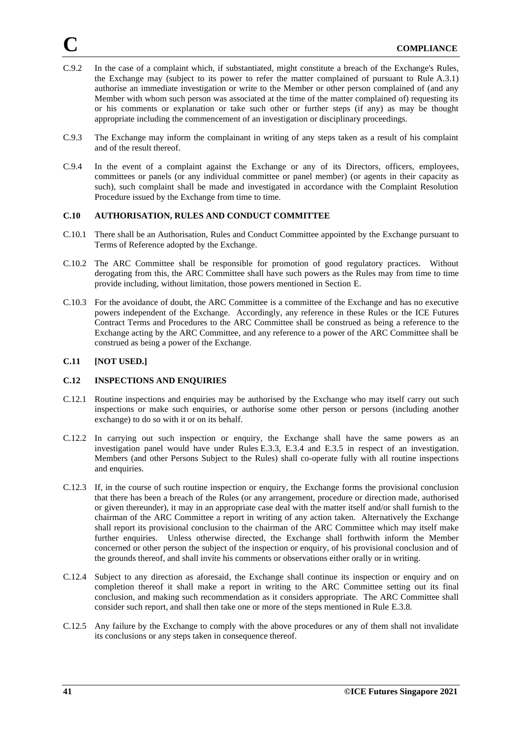C.9.2 In the case of a complaint which, if substantiated, might constitute a breach of the Exchange's Rules, the Exchange may (subject to its power to refer the matter complained of pursuant to Rule A.3.1) authorise an immediate investigation or write to the Member or other person complained of (and any Member with whom such person was associated at the time of the matter complained of) requesting its or his comments or explanation or take such other or further steps (if any) as may be thought appropriate including the commencement of an investigation or disciplinary proceedings.

C.9.3 The Exchange may inform the complainant in writing of any steps taken as a result of his complaint and of the result thereof.

C.9.4 In the event of a complaint against the Exchange or any of its Directors, officers, employees, committees or panels (or any individual committee or panel member) (or agents in their capacity as such), such complaint shall be made and investigated in accordance with the Complaint Resolution Procedure issued by the Exchange from time to time.

## C.10 AUTHORISATION, RULES AND CONDUCT COMMITTEE

C.10.1 There shall be an Authorisation, Rules and Conduct Committee appointed by the Exchange pursuant to Terms of Reference adopted by the Exchange.

C.10.2 The ARC Committee shall be responsible for promotion of good regulatory practices. Without derogating from this, the ARC Committee shall have such powers as the Rules may from time to time provide including, without limitation, those powers mentioned in Section E.

C.10.3 For the avoidance of doubt, the ARC Committee is a committee of the Exchange and has no executive powers independent of the Exchange. Accordingly, any reference in these Rules or the ICE Futures Contract Terms and Procedures to the ARC Committee shall be construed as being a reference to the Exchange acting by the ARC Committee, and any reference to a power of the ARC Committee shall be construed as being a power of the Exchange.

## C.11 [NOT USED.]

## C.12 INSPECTIONS AND ENQUIRIES

C.12.1 Routine inspections and enquiries may be authorised by the Exchange who may itself carry out such inspections or make such enquiries, or authorise some other person or persons (including another exchange) to do so with it or on its behalf.

C.12.2 In carrying out such inspection or enquiry, the Exchange shall have the same powers as an investigation panel would have under Rules E.3.3, E.3.4 and E.3.5 in respect of an investigation. Members (and other Persons Subject to the Rules) shall co-operate fully with all routine inspections and enquiries.

C.12.3 If, in the course of such routine inspection or enquiry, the Exchange forms the provisional conclusion that there has been a breach of the Rules (or any arrangement, procedure or direction made, authorised or given thereunder), it may in an appropriate case deal with the matter itself and/or shall furnish to the chairman of the ARC Committee a report in writing of any action taken. Alternatively the Exchange shall report its provisional conclusion to the chairman of the ARC Committee which may itself make further enquiries. Unless otherwise directed, the Exchange shall forthwith inform the Member concerned or other person the subject of the inspection or enquiry, of his provisional conclusion and of the grounds thereof, and shall invite his comments or observations either orally or in writing.

C.12.4 Subject to any direction as aforesaid, the Exchange shall continue its inspection or enquiry and on completion thereof it shall make a report in writing to the ARC Committee setting out its final conclusion, and making such recommendation as it considers appropriate. The ARC Committee shall consider such report, and shall then take one or more of the steps mentioned in Rule E.3.8.

C.12.5 Any failure by the Exchange to comply with the above procedures or any of them shall not invalidate its conclusions or any steps taken in consequence thereof.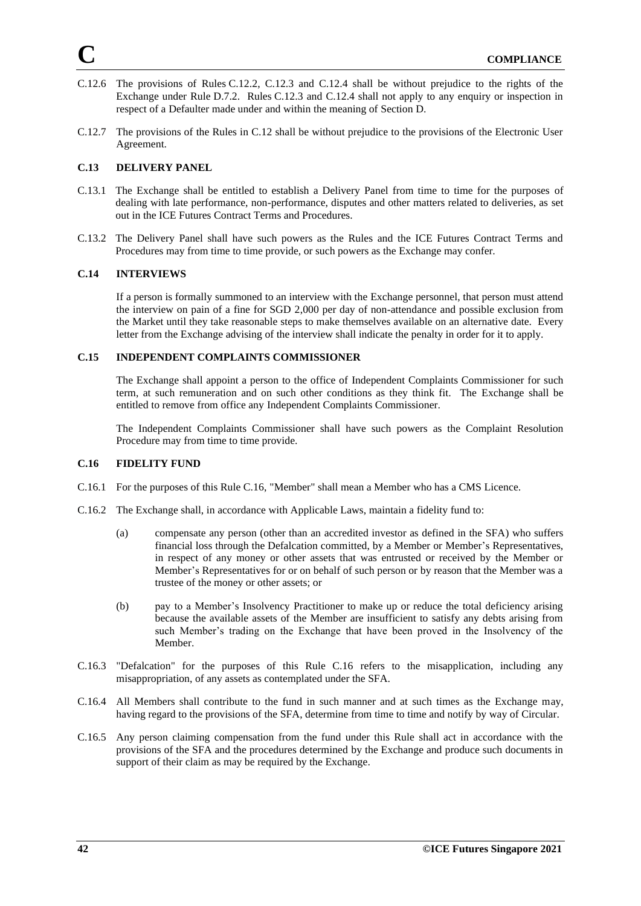C.12.6 The provisions of Rules C.12.2, C.12.3 and C.12.4 shall be without prejudice to the rights of the Exchange under Rule D.7.2. Rules C.12.3 and C.12.4 shall not apply to any enquiry or inspection in respect of a Defaulter made under and within the meaning of Section D.

C.12.7 The provisions of the Rules in C.12 shall be without prejudice to the provisions of the Electronic User Agreement.

### C.13 DELIVERY PANEL

C.13.1 The Exchange shall be entitled to establish a Delivery Panel from time to time for the purposes of dealing with late performance, non-performance, disputes and other matters related to deliveries, as set out in the ICE Futures Contract Terms and Procedures.

C.13.2 The Delivery Panel shall have such powers as the Rules and the ICE Futures Contract Terms and Procedures may from time to time provide, or such powers as the Exchange may confer.

### C.14 INTERVIEWS

If a person is formally summoned to an interview with the Exchange personnel, that person must attend the interview on pain of a fine for SGD 2,000 per day of non-attendance and possible exclusion from the Market until they take reasonable steps to make themselves available on an alternative date. Every letter from the Exchange advising of the interview shall indicate the penalty in order for it to apply.

### C.15 INDEPENDENT COMPLAINTS COMMISSIONER

The Exchange shall appoint a person to the office of Independent Complaints Commissioner for such term, at such remuneration and on such other conditions as they think fit. The Exchange shall be entitled to remove from office any Independent Complaints Commissioner.

The Independent Complaints Commissioner shall have such powers as the Complaint Resolution Procedure may from time to time provide.

### C.16 FIDELITY FUND

C.16.1 For the purposes of this Rule C.16, "Member" shall mean a Member who has a CMS Licence.

C.16.2 The Exchange shall, in accordance with Applicable Laws, maintain a fidelity fund to:

(a) compensate any person (other than an accredited investor as defined in the SFA) who suffers financial loss through the Defalcation committed, by a Member or Member's Representatives, in respect of any money or other assets that was entrusted or received by the Member or Member's Representatives for or on behalf of such person or by reason that the Member was a trustee of the money or other assets; or

(b) pay to a Member's Insolvency Practitioner to make up or reduce the total deficiency arising because the available assets of the Member are insufficient to satisfy any debts arising from such Member's trading on the Exchange that have been proved in the Insolvency of the Member.

C.16.3 "Defalcation" for the purposes of this Rule C.16 refers to the misapplication, including any misappropriation, of any assets as contemplated under the SFA.

C.16.4 All Members shall contribute to the fund in such manner and at such times as the Exchange may, having regard to the provisions of the SFA, determine from time to time and notify by way of Circular.

C.16.5 Any person claiming compensation from the fund under this Rule shall act in accordance with the provisions of the SFA and the procedures determined by the Exchange and produce such documents in support of their claim as may be required by the Exchange.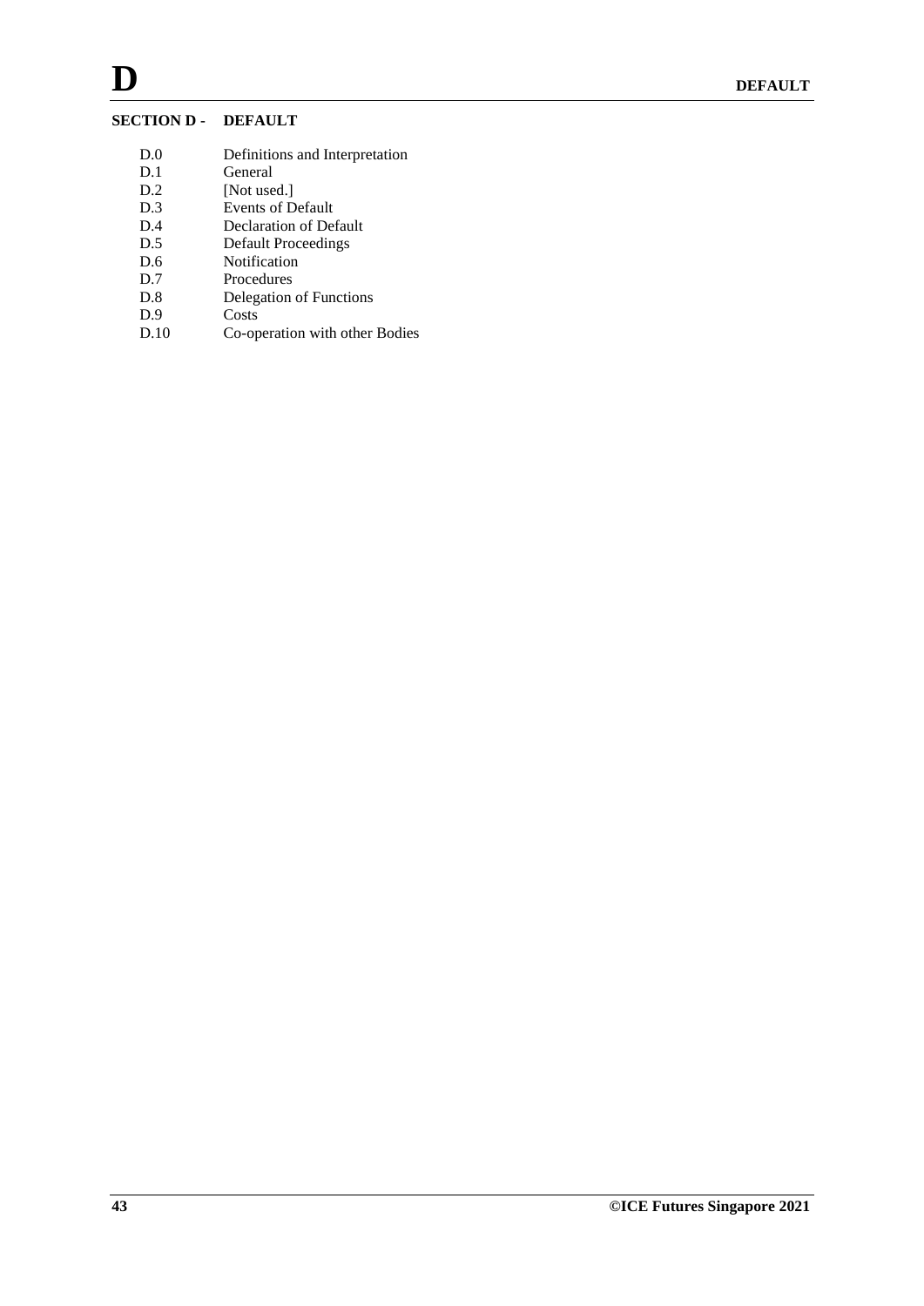## SECTION D - DEFAULT

| | |
|---|---|
| D.0 | Definitions and Interpretation |
| D.1 | General |
| D.2 | [Not used.] |
| D.3 | Events of Default |
| D.4 | Declaration of Default |
| D.5 | Default Proceedings |
| D.6 | Notification |
| D.7 | Procedures |
| D.8 | Delegation of Functions |
| D.9 | Costs |
| D.10 | Co-operation with other Bodies |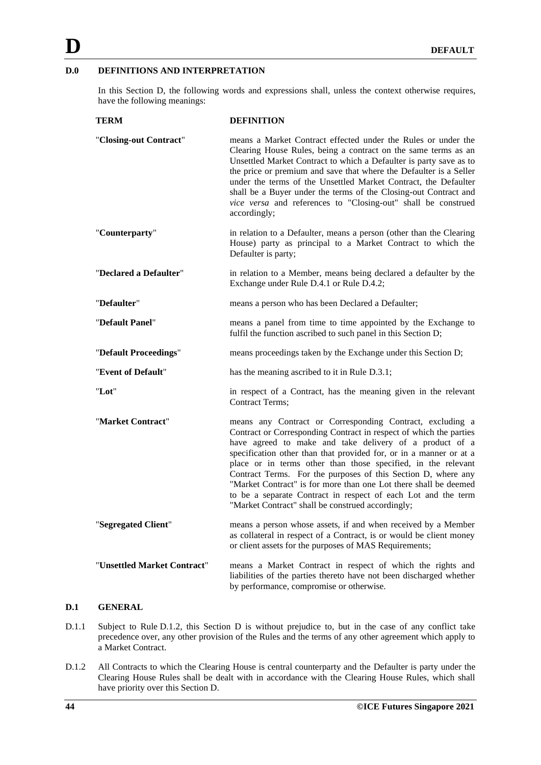# D DEFAULT

## D.0 DEFINITIONS AND INTERPRETATION

In this Section D, the following words and expressions shall, unless the context otherwise requires, have the following meanings:

| TERM | DEFINITION |
|---|---|
| "**Closing-out Contract**" | means a Market Contract effected under the Rules or under the Clearing House Rules, being a contract on the same terms as an Unsettled Market Contract to which a Defaulter is party save as to the price or premium and save that where the Defaulter is a Seller under the terms of the Unsettled Market Contract, the Defaulter shall be a Buyer under the terms of the Closing-out Contract and *vice versa* and references to "Closing-out" shall be construed accordingly; |
| "**Counterparty**" | in relation to a Defaulter, means a person (other than the Clearing House) party as principal to a Market Contract to which the Defaulter is party; |
| "**Declared a Defaulter**" | in relation to a Member, means being declared a defaulter by the Exchange under Rule D.4.1 or Rule D.4.2; |
| "**Defaulter**" | means a person who has been Declared a Defaulter; |
| "**Default Panel**" | means a panel from time to time appointed by the Exchange to fulfil the function ascribed to such panel in this Section D; |
| "**Default Proceedings**" | means proceedings taken by the Exchange under this Section D; |
| "**Event of Default**" | has the meaning ascribed to it in Rule D.3.1; |
| "**Lot**" | in respect of a Contract, has the meaning given in the relevant Contract Terms; |
| "**Market Contract**" | means any Contract or Corresponding Contract, excluding a Contract or Corresponding Contract in respect of which the parties have agreed to make and take delivery of a product of a specification other than that provided for, or in a manner or at a place or in terms other than those specified, in the relevant Contract Terms. For the purposes of this Section D, where any "Market Contract" is for more than one Lot there shall be deemed to be a separate Contract in respect of each Lot and the term "Market Contract" shall be construed accordingly; |
| "**Segregated Client**" | means a person whose assets, if and when received by a Member as collateral in respect of a Contract, is or would be client money or client assets for the purposes of MAS Requirements; |
| "**Unsettled Market Contract**" | means a Market Contract in respect of which the rights and liabilities of the parties thereto have not been discharged whether by performance, compromise or otherwise. |

## D.1 GENERAL

D.1.1 Subject to Rule D.1.2, this Section D is without prejudice to, but in the case of any conflict take precedence over, any other provision of the Rules and the terms of any other agreement which apply to a Market Contract.

D.1.2 All Contracts to which the Clearing House is central counterparty and the Defaulter is party under the Clearing House Rules shall be dealt with in accordance with the Clearing House Rules, which shall have priority over this Section D.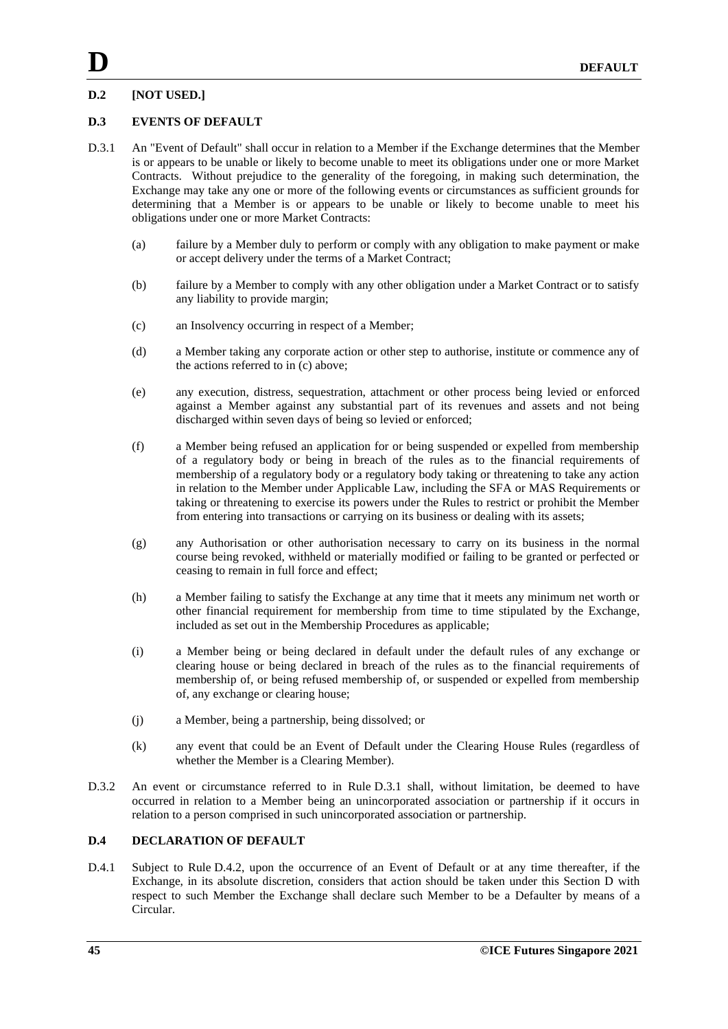## D.2 [NOT USED.]

## D.3 EVENTS OF DEFAULT

D.3.1 An "Event of Default" shall occur in relation to a Member if the Exchange determines that the Member is or appears to be unable or likely to become unable to meet its obligations under one or more Market Contracts. Without prejudice to the generality of the foregoing, in making such determination, the Exchange may take any one or more of the following events or circumstances as sufficient grounds for determining that a Member is or appears to be unable or likely to become unable to meet his obligations under one or more Market Contracts:

(a) failure by a Member duly to perform or comply with any obligation to make payment or make or accept delivery under the terms of a Market Contract;

(b) failure by a Member to comply with any other obligation under a Market Contract or to satisfy any liability to provide margin;

(c) an Insolvency occurring in respect of a Member;

(d) a Member taking any corporate action or other step to authorise, institute or commence any of the actions referred to in (c) above;

(e) any execution, distress, sequestration, attachment or other process being levied or enforced against a Member against any substantial part of its revenues and assets and not being discharged within seven days of being so levied or enforced;

(f) a Member being refused an application for or being suspended or expelled from membership of a regulatory body or being in breach of the rules as to the financial requirements of membership of a regulatory body or a regulatory body taking or threatening to take any action in relation to the Member under Applicable Law, including the SFA or MAS Requirements or taking or threatening to exercise its powers under the Rules to restrict or prohibit the Member from entering into transactions or carrying on its business or dealing with its assets;

(g) any Authorisation or other authorisation necessary to carry on its business in the normal course being revoked, withheld or materially modified or failing to be granted or perfected or ceasing to remain in full force and effect;

(h) a Member failing to satisfy the Exchange at any time that it meets any minimum net worth or other financial requirement for membership from time to time stipulated by the Exchange, included as set out in the Membership Procedures as applicable;

(i) a Member being or being declared in default under the default rules of any exchange or clearing house or being declared in breach of the rules as to the financial requirements of membership of, or being refused membership of, or suspended or expelled from membership of, any exchange or clearing house;

(j) a Member, being a partnership, being dissolved; or

(k) any event that could be an Event of Default under the Clearing House Rules (regardless of whether the Member is a Clearing Member).

D.3.2 An event or circumstance referred to in Rule D.3.1 shall, without limitation, be deemed to have occurred in relation to a Member being an unincorporated association or partnership if it occurs in relation to a person comprised in such unincorporated association or partnership.

## D.4 DECLARATION OF DEFAULT

D.4.1 Subject to Rule D.4.2, upon the occurrence of an Event of Default or at any time thereafter, if the Exchange, in its absolute discretion, considers that action should be taken under this Section D with respect to such Member the Exchange shall declare such Member to be a Defaulter by means of a Circular.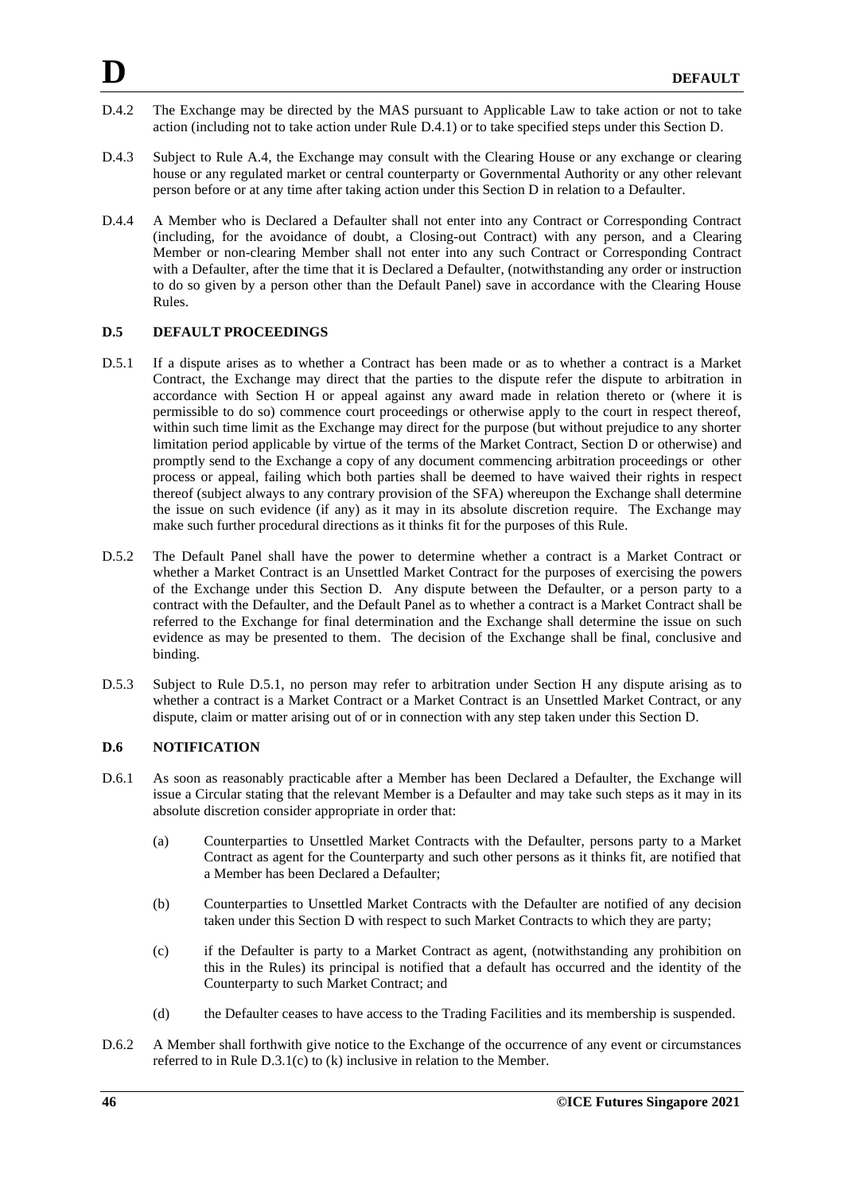D.4.2 The Exchange may be directed by the MAS pursuant to Applicable Law to take action or not to take action (including not to take action under Rule D.4.1) or to take specified steps under this Section D.

D.4.3 Subject to Rule A.4, the Exchange may consult with the Clearing House or any exchange or clearing house or any regulated market or central counterparty or Governmental Authority or any other relevant person before or at any time after taking action under this Section D in relation to a Defaulter.

D.4.4 A Member who is Declared a Defaulter shall not enter into any Contract or Corresponding Contract (including, for the avoidance of doubt, a Closing-out Contract) with any person, and a Clearing Member or non-clearing Member shall not enter into any such Contract or Corresponding Contract with a Defaulter, after the time that it is Declared a Defaulter, (notwithstanding any order or instruction to do so given by a person other than the Default Panel) save in accordance with the Clearing House Rules.

## D.5 DEFAULT PROCEEDINGS

D.5.1 If a dispute arises as to whether a Contract has been made or as to whether a contract is a Market Contract, the Exchange may direct that the parties to the dispute refer the dispute to arbitration in accordance with Section H or appeal against any award made in relation thereto or (where it is permissible to do so) commence court proceedings or otherwise apply to the court in respect thereof, within such time limit as the Exchange may direct for the purpose (but without prejudice to any shorter limitation period applicable by virtue of the terms of the Market Contract, Section D or otherwise) and promptly send to the Exchange a copy of any document commencing arbitration proceedings or other process or appeal, failing which both parties shall be deemed to have waived their rights in respect thereof (subject always to any contrary provision of the SFA) whereupon the Exchange shall determine the issue on such evidence (if any) as it may in its absolute discretion require. The Exchange may make such further procedural directions as it thinks fit for the purposes of this Rule.

D.5.2 The Default Panel shall have the power to determine whether a contract is a Market Contract or whether a Market Contract is an Unsettled Market Contract for the purposes of exercising the powers of the Exchange under this Section D. Any dispute between the Defaulter, or a person party to a contract with the Defaulter, and the Default Panel as to whether a contract is a Market Contract shall be referred to the Exchange for final determination and the Exchange shall determine the issue on such evidence as may be presented to them. The decision of the Exchange shall be final, conclusive and binding.

D.5.3 Subject to Rule D.5.1, no person may refer to arbitration under Section H any dispute arising as to whether a contract is a Market Contract or a Market Contract is an Unsettled Market Contract, or any dispute, claim or matter arising out of or in connection with any step taken under this Section D.

## D.6 NOTIFICATION

D.6.1 As soon as reasonably practicable after a Member has been Declared a Defaulter, the Exchange will issue a Circular stating that the relevant Member is a Defaulter and may take such steps as it may in its absolute discretion consider appropriate in order that:

(a) Counterparties to Unsettled Market Contracts with the Defaulter, persons party to a Market Contract as agent for the Counterparty and such other persons as it thinks fit, are notified that a Member has been Declared a Defaulter;

(b) Counterparties to Unsettled Market Contracts with the Defaulter are notified of any decision taken under this Section D with respect to such Market Contracts to which they are party;

(c) if the Defaulter is party to a Market Contract as agent, (notwithstanding any prohibition on this in the Rules) its principal is notified that a default has occurred and the identity of the Counterparty to such Market Contract; and

(d) the Defaulter ceases to have access to the Trading Facilities and its membership is suspended.

D.6.2 A Member shall forthwith give notice to the Exchange of the occurrence of any event or circumstances referred to in Rule D.3.1(c) to (k) inclusive in relation to the Member.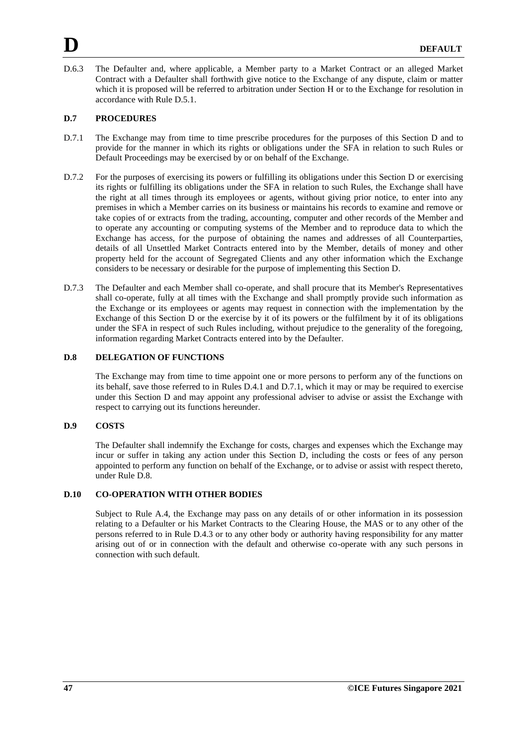D.6.3 The Defaulter and, where applicable, a Member party to a Market Contract or an alleged Market Contract with a Defaulter shall forthwith give notice to the Exchange of any dispute, claim or matter which it is proposed will be referred to arbitration under Section H or to the Exchange for resolution in accordance with Rule D.5.1.

## D.7 PROCEDURES

D.7.1 The Exchange may from time to time prescribe procedures for the purposes of this Section D and to provide for the manner in which its rights or obligations under the SFA in relation to such Rules or Default Proceedings may be exercised by or on behalf of the Exchange.

D.7.2 For the purposes of exercising its powers or fulfilling its obligations under this Section D or exercising its rights or fulfilling its obligations under the SFA in relation to such Rules, the Exchange shall have the right at all times through its employees or agents, without giving prior notice, to enter into any premises in which a Member carries on its business or maintains his records to examine and remove or take copies of or extracts from the trading, accounting, computer and other records of the Member and to operate any accounting or computing systems of the Member and to reproduce data to which the Exchange has access, for the purpose of obtaining the names and addresses of all Counterparties, details of all Unsettled Market Contracts entered into by the Member, details of money and other property held for the account of Segregated Clients and any other information which the Exchange considers to be necessary or desirable for the purpose of implementing this Section D.

D.7.3 The Defaulter and each Member shall co-operate, and shall procure that its Member's Representatives shall co-operate, fully at all times with the Exchange and shall promptly provide such information as the Exchange or its employees or agents may request in connection with the implementation by the Exchange of this Section D or the exercise by it of its powers or the fulfilment by it of its obligations under the SFA in respect of such Rules including, without prejudice to the generality of the foregoing, information regarding Market Contracts entered into by the Defaulter.

## D.8 DELEGATION OF FUNCTIONS

The Exchange may from time to time appoint one or more persons to perform any of the functions on its behalf, save those referred to in Rules D.4.1 and D.7.1, which it may or may be required to exercise under this Section D and may appoint any professional adviser to advise or assist the Exchange with respect to carrying out its functions hereunder.

## D.9 COSTS

The Defaulter shall indemnify the Exchange for costs, charges and expenses which the Exchange may incur or suffer in taking any action under this Section D, including the costs or fees of any person appointed to perform any function on behalf of the Exchange, or to advise or assist with respect thereto, under Rule D.8.

## D.10 CO-OPERATION WITH OTHER BODIES

Subject to Rule A.4, the Exchange may pass on any details of or other information in its possession relating to a Defaulter or his Market Contracts to the Clearing House, the MAS or to any other of the persons referred to in Rule D.4.3 or to any other body or authority having responsibility for any matter arising out of or in connection with the default and otherwise co-operate with any such persons in connection with such default.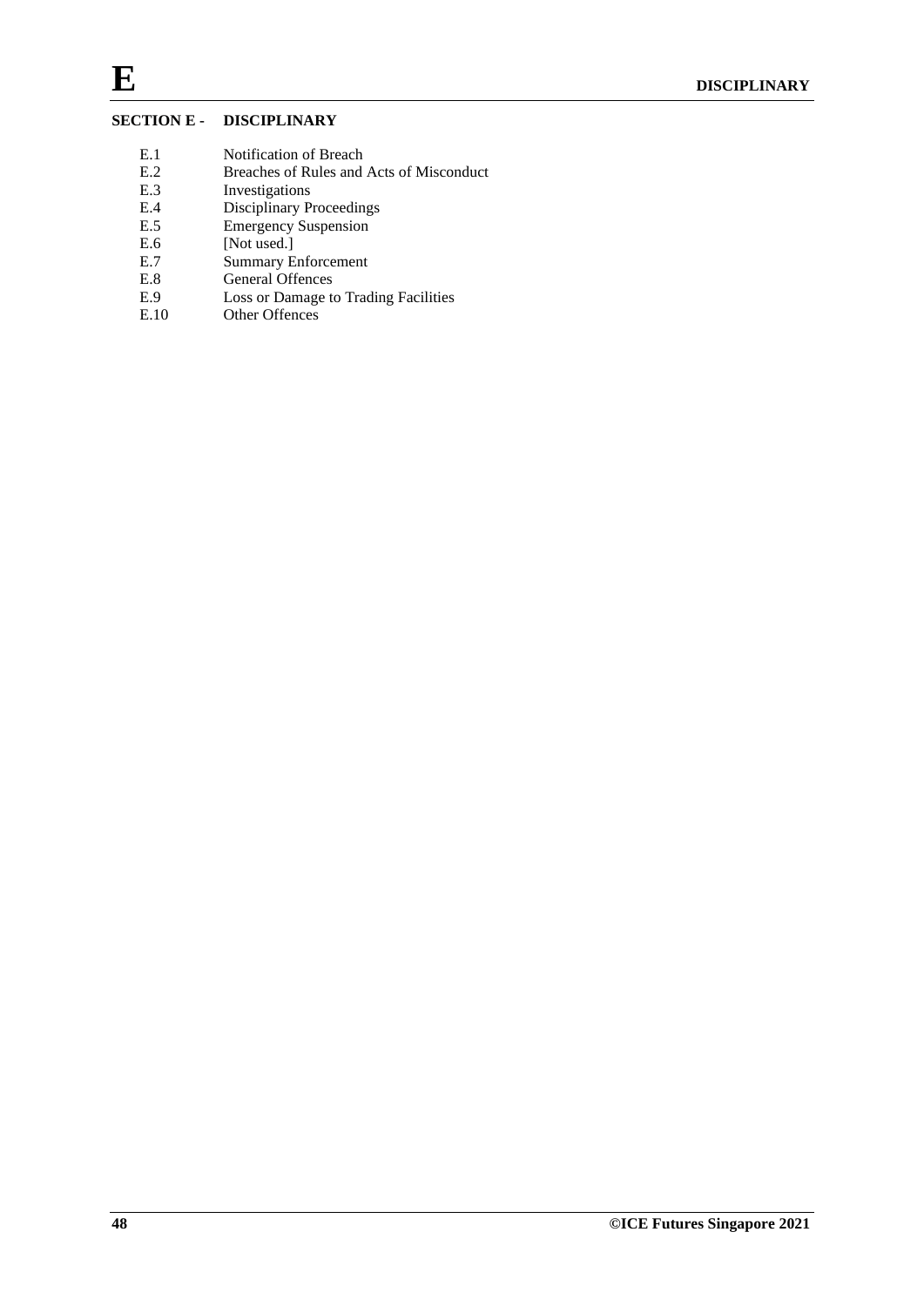## SECTION E - DISCIPLINARY

| | |
|---|---|
| E.1 | Notification of Breach |
| E.2 | Breaches of Rules and Acts of Misconduct |
| E.3 | Investigations |
| E.4 | Disciplinary Proceedings |
| E.5 | Emergency Suspension |
| E.6 | [Not used.] |
| E.7 | Summary Enforcement |
| E.8 | General Offences |
| E.9 | Loss or Damage to Trading Facilities |
| E.10 | Other Offences |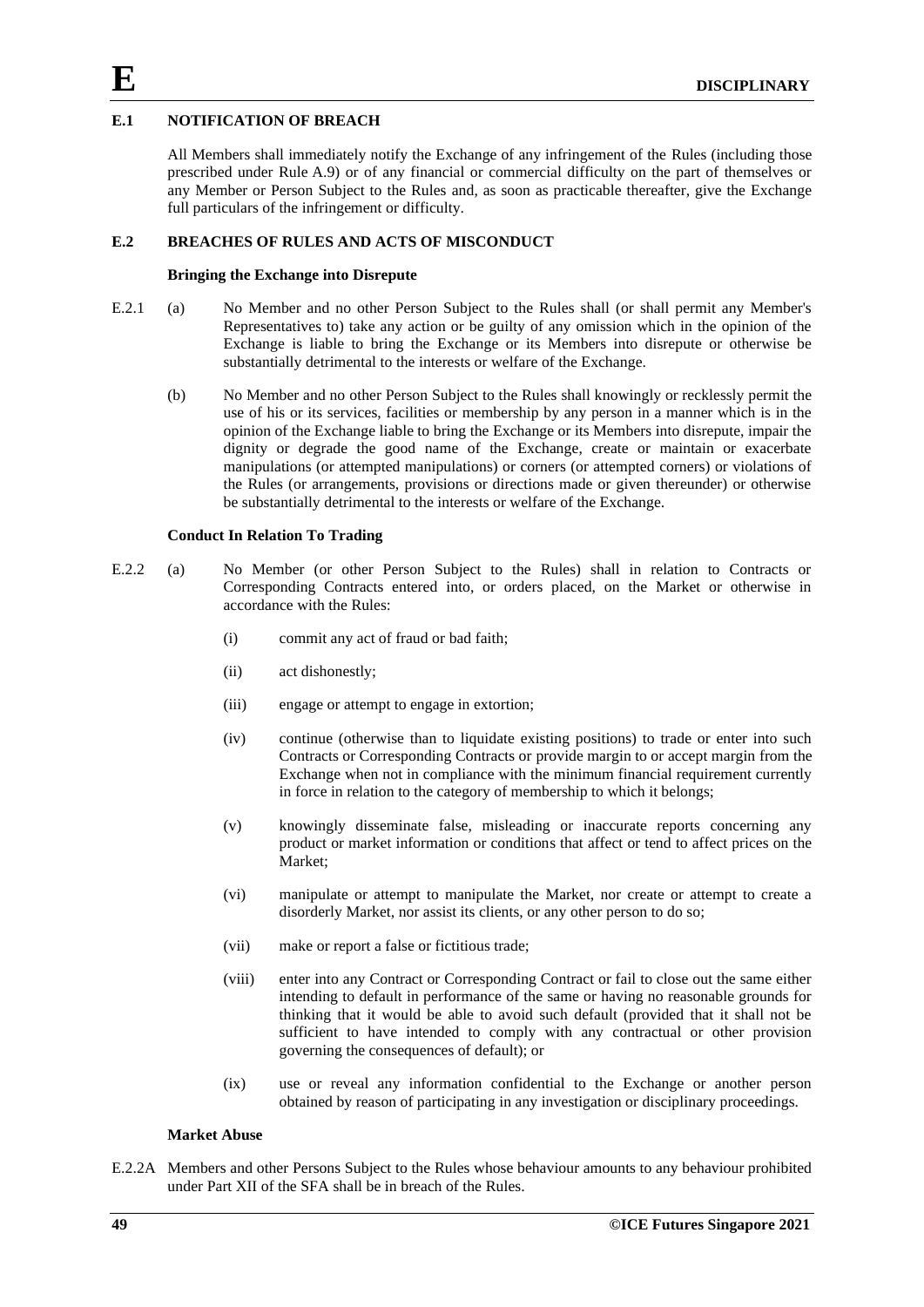## E.1 NOTIFICATION OF BREACH

All Members shall immediately notify the Exchange of any infringement of the Rules (including those prescribed under Rule A.9) or of any financial or commercial difficulty on the part of themselves or any Member or Person Subject to the Rules and, as soon as practicable thereafter, give the Exchange full particulars of the infringement or difficulty.

## E.2 BREACHES OF RULES AND ACTS OF MISCONDUCT

**Bringing the Exchange into Disrepute**

E.2.1 (a) No Member and no other Person Subject to the Rules shall (or shall permit any Member's Representatives to) take any action or be guilty of any omission which in the opinion of the Exchange is liable to bring the Exchange or its Members into disrepute or otherwise be substantially detrimental to the interests or welfare of the Exchange.

(b) No Member and no other Person Subject to the Rules shall knowingly or recklessly permit the use of his or its services, facilities or membership by any person in a manner which is in the opinion of the Exchange liable to bring the Exchange or its Members into disrepute, impair the dignity or degrade the good name of the Exchange, create or maintain or exacerbate manipulations (or attempted manipulations) or corners (or attempted corners) or violations of the Rules (or arrangements, provisions or directions made or given thereunder) or otherwise be substantially detrimental to the interests or welfare of the Exchange.

**Conduct In Relation To Trading**

E.2.2 (a) No Member (or other Person Subject to the Rules) shall in relation to Contracts or Corresponding Contracts entered into, or orders placed, on the Market or otherwise in accordance with the Rules:

(i) commit any act of fraud or bad faith;

(ii) act dishonestly;

(iii) engage or attempt to engage in extortion;

(iv) continue (otherwise than to liquidate existing positions) to trade or enter into such Contracts or Corresponding Contracts or provide margin to or accept margin from the Exchange when not in compliance with the minimum financial requirement currently in force in relation to the category of membership to which it belongs;

(v) knowingly disseminate false, misleading or inaccurate reports concerning any product or market information or conditions that affect or tend to affect prices on the Market;

(vi) manipulate or attempt to manipulate the Market, nor create or attempt to create a disorderly Market, nor assist its clients, or any other person to do so;

(vii) make or report a false or fictitious trade;

(viii) enter into any Contract or Corresponding Contract or fail to close out the same either intending to default in performance of the same or having no reasonable grounds for thinking that it would be able to avoid such default (provided that it shall not be sufficient to have intended to comply with any contractual or other provision governing the consequences of default); or

(ix) use or reveal any information confidential to the Exchange or another person obtained by reason of participating in any investigation or disciplinary proceedings.

**Market Abuse**

E.2.2A Members and other Persons Subject to the Rules whose behaviour amounts to any behaviour prohibited under Part XII of the SFA shall be in breach of the Rules.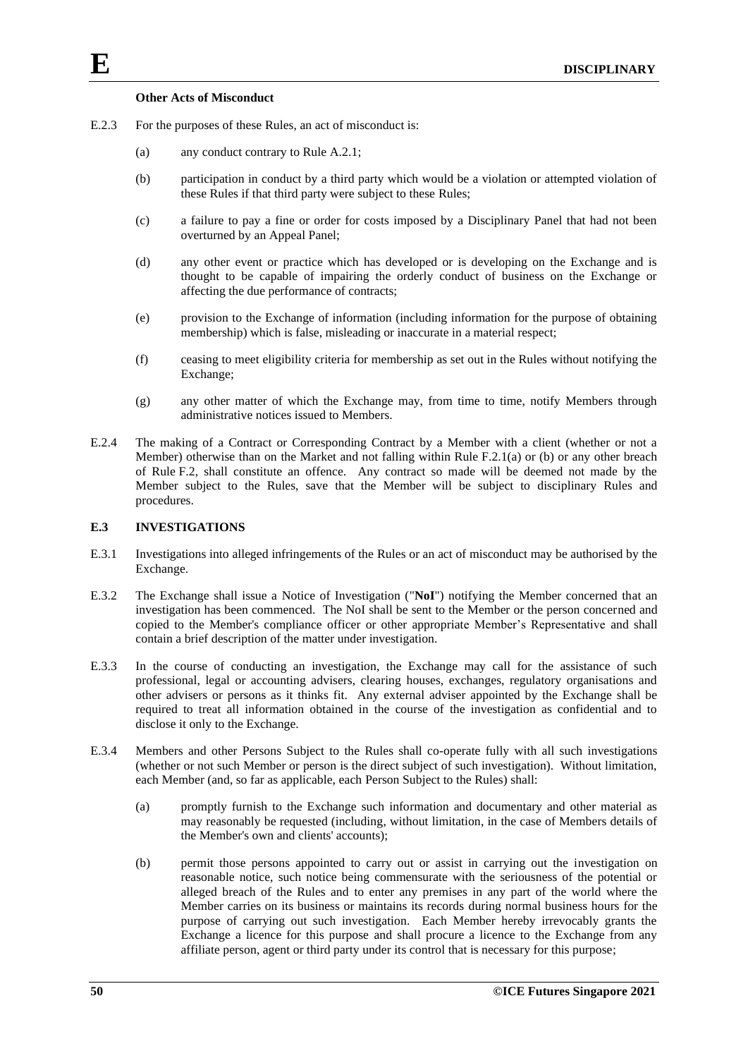**Other Acts of Misconduct**

E.2.3 For the purposes of these Rules, an act of misconduct is:

(a) any conduct contrary to Rule A.2.1;

(b) participation in conduct by a third party which would be a violation or attempted violation of these Rules if that third party were subject to these Rules;

(c) a failure to pay a fine or order for costs imposed by a Disciplinary Panel that had not been overturned by an Appeal Panel;

(d) any other event or practice which has developed or is developing on the Exchange and is thought to be capable of impairing the orderly conduct of business on the Exchange or affecting the due performance of contracts;

(e) provision to the Exchange of information (including information for the purpose of obtaining membership) which is false, misleading or inaccurate in a material respect;

(f) ceasing to meet eligibility criteria for membership as set out in the Rules without notifying the Exchange;

(g) any other matter of which the Exchange may, from time to time, notify Members through administrative notices issued to Members.

E.2.4 The making of a Contract or Corresponding Contract by a Member with a client (whether or not a Member) otherwise than on the Market and not falling within Rule F.2.1(a) or (b) or any other breach of Rule F.2, shall constitute an offence. Any contract so made will be deemed not made by the Member subject to the Rules, save that the Member will be subject to disciplinary Rules and procedures.

## E.3 INVESTIGATIONS

E.3.1 Investigations into alleged infringements of the Rules or an act of misconduct may be authorised by the Exchange.

E.3.2 The Exchange shall issue a Notice of Investigation ("**NoI**") notifying the Member concerned that an investigation has been commenced. The NoI shall be sent to the Member or the person concerned and copied to the Member's compliance officer or other appropriate Member's Representative and shall contain a brief description of the matter under investigation.

E.3.3 In the course of conducting an investigation, the Exchange may call for the assistance of such professional, legal or accounting advisers, clearing houses, exchanges, regulatory organisations and other advisers or persons as it thinks fit. Any external adviser appointed by the Exchange shall be required to treat all information obtained in the course of the investigation as confidential and to disclose it only to the Exchange.

E.3.4 Members and other Persons Subject to the Rules shall co-operate fully with all such investigations (whether or not such Member or person is the direct subject of such investigation). Without limitation, each Member (and, so far as applicable, each Person Subject to the Rules) shall:

(a) promptly furnish to the Exchange such information and documentary and other material as may reasonably be requested (including, without limitation, in the case of Members details of the Member's own and clients' accounts);

(b) permit those persons appointed to carry out or assist in carrying out the investigation on reasonable notice, such notice being commensurate with the seriousness of the potential or alleged breach of the Rules and to enter any premises in any part of the world where the Member carries on its business or maintains its records during normal business hours for the purpose of carrying out such investigation. Each Member hereby irrevocably grants the Exchange a licence for this purpose and shall procure a licence to the Exchange from any affiliate person, agent or third party under its control that is necessary for this purpose;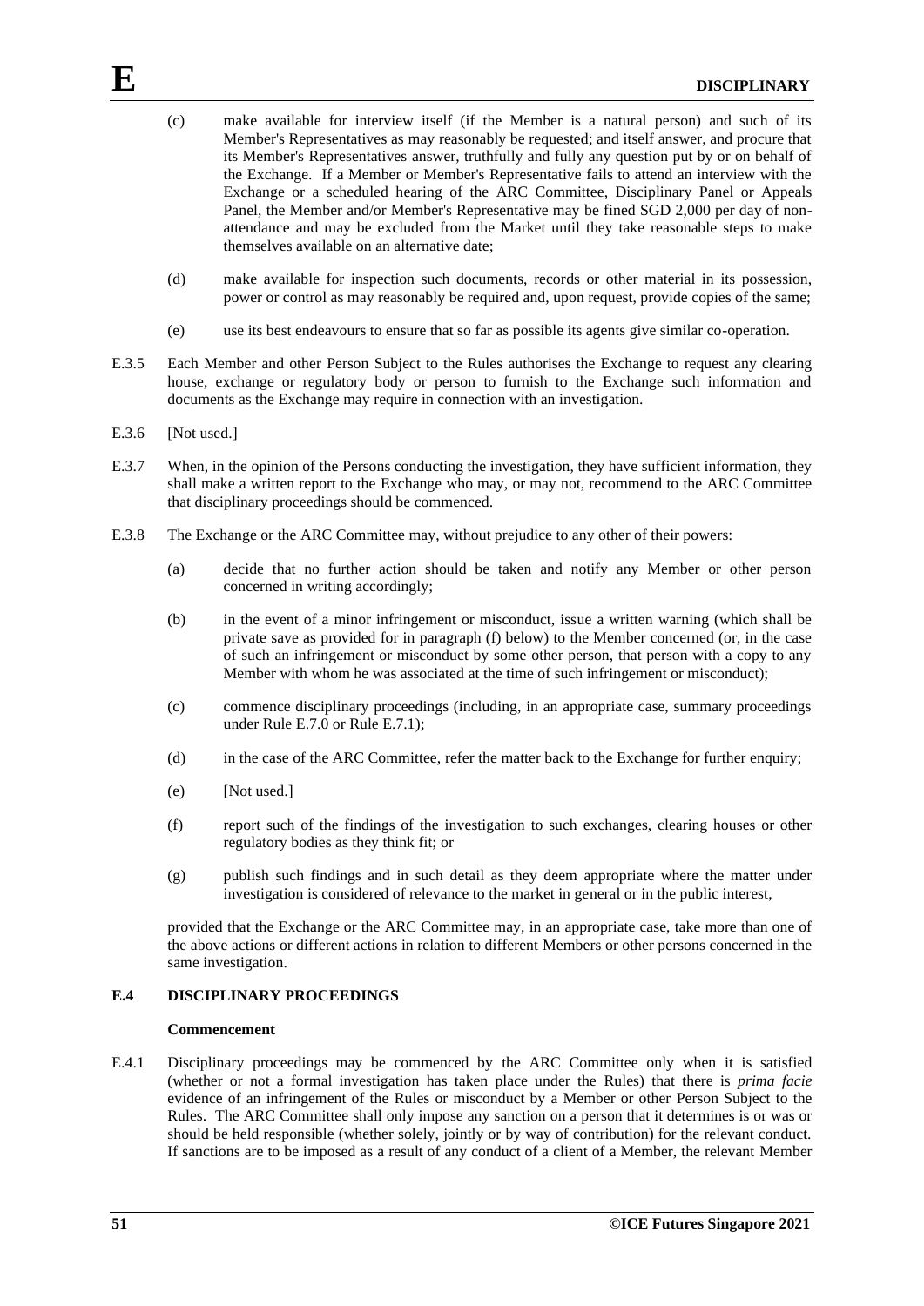(c) make available for interview itself (if the Member is a natural person) and such of its Member's Representatives as may reasonably be requested; and itself answer, and procure that its Member's Representatives answer, truthfully and fully any question put by or on behalf of the Exchange. If a Member or Member's Representative fails to attend an interview with the Exchange or a scheduled hearing of the ARC Committee, Disciplinary Panel or Appeals Panel, the Member and/or Member's Representative may be fined SGD 2,000 per day of non-attendance and may be excluded from the Market until they take reasonable steps to make themselves available on an alternative date;

(d) make available for inspection such documents, records or other material in its possession, power or control as may reasonably be required and, upon request, provide copies of the same;

(e) use its best endeavours to ensure that so far as possible its agents give similar co-operation.

E.3.5 Each Member and other Person Subject to the Rules authorises the Exchange to request any clearing house, exchange or regulatory body or person to furnish to the Exchange such information and documents as the Exchange may require in connection with an investigation.

E.3.6 [Not used.]

E.3.7 When, in the opinion of the Persons conducting the investigation, they have sufficient information, they shall make a written report to the Exchange who may, or may not, recommend to the ARC Committee that disciplinary proceedings should be commenced.

E.3.8 The Exchange or the ARC Committee may, without prejudice to any other of their powers:

(a) decide that no further action should be taken and notify any Member or other person concerned in writing accordingly;

(b) in the event of a minor infringement or misconduct, issue a written warning (which shall be private save as provided for in paragraph (f) below) to the Member concerned (or, in the case of such an infringement or misconduct by some other person, that person with a copy to any Member with whom he was associated at the time of such infringement or misconduct);

(c) commence disciplinary proceedings (including, in an appropriate case, summary proceedings under Rule E.7.0 or Rule E.7.1);

(d) in the case of the ARC Committee, refer the matter back to the Exchange for further enquiry;

(e) [Not used.]

(f) report such of the findings of the investigation to such exchanges, clearing houses or other regulatory bodies as they think fit; or

(g) publish such findings and in such detail as they deem appropriate where the matter under investigation is considered of relevance to the market in general or in the public interest,

provided that the Exchange or the ARC Committee may, in an appropriate case, take more than one of the above actions or different actions in relation to different Members or other persons concerned in the same investigation.

## E.4 DISCIPLINARY PROCEEDINGS

### Commencement

E.4.1 Disciplinary proceedings may be commenced by the ARC Committee only when it is satisfied (whether or not a formal investigation has taken place under the Rules) that there is *prima facie* evidence of an infringement of the Rules or misconduct by a Member or other Person Subject to the Rules. The ARC Committee shall only impose any sanction on a person that it determines is or was or should be held responsible (whether solely, jointly or by way of contribution) for the relevant conduct. If sanctions are to be imposed as a result of any conduct of a client of a Member, the relevant Member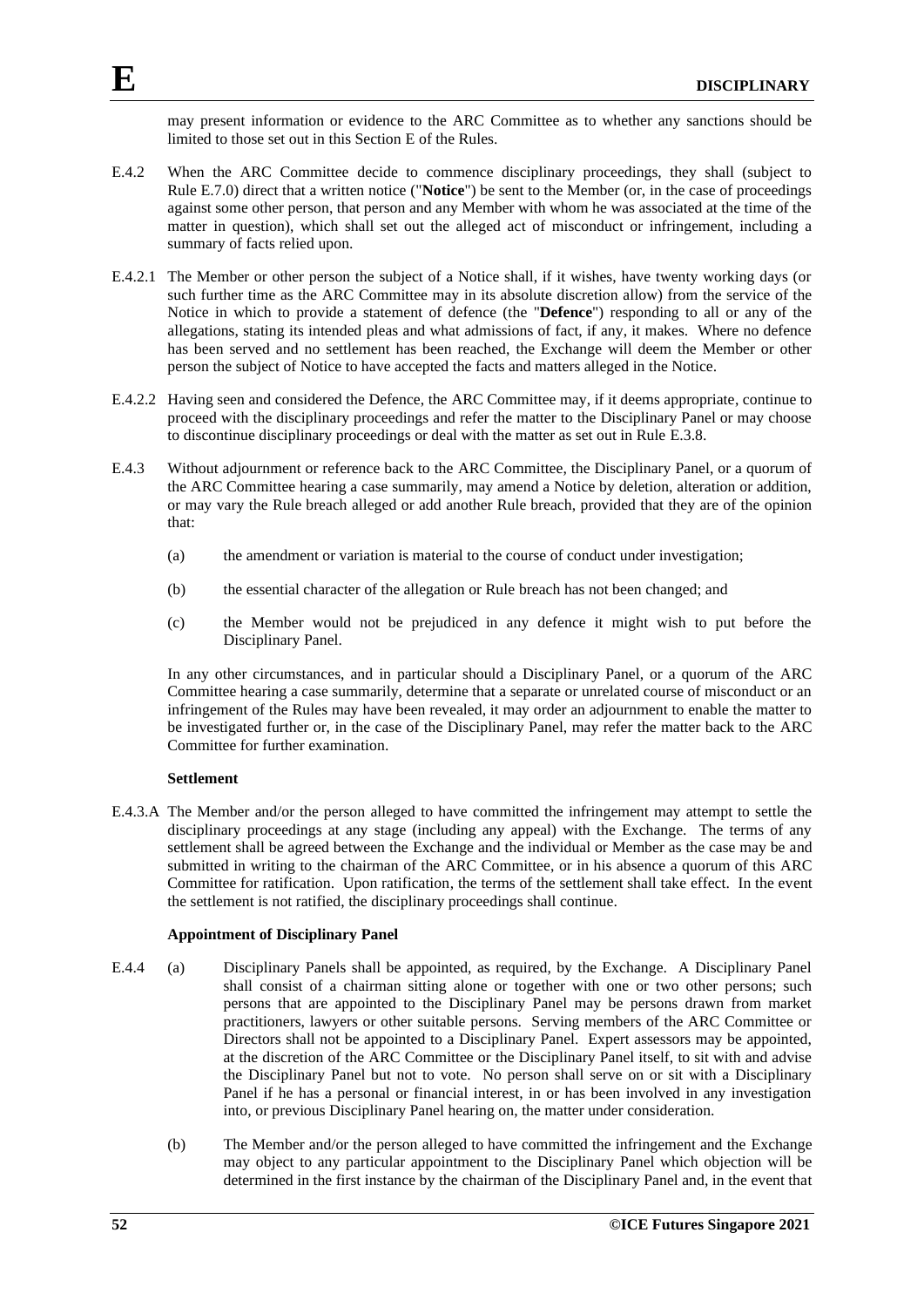may present information or evidence to the ARC Committee as to whether any sanctions should be limited to those set out in this Section E of the Rules.

E.4.2 When the ARC Committee decide to commence disciplinary proceedings, they shall (subject to Rule E.7.0) direct that a written notice ("**Notice**") be sent to the Member (or, in the case of proceedings against some other person, that person and any Member with whom he was associated at the time of the matter in question), which shall set out the alleged act of misconduct or infringement, including a summary of facts relied upon.

E.4.2.1 The Member or other person the subject of a Notice shall, if it wishes, have twenty working days (or such further time as the ARC Committee may in its absolute discretion allow) from the service of the Notice in which to provide a statement of defence (the "**Defence**") responding to all or any of the allegations, stating its intended pleas and what admissions of fact, if any, it makes. Where no defence has been served and no settlement has been reached, the Exchange will deem the Member or other person the subject of Notice to have accepted the facts and matters alleged in the Notice.

E.4.2.2 Having seen and considered the Defence, the ARC Committee may, if it deems appropriate, continue to proceed with the disciplinary proceedings and refer the matter to the Disciplinary Panel or may choose to discontinue disciplinary proceedings or deal with the matter as set out in Rule E.3.8.

E.4.3 Without adjournment or reference back to the ARC Committee, the Disciplinary Panel, or a quorum of the ARC Committee hearing a case summarily, may amend a Notice by deletion, alteration or addition, or may vary the Rule breach alleged or add another Rule breach, provided that they are of the opinion that:

(a) the amendment or variation is material to the course of conduct under investigation;

(b) the essential character of the allegation or Rule breach has not been changed; and

(c) the Member would not be prejudiced in any defence it might wish to put before the Disciplinary Panel.

In any other circumstances, and in particular should a Disciplinary Panel, or a quorum of the ARC Committee hearing a case summarily, determine that a separate or unrelated course of misconduct or an infringement of the Rules may have been revealed, it may order an adjournment to enable the matter to be investigated further or, in the case of the Disciplinary Panel, may refer the matter back to the ARC Committee for further examination.

**Settlement**

E.4.3.A The Member and/or the person alleged to have committed the infringement may attempt to settle the disciplinary proceedings at any stage (including any appeal) with the Exchange. The terms of any settlement shall be agreed between the Exchange and the individual or Member as the case may be and submitted in writing to the chairman of the ARC Committee, or in his absence a quorum of this ARC Committee for ratification. Upon ratification, the terms of the settlement shall take effect. In the event the settlement is not ratified, the disciplinary proceedings shall continue.

**Appointment of Disciplinary Panel**

E.4.4 (a) Disciplinary Panels shall be appointed, as required, by the Exchange. A Disciplinary Panel shall consist of a chairman sitting alone or together with one or two other persons; such persons that are appointed to the Disciplinary Panel may be persons drawn from market practitioners, lawyers or other suitable persons. Serving members of the ARC Committee or Directors shall not be appointed to a Disciplinary Panel. Expert assessors may be appointed, at the discretion of the ARC Committee or the Disciplinary Panel itself, to sit with and advise the Disciplinary Panel but not to vote. No person shall serve on or sit with a Disciplinary Panel if he has a personal or financial interest, in or has been involved in any investigation into, or previous Disciplinary Panel hearing on, the matter under consideration.

(b) The Member and/or the person alleged to have committed the infringement and the Exchange may object to any particular appointment to the Disciplinary Panel which objection will be determined in the first instance by the chairman of the Disciplinary Panel and, in the event that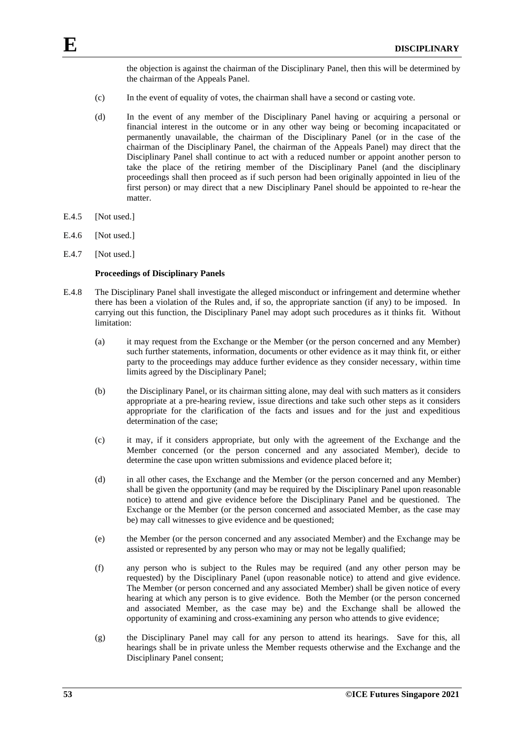the objection is against the chairman of the Disciplinary Panel, then this will be determined by the chairman of the Appeals Panel.

(c) In the event of equality of votes, the chairman shall have a second or casting vote.

(d) In the event of any member of the Disciplinary Panel having or acquiring a personal or financial interest in the outcome or in any other way being or becoming incapacitated or permanently unavailable, the chairman of the Disciplinary Panel (or in the case of the chairman of the Disciplinary Panel, the chairman of the Appeals Panel) may direct that the Disciplinary Panel shall continue to act with a reduced number or appoint another person to take the place of the retiring member of the Disciplinary Panel (and the disciplinary proceedings shall then proceed as if such person had been originally appointed in lieu of the first person) or may direct that a new Disciplinary Panel should be appointed to re-hear the matter.

E.4.5 [Not used.]

E.4.6 [Not used.]

E.4.7 [Not used.]

**Proceedings of Disciplinary Panels**

E.4.8 The Disciplinary Panel shall investigate the alleged misconduct or infringement and determine whether there has been a violation of the Rules and, if so, the appropriate sanction (if any) to be imposed. In carrying out this function, the Disciplinary Panel may adopt such procedures as it thinks fit. Without limitation:

(a) it may request from the Exchange or the Member (or the person concerned and any Member) such further statements, information, documents or other evidence as it may think fit, or either party to the proceedings may adduce further evidence as they consider necessary, within time limits agreed by the Disciplinary Panel;

(b) the Disciplinary Panel, or its chairman sitting alone, may deal with such matters as it considers appropriate at a pre-hearing review, issue directions and take such other steps as it considers appropriate for the clarification of the facts and issues and for the just and expeditious determination of the case;

(c) it may, if it considers appropriate, but only with the agreement of the Exchange and the Member concerned (or the person concerned and any associated Member), decide to determine the case upon written submissions and evidence placed before it;

(d) in all other cases, the Exchange and the Member (or the person concerned and any Member) shall be given the opportunity (and may be required by the Disciplinary Panel upon reasonable notice) to attend and give evidence before the Disciplinary Panel and be questioned. The Exchange or the Member (or the person concerned and associated Member, as the case may be) may call witnesses to give evidence and be questioned;

(e) the Member (or the person concerned and any associated Member) and the Exchange may be assisted or represented by any person who may or may not be legally qualified;

(f) any person who is subject to the Rules may be required (and any other person may be requested) by the Disciplinary Panel (upon reasonable notice) to attend and give evidence. The Member (or person concerned and any associated Member) shall be given notice of every hearing at which any person is to give evidence. Both the Member (or the person concerned and associated Member, as the case may be) and the Exchange shall be allowed the opportunity of examining and cross-examining any person who attends to give evidence;

(g) the Disciplinary Panel may call for any person to attend its hearings. Save for this, all hearings shall be in private unless the Member requests otherwise and the Exchange and the Disciplinary Panel consent;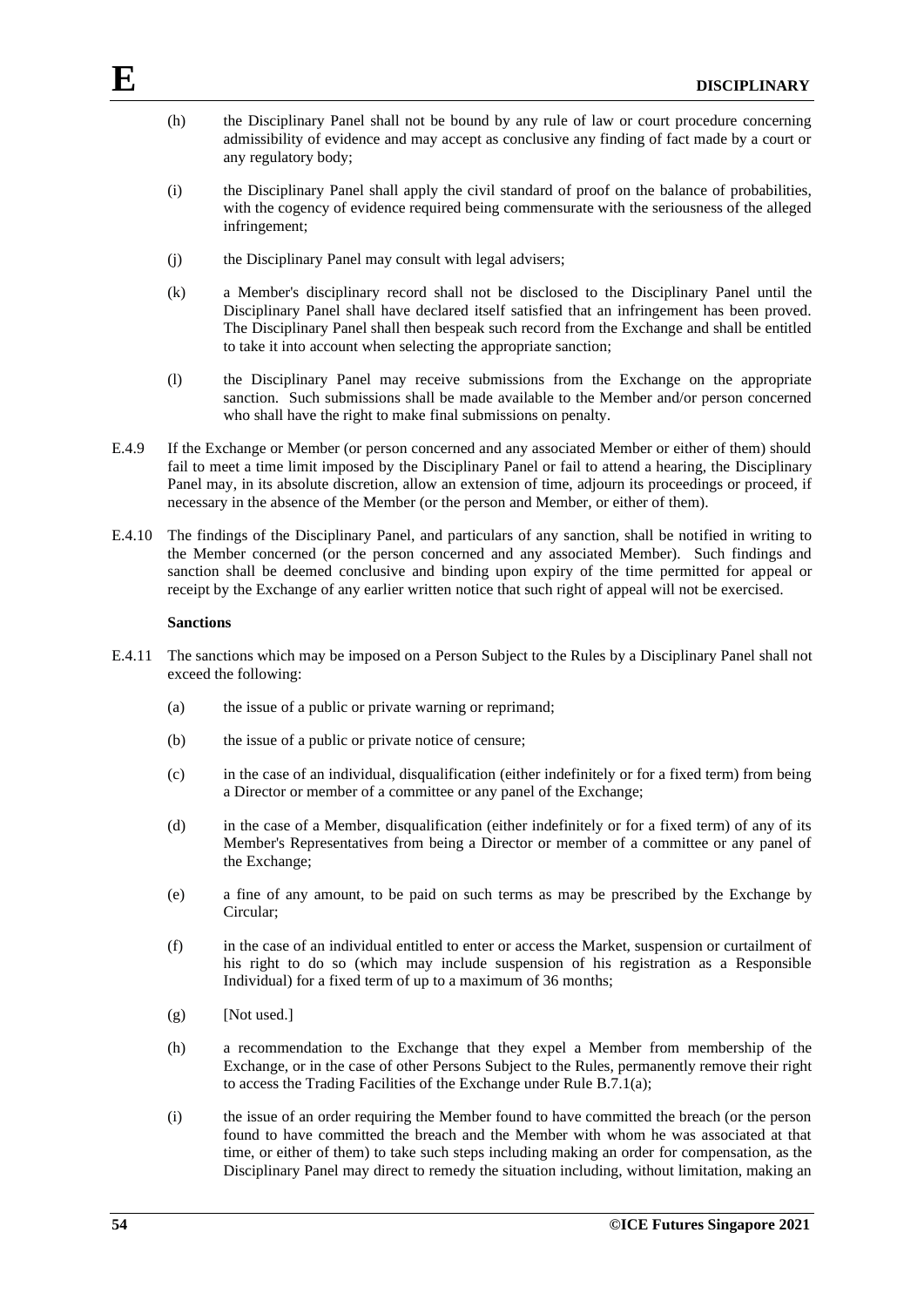(h) the Disciplinary Panel shall not be bound by any rule of law or court procedure concerning admissibility of evidence and may accept as conclusive any finding of fact made by a court or any regulatory body;

(i) the Disciplinary Panel shall apply the civil standard of proof on the balance of probabilities, with the cogency of evidence required being commensurate with the seriousness of the alleged infringement;

(j) the Disciplinary Panel may consult with legal advisers;

(k) a Member's disciplinary record shall not be disclosed to the Disciplinary Panel until the Disciplinary Panel shall have declared itself satisfied that an infringement has been proved. The Disciplinary Panel shall then bespeak such record from the Exchange and shall be entitled to take it into account when selecting the appropriate sanction;

(l) the Disciplinary Panel may receive submissions from the Exchange on the appropriate sanction. Such submissions shall be made available to the Member and/or person concerned who shall have the right to make final submissions on penalty.

E.4.9 If the Exchange or Member (or person concerned and any associated Member or either of them) should fail to meet a time limit imposed by the Disciplinary Panel or fail to attend a hearing, the Disciplinary Panel may, in its absolute discretion, allow an extension of time, adjourn its proceedings or proceed, if necessary in the absence of the Member (or the person and Member, or either of them).

E.4.10 The findings of the Disciplinary Panel, and particulars of any sanction, shall be notified in writing to the Member concerned (or the person concerned and any associated Member). Such findings and sanction shall be deemed conclusive and binding upon expiry of the time permitted for appeal or receipt by the Exchange of any earlier written notice that such right of appeal will not be exercised.

**Sanctions**

E.4.11 The sanctions which may be imposed on a Person Subject to the Rules by a Disciplinary Panel shall not exceed the following:

(a) the issue of a public or private warning or reprimand;

(b) the issue of a public or private notice of censure;

(c) in the case of an individual, disqualification (either indefinitely or for a fixed term) from being a Director or member of a committee or any panel of the Exchange;

(d) in the case of a Member, disqualification (either indefinitely or for a fixed term) of any of its Member's Representatives from being a Director or member of a committee or any panel of the Exchange;

(e) a fine of any amount, to be paid on such terms as may be prescribed by the Exchange by Circular;

(f) in the case of an individual entitled to enter or access the Market, suspension or curtailment of his right to do so (which may include suspension of his registration as a Responsible Individual) for a fixed term of up to a maximum of 36 months;

(g) [Not used.]

(h) a recommendation to the Exchange that they expel a Member from membership of the Exchange, or in the case of other Persons Subject to the Rules, permanently remove their right to access the Trading Facilities of the Exchange under Rule B.7.1(a);

(i) the issue of an order requiring the Member found to have committed the breach (or the person found to have committed the breach and the Member with whom he was associated at that time, or either of them) to take such steps including making an order for compensation, as the Disciplinary Panel may direct to remedy the situation including, without limitation, making an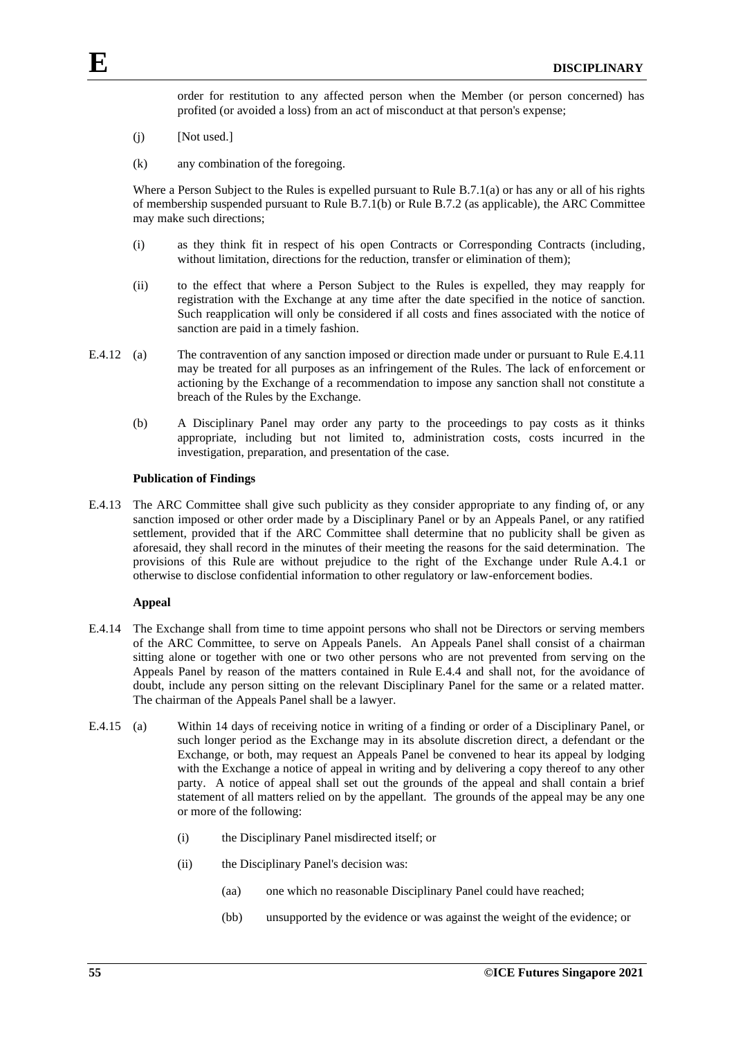order for restitution to any affected person when the Member (or person concerned) has profited (or avoided a loss) from an act of misconduct at that person's expense;

(j) [Not used.]

(k) any combination of the foregoing.

Where a Person Subject to the Rules is expelled pursuant to Rule B.7.1(a) or has any or all of his rights of membership suspended pursuant to Rule B.7.1(b) or Rule B.7.2 (as applicable), the ARC Committee may make such directions;

(i) as they think fit in respect of his open Contracts or Corresponding Contracts (including, without limitation, directions for the reduction, transfer or elimination of them);

(ii) to the effect that where a Person Subject to the Rules is expelled, they may reapply for registration with the Exchange at any time after the date specified in the notice of sanction. Such reapplication will only be considered if all costs and fines associated with the notice of sanction are paid in a timely fashion.

E.4.12 (a) The contravention of any sanction imposed or direction made under or pursuant to Rule E.4.11 may be treated for all purposes as an infringement of the Rules. The lack of enforcement or actioning by the Exchange of a recommendation to impose any sanction shall not constitute a breach of the Rules by the Exchange.

(b) A Disciplinary Panel may order any party to the proceedings to pay costs as it thinks appropriate, including but not limited to, administration costs, costs incurred in the investigation, preparation, and presentation of the case.

**Publication of Findings**

E.4.13 The ARC Committee shall give such publicity as they consider appropriate to any finding of, or any sanction imposed or other order made by a Disciplinary Panel or by an Appeals Panel, or any ratified settlement, provided that if the ARC Committee shall determine that no publicity shall be given as aforesaid, they shall record in the minutes of their meeting the reasons for the said determination. The provisions of this Rule are without prejudice to the right of the Exchange under Rule A.4.1 or otherwise to disclose confidential information to other regulatory or law-enforcement bodies.

**Appeal**

E.4.14 The Exchange shall from time to time appoint persons who shall not be Directors or serving members of the ARC Committee, to serve on Appeals Panels. An Appeals Panel shall consist of a chairman sitting alone or together with one or two other persons who are not prevented from serving on the Appeals Panel by reason of the matters contained in Rule E.4.4 and shall not, for the avoidance of doubt, include any person sitting on the relevant Disciplinary Panel for the same or a related matter. The chairman of the Appeals Panel shall be a lawyer.

E.4.15 (a) Within 14 days of receiving notice in writing of a finding or order of a Disciplinary Panel, or such longer period as the Exchange may in its absolute discretion direct, a defendant or the Exchange, or both, may request an Appeals Panel be convened to hear its appeal by lodging with the Exchange a notice of appeal in writing and by delivering a copy thereof to any other party. A notice of appeal shall set out the grounds of the appeal and shall contain a brief statement of all matters relied on by the appellant. The grounds of the appeal may be any one or more of the following:

(i) the Disciplinary Panel misdirected itself; or

(ii) the Disciplinary Panel's decision was:

(aa) one which no reasonable Disciplinary Panel could have reached;

(bb) unsupported by the evidence or was against the weight of the evidence; or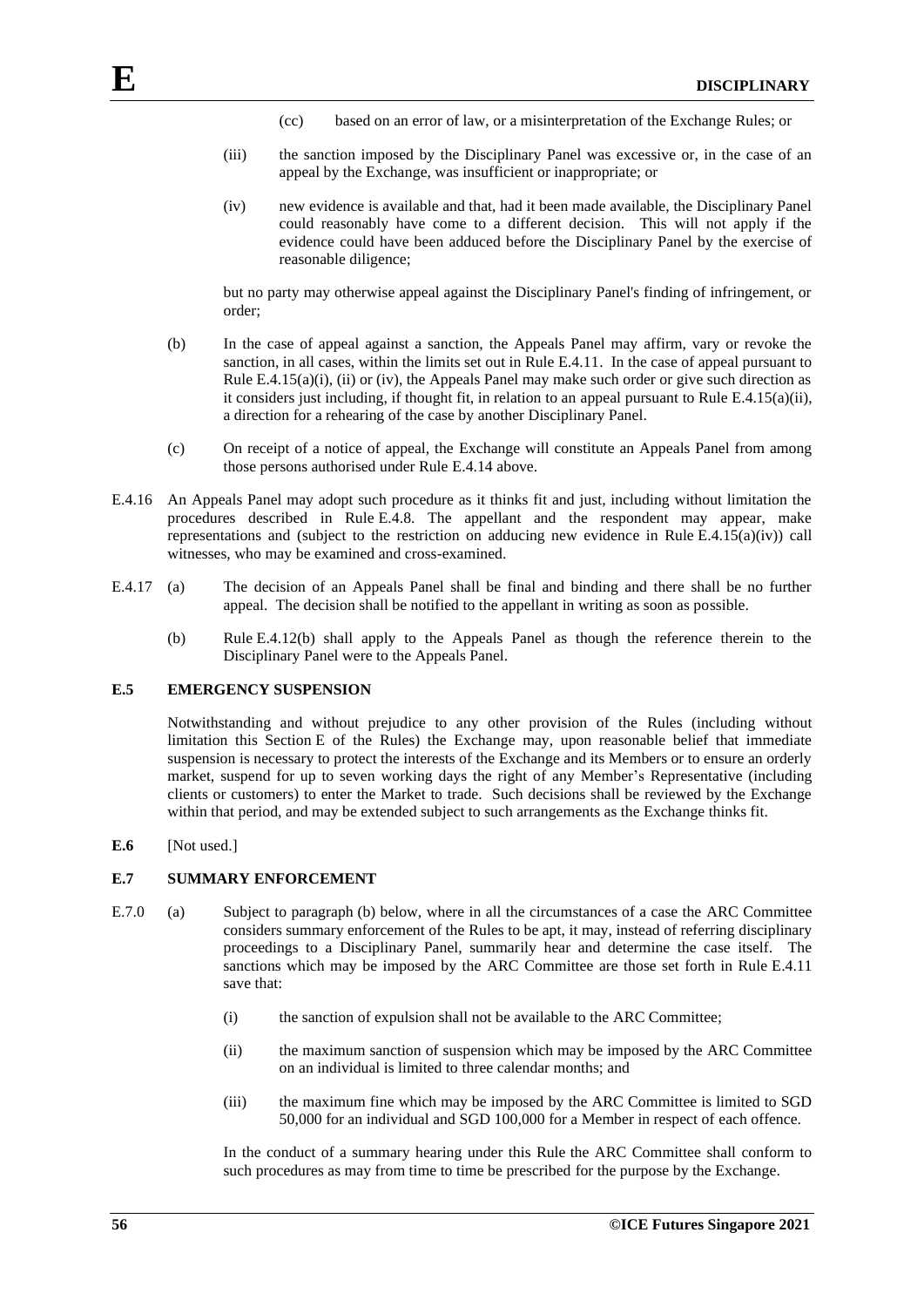(cc) based on an error of law, or a misinterpretation of the Exchange Rules; or

(iii) the sanction imposed by the Disciplinary Panel was excessive or, in the case of an appeal by the Exchange, was insufficient or inappropriate; or

(iv) new evidence is available and that, had it been made available, the Disciplinary Panel could reasonably have come to a different decision. This will not apply if the evidence could have been adduced before the Disciplinary Panel by the exercise of reasonable diligence;

but no party may otherwise appeal against the Disciplinary Panel's finding of infringement, or order;

(b) In the case of appeal against a sanction, the Appeals Panel may affirm, vary or revoke the sanction, in all cases, within the limits set out in Rule E.4.11. In the case of appeal pursuant to Rule E.4.15(a)(i), (ii) or (iv), the Appeals Panel may make such order or give such direction as it considers just including, if thought fit, in relation to an appeal pursuant to Rule E.4.15(a)(ii), a direction for a rehearing of the case by another Disciplinary Panel.

(c) On receipt of a notice of appeal, the Exchange will constitute an Appeals Panel from among those persons authorised under Rule E.4.14 above.

E.4.16 An Appeals Panel may adopt such procedure as it thinks fit and just, including without limitation the procedures described in Rule E.4.8. The appellant and the respondent may appear, make representations and (subject to the restriction on adducing new evidence in Rule E.4.15(a)(iv)) call witnesses, who may be examined and cross-examined.

E.4.17 (a) The decision of an Appeals Panel shall be final and binding and there shall be no further appeal. The decision shall be notified to the appellant in writing as soon as possible.

(b) Rule E.4.12(b) shall apply to the Appeals Panel as though the reference therein to the Disciplinary Panel were to the Appeals Panel.

## E.5 EMERGENCY SUSPENSION

Notwithstanding and without prejudice to any other provision of the Rules (including without limitation this Section E of the Rules) the Exchange may, upon reasonable belief that immediate suspension is necessary to protect the interests of the Exchange and its Members or to ensure an orderly market, suspend for up to seven working days the right of any Member's Representative (including clients or customers) to enter the Market to trade. Such decisions shall be reviewed by the Exchange within that period, and may be extended subject to such arrangements as the Exchange thinks fit.

**E.6** [Not used.]

## E.7 SUMMARY ENFORCEMENT

E.7.0 (a) Subject to paragraph (b) below, where in all the circumstances of a case the ARC Committee considers summary enforcement of the Rules to be apt, it may, instead of referring disciplinary proceedings to a Disciplinary Panel, summarily hear and determine the case itself. The sanctions which may be imposed by the ARC Committee are those set forth in Rule E.4.11 save that:

(i) the sanction of expulsion shall not be available to the ARC Committee;

(ii) the maximum sanction of suspension which may be imposed by the ARC Committee on an individual is limited to three calendar months; and

(iii) the maximum fine which may be imposed by the ARC Committee is limited to SGD 50,000 for an individual and SGD 100,000 for a Member in respect of each offence.

In the conduct of a summary hearing under this Rule the ARC Committee shall conform to such procedures as may from time to time be prescribed for the purpose by the Exchange.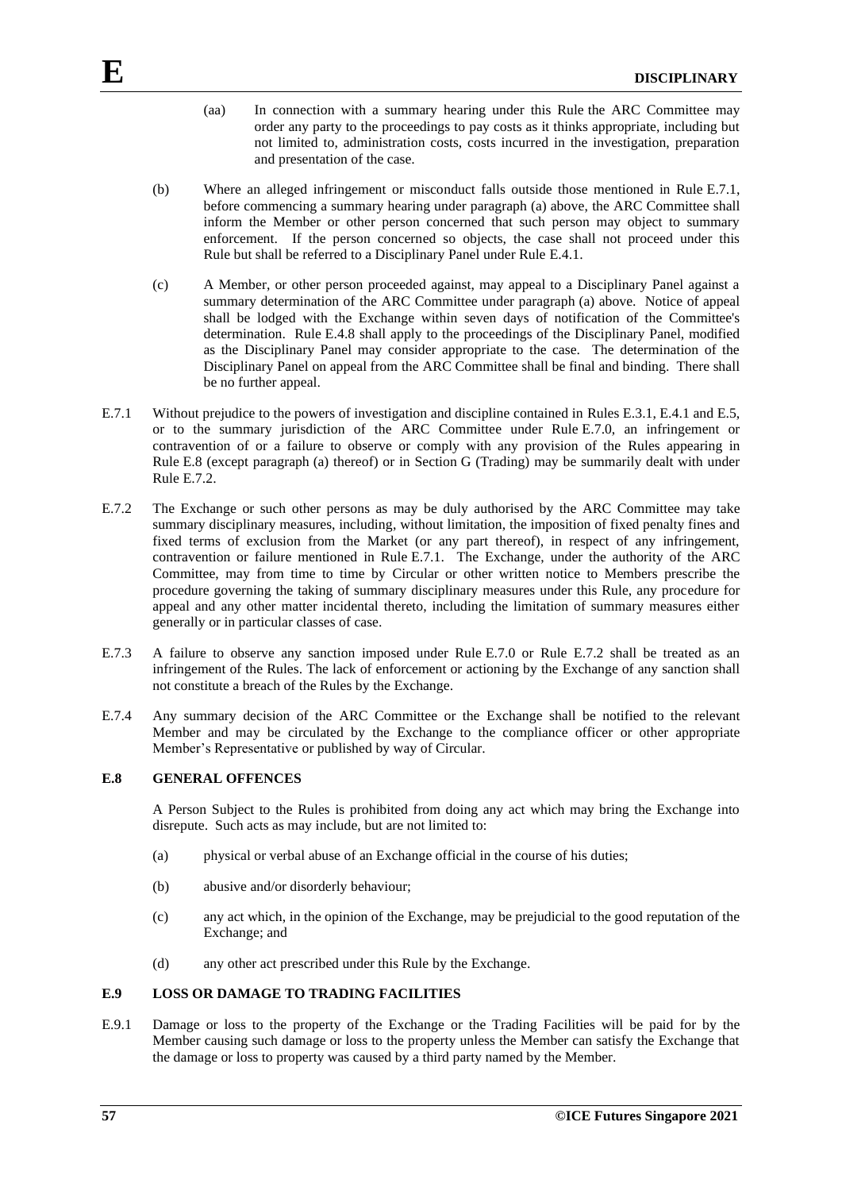(aa) In connection with a summary hearing under this Rule the ARC Committee may order any party to the proceedings to pay costs as it thinks appropriate, including but not limited to, administration costs, costs incurred in the investigation, preparation and presentation of the case.

(b) Where an alleged infringement or misconduct falls outside those mentioned in Rule E.7.1, before commencing a summary hearing under paragraph (a) above, the ARC Committee shall inform the Member or other person concerned that such person may object to summary enforcement. If the person concerned so objects, the case shall not proceed under this Rule but shall be referred to a Disciplinary Panel under Rule E.4.1.

(c) A Member, or other person proceeded against, may appeal to a Disciplinary Panel against a summary determination of the ARC Committee under paragraph (a) above. Notice of appeal shall be lodged with the Exchange within seven days of notification of the Committee's determination. Rule E.4.8 shall apply to the proceedings of the Disciplinary Panel, modified as the Disciplinary Panel may consider appropriate to the case. The determination of the Disciplinary Panel on appeal from the ARC Committee shall be final and binding. There shall be no further appeal.

E.7.1 Without prejudice to the powers of investigation and discipline contained in Rules E.3.1, E.4.1 and E.5, or to the summary jurisdiction of the ARC Committee under Rule E.7.0, an infringement or contravention of or a failure to observe or comply with any provision of the Rules appearing in Rule E.8 (except paragraph (a) thereof) or in Section G (Trading) may be summarily dealt with under Rule E.7.2.

E.7.2 The Exchange or such other persons as may be duly authorised by the ARC Committee may take summary disciplinary measures, including, without limitation, the imposition of fixed penalty fines and fixed terms of exclusion from the Market (or any part thereof), in respect of any infringement, contravention or failure mentioned in Rule E.7.1. The Exchange, under the authority of the ARC Committee, may from time to time by Circular or other written notice to Members prescribe the procedure governing the taking of summary disciplinary measures under this Rule, any procedure for appeal and any other matter incidental thereto, including the limitation of summary measures either generally or in particular classes of case.

E.7.3 A failure to observe any sanction imposed under Rule E.7.0 or Rule E.7.2 shall be treated as an infringement of the Rules. The lack of enforcement or actioning by the Exchange of any sanction shall not constitute a breach of the Rules by the Exchange.

E.7.4 Any summary decision of the ARC Committee or the Exchange shall be notified to the relevant Member and may be circulated by the Exchange to the compliance officer or other appropriate Member's Representative or published by way of Circular.

## E.8 GENERAL OFFENCES

A Person Subject to the Rules is prohibited from doing any act which may bring the Exchange into disrepute. Such acts as may include, but are not limited to:

(a) physical or verbal abuse of an Exchange official in the course of his duties;

(b) abusive and/or disorderly behaviour;

(c) any act which, in the opinion of the Exchange, may be prejudicial to the good reputation of the Exchange; and

(d) any other act prescribed under this Rule by the Exchange.

## E.9 LOSS OR DAMAGE TO TRADING FACILITIES

E.9.1 Damage or loss to the property of the Exchange or the Trading Facilities will be paid for by the Member causing such damage or loss to the property unless the Member can satisfy the Exchange that the damage or loss to property was caused by a third party named by the Member.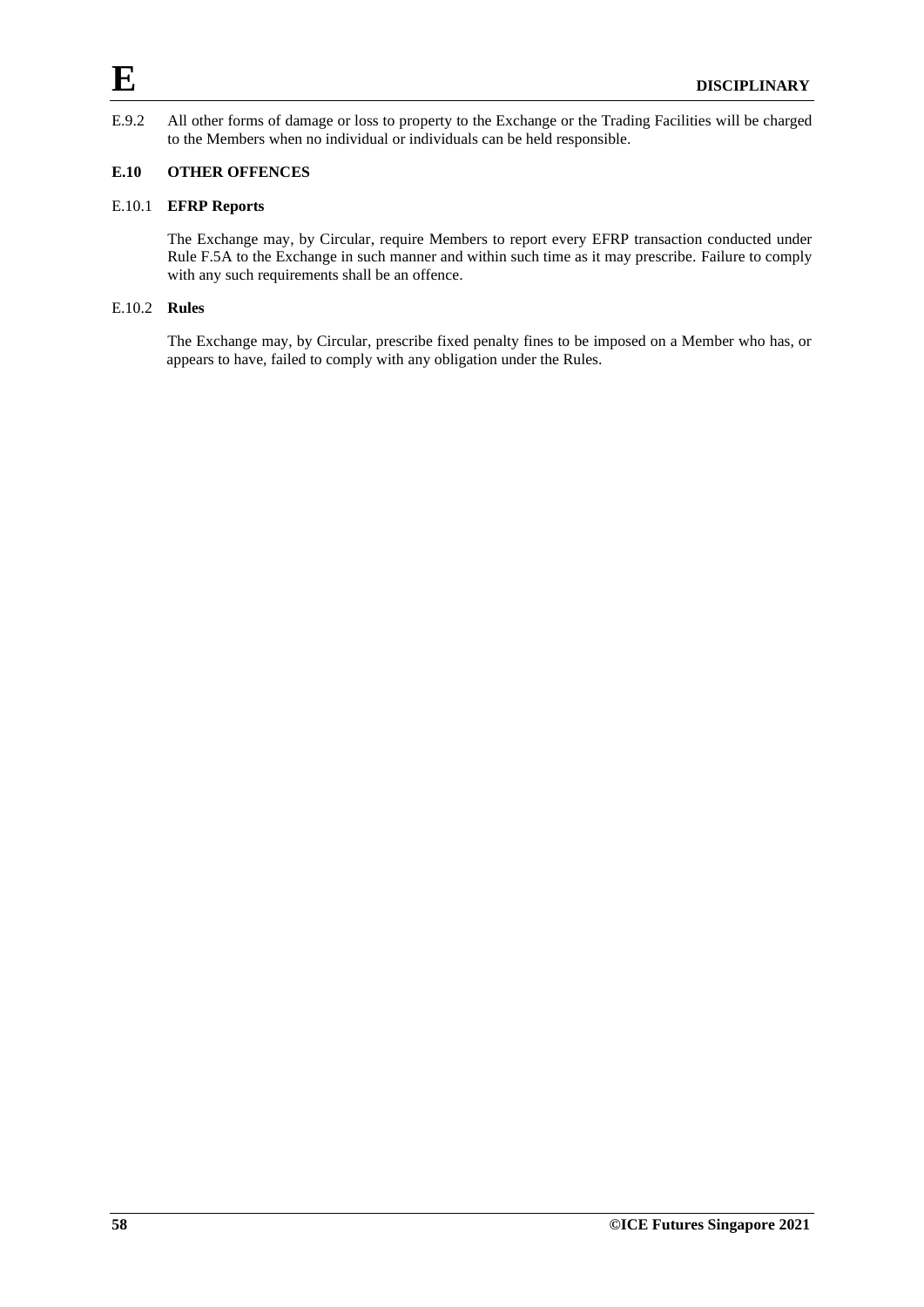E.9.2 All other forms of damage or loss to property to the Exchange or the Trading Facilities will be charged to the Members when no individual or individuals can be held responsible.

## E.10 OTHER OFFENCES

### E.10.1 EFRP Reports

The Exchange may, by Circular, require Members to report every EFRP transaction conducted under Rule F.5A to the Exchange in such manner and within such time as it may prescribe. Failure to comply with any such requirements shall be an offence.

### E.10.2 Rules

The Exchange may, by Circular, prescribe fixed penalty fines to be imposed on a Member who has, or appears to have, failed to comply with any obligation under the Rules.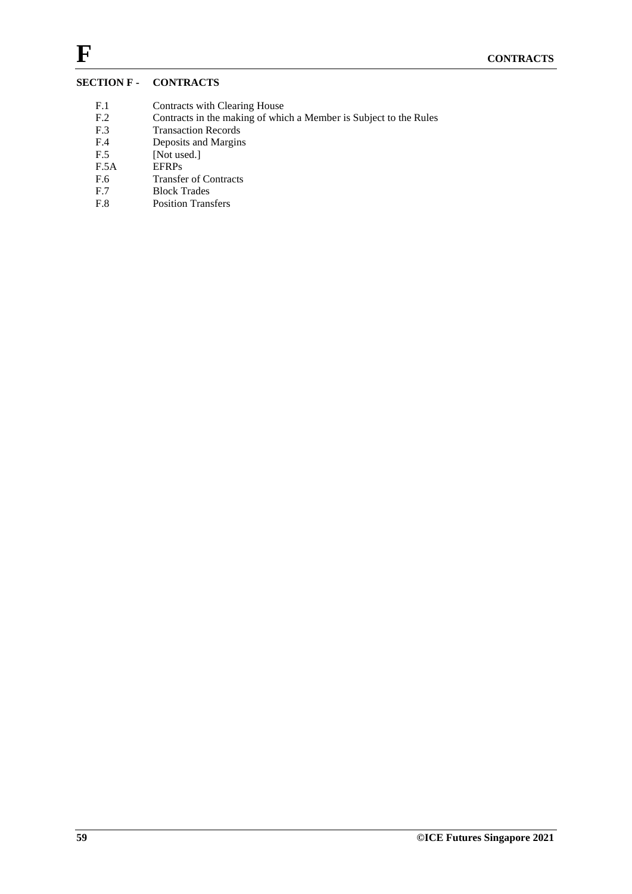# SECTION F - CONTRACTS

| | |
|---|---|
| F.1 | Contracts with Clearing House |
| F.2 | Contracts in the making of which a Member is Subject to the Rules |
| F.3 | Transaction Records |
| F.4 | Deposits and Margins |
| F.5 | [Not used.] |
| F.5A | EFRPs |
| F.6 | Transfer of Contracts |
| F.7 | Block Trades |
| F.8 | Position Transfers |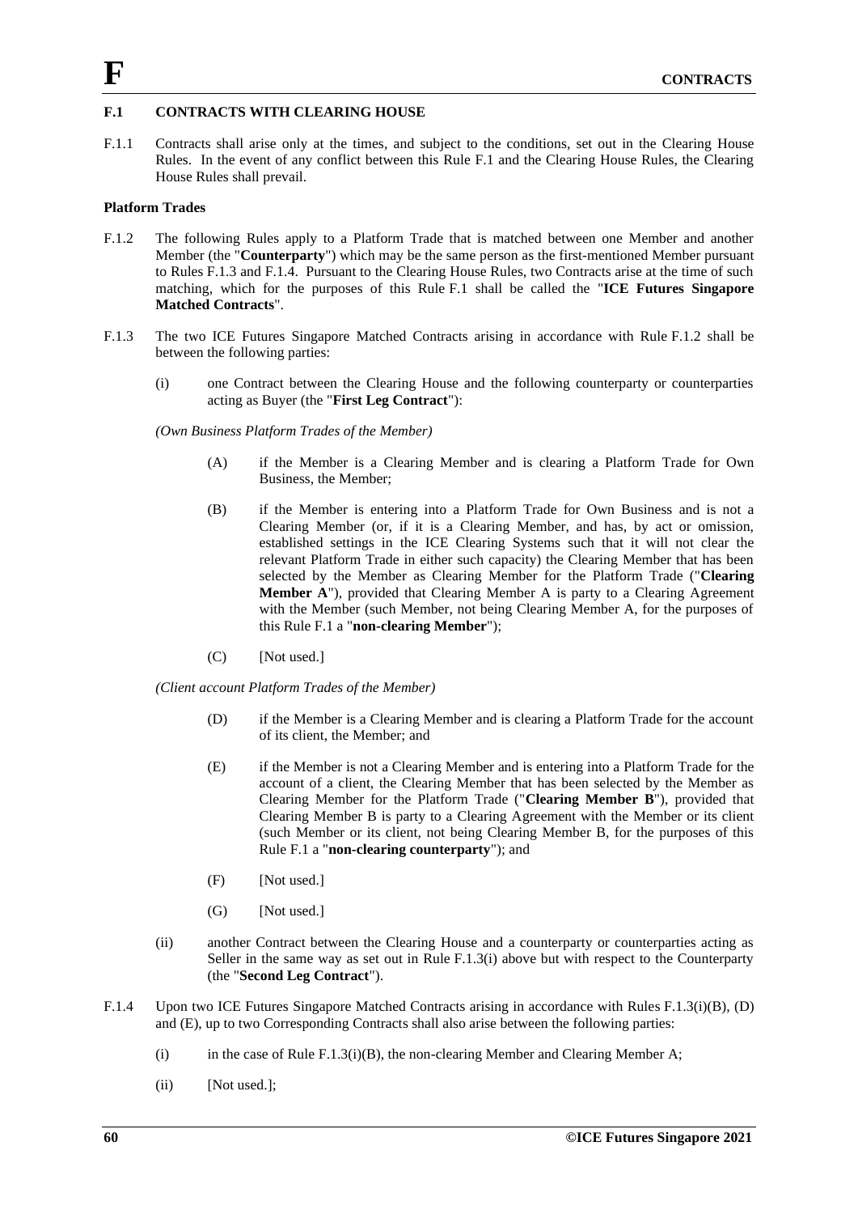## F.1 CONTRACTS WITH CLEARING HOUSE

F.1.1 Contracts shall arise only at the times, and subject to the conditions, set out in the Clearing House Rules. In the event of any conflict between this Rule F.1 and the Clearing House Rules, the Clearing House Rules shall prevail.

**Platform Trades**

F.1.2 The following Rules apply to a Platform Trade that is matched between one Member and another Member (the "**Counterparty**") which may be the same person as the first-mentioned Member pursuant to Rules F.1.3 and F.1.4. Pursuant to the Clearing House Rules, two Contracts arise at the time of such matching, which for the purposes of this Rule F.1 shall be called the "**ICE Futures Singapore Matched Contracts**".

F.1.3 The two ICE Futures Singapore Matched Contracts arising in accordance with Rule F.1.2 shall be between the following parties:

(i) one Contract between the Clearing House and the following counterparty or counterparties acting as Buyer (the "**First Leg Contract**"):

*(Own Business Platform Trades of the Member)*

(A) if the Member is a Clearing Member and is clearing a Platform Trade for Own Business, the Member;

(B) if the Member is entering into a Platform Trade for Own Business and is not a Clearing Member (or, if it is a Clearing Member, and has, by act or omission, established settings in the ICE Clearing Systems such that it will not clear the relevant Platform Trade in either such capacity) the Clearing Member that has been selected by the Member as Clearing Member for the Platform Trade ("**Clearing Member A**"), provided that Clearing Member A is party to a Clearing Agreement with the Member (such Member, not being Clearing Member A, for the purposes of this Rule F.1 a "**non-clearing Member**");

(C) [Not used.]

*(Client account Platform Trades of the Member)*

(D) if the Member is a Clearing Member and is clearing a Platform Trade for the account of its client, the Member; and

(E) if the Member is not a Clearing Member and is entering into a Platform Trade for the account of a client, the Clearing Member that has been selected by the Member as Clearing Member for the Platform Trade ("**Clearing Member B**"), provided that Clearing Member B is party to a Clearing Agreement with the Member or its client (such Member or its client, not being Clearing Member B, for the purposes of this Rule F.1 a "**non-clearing counterparty**"); and

(F) [Not used.]

(G) [Not used.]

(ii) another Contract between the Clearing House and a counterparty or counterparties acting as Seller in the same way as set out in Rule F.1.3(i) above but with respect to the Counterparty (the "**Second Leg Contract**").

F.1.4 Upon two ICE Futures Singapore Matched Contracts arising in accordance with Rules F.1.3(i)(B), (D) and (E), up to two Corresponding Contracts shall also arise between the following parties:

(i) in the case of Rule F.1.3(i)(B), the non-clearing Member and Clearing Member A;

(ii) [Not used.];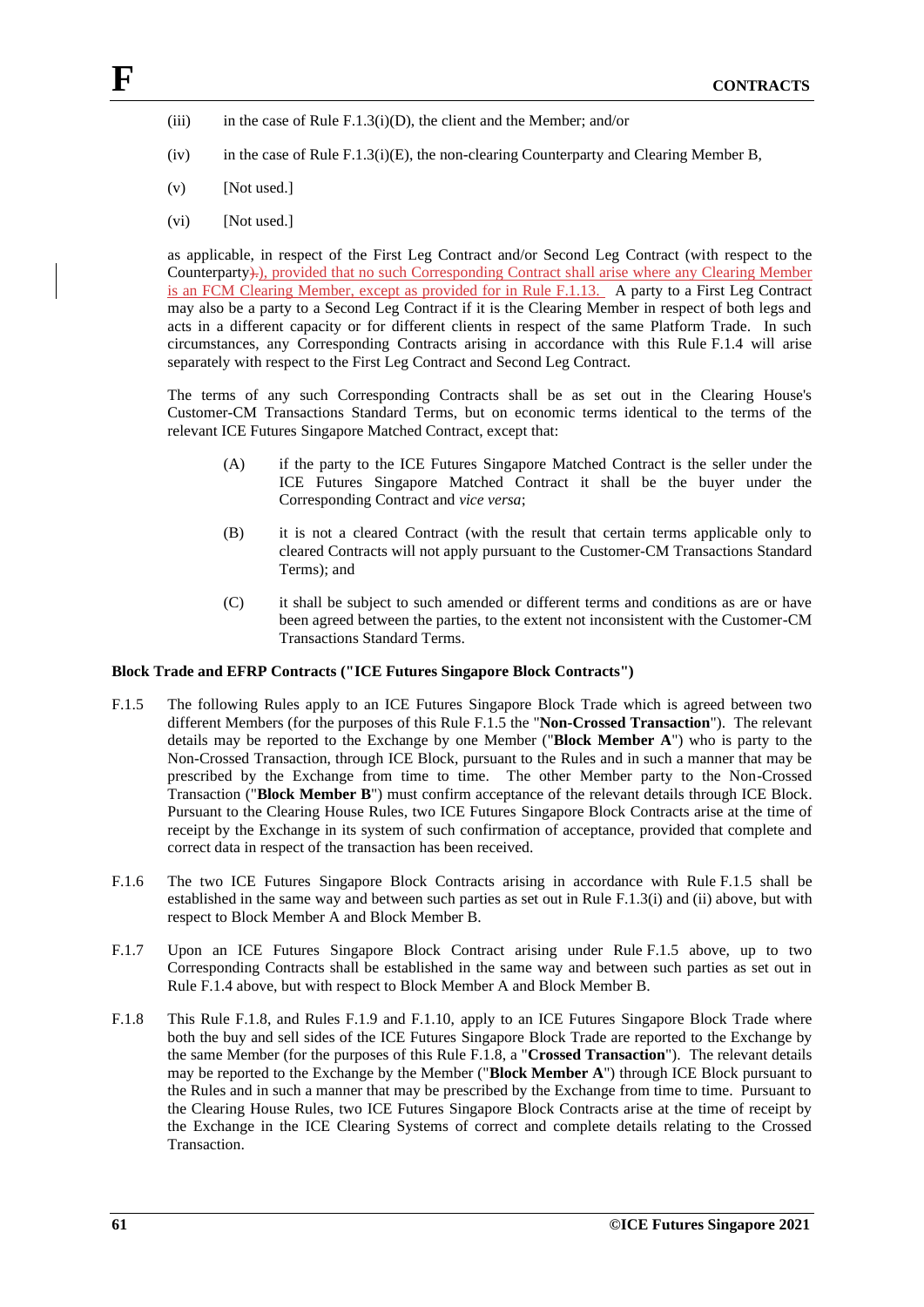(iii) in the case of Rule F.1.3(i)(D), the client and the Member; and/or

(iv) in the case of Rule F.1.3(i)(E), the non-clearing Counterparty and Clearing Member B,

(v) [Not used.]

(vi) [Not used.]

as applicable, in respect of the First Leg Contract and/or Second Leg Contract (with respect to the Counterparty)~~).~~), provided that no such Corresponding Contract shall arise where any Clearing Member is an FCM Clearing Member, except as provided for in Rule F.1.13. A party to a First Leg Contract may also be a party to a Second Leg Contract if it is the Clearing Member in respect of both legs and acts in a different capacity or for different clients in respect of the same Platform Trade. In such circumstances, any Corresponding Contracts arising in accordance with this Rule F.1.4 will arise separately with respect to the First Leg Contract and Second Leg Contract.

The terms of any such Corresponding Contracts shall be as set out in the Clearing House's Customer-CM Transactions Standard Terms, but on economic terms identical to the terms of the relevant ICE Futures Singapore Matched Contract, except that:

(A) if the party to the ICE Futures Singapore Matched Contract is the seller under the ICE Futures Singapore Matched Contract it shall be the buyer under the Corresponding Contract and *vice versa*;

(B) it is not a cleared Contract (with the result that certain terms applicable only to cleared Contracts will not apply pursuant to the Customer-CM Transactions Standard Terms); and

(C) it shall be subject to such amended or different terms and conditions as are or have been agreed between the parties, to the extent not inconsistent with the Customer-CM Transactions Standard Terms.

**Block Trade and EFRP Contracts ("ICE Futures Singapore Block Contracts")**

F.1.5 The following Rules apply to an ICE Futures Singapore Block Trade which is agreed between two different Members (for the purposes of this Rule F.1.5 the "**Non-Crossed Transaction**"). The relevant details may be reported to the Exchange by one Member ("**Block Member A**") who is party to the Non-Crossed Transaction, through ICE Block, pursuant to the Rules and in such a manner that may be prescribed by the Exchange from time to time. The other Member party to the Non-Crossed Transaction ("**Block Member B**") must confirm acceptance of the relevant details through ICE Block. Pursuant to the Clearing House Rules, two ICE Futures Singapore Block Contracts arise at the time of receipt by the Exchange in its system of such confirmation of acceptance, provided that complete and correct data in respect of the transaction has been received.

F.1.6 The two ICE Futures Singapore Block Contracts arising in accordance with Rule F.1.5 shall be established in the same way and between such parties as set out in Rule F.1.3(i) and (ii) above, but with respect to Block Member A and Block Member B.

F.1.7 Upon an ICE Futures Singapore Block Contract arising under Rule F.1.5 above, up to two Corresponding Contracts shall be established in the same way and between such parties as set out in Rule F.1.4 above, but with respect to Block Member A and Block Member B.

F.1.8 This Rule F.1.8, and Rules F.1.9 and F.1.10, apply to an ICE Futures Singapore Block Trade where both the buy and sell sides of the ICE Futures Singapore Block Trade are reported to the Exchange by the same Member (for the purposes of this Rule F.1.8, a "**Crossed Transaction**"). The relevant details may be reported to the Exchange by the Member ("**Block Member A**") through ICE Block pursuant to the Rules and in such a manner that may be prescribed by the Exchange from time to time. Pursuant to the Clearing House Rules, two ICE Futures Singapore Block Contracts arise at the time of receipt by the Exchange in the ICE Clearing Systems of correct and complete details relating to the Crossed Transaction.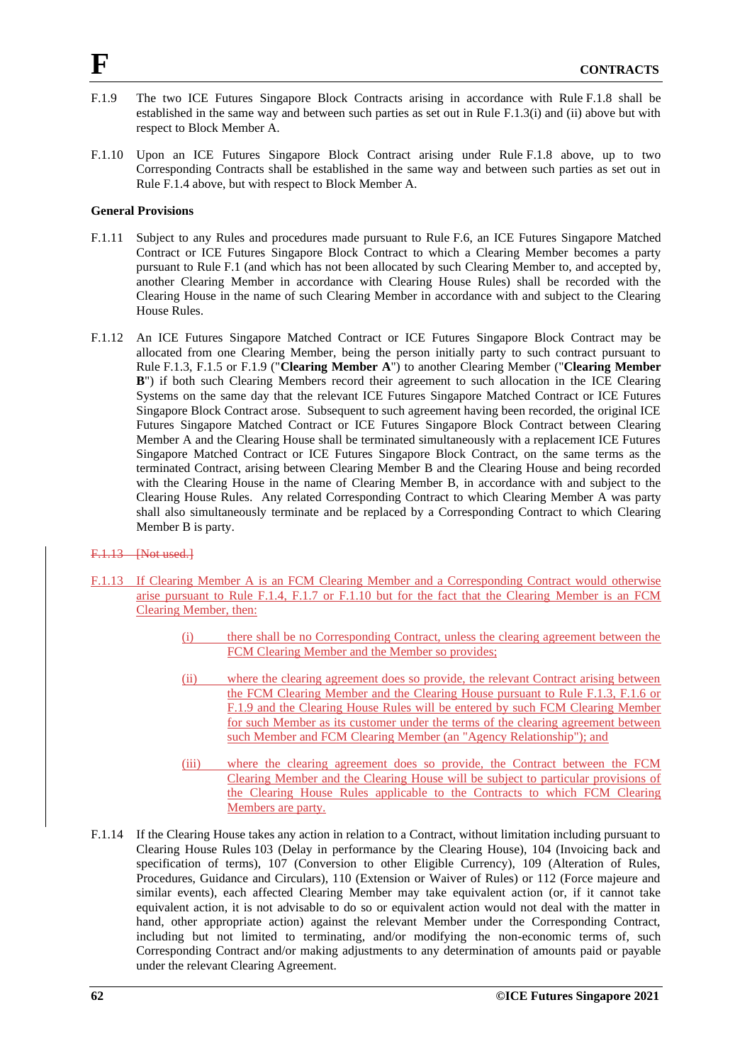F.1.9 The two ICE Futures Singapore Block Contracts arising in accordance with Rule F.1.8 shall be established in the same way and between such parties as set out in Rule F.1.3(i) and (ii) above but with respect to Block Member A.

F.1.10 Upon an ICE Futures Singapore Block Contract arising under Rule F.1.8 above, up to two Corresponding Contracts shall be established in the same way and between such parties as set out in Rule F.1.4 above, but with respect to Block Member A.

**General Provisions**

F.1.11 Subject to any Rules and procedures made pursuant to Rule F.6, an ICE Futures Singapore Matched Contract or ICE Futures Singapore Block Contract to which a Clearing Member becomes a party pursuant to Rule F.1 (and which has not been allocated by such Clearing Member to, and accepted by, another Clearing Member in accordance with Clearing House Rules) shall be recorded with the Clearing House in the name of such Clearing Member in accordance with and subject to the Clearing House Rules.

F.1.12 An ICE Futures Singapore Matched Contract or ICE Futures Singapore Block Contract may be allocated from one Clearing Member, being the person initially party to such contract pursuant to Rule F.1.3, F.1.5 or F.1.9 ("**Clearing Member A**") to another Clearing Member ("**Clearing Member B**") if both such Clearing Members record their agreement to such allocation in the ICE Clearing Systems on the same day that the relevant ICE Futures Singapore Matched Contract or ICE Futures Singapore Block Contract arose. Subsequent to such agreement having been recorded, the original ICE Futures Singapore Matched Contract or ICE Futures Singapore Block Contract between Clearing Member A and the Clearing House shall be terminated simultaneously with a replacement ICE Futures Singapore Matched Contract or ICE Futures Singapore Block Contract, on the same terms as the terminated Contract, arising between Clearing Member B and the Clearing House and being recorded with the Clearing House in the name of Clearing Member B, in accordance with and subject to the Clearing House Rules. Any related Corresponding Contract to which Clearing Member A was party shall also simultaneously terminate and be replaced by a Corresponding Contract to which Clearing Member B is party.

~~F.1.13 [Not used.]~~

F.1.13 If Clearing Member A is an FCM Clearing Member and a Corresponding Contract would otherwise arise pursuant to Rule F.1.4, F.1.7 or F.1.10 but for the fact that the Clearing Member is an FCM Clearing Member, then:

(i) there shall be no Corresponding Contract, unless the clearing agreement between the FCM Clearing Member and the Member so provides;

(ii) where the clearing agreement does so provide, the relevant Contract arising between the FCM Clearing Member and the Clearing House pursuant to Rule F.1.3, F.1.6 or F.1.9 and the Clearing House Rules will be entered by such FCM Clearing Member for such Member as its customer under the terms of the clearing agreement between such Member and FCM Clearing Member (an "Agency Relationship"); and

(iii) where the clearing agreement does so provide, the Contract between the FCM Clearing Member and the Clearing House will be subject to particular provisions of the Clearing House Rules applicable to the Contracts to which FCM Clearing Members are party.

F.1.14 If the Clearing House takes any action in relation to a Contract, without limitation including pursuant to Clearing House Rules 103 (Delay in performance by the Clearing House), 104 (Invoicing back and specification of terms), 107 (Conversion to other Eligible Currency), 109 (Alteration of Rules, Procedures, Guidance and Circulars), 110 (Extension or Waiver of Rules) or 112 (Force majeure and similar events), each affected Clearing Member may take equivalent action (or, if it cannot take equivalent action, it is not advisable to do so or equivalent action would not deal with the matter in hand, other appropriate action) against the relevant Member under the Corresponding Contract, including but not limited to terminating, and/or modifying the non-economic terms of, such Corresponding Contract and/or making adjustments to any determination of amounts paid or payable under the relevant Clearing Agreement.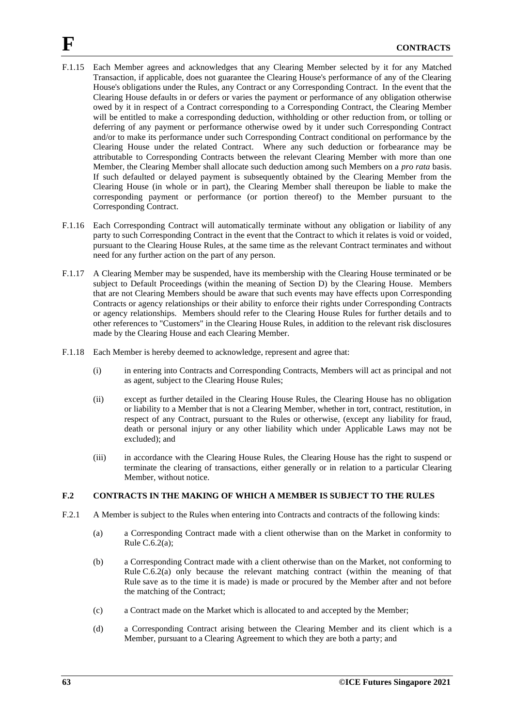F.1.15 Each Member agrees and acknowledges that any Clearing Member selected by it for any Matched Transaction, if applicable, does not guarantee the Clearing House's performance of any of the Clearing House's obligations under the Rules, any Contract or any Corresponding Contract. In the event that the Clearing House defaults in or defers or varies the payment or performance of any obligation otherwise owed by it in respect of a Contract corresponding to a Corresponding Contract, the Clearing Member will be entitled to make a corresponding deduction, withholding or other reduction from, or tolling or deferring of any payment or performance otherwise owed by it under such Corresponding Contract and/or to make its performance under such Corresponding Contract conditional on performance by the Clearing House under the related Contract. Where any such deduction or forbearance may be attributable to Corresponding Contracts between the relevant Clearing Member with more than one Member, the Clearing Member shall allocate such deduction among such Members on a *pro rata* basis. If such defaulted or delayed payment is subsequently obtained by the Clearing Member from the Clearing House (in whole or in part), the Clearing Member shall thereupon be liable to make the corresponding payment or performance (or portion thereof) to the Member pursuant to the Corresponding Contract.

F.1.16 Each Corresponding Contract will automatically terminate without any obligation or liability of any party to such Corresponding Contract in the event that the Contract to which it relates is void or voided, pursuant to the Clearing House Rules, at the same time as the relevant Contract terminates and without need for any further action on the part of any person.

F.1.17 A Clearing Member may be suspended, have its membership with the Clearing House terminated or be subject to Default Proceedings (within the meaning of Section D) by the Clearing House. Members that are not Clearing Members should be aware that such events may have effects upon Corresponding Contracts or agency relationships or their ability to enforce their rights under Corresponding Contracts or agency relationships. Members should refer to the Clearing House Rules for further details and to other references to "Customers" in the Clearing House Rules, in addition to the relevant risk disclosures made by the Clearing House and each Clearing Member.

F.1.18 Each Member is hereby deemed to acknowledge, represent and agree that:

(i) in entering into Contracts and Corresponding Contracts, Members will act as principal and not as agent, subject to the Clearing House Rules;

(ii) except as further detailed in the Clearing House Rules, the Clearing House has no obligation or liability to a Member that is not a Clearing Member, whether in tort, contract, restitution, in respect of any Contract, pursuant to the Rules or otherwise, (except any liability for fraud, death or personal injury or any other liability which under Applicable Laws may not be excluded); and

(iii) in accordance with the Clearing House Rules, the Clearing House has the right to suspend or terminate the clearing of transactions, either generally or in relation to a particular Clearing Member, without notice.

## F.2 CONTRACTS IN THE MAKING OF WHICH A MEMBER IS SUBJECT TO THE RULES

F.2.1 A Member is subject to the Rules when entering into Contracts and contracts of the following kinds:

(a) a Corresponding Contract made with a client otherwise than on the Market in conformity to Rule C.6.2(a);

(b) a Corresponding Contract made with a client otherwise than on the Market, not conforming to Rule C.6.2(a) only because the relevant matching contract (within the meaning of that Rule save as to the time it is made) is made or procured by the Member after and not before the matching of the Contract;

(c) a Contract made on the Market which is allocated to and accepted by the Member;

(d) a Corresponding Contract arising between the Clearing Member and its client which is a Member, pursuant to a Clearing Agreement to which they are both a party; and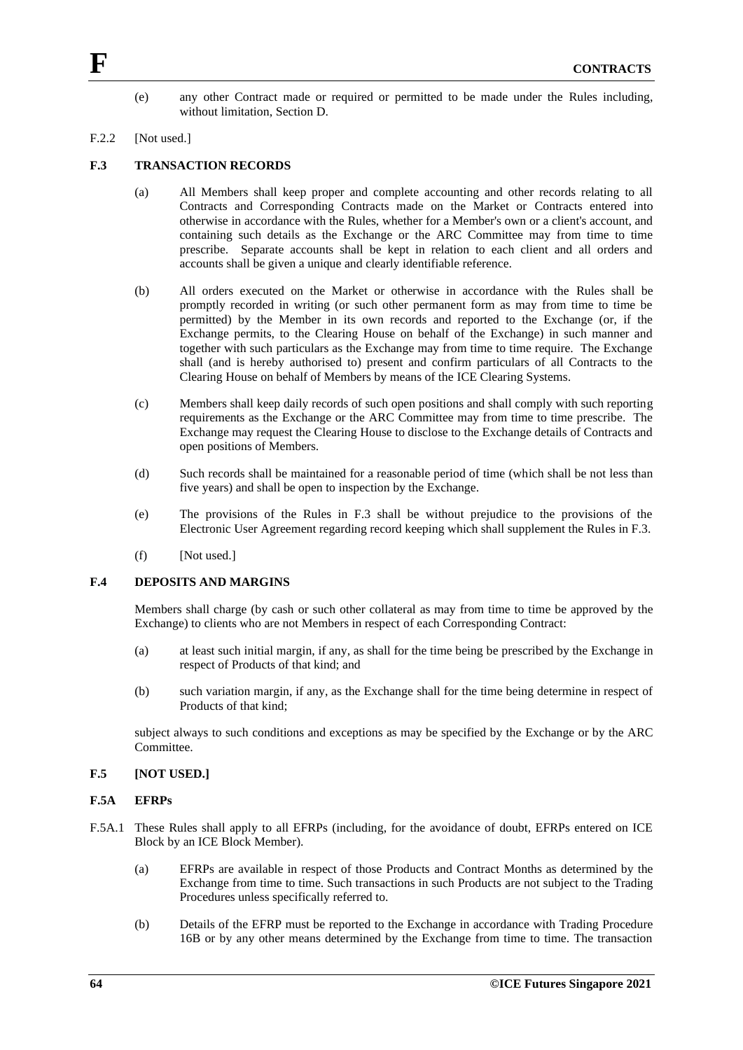(e) any other Contract made or required or permitted to be made under the Rules including, without limitation, Section D.

F.2.2 [Not used.]

## F.3 TRANSACTION RECORDS

(a) All Members shall keep proper and complete accounting and other records relating to all Contracts and Corresponding Contracts made on the Market or Contracts entered into otherwise in accordance with the Rules, whether for a Member's own or a client's account, and containing such details as the Exchange or the ARC Committee may from time to time prescribe. Separate accounts shall be kept in relation to each client and all orders and accounts shall be given a unique and clearly identifiable reference.

(b) All orders executed on the Market or otherwise in accordance with the Rules shall be promptly recorded in writing (or such other permanent form as may from time to time be permitted) by the Member in its own records and reported to the Exchange (or, if the Exchange permits, to the Clearing House on behalf of the Exchange) in such manner and together with such particulars as the Exchange may from time to time require. The Exchange shall (and is hereby authorised to) present and confirm particulars of all Contracts to the Clearing House on behalf of Members by means of the ICE Clearing Systems.

(c) Members shall keep daily records of such open positions and shall comply with such reporting requirements as the Exchange or the ARC Committee may from time to time prescribe. The Exchange may request the Clearing House to disclose to the Exchange details of Contracts and open positions of Members.

(d) Such records shall be maintained for a reasonable period of time (which shall be not less than five years) and shall be open to inspection by the Exchange.

(e) The provisions of the Rules in F.3 shall be without prejudice to the provisions of the Electronic User Agreement regarding record keeping which shall supplement the Rules in F.3.

(f) [Not used.]

## F.4 DEPOSITS AND MARGINS

Members shall charge (by cash or such other collateral as may from time to time be approved by the Exchange) to clients who are not Members in respect of each Corresponding Contract:

(a) at least such initial margin, if any, as shall for the time being be prescribed by the Exchange in respect of Products of that kind; and

(b) such variation margin, if any, as the Exchange shall for the time being determine in respect of Products of that kind;

subject always to such conditions and exceptions as may be specified by the Exchange or by the ARC Committee.

## F.5 [NOT USED.]

## F.5A EFRPs

F.5A.1 These Rules shall apply to all EFRPs (including, for the avoidance of doubt, EFRPs entered on ICE Block by an ICE Block Member).

(a) EFRPs are available in respect of those Products and Contract Months as determined by the Exchange from time to time. Such transactions in such Products are not subject to the Trading Procedures unless specifically referred to.

(b) Details of the EFRP must be reported to the Exchange in accordance with Trading Procedure 16B or by any other means determined by the Exchange from time to time. The transaction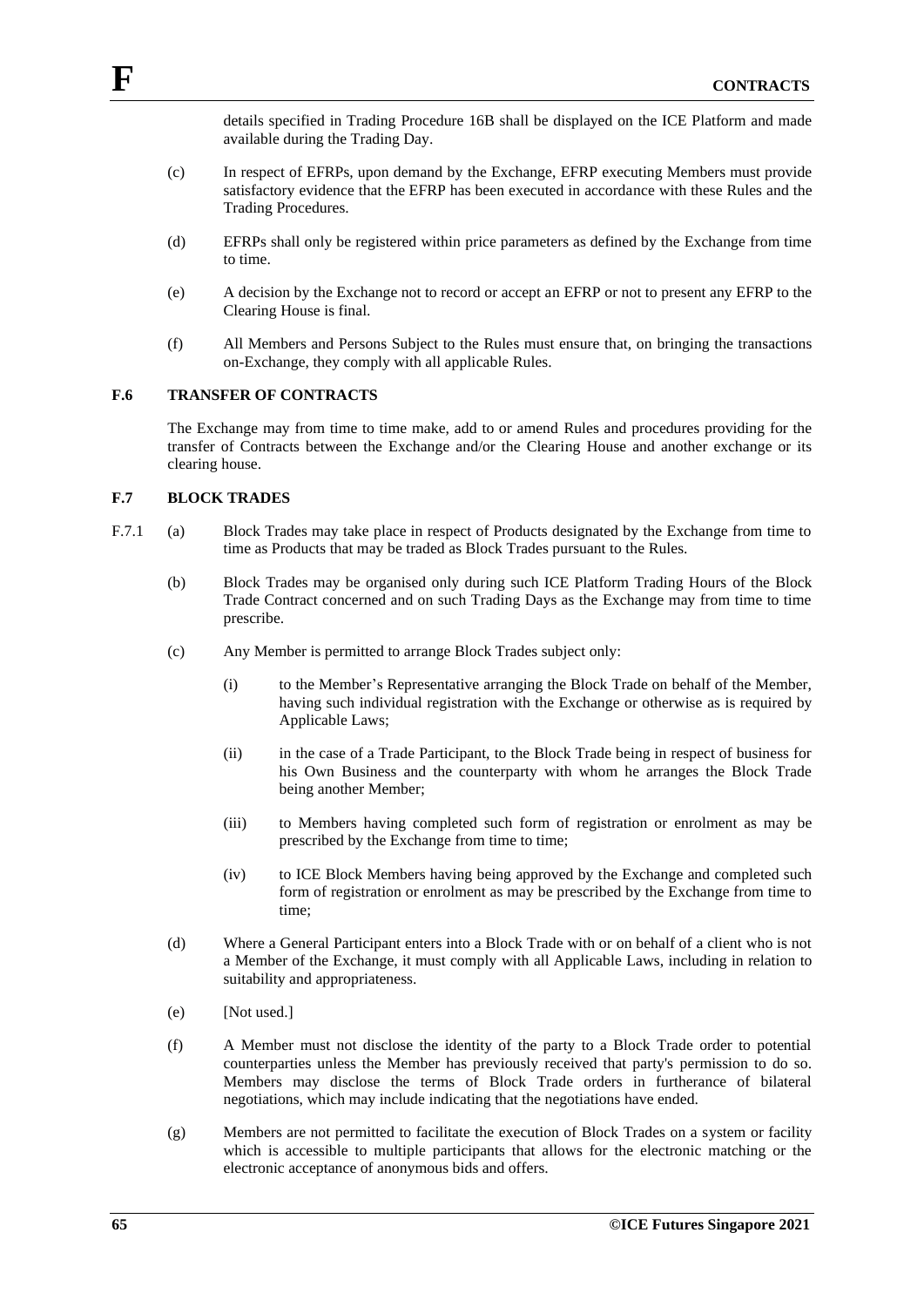details specified in Trading Procedure 16B shall be displayed on the ICE Platform and made available during the Trading Day.

(c) In respect of EFRPs, upon demand by the Exchange, EFRP executing Members must provide satisfactory evidence that the EFRP has been executed in accordance with these Rules and the Trading Procedures.

(d) EFRPs shall only be registered within price parameters as defined by the Exchange from time to time.

(e) A decision by the Exchange not to record or accept an EFRP or not to present any EFRP to the Clearing House is final.

(f) All Members and Persons Subject to the Rules must ensure that, on bringing the transactions on-Exchange, they comply with all applicable Rules.

### F.6 TRANSFER OF CONTRACTS

The Exchange may from time to time make, add to or amend Rules and procedures providing for the transfer of Contracts between the Exchange and/or the Clearing House and another exchange or its clearing house.

### F.7 BLOCK TRADES

F.7.1 (a) Block Trades may take place in respect of Products designated by the Exchange from time to time as Products that may be traded as Block Trades pursuant to the Rules.

(b) Block Trades may be organised only during such ICE Platform Trading Hours of the Block Trade Contract concerned and on such Trading Days as the Exchange may from time to time prescribe.

(c) Any Member is permitted to arrange Block Trades subject only:

(i) to the Member's Representative arranging the Block Trade on behalf of the Member, having such individual registration with the Exchange or otherwise as is required by Applicable Laws;

(ii) in the case of a Trade Participant, to the Block Trade being in respect of business for his Own Business and the counterparty with whom he arranges the Block Trade being another Member;

(iii) to Members having completed such form of registration or enrolment as may be prescribed by the Exchange from time to time;

(iv) to ICE Block Members having being approved by the Exchange and completed such form of registration or enrolment as may be prescribed by the Exchange from time to time;

(d) Where a General Participant enters into a Block Trade with or on behalf of a client who is not a Member of the Exchange, it must comply with all Applicable Laws, including in relation to suitability and appropriateness.

(e) [Not used.]

(f) A Member must not disclose the identity of the party to a Block Trade order to potential counterparties unless the Member has previously received that party's permission to do so. Members may disclose the terms of Block Trade orders in furtherance of bilateral negotiations, which may include indicating that the negotiations have ended.

(g) Members are not permitted to facilitate the execution of Block Trades on a system or facility which is accessible to multiple participants that allows for the electronic matching or the electronic acceptance of anonymous bids and offers.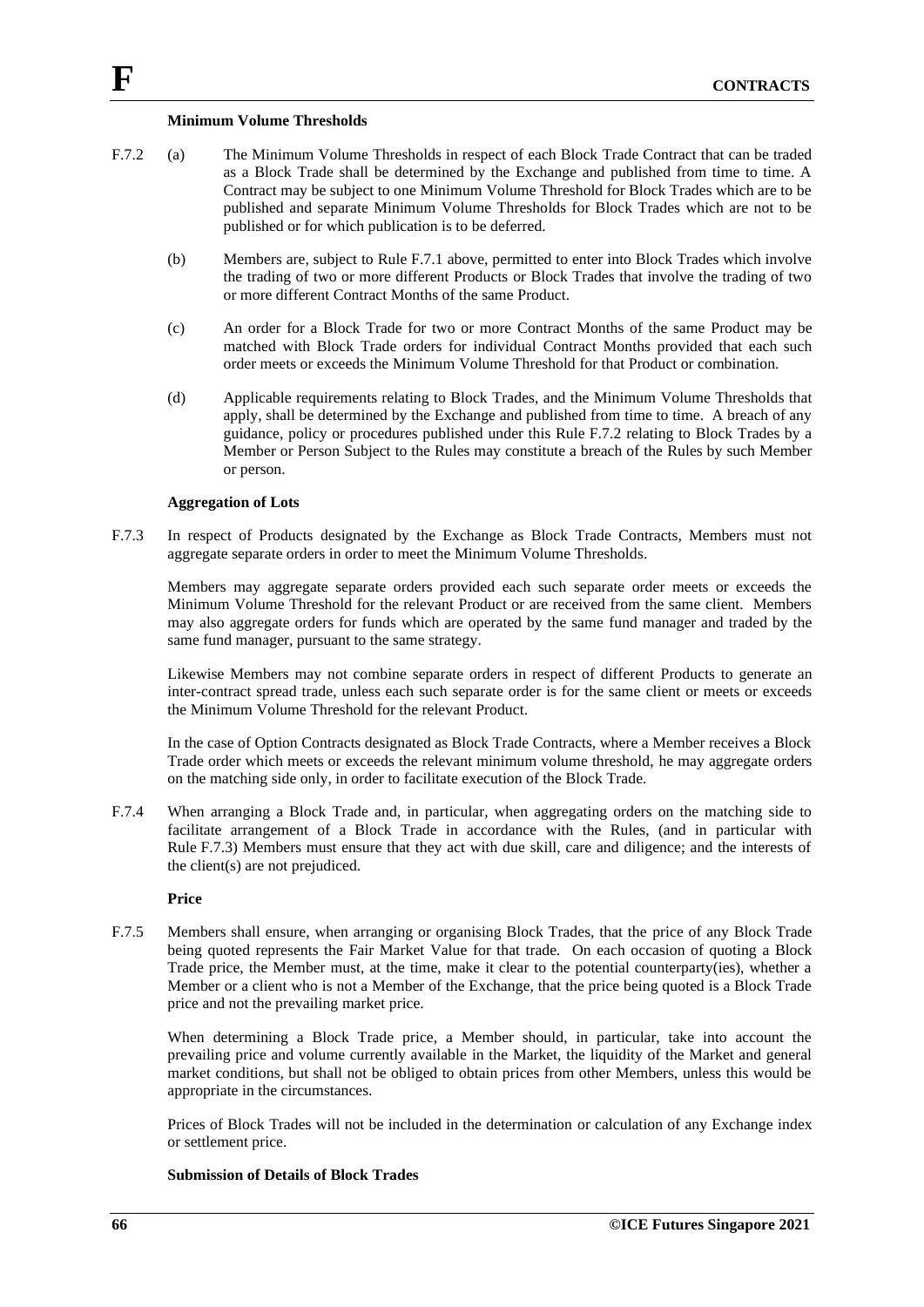**Minimum Volume Thresholds**

F.7.2 (a) The Minimum Volume Thresholds in respect of each Block Trade Contract that can be traded as a Block Trade shall be determined by the Exchange and published from time to time. A Contract may be subject to one Minimum Volume Threshold for Block Trades which are to be published and separate Minimum Volume Thresholds for Block Trades which are not to be published or for which publication is to be deferred.

(b) Members are, subject to Rule F.7.1 above, permitted to enter into Block Trades which involve the trading of two or more different Products or Block Trades that involve the trading of two or more different Contract Months of the same Product.

(c) An order for a Block Trade for two or more Contract Months of the same Product may be matched with Block Trade orders for individual Contract Months provided that each such order meets or exceeds the Minimum Volume Threshold for that Product or combination.

(d) Applicable requirements relating to Block Trades, and the Minimum Volume Thresholds that apply, shall be determined by the Exchange and published from time to time. A breach of any guidance, policy or procedures published under this Rule F.7.2 relating to Block Trades by a Member or Person Subject to the Rules may constitute a breach of the Rules by such Member or person.

**Aggregation of Lots**

F.7.3 In respect of Products designated by the Exchange as Block Trade Contracts, Members must not aggregate separate orders in order to meet the Minimum Volume Thresholds.

Members may aggregate separate orders provided each such separate order meets or exceeds the Minimum Volume Threshold for the relevant Product or are received from the same client. Members may also aggregate orders for funds which are operated by the same fund manager and traded by the same fund manager, pursuant to the same strategy.

Likewise Members may not combine separate orders in respect of different Products to generate an inter-contract spread trade, unless each such separate order is for the same client or meets or exceeds the Minimum Volume Threshold for the relevant Product.

In the case of Option Contracts designated as Block Trade Contracts, where a Member receives a Block Trade order which meets or exceeds the relevant minimum volume threshold, he may aggregate orders on the matching side only, in order to facilitate execution of the Block Trade.

F.7.4 When arranging a Block Trade and, in particular, when aggregating orders on the matching side to facilitate arrangement of a Block Trade in accordance with the Rules, (and in particular with Rule F.7.3) Members must ensure that they act with due skill, care and diligence; and the interests of the client(s) are not prejudiced.

**Price**

F.7.5 Members shall ensure, when arranging or organising Block Trades, that the price of any Block Trade being quoted represents the Fair Market Value for that trade. On each occasion of quoting a Block Trade price, the Member must, at the time, make it clear to the potential counterparty(ies), whether a Member or a client who is not a Member of the Exchange, that the price being quoted is a Block Trade price and not the prevailing market price.

When determining a Block Trade price, a Member should, in particular, take into account the prevailing price and volume currently available in the Market, the liquidity of the Market and general market conditions, but shall not be obliged to obtain prices from other Members, unless this would be appropriate in the circumstances.

Prices of Block Trades will not be included in the determination or calculation of any Exchange index or settlement price.

**Submission of Details of Block Trades**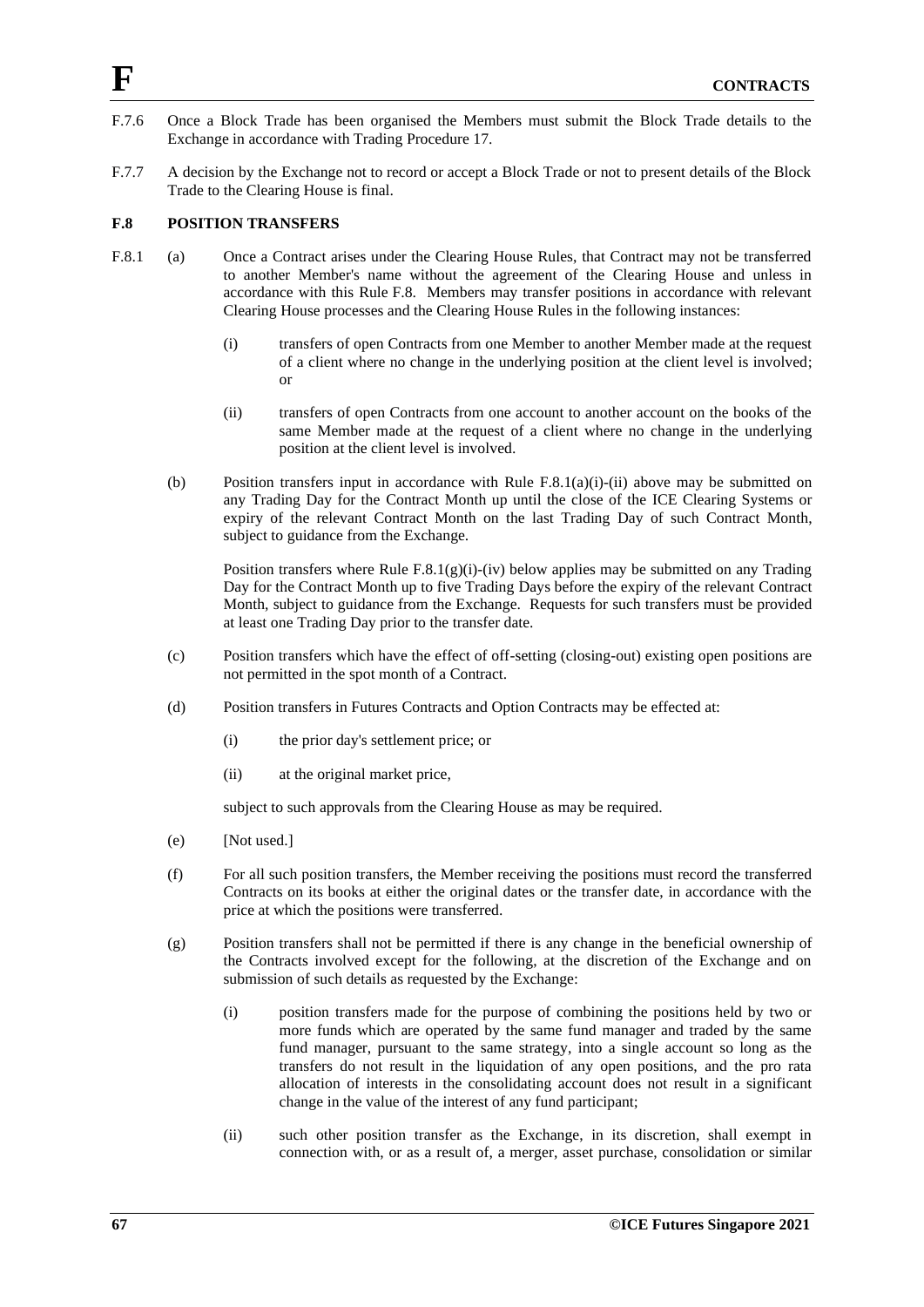F.7.6 Once a Block Trade has been organised the Members must submit the Block Trade details to the Exchange in accordance with Trading Procedure 17.

F.7.7 A decision by the Exchange not to record or accept a Block Trade or not to present details of the Block Trade to the Clearing House is final.

## F.8 POSITION TRANSFERS

F.8.1 (a) Once a Contract arises under the Clearing House Rules, that Contract may not be transferred to another Member's name without the agreement of the Clearing House and unless in accordance with this Rule F.8. Members may transfer positions in accordance with relevant Clearing House processes and the Clearing House Rules in the following instances:

(i) transfers of open Contracts from one Member to another Member made at the request of a client where no change in the underlying position at the client level is involved; or

(ii) transfers of open Contracts from one account to another account on the books of the same Member made at the request of a client where no change in the underlying position at the client level is involved.

(b) Position transfers input in accordance with Rule F.8.1(a)(i)-(ii) above may be submitted on any Trading Day for the Contract Month up until the close of the ICE Clearing Systems or expiry of the relevant Contract Month on the last Trading Day of such Contract Month, subject to guidance from the Exchange.

Position transfers where Rule F.8.1(g)(i)-(iv) below applies may be submitted on any Trading Day for the Contract Month up to five Trading Days before the expiry of the relevant Contract Month, subject to guidance from the Exchange. Requests for such transfers must be provided at least one Trading Day prior to the transfer date.

(c) Position transfers which have the effect of off-setting (closing-out) existing open positions are not permitted in the spot month of a Contract.

(d) Position transfers in Futures Contracts and Option Contracts may be effected at:

(i) the prior day's settlement price; or

(ii) at the original market price,

subject to such approvals from the Clearing House as may be required.

(e) [Not used.]

(f) For all such position transfers, the Member receiving the positions must record the transferred Contracts on its books at either the original dates or the transfer date, in accordance with the price at which the positions were transferred.

(g) Position transfers shall not be permitted if there is any change in the beneficial ownership of the Contracts involved except for the following, at the discretion of the Exchange and on submission of such details as requested by the Exchange:

(i) position transfers made for the purpose of combining the positions held by two or more funds which are operated by the same fund manager and traded by the same fund manager, pursuant to the same strategy, into a single account so long as the transfers do not result in the liquidation of any open positions, and the pro rata allocation of interests in the consolidating account does not result in a significant change in the value of the interest of any fund participant;

(ii) such other position transfer as the Exchange, in its discretion, shall exempt in connection with, or as a result of, a merger, asset purchase, consolidation or similar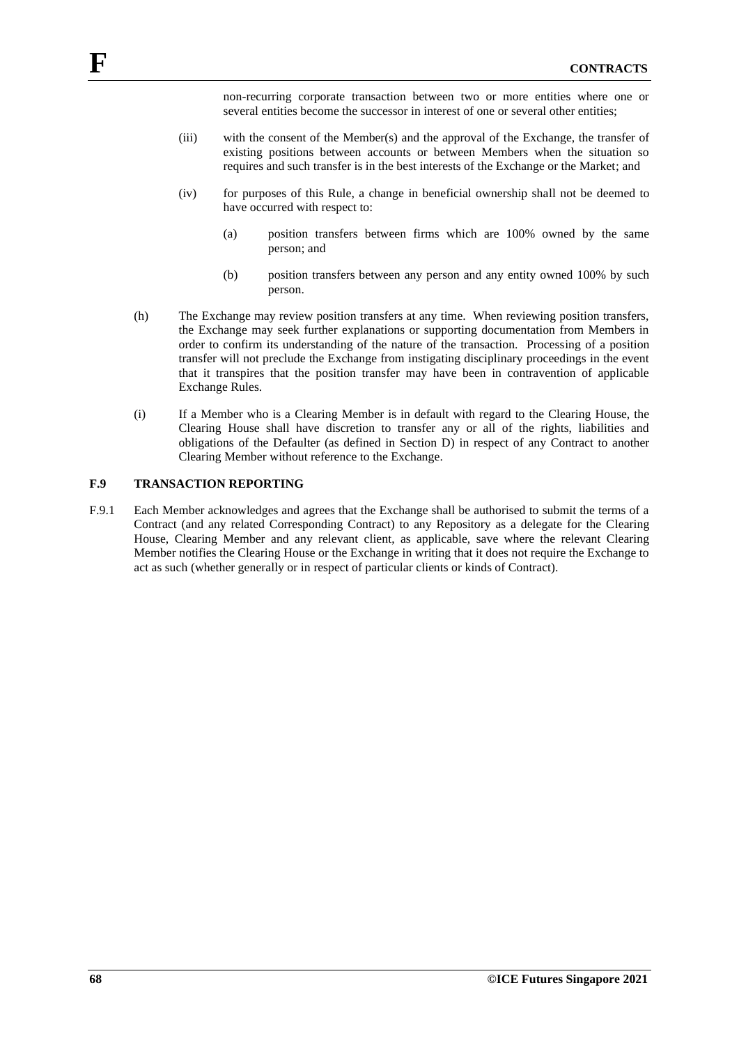non-recurring corporate transaction between two or more entities where one or several entities become the successor in interest of one or several other entities;

(iii) with the consent of the Member(s) and the approval of the Exchange, the transfer of existing positions between accounts or between Members when the situation so requires and such transfer is in the best interests of the Exchange or the Market; and

(iv) for purposes of this Rule, a change in beneficial ownership shall not be deemed to have occurred with respect to:

(a) position transfers between firms which are 100% owned by the same person; and

(b) position transfers between any person and any entity owned 100% by such person.

(h) The Exchange may review position transfers at any time. When reviewing position transfers, the Exchange may seek further explanations or supporting documentation from Members in order to confirm its understanding of the nature of the transaction. Processing of a position transfer will not preclude the Exchange from instigating disciplinary proceedings in the event that it transpires that the position transfer may have been in contravention of applicable Exchange Rules.

(i) If a Member who is a Clearing Member is in default with regard to the Clearing House, the Clearing House shall have discretion to transfer any or all of the rights, liabilities and obligations of the Defaulter (as defined in Section D) in respect of any Contract to another Clearing Member without reference to the Exchange.

### F.9 TRANSACTION REPORTING

F.9.1 Each Member acknowledges and agrees that the Exchange shall be authorised to submit the terms of a Contract (and any related Corresponding Contract) to any Repository as a delegate for the Clearing House, Clearing Member and any relevant client, as applicable, save where the relevant Clearing Member notifies the Clearing House or the Exchange in writing that it does not require the Exchange to act as such (whether generally or in respect of particular clients or kinds of Contract).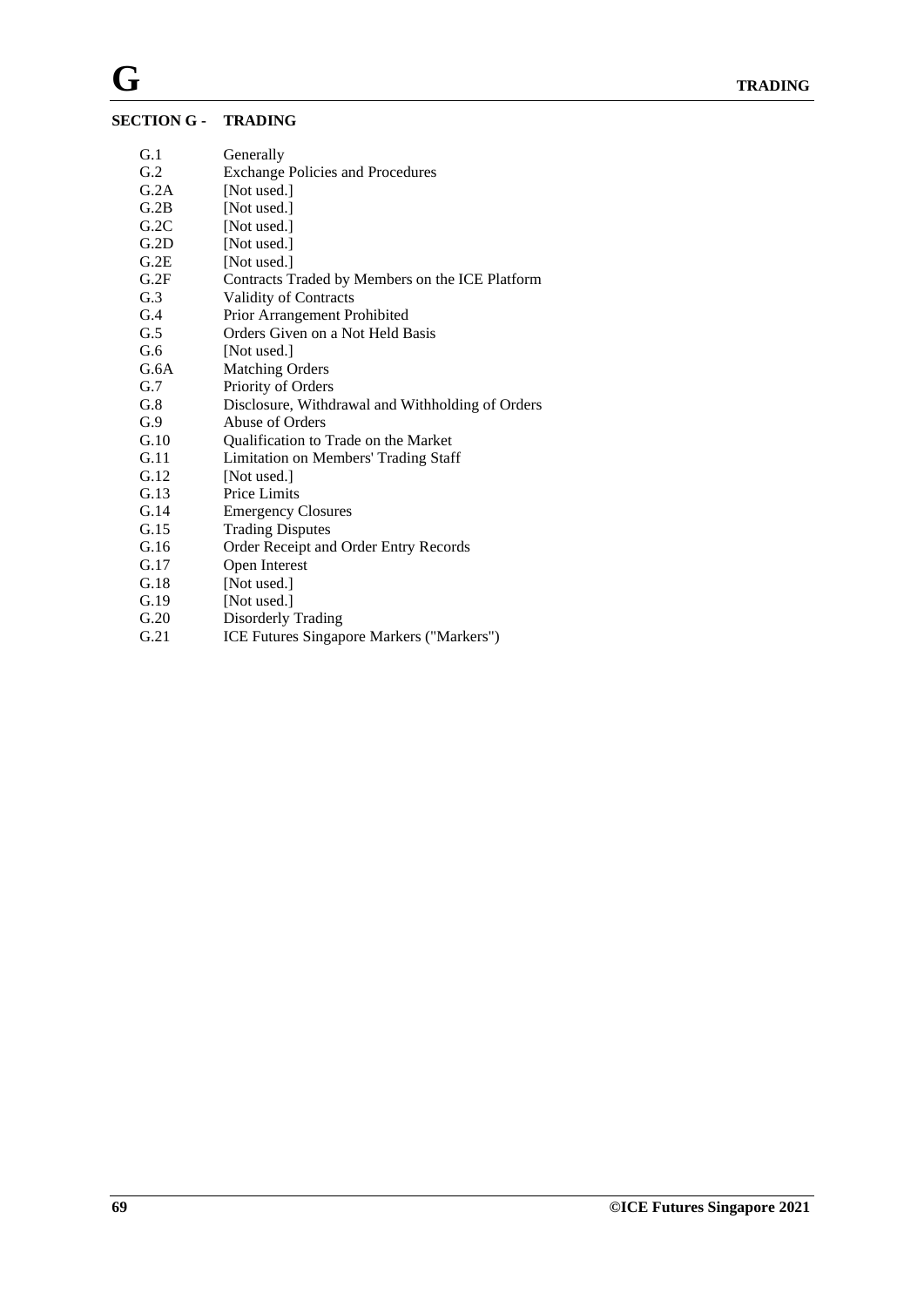# SECTION G - TRADING

| | |
|---|---|
| G.1 | Generally |
| G.2 | Exchange Policies and Procedures |
| G.2A | [Not used.] |
| G.2B | [Not used.] |
| G.2C | [Not used.] |
| G.2D | [Not used.] |
| G.2E | [Not used.] |
| G.2F | Contracts Traded by Members on the ICE Platform |
| G.3 | Validity of Contracts |
| G.4 | Prior Arrangement Prohibited |
| G.5 | Orders Given on a Not Held Basis |
| G.6 | [Not used.] |
| G.6A | Matching Orders |
| G.7 | Priority of Orders |
| G.8 | Disclosure, Withdrawal and Withholding of Orders |
| G.9 | Abuse of Orders |
| G.10 | Qualification to Trade on the Market |
| G.11 | Limitation on Members' Trading Staff |
| G.12 | [Not used.] |
| G.13 | Price Limits |
| G.14 | Emergency Closures |
| G.15 | Trading Disputes |
| G.16 | Order Receipt and Order Entry Records |
| G.17 | Open Interest |
| G.18 | [Not used.] |
| G.19 | [Not used.] |
| G.20 | Disorderly Trading |
| G.21 | ICE Futures Singapore Markers ("Markers") |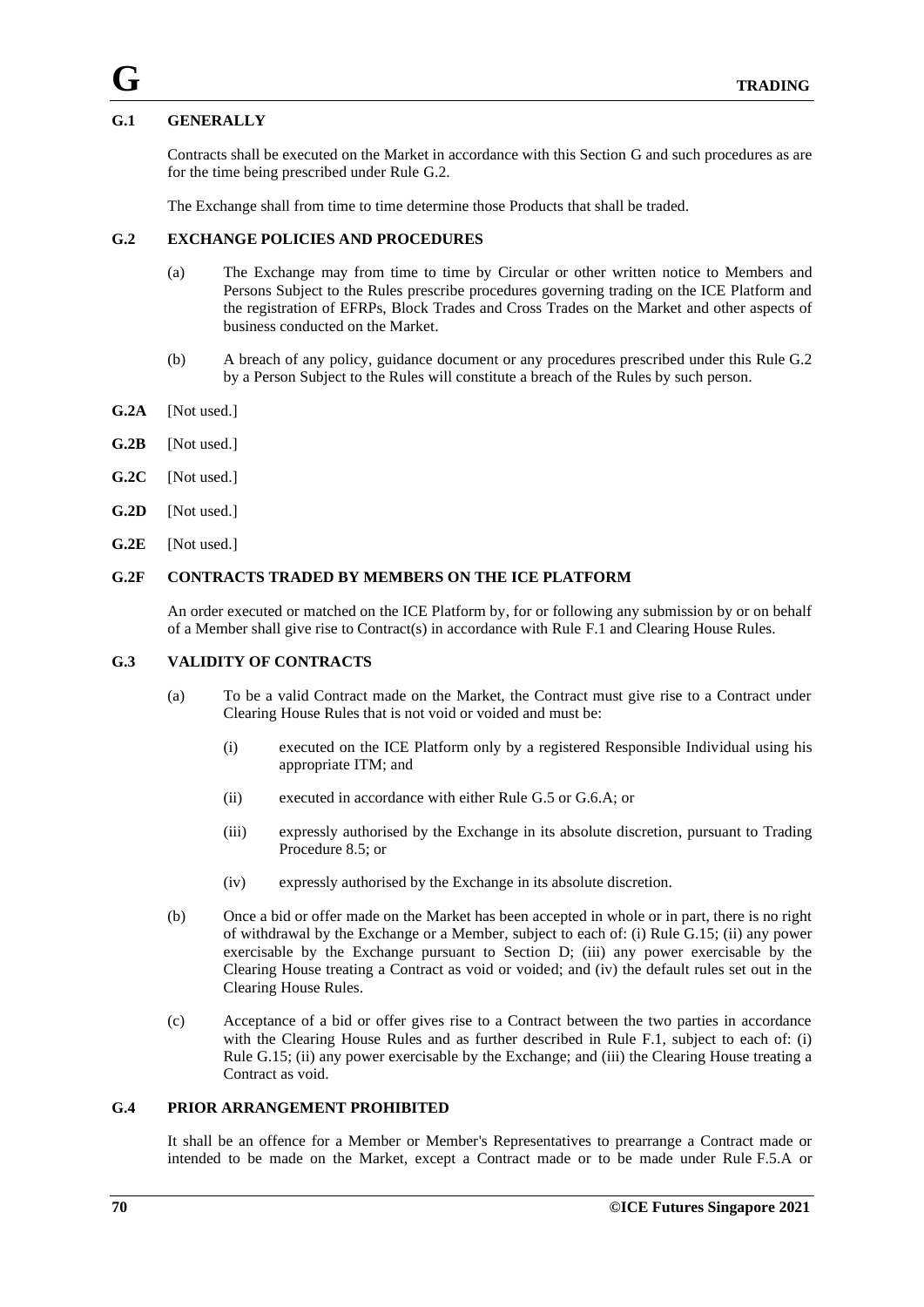# G TRADING

## G.1 GENERALLY

Contracts shall be executed on the Market in accordance with this Section G and such procedures as are for the time being prescribed under Rule G.2.

The Exchange shall from time to time determine those Products that shall be traded.

## G.2 EXCHANGE POLICIES AND PROCEDURES

(a) The Exchange may from time to time by Circular or other written notice to Members and Persons Subject to the Rules prescribe procedures governing trading on the ICE Platform and the registration of EFRPs, Block Trades and Cross Trades on the Market and other aspects of business conducted on the Market.

(b) A breach of any policy, guidance document or any procedures prescribed under this Rule G.2 by a Person Subject to the Rules will constitute a breach of the Rules by such person.

**G.2A** [Not used.]

**G.2B** [Not used.]

**G.2C** [Not used.]

**G.2D** [Not used.]

**G.2E** [Not used.]

## G.2F CONTRACTS TRADED BY MEMBERS ON THE ICE PLATFORM

An order executed or matched on the ICE Platform by, for or following any submission by or on behalf of a Member shall give rise to Contract(s) in accordance with Rule F.1 and Clearing House Rules.

## G.3 VALIDITY OF CONTRACTS

(a) To be a valid Contract made on the Market, the Contract must give rise to a Contract under Clearing House Rules that is not void or voided and must be:

(i) executed on the ICE Platform only by a registered Responsible Individual using his appropriate ITM; and

(ii) executed in accordance with either Rule G.5 or G.6.A; or

(iii) expressly authorised by the Exchange in its absolute discretion, pursuant to Trading Procedure 8.5; or

(iv) expressly authorised by the Exchange in its absolute discretion.

(b) Once a bid or offer made on the Market has been accepted in whole or in part, there is no right of withdrawal by the Exchange or a Member, subject to each of: (i) Rule G.15; (ii) any power exercisable by the Exchange pursuant to Section D; (iii) any power exercisable by the Clearing House treating a Contract as void or voided; and (iv) the default rules set out in the Clearing House Rules.

(c) Acceptance of a bid or offer gives rise to a Contract between the two parties in accordance with the Clearing House Rules and as further described in Rule F.1, subject to each of: (i) Rule G.15; (ii) any power exercisable by the Exchange; and (iii) the Clearing House treating a Contract as void.

## G.4 PRIOR ARRANGEMENT PROHIBITED

It shall be an offence for a Member or Member's Representatives to prearrange a Contract made or intended to be made on the Market, except a Contract made or to be made under Rule F.5.A or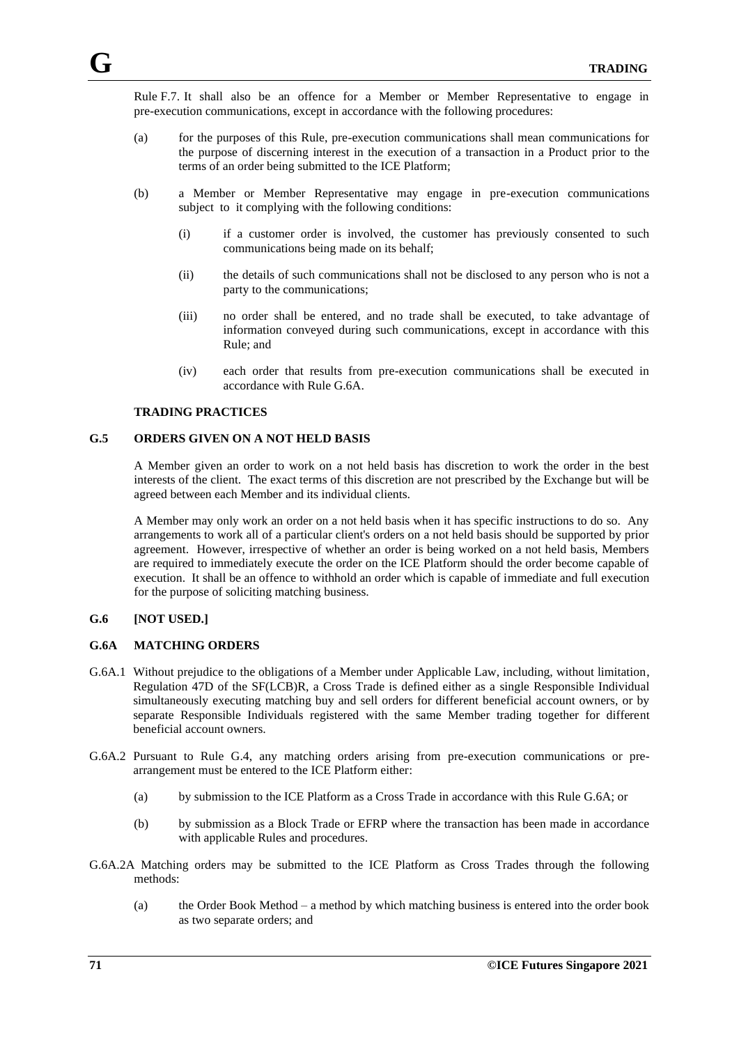Rule F.7. It shall also be an offence for a Member or Member Representative to engage in pre-execution communications, except in accordance with the following procedures:

(a) for the purposes of this Rule, pre-execution communications shall mean communications for the purpose of discerning interest in the execution of a transaction in a Product prior to the terms of an order being submitted to the ICE Platform;

(b) a Member or Member Representative may engage in pre-execution communications subject to it complying with the following conditions:

  (i) if a customer order is involved, the customer has previously consented to such communications being made on its behalf;

  (ii) the details of such communications shall not be disclosed to any person who is not a party to the communications;

  (iii) no order shall be entered, and no trade shall be executed, to take advantage of information conveyed during such communications, except in accordance with this Rule; and

  (iv) each order that results from pre-execution communications shall be executed in accordance with Rule G.6A.

**TRADING PRACTICES**

## G.5 ORDERS GIVEN ON A NOT HELD BASIS

A Member given an order to work on a not held basis has discretion to work the order in the best interests of the client. The exact terms of this discretion are not prescribed by the Exchange but will be agreed between each Member and its individual clients.

A Member may only work an order on a not held basis when it has specific instructions to do so. Any arrangements to work all of a particular client's orders on a not held basis should be supported by prior agreement. However, irrespective of whether an order is being worked on a not held basis, Members are required to immediately execute the order on the ICE Platform should the order become capable of execution. It shall be an offence to withhold an order which is capable of immediate and full execution for the purpose of soliciting matching business.

## G.6 [NOT USED.]

## G.6A MATCHING ORDERS

G.6A.1 Without prejudice to the obligations of a Member under Applicable Law, including, without limitation, Regulation 47D of the SF(LCB)R, a Cross Trade is defined either as a single Responsible Individual simultaneously executing matching buy and sell orders for different beneficial account owners, or by separate Responsible Individuals registered with the same Member trading together for different beneficial account owners.

G.6A.2 Pursuant to Rule G.4, any matching orders arising from pre-execution communications or pre-arrangement must be entered to the ICE Platform either:

(a) by submission to the ICE Platform as a Cross Trade in accordance with this Rule G.6A; or

(b) by submission as a Block Trade or EFRP where the transaction has been made in accordance with applicable Rules and procedures.

G.6A.2A Matching orders may be submitted to the ICE Platform as Cross Trades through the following methods:

(a) the Order Book Method – a method by which matching business is entered into the order book as two separate orders; and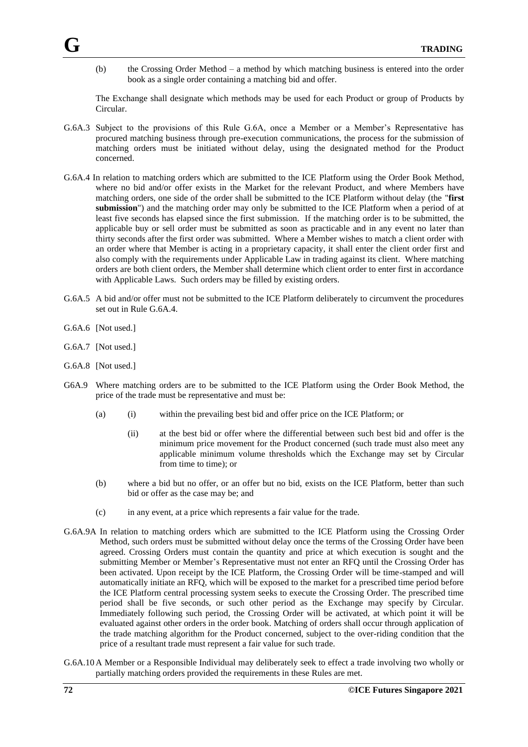(b) the Crossing Order Method – a method by which matching business is entered into the order book as a single order containing a matching bid and offer.

The Exchange shall designate which methods may be used for each Product or group of Products by Circular.

G.6A.3 Subject to the provisions of this Rule G.6A, once a Member or a Member's Representative has procured matching business through pre-execution communications, the process for the submission of matching orders must be initiated without delay, using the designated method for the Product concerned.

G.6A.4 In relation to matching orders which are submitted to the ICE Platform using the Order Book Method, where no bid and/or offer exists in the Market for the relevant Product, and where Members have matching orders, one side of the order shall be submitted to the ICE Platform without delay (the "**first submission**") and the matching order may only be submitted to the ICE Platform when a period of at least five seconds has elapsed since the first submission. If the matching order is to be submitted, the applicable buy or sell order must be submitted as soon as practicable and in any event no later than thirty seconds after the first order was submitted. Where a Member wishes to match a client order with an order where that Member is acting in a proprietary capacity, it shall enter the client order first and also comply with the requirements under Applicable Law in trading against its client. Where matching orders are both client orders, the Member shall determine which client order to enter first in accordance with Applicable Laws. Such orders may be filled by existing orders.

G.6A.5 A bid and/or offer must not be submitted to the ICE Platform deliberately to circumvent the procedures set out in Rule G.6A.4.

G.6A.6 [Not used.]

G.6A.7 [Not used.]

G.6A.8 [Not used.]

G6A.9 Where matching orders are to be submitted to the ICE Platform using the Order Book Method, the price of the trade must be representative and must be:

(a) (i) within the prevailing best bid and offer price on the ICE Platform; or

(ii) at the best bid or offer where the differential between such best bid and offer is the minimum price movement for the Product concerned (such trade must also meet any applicable minimum volume thresholds which the Exchange may set by Circular from time to time); or

(b) where a bid but no offer, or an offer but no bid, exists on the ICE Platform, better than such bid or offer as the case may be; and

(c) in any event, at a price which represents a fair value for the trade.

G.6A.9A In relation to matching orders which are submitted to the ICE Platform using the Crossing Order Method, such orders must be submitted without delay once the terms of the Crossing Order have been agreed. Crossing Orders must contain the quantity and price at which execution is sought and the submitting Member or Member's Representative must not enter an RFQ until the Crossing Order has been activated. Upon receipt by the ICE Platform, the Crossing Order will be time-stamped and will automatically initiate an RFQ, which will be exposed to the market for a prescribed time period before the ICE Platform central processing system seeks to execute the Crossing Order. The prescribed time period shall be five seconds, or such other period as the Exchange may specify by Circular. Immediately following such period, the Crossing Order will be activated, at which point it will be evaluated against other orders in the order book. Matching of orders shall occur through application of the trade matching algorithm for the Product concerned, subject to the over-riding condition that the price of a resultant trade must represent a fair value for such trade.

G.6A.10 A Member or a Responsible Individual may deliberately seek to effect a trade involving two wholly or partially matching orders provided the requirements in these Rules are met.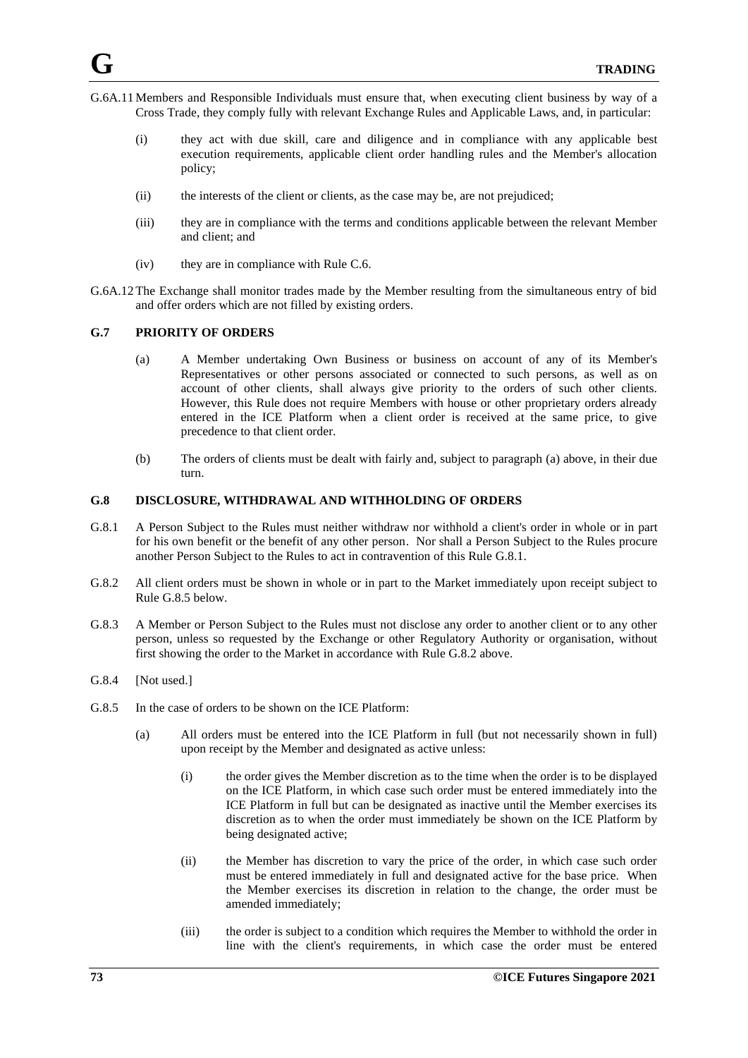G.6A.11 Members and Responsible Individuals must ensure that, when executing client business by way of a Cross Trade, they comply fully with relevant Exchange Rules and Applicable Laws, and, in particular:

(i) they act with due skill, care and diligence and in compliance with any applicable best execution requirements, applicable client order handling rules and the Member's allocation policy;

(ii) the interests of the client or clients, as the case may be, are not prejudiced;

(iii) they are in compliance with the terms and conditions applicable between the relevant Member and client; and

(iv) they are in compliance with Rule C.6.

G.6A.12 The Exchange shall monitor trades made by the Member resulting from the simultaneous entry of bid and offer orders which are not filled by existing orders.

### G.7 PRIORITY OF ORDERS

(a) A Member undertaking Own Business or business on account of any of its Member's Representatives or other persons associated or connected to such persons, as well as on account of other clients, shall always give priority to the orders of such other clients. However, this Rule does not require Members with house or other proprietary orders already entered in the ICE Platform when a client order is received at the same price, to give precedence to that client order.

(b) The orders of clients must be dealt with fairly and, subject to paragraph (a) above, in their due turn.

### G.8 DISCLOSURE, WITHDRAWAL AND WITHHOLDING OF ORDERS

G.8.1 A Person Subject to the Rules must neither withdraw nor withhold a client's order in whole or in part for his own benefit or the benefit of any other person. Nor shall a Person Subject to the Rules procure another Person Subject to the Rules to act in contravention of this Rule G.8.1.

G.8.2 All client orders must be shown in whole or in part to the Market immediately upon receipt subject to Rule G.8.5 below.

G.8.3 A Member or Person Subject to the Rules must not disclose any order to another client or to any other person, unless so requested by the Exchange or other Regulatory Authority or organisation, without first showing the order to the Market in accordance with Rule G.8.2 above.

G.8.4 [Not used.]

G.8.5 In the case of orders to be shown on the ICE Platform:

(a) All orders must be entered into the ICE Platform in full (but not necessarily shown in full) upon receipt by the Member and designated as active unless:

(i) the order gives the Member discretion as to the time when the order is to be displayed on the ICE Platform, in which case such order must be entered immediately into the ICE Platform in full but can be designated as inactive until the Member exercises its discretion as to when the order must immediately be shown on the ICE Platform by being designated active;

(ii) the Member has discretion to vary the price of the order, in which case such order must be entered immediately in full and designated active for the base price. When the Member exercises its discretion in relation to the change, the order must be amended immediately;

(iii) the order is subject to a condition which requires the Member to withhold the order in line with the client's requirements, in which case the order must be entered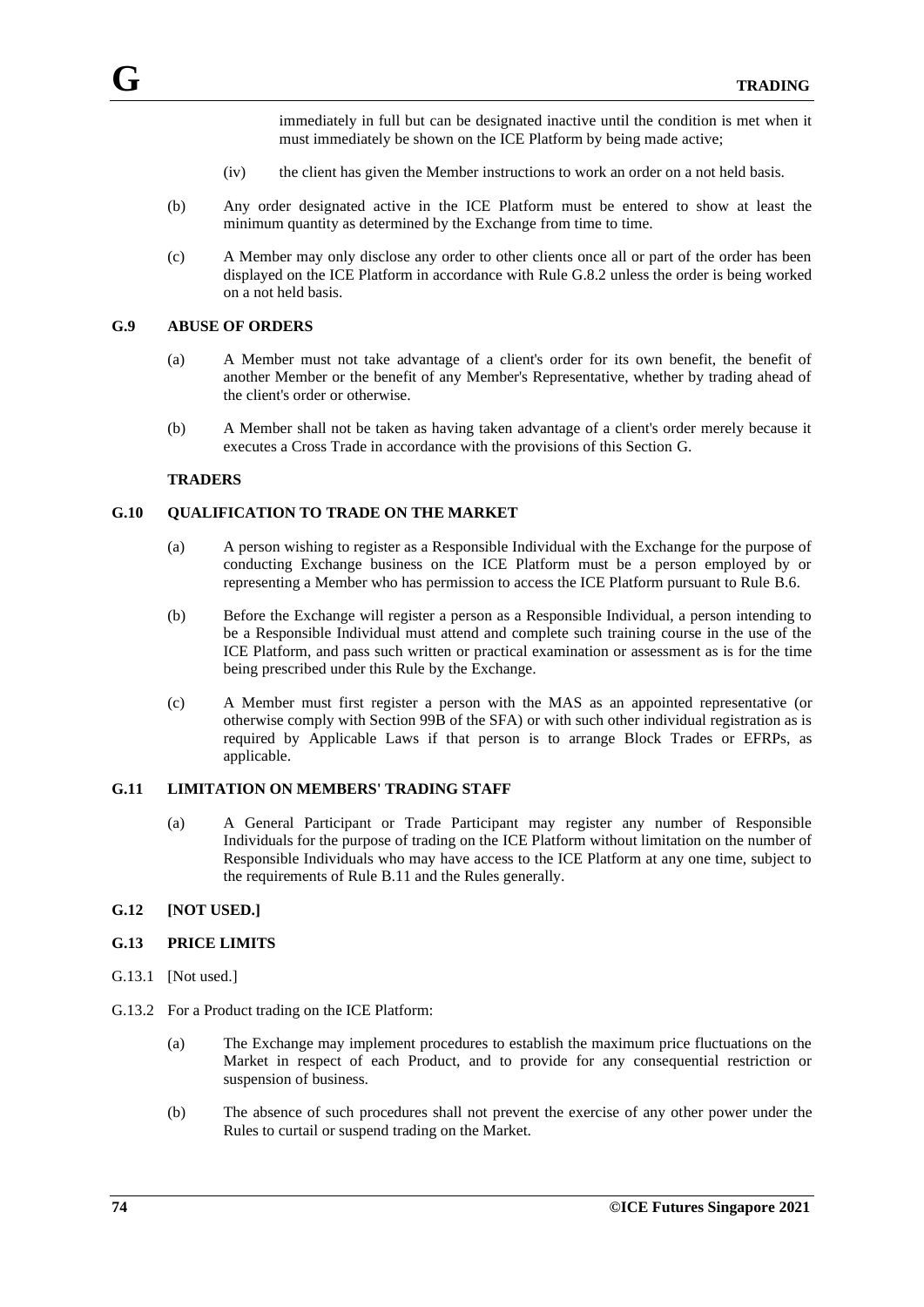immediately in full but can be designated inactive until the condition is met when it must immediately be shown on the ICE Platform by being made active;

(iv) the client has given the Member instructions to work an order on a not held basis.

(b) Any order designated active in the ICE Platform must be entered to show at least the minimum quantity as determined by the Exchange from time to time.

(c) A Member may only disclose any order to other clients once all or part of the order has been displayed on the ICE Platform in accordance with Rule G.8.2 unless the order is being worked on a not held basis.

## G.9 ABUSE OF ORDERS

(a) A Member must not take advantage of a client's order for its own benefit, the benefit of another Member or the benefit of any Member's Representative, whether by trading ahead of the client's order or otherwise.

(b) A Member shall not be taken as having taken advantage of a client's order merely because it executes a Cross Trade in accordance with the provisions of this Section G.

**TRADERS**

## G.10 QUALIFICATION TO TRADE ON THE MARKET

(a) A person wishing to register as a Responsible Individual with the Exchange for the purpose of conducting Exchange business on the ICE Platform must be a person employed by or representing a Member who has permission to access the ICE Platform pursuant to Rule B.6.

(b) Before the Exchange will register a person as a Responsible Individual, a person intending to be a Responsible Individual must attend and complete such training course in the use of the ICE Platform, and pass such written or practical examination or assessment as is for the time being prescribed under this Rule by the Exchange.

(c) A Member must first register a person with the MAS as an appointed representative (or otherwise comply with Section 99B of the SFA) or with such other individual registration as is required by Applicable Laws if that person is to arrange Block Trades or EFRPs, as applicable.

## G.11 LIMITATION ON MEMBERS' TRADING STAFF

(a) A General Participant or Trade Participant may register any number of Responsible Individuals for the purpose of trading on the ICE Platform without limitation on the number of Responsible Individuals who may have access to the ICE Platform at any one time, subject to the requirements of Rule B.11 and the Rules generally.

## G.12 [NOT USED.]

## G.13 PRICE LIMITS

G.13.1 [Not used.]

G.13.2 For a Product trading on the ICE Platform:

(a) The Exchange may implement procedures to establish the maximum price fluctuations on the Market in respect of each Product, and to provide for any consequential restriction or suspension of business.

(b) The absence of such procedures shall not prevent the exercise of any other power under the Rules to curtail or suspend trading on the Market.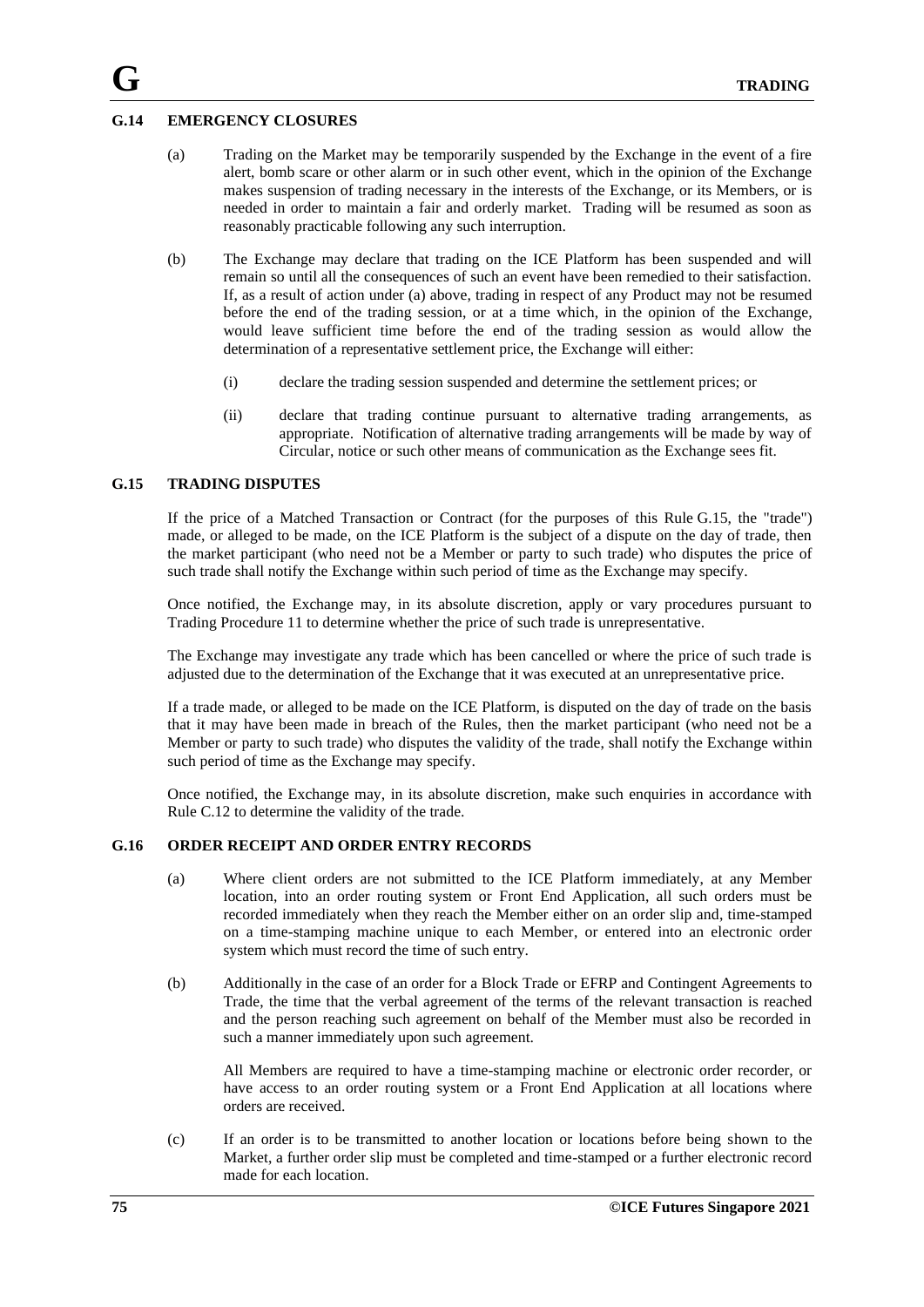## G.14 EMERGENCY CLOSURES

(a) Trading on the Market may be temporarily suspended by the Exchange in the event of a fire alert, bomb scare or other alarm or in such other event, which in the opinion of the Exchange makes suspension of trading necessary in the interests of the Exchange, or its Members, or is needed in order to maintain a fair and orderly market. Trading will be resumed as soon as reasonably practicable following any such interruption.

(b) The Exchange may declare that trading on the ICE Platform has been suspended and will remain so until all the consequences of such an event have been remedied to their satisfaction. If, as a result of action under (a) above, trading in respect of any Product may not be resumed before the end of the trading session, or at a time which, in the opinion of the Exchange, would leave sufficient time before the end of the trading session as would allow the determination of a representative settlement price, the Exchange will either:

   (i) declare the trading session suspended and determine the settlement prices; or

   (ii) declare that trading continue pursuant to alternative trading arrangements, as appropriate. Notification of alternative trading arrangements will be made by way of Circular, notice or such other means of communication as the Exchange sees fit.

## G.15 TRADING DISPUTES

If the price of a Matched Transaction or Contract (for the purposes of this Rule G.15, the "trade") made, or alleged to be made, on the ICE Platform is the subject of a dispute on the day of trade, then the market participant (who need not be a Member or party to such trade) who disputes the price of such trade shall notify the Exchange within such period of time as the Exchange may specify.

Once notified, the Exchange may, in its absolute discretion, apply or vary procedures pursuant to Trading Procedure 11 to determine whether the price of such trade is unrepresentative.

The Exchange may investigate any trade which has been cancelled or where the price of such trade is adjusted due to the determination of the Exchange that it was executed at an unrepresentative price.

If a trade made, or alleged to be made on the ICE Platform, is disputed on the day of trade on the basis that it may have been made in breach of the Rules, then the market participant (who need not be a Member or party to such trade) who disputes the validity of the trade, shall notify the Exchange within such period of time as the Exchange may specify.

Once notified, the Exchange may, in its absolute discretion, make such enquiries in accordance with Rule C.12 to determine the validity of the trade.

## G.16 ORDER RECEIPT AND ORDER ENTRY RECORDS

(a) Where client orders are not submitted to the ICE Platform immediately, at any Member location, into an order routing system or Front End Application, all such orders must be recorded immediately when they reach the Member either on an order slip and, time-stamped on a time-stamping machine unique to each Member, or entered into an electronic order system which must record the time of such entry.

(b) Additionally in the case of an order for a Block Trade or EFRP and Contingent Agreements to Trade, the time that the verbal agreement of the terms of the relevant transaction is reached and the person reaching such agreement on behalf of the Member must also be recorded in such a manner immediately upon such agreement.

   All Members are required to have a time-stamping machine or electronic order recorder, or have access to an order routing system or a Front End Application at all locations where orders are received.

(c) If an order is to be transmitted to another location or locations before being shown to the Market, a further order slip must be completed and time-stamped or a further electronic record made for each location.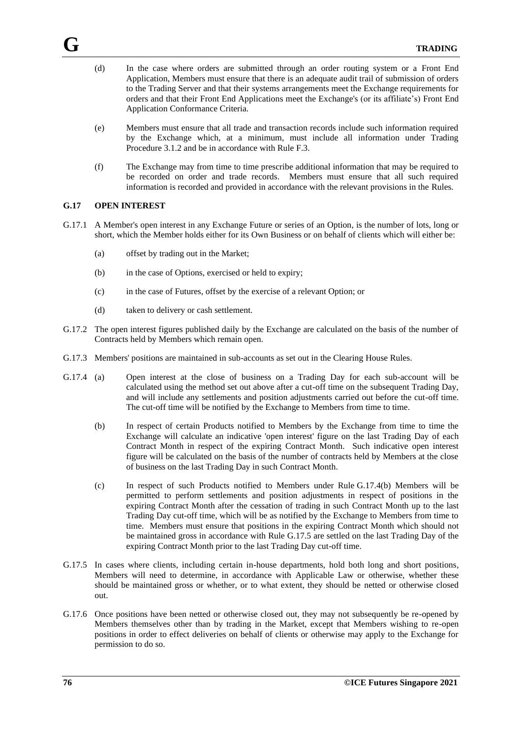(d) In the case where orders are submitted through an order routing system or a Front End Application, Members must ensure that there is an adequate audit trail of submission of orders to the Trading Server and that their systems arrangements meet the Exchange requirements for orders and that their Front End Applications meet the Exchange's (or its affiliate's) Front End Application Conformance Criteria.

(e) Members must ensure that all trade and transaction records include such information required by the Exchange which, at a minimum, must include all information under Trading Procedure 3.1.2 and be in accordance with Rule F.3.

(f) The Exchange may from time to time prescribe additional information that may be required to be recorded on order and trade records. Members must ensure that all such required information is recorded and provided in accordance with the relevant provisions in the Rules.

### G.17 OPEN INTEREST

G.17.1 A Member's open interest in any Exchange Future or series of an Option, is the number of lots, long or short, which the Member holds either for its Own Business or on behalf of clients which will either be:

(a) offset by trading out in the Market;

(b) in the case of Options, exercised or held to expiry;

(c) in the case of Futures, offset by the exercise of a relevant Option; or

(d) taken to delivery or cash settlement.

G.17.2 The open interest figures published daily by the Exchange are calculated on the basis of the number of Contracts held by Members which remain open.

G.17.3 Members' positions are maintained in sub-accounts as set out in the Clearing House Rules.

G.17.4 (a) Open interest at the close of business on a Trading Day for each sub-account will be calculated using the method set out above after a cut-off time on the subsequent Trading Day, and will include any settlements and position adjustments carried out before the cut-off time. The cut-off time will be notified by the Exchange to Members from time to time.

(b) In respect of certain Products notified to Members by the Exchange from time to time the Exchange will calculate an indicative 'open interest' figure on the last Trading Day of each Contract Month in respect of the expiring Contract Month. Such indicative open interest figure will be calculated on the basis of the number of contracts held by Members at the close of business on the last Trading Day in such Contract Month.

(c) In respect of such Products notified to Members under Rule G.17.4(b) Members will be permitted to perform settlements and position adjustments in respect of positions in the expiring Contract Month after the cessation of trading in such Contract Month up to the last Trading Day cut-off time, which will be as notified by the Exchange to Members from time to time. Members must ensure that positions in the expiring Contract Month which should not be maintained gross in accordance with Rule G.17.5 are settled on the last Trading Day of the expiring Contract Month prior to the last Trading Day cut-off time.

G.17.5 In cases where clients, including certain in-house departments, hold both long and short positions, Members will need to determine, in accordance with Applicable Law or otherwise, whether these should be maintained gross or whether, or to what extent, they should be netted or otherwise closed out.

G.17.6 Once positions have been netted or otherwise closed out, they may not subsequently be re-opened by Members themselves other than by trading in the Market, except that Members wishing to re-open positions in order to effect deliveries on behalf of clients or otherwise may apply to the Exchange for permission to do so.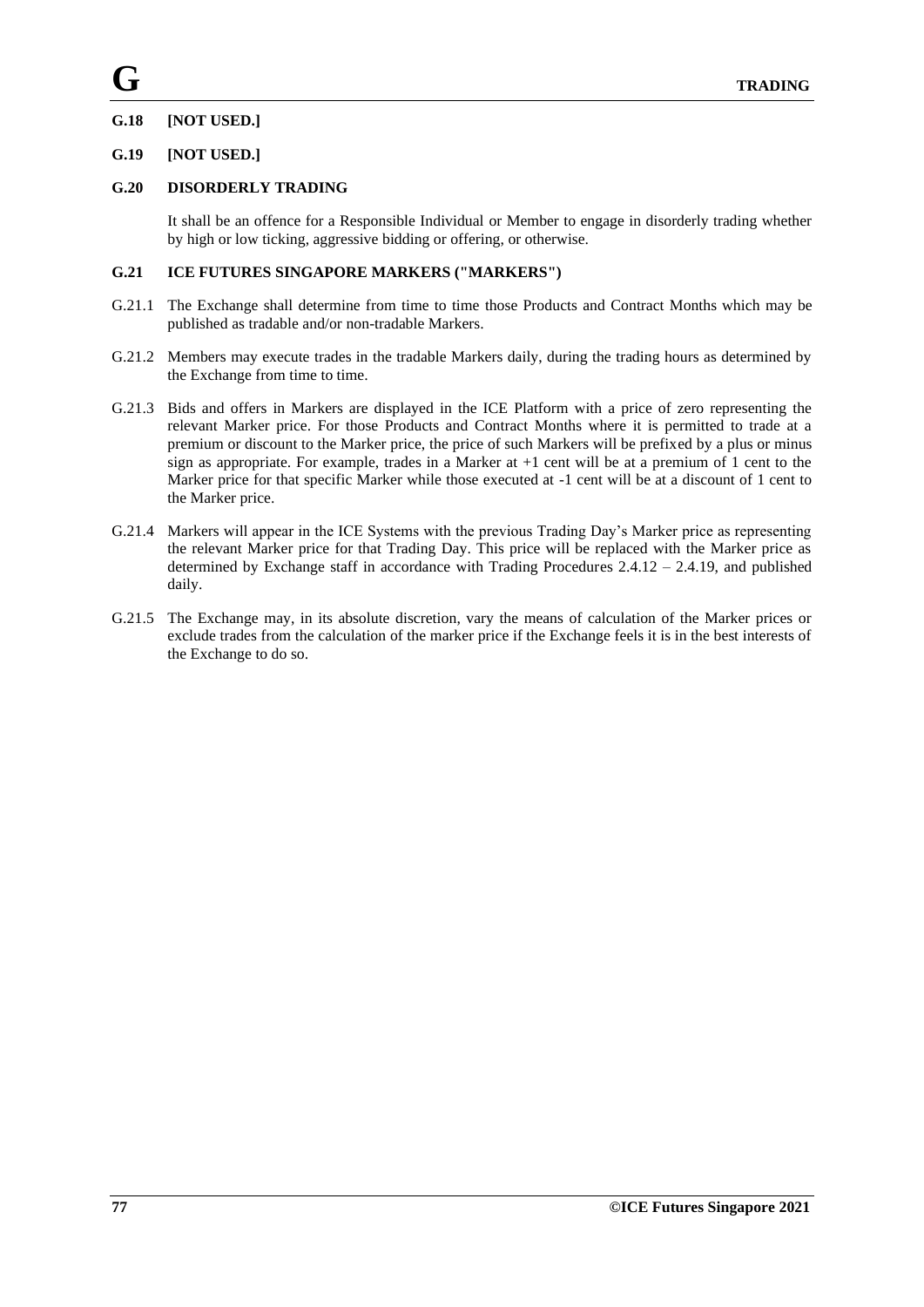## G.18 [NOT USED.]

## G.19 [NOT USED.]

## G.20 DISORDERLY TRADING

It shall be an offence for a Responsible Individual or Member to engage in disorderly trading whether by high or low ticking, aggressive bidding or offering, or otherwise.

## G.21 ICE FUTURES SINGAPORE MARKERS ("MARKERS")

G.21.1 The Exchange shall determine from time to time those Products and Contract Months which may be published as tradable and/or non-tradable Markers.

G.21.2 Members may execute trades in the tradable Markers daily, during the trading hours as determined by the Exchange from time to time.

G.21.3 Bids and offers in Markers are displayed in the ICE Platform with a price of zero representing the relevant Marker price. For those Products and Contract Months where it is permitted to trade at a premium or discount to the Marker price, the price of such Markers will be prefixed by a plus or minus sign as appropriate. For example, trades in a Marker at +1 cent will be at a premium of 1 cent to the Marker price for that specific Marker while those executed at -1 cent will be at a discount of 1 cent to the Marker price.

G.21.4 Markers will appear in the ICE Systems with the previous Trading Day's Marker price as representing the relevant Marker price for that Trading Day. This price will be replaced with the Marker price as determined by Exchange staff in accordance with Trading Procedures 2.4.12 – 2.4.19, and published daily.

G.21.5 The Exchange may, in its absolute discretion, vary the means of calculation of the Marker prices or exclude trades from the calculation of the marker price if the Exchange feels it is in the best interests of the Exchange to do so.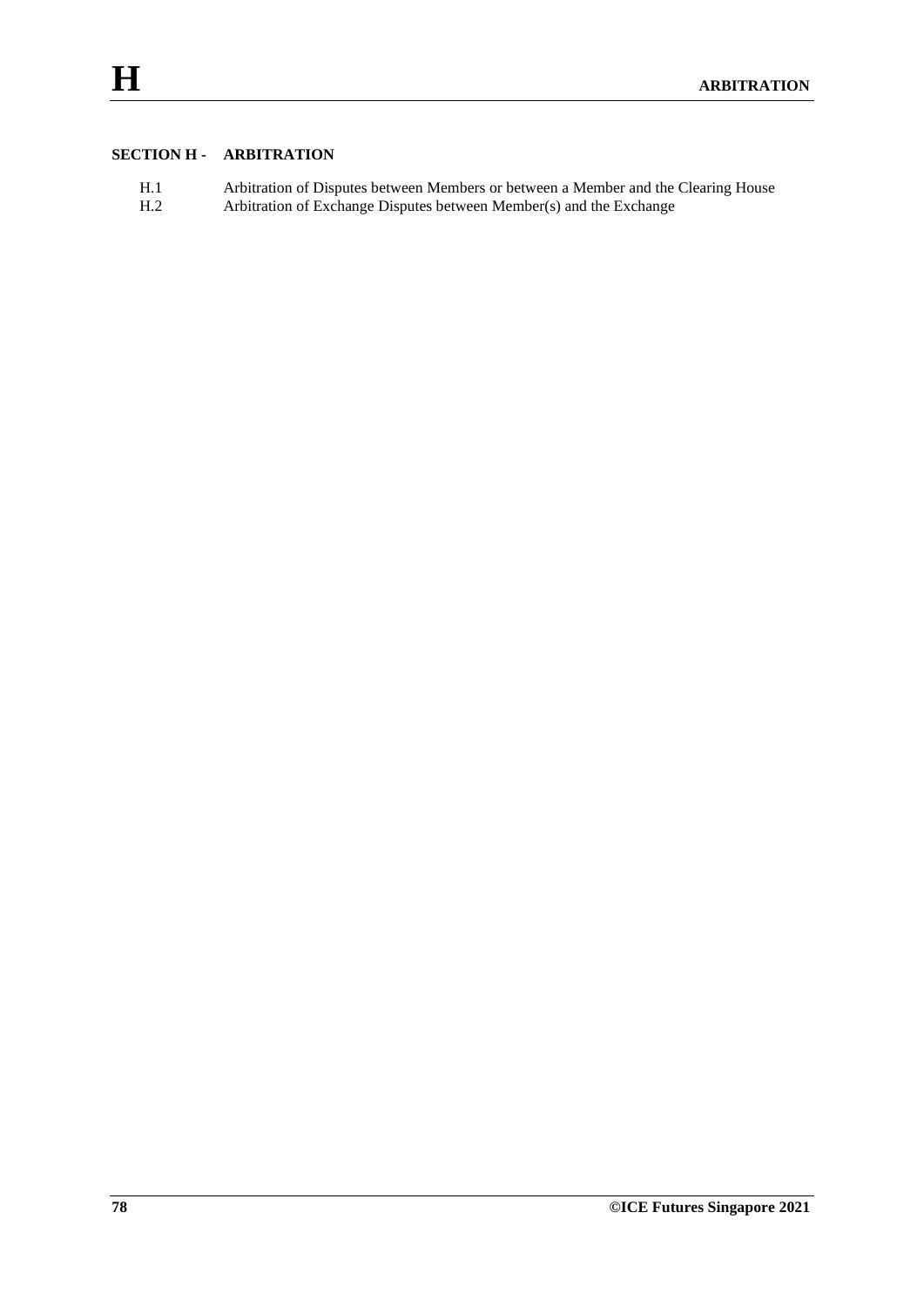## SECTION H - ARBITRATION

| | |
|---|---|
| H.1 | Arbitration of Disputes between Members or between a Member and the Clearing House |
| H.2 | Arbitration of Exchange Disputes between Member(s) and the Exchange |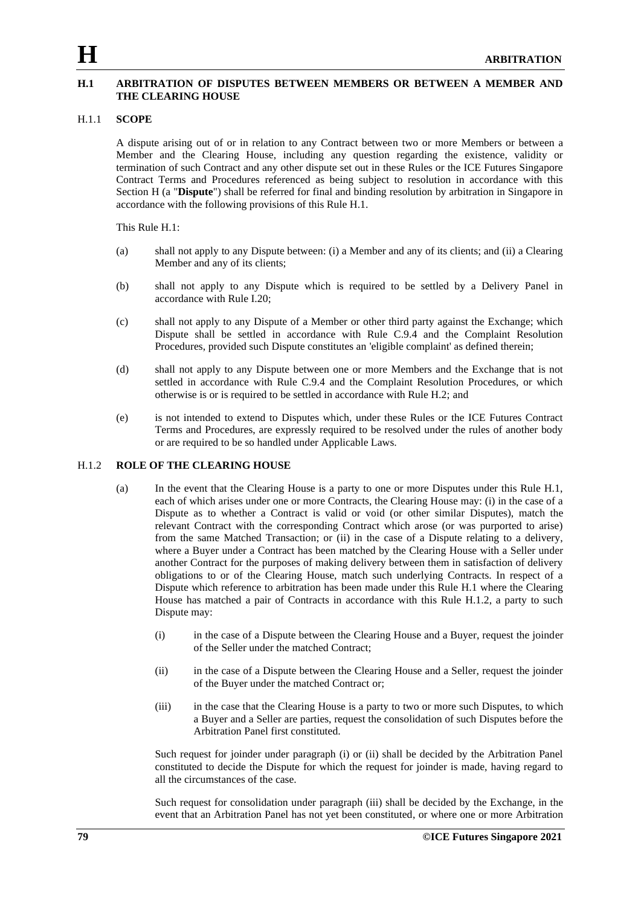# H ARBITRATION

## H.1 ARBITRATION OF DISPUTES BETWEEN MEMBERS OR BETWEEN A MEMBER AND THE CLEARING HOUSE

### H.1.1 SCOPE

A dispute arising out of or in relation to any Contract between two or more Members or between a Member and the Clearing House, including any question regarding the existence, validity or termination of such Contract and any other dispute set out in these Rules or the ICE Futures Singapore Contract Terms and Procedures referenced as being subject to resolution in accordance with this Section H (a "**Dispute**") shall be referred for final and binding resolution by arbitration in Singapore in accordance with the following provisions of this Rule H.1.

This Rule H.1:

(a) shall not apply to any Dispute between: (i) a Member and any of its clients; and (ii) a Clearing Member and any of its clients;

(b) shall not apply to any Dispute which is required to be settled by a Delivery Panel in accordance with Rule I.20;

(c) shall not apply to any Dispute of a Member or other third party against the Exchange; which Dispute shall be settled in accordance with Rule C.9.4 and the Complaint Resolution Procedures, provided such Dispute constitutes an 'eligible complaint' as defined therein;

(d) shall not apply to any Dispute between one or more Members and the Exchange that is not settled in accordance with Rule C.9.4 and the Complaint Resolution Procedures, or which otherwise is or is required to be settled in accordance with Rule H.2; and

(e) is not intended to extend to Disputes which, under these Rules or the ICE Futures Contract Terms and Procedures, are expressly required to be resolved under the rules of another body or are required to be so handled under Applicable Laws.

### H.1.2 ROLE OF THE CLEARING HOUSE

(a) In the event that the Clearing House is a party to one or more Disputes under this Rule H.1, each of which arises under one or more Contracts, the Clearing House may: (i) in the case of a Dispute as to whether a Contract is valid or void (or other similar Disputes), match the relevant Contract with the corresponding Contract which arose (or was purported to arise) from the same Matched Transaction; or (ii) in the case of a Dispute relating to a delivery, where a Buyer under a Contract has been matched by the Clearing House with a Seller under another Contract for the purposes of making delivery between them in satisfaction of delivery obligations to or of the Clearing House, match such underlying Contracts. In respect of a Dispute which reference to arbitration has been made under this Rule H.1 where the Clearing House has matched a pair of Contracts in accordance with this Rule H.1.2, a party to such Dispute may:

   (i) in the case of a Dispute between the Clearing House and a Buyer, request the joinder of the Seller under the matched Contract;

   (ii) in the case of a Dispute between the Clearing House and a Seller, request the joinder of the Buyer under the matched Contract or;

   (iii) in the case that the Clearing House is a party to two or more such Disputes, to which a Buyer and a Seller are parties, request the consolidation of such Disputes before the Arbitration Panel first constituted.

   Such request for joinder under paragraph (i) or (ii) shall be decided by the Arbitration Panel constituted to decide the Dispute for which the request for joinder is made, having regard to all the circumstances of the case.

   Such request for consolidation under paragraph (iii) shall be decided by the Exchange, in the event that an Arbitration Panel has not yet been constituted, or where one or more Arbitration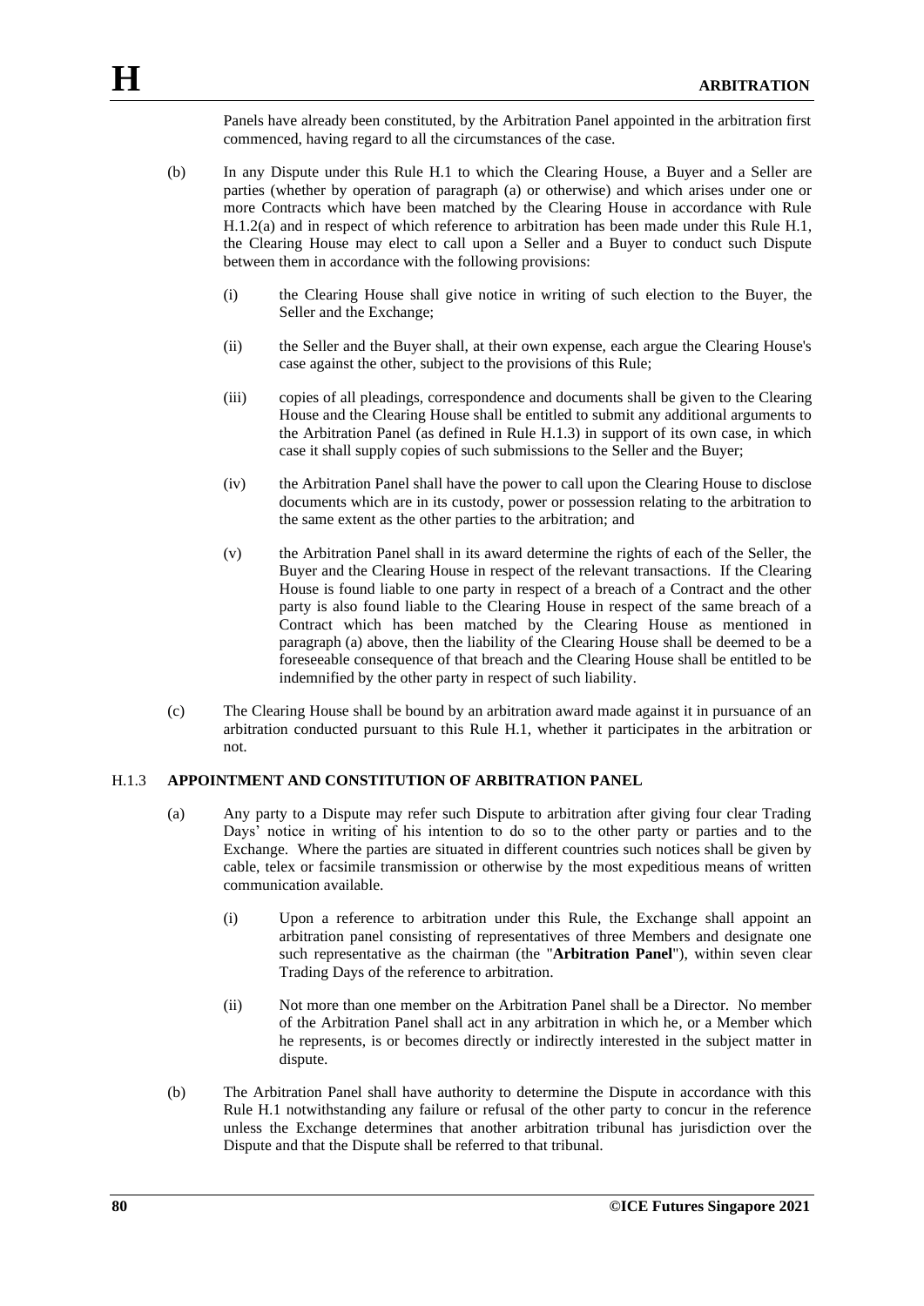Panels have already been constituted, by the Arbitration Panel appointed in the arbitration first commenced, having regard to all the circumstances of the case.

(b) In any Dispute under this Rule H.1 to which the Clearing House, a Buyer and a Seller are parties (whether by operation of paragraph (a) or otherwise) and which arises under one or more Contracts which have been matched by the Clearing House in accordance with Rule H.1.2(a) and in respect of which reference to arbitration has been made under this Rule H.1, the Clearing House may elect to call upon a Seller and a Buyer to conduct such Dispute between them in accordance with the following provisions:

(i) the Clearing House shall give notice in writing of such election to the Buyer, the Seller and the Exchange;

(ii) the Seller and the Buyer shall, at their own expense, each argue the Clearing House's case against the other, subject to the provisions of this Rule;

(iii) copies of all pleadings, correspondence and documents shall be given to the Clearing House and the Clearing House shall be entitled to submit any additional arguments to the Arbitration Panel (as defined in Rule H.1.3) in support of its own case, in which case it shall supply copies of such submissions to the Seller and the Buyer;

(iv) the Arbitration Panel shall have the power to call upon the Clearing House to disclose documents which are in its custody, power or possession relating to the arbitration to the same extent as the other parties to the arbitration; and

(v) the Arbitration Panel shall in its award determine the rights of each of the Seller, the Buyer and the Clearing House in respect of the relevant transactions. If the Clearing House is found liable to one party in respect of a breach of a Contract and the other party is also found liable to the Clearing House in respect of the same breach of a Contract which has been matched by the Clearing House as mentioned in paragraph (a) above, then the liability of the Clearing House shall be deemed to be a foreseeable consequence of that breach and the Clearing House shall be entitled to be indemnified by the other party in respect of such liability.

(c) The Clearing House shall be bound by an arbitration award made against it in pursuance of an arbitration conducted pursuant to this Rule H.1, whether it participates in the arbitration or not.

## H.1.3 APPOINTMENT AND CONSTITUTION OF ARBITRATION PANEL

(a) Any party to a Dispute may refer such Dispute to arbitration after giving four clear Trading Days' notice in writing of his intention to do so to the other party or parties and to the Exchange. Where the parties are situated in different countries such notices shall be given by cable, telex or facsimile transmission or otherwise by the most expeditious means of written communication available.

(i) Upon a reference to arbitration under this Rule, the Exchange shall appoint an arbitration panel consisting of representatives of three Members and designate one such representative as the chairman (the "**Arbitration Panel**"), within seven clear Trading Days of the reference to arbitration.

(ii) Not more than one member on the Arbitration Panel shall be a Director. No member of the Arbitration Panel shall act in any arbitration in which he, or a Member which he represents, is or becomes directly or indirectly interested in the subject matter in dispute.

(b) The Arbitration Panel shall have authority to determine the Dispute in accordance with this Rule H.1 notwithstanding any failure or refusal of the other party to concur in the reference unless the Exchange determines that another arbitration tribunal has jurisdiction over the Dispute and that the Dispute shall be referred to that tribunal.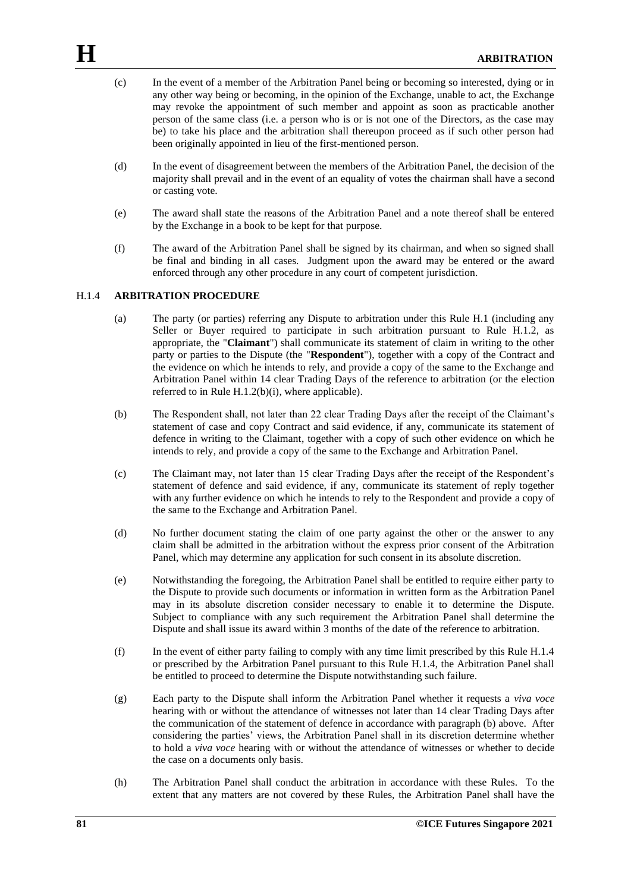(c) In the event of a member of the Arbitration Panel being or becoming so interested, dying or in any other way being or becoming, in the opinion of the Exchange, unable to act, the Exchange may revoke the appointment of such member and appoint as soon as practicable another person of the same class (i.e. a person who is or is not one of the Directors, as the case may be) to take his place and the arbitration shall thereupon proceed as if such other person had been originally appointed in lieu of the first-mentioned person.

(d) In the event of disagreement between the members of the Arbitration Panel, the decision of the majority shall prevail and in the event of an equality of votes the chairman shall have a second or casting vote.

(e) The award shall state the reasons of the Arbitration Panel and a note thereof shall be entered by the Exchange in a book to be kept for that purpose.

(f) The award of the Arbitration Panel shall be signed by its chairman, and when so signed shall be final and binding in all cases. Judgment upon the award may be entered or the award enforced through any other procedure in any court of competent jurisdiction.

### H.1.4 **ARBITRATION PROCEDURE**

(a) The party (or parties) referring any Dispute to arbitration under this Rule H.1 (including any Seller or Buyer required to participate in such arbitration pursuant to Rule H.1.2, as appropriate, the "**Claimant**") shall communicate its statement of claim in writing to the other party or parties to the Dispute (the "**Respondent**"), together with a copy of the Contract and the evidence on which he intends to rely, and provide a copy of the same to the Exchange and Arbitration Panel within 14 clear Trading Days of the reference to arbitration (or the election referred to in Rule H.1.2(b)(i), where applicable).

(b) The Respondent shall, not later than 22 clear Trading Days after the receipt of the Claimant's statement of case and copy Contract and said evidence, if any, communicate its statement of defence in writing to the Claimant, together with a copy of such other evidence on which he intends to rely, and provide a copy of the same to the Exchange and Arbitration Panel.

(c) The Claimant may, not later than 15 clear Trading Days after the receipt of the Respondent's statement of defence and said evidence, if any, communicate its statement of reply together with any further evidence on which he intends to rely to the Respondent and provide a copy of the same to the Exchange and Arbitration Panel.

(d) No further document stating the claim of one party against the other or the answer to any claim shall be admitted in the arbitration without the express prior consent of the Arbitration Panel, which may determine any application for such consent in its absolute discretion.

(e) Notwithstanding the foregoing, the Arbitration Panel shall be entitled to require either party to the Dispute to provide such documents or information in written form as the Arbitration Panel may in its absolute discretion consider necessary to enable it to determine the Dispute. Subject to compliance with any such requirement the Arbitration Panel shall determine the Dispute and shall issue its award within 3 months of the date of the reference to arbitration.

(f) In the event of either party failing to comply with any time limit prescribed by this Rule H.1.4 or prescribed by the Arbitration Panel pursuant to this Rule H.1.4, the Arbitration Panel shall be entitled to proceed to determine the Dispute notwithstanding such failure.

(g) Each party to the Dispute shall inform the Arbitration Panel whether it requests a *viva voce* hearing with or without the attendance of witnesses not later than 14 clear Trading Days after the communication of the statement of defence in accordance with paragraph (b) above. After considering the parties' views, the Arbitration Panel shall in its discretion determine whether to hold a *viva voce* hearing with or without the attendance of witnesses or whether to decide the case on a documents only basis.

(h) The Arbitration Panel shall conduct the arbitration in accordance with these Rules. To the extent that any matters are not covered by these Rules, the Arbitration Panel shall have the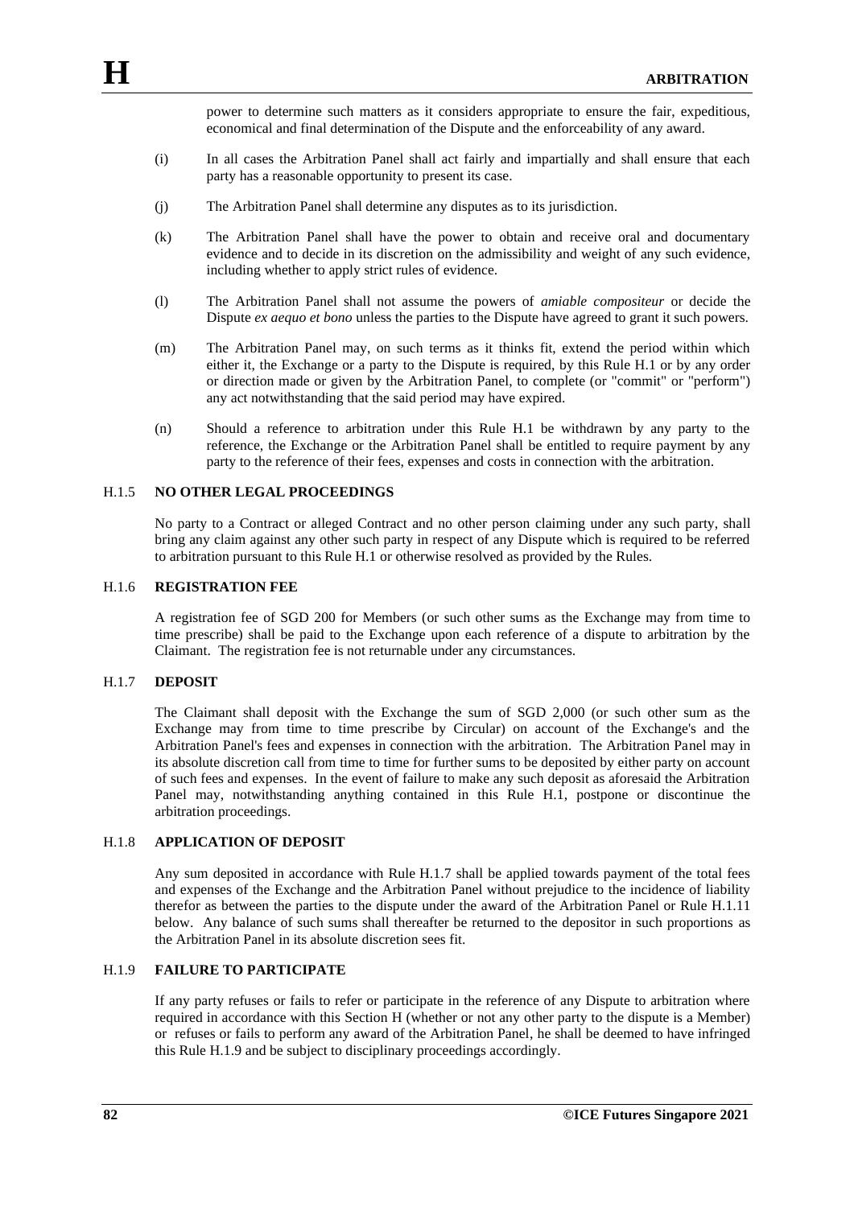power to determine such matters as it considers appropriate to ensure the fair, expeditious, economical and final determination of the Dispute and the enforceability of any award.

(i) In all cases the Arbitration Panel shall act fairly and impartially and shall ensure that each party has a reasonable opportunity to present its case.

(j) The Arbitration Panel shall determine any disputes as to its jurisdiction.

(k) The Arbitration Panel shall have the power to obtain and receive oral and documentary evidence and to decide in its discretion on the admissibility and weight of any such evidence, including whether to apply strict rules of evidence.

(l) The Arbitration Panel shall not assume the powers of *amiable compositeur* or decide the Dispute *ex aequo et bono* unless the parties to the Dispute have agreed to grant it such powers.

(m) The Arbitration Panel may, on such terms as it thinks fit, extend the period within which either it, the Exchange or a party to the Dispute is required, by this Rule H.1 or by any order or direction made or given by the Arbitration Panel, to complete (or "commit" or "perform") any act notwithstanding that the said period may have expired.

(n) Should a reference to arbitration under this Rule H.1 be withdrawn by any party to the reference, the Exchange or the Arbitration Panel shall be entitled to require payment by any party to the reference of their fees, expenses and costs in connection with the arbitration.

### H.1.5 NO OTHER LEGAL PROCEEDINGS

No party to a Contract or alleged Contract and no other person claiming under any such party, shall bring any claim against any other such party in respect of any Dispute which is required to be referred to arbitration pursuant to this Rule H.1 or otherwise resolved as provided by the Rules.

### H.1.6 REGISTRATION FEE

A registration fee of SGD 200 for Members (or such other sums as the Exchange may from time to time prescribe) shall be paid to the Exchange upon each reference of a dispute to arbitration by the Claimant. The registration fee is not returnable under any circumstances.

### H.1.7 DEPOSIT

The Claimant shall deposit with the Exchange the sum of SGD 2,000 (or such other sum as the Exchange may from time to time prescribe by Circular) on account of the Exchange's and the Arbitration Panel's fees and expenses in connection with the arbitration. The Arbitration Panel may in its absolute discretion call from time to time for further sums to be deposited by either party on account of such fees and expenses. In the event of failure to make any such deposit as aforesaid the Arbitration Panel may, notwithstanding anything contained in this Rule H.1, postpone or discontinue the arbitration proceedings.

### H.1.8 APPLICATION OF DEPOSIT

Any sum deposited in accordance with Rule H.1.7 shall be applied towards payment of the total fees and expenses of the Exchange and the Arbitration Panel without prejudice to the incidence of liability therefor as between the parties to the dispute under the award of the Arbitration Panel or Rule H.1.11 below. Any balance of such sums shall thereafter be returned to the depositor in such proportions as the Arbitration Panel in its absolute discretion sees fit.

### H.1.9 FAILURE TO PARTICIPATE

If any party refuses or fails to refer or participate in the reference of any Dispute to arbitration where required in accordance with this Section H (whether or not any other party to the dispute is a Member) or refuses or fails to perform any award of the Arbitration Panel, he shall be deemed to have infringed this Rule H.1.9 and be subject to disciplinary proceedings accordingly.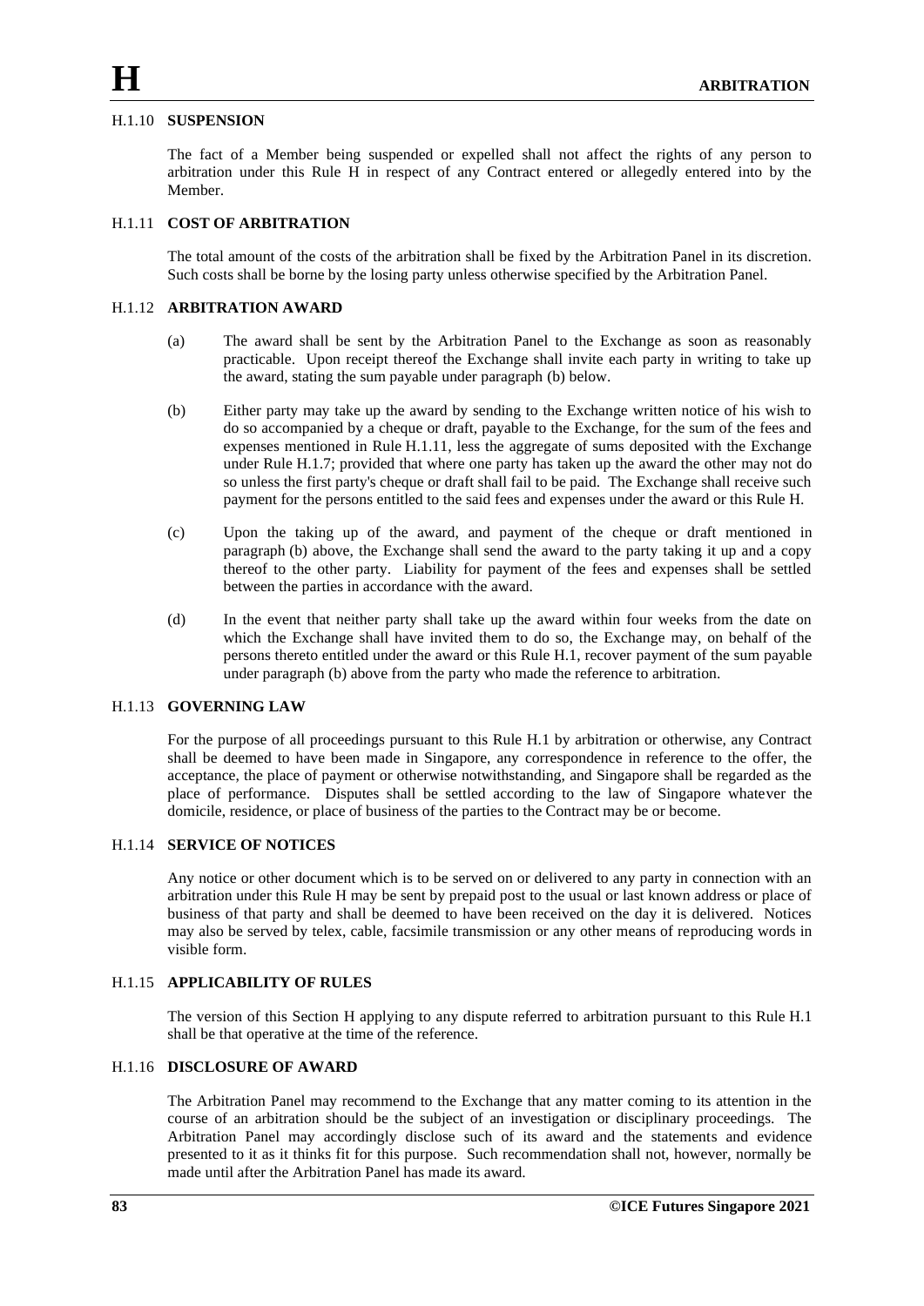### H.1.10 SUSPENSION

The fact of a Member being suspended or expelled shall not affect the rights of any person to arbitration under this Rule H in respect of any Contract entered or allegedly entered into by the Member.

### H.1.11 COST OF ARBITRATION

The total amount of the costs of the arbitration shall be fixed by the Arbitration Panel in its discretion. Such costs shall be borne by the losing party unless otherwise specified by the Arbitration Panel.

### H.1.12 ARBITRATION AWARD

(a) The award shall be sent by the Arbitration Panel to the Exchange as soon as reasonably practicable. Upon receipt thereof the Exchange shall invite each party in writing to take up the award, stating the sum payable under paragraph (b) below.

(b) Either party may take up the award by sending to the Exchange written notice of his wish to do so accompanied by a cheque or draft, payable to the Exchange, for the sum of the fees and expenses mentioned in Rule H.1.11, less the aggregate of sums deposited with the Exchange under Rule H.1.7; provided that where one party has taken up the award the other may not do so unless the first party's cheque or draft shall fail to be paid. The Exchange shall receive such payment for the persons entitled to the said fees and expenses under the award or this Rule H.

(c) Upon the taking up of the award, and payment of the cheque or draft mentioned in paragraph (b) above, the Exchange shall send the award to the party taking it up and a copy thereof to the other party. Liability for payment of the fees and expenses shall be settled between the parties in accordance with the award.

(d) In the event that neither party shall take up the award within four weeks from the date on which the Exchange shall have invited them to do so, the Exchange may, on behalf of the persons thereto entitled under the award or this Rule H.1, recover payment of the sum payable under paragraph (b) above from the party who made the reference to arbitration.

### H.1.13 GOVERNING LAW

For the purpose of all proceedings pursuant to this Rule H.1 by arbitration or otherwise, any Contract shall be deemed to have been made in Singapore, any correspondence in reference to the offer, the acceptance, the place of payment or otherwise notwithstanding, and Singapore shall be regarded as the place of performance. Disputes shall be settled according to the law of Singapore whatever the domicile, residence, or place of business of the parties to the Contract may be or become.

### H.1.14 SERVICE OF NOTICES

Any notice or other document which is to be served on or delivered to any party in connection with an arbitration under this Rule H may be sent by prepaid post to the usual or last known address or place of business of that party and shall be deemed to have been received on the day it is delivered. Notices may also be served by telex, cable, facsimile transmission or any other means of reproducing words in visible form.

### H.1.15 APPLICABILITY OF RULES

The version of this Section H applying to any dispute referred to arbitration pursuant to this Rule H.1 shall be that operative at the time of the reference.

### H.1.16 DISCLOSURE OF AWARD

The Arbitration Panel may recommend to the Exchange that any matter coming to its attention in the course of an arbitration should be the subject of an investigation or disciplinary proceedings. The Arbitration Panel may accordingly disclose such of its award and the statements and evidence presented to it as it thinks fit for this purpose. Such recommendation shall not, however, normally be made until after the Arbitration Panel has made its award.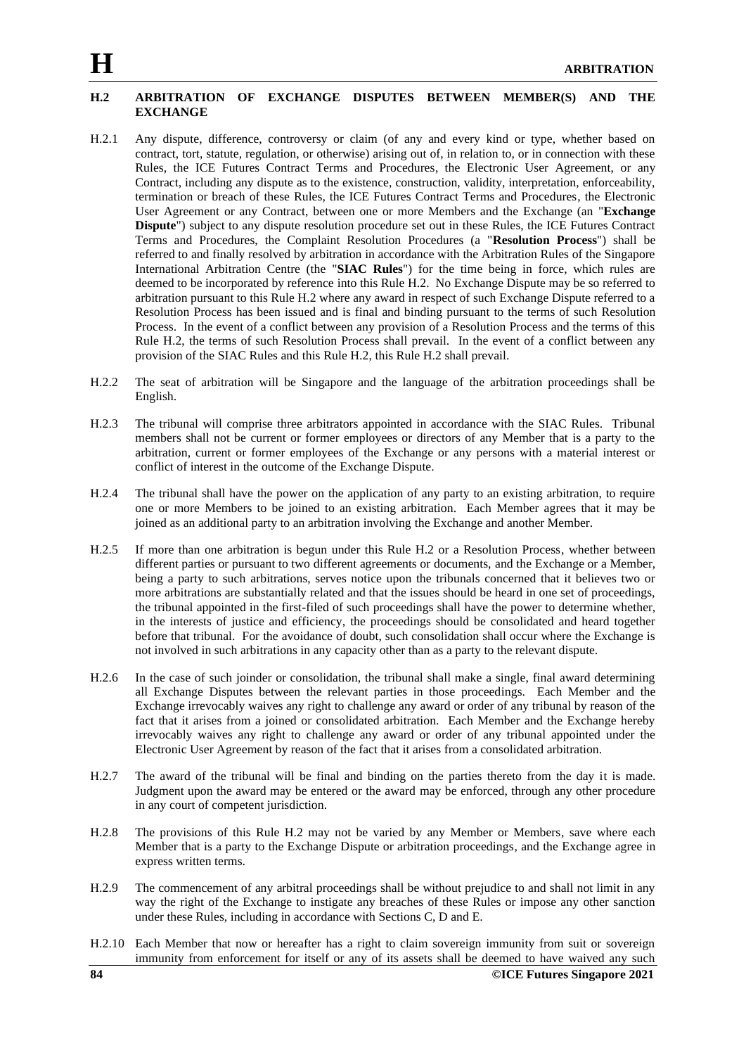## H.2 ARBITRATION OF EXCHANGE DISPUTES BETWEEN MEMBER(S) AND THE EXCHANGE

H.2.1 Any dispute, difference, controversy or claim (of any and every kind or type, whether based on contract, tort, statute, regulation, or otherwise) arising out of, in relation to, or in connection with these Rules, the ICE Futures Contract Terms and Procedures, the Electronic User Agreement, or any Contract, including any dispute as to the existence, construction, validity, interpretation, enforceability, termination or breach of these Rules, the ICE Futures Contract Terms and Procedures, the Electronic User Agreement or any Contract, between one or more Members and the Exchange (an "**Exchange Dispute**") subject to any dispute resolution procedure set out in these Rules, the ICE Futures Contract Terms and Procedures, the Complaint Resolution Procedures (a "**Resolution Process**") shall be referred to and finally resolved by arbitration in accordance with the Arbitration Rules of the Singapore International Arbitration Centre (the "**SIAC Rules**") for the time being in force, which rules are deemed to be incorporated by reference into this Rule H.2. No Exchange Dispute may be so referred to arbitration pursuant to this Rule H.2 where any award in respect of such Exchange Dispute referred to a Resolution Process has been issued and is final and binding pursuant to the terms of such Resolution Process. In the event of a conflict between any provision of a Resolution Process and the terms of this Rule H.2, the terms of such Resolution Process shall prevail. In the event of a conflict between any provision of the SIAC Rules and this Rule H.2, this Rule H.2 shall prevail.

H.2.2 The seat of arbitration will be Singapore and the language of the arbitration proceedings shall be English.

H.2.3 The tribunal will comprise three arbitrators appointed in accordance with the SIAC Rules. Tribunal members shall not be current or former employees or directors of any Member that is a party to the arbitration, current or former employees of the Exchange or any persons with a material interest or conflict of interest in the outcome of the Exchange Dispute.

H.2.4 The tribunal shall have the power on the application of any party to an existing arbitration, to require one or more Members to be joined to an existing arbitration. Each Member agrees that it may be joined as an additional party to an arbitration involving the Exchange and another Member.

H.2.5 If more than one arbitration is begun under this Rule H.2 or a Resolution Process, whether between different parties or pursuant to two different agreements or documents, and the Exchange or a Member, being a party to such arbitrations, serves notice upon the tribunals concerned that it believes two or more arbitrations are substantially related and that the issues should be heard in one set of proceedings, the tribunal appointed in the first-filed of such proceedings shall have the power to determine whether, in the interests of justice and efficiency, the proceedings should be consolidated and heard together before that tribunal. For the avoidance of doubt, such consolidation shall occur where the Exchange is not involved in such arbitrations in any capacity other than as a party to the relevant dispute.

H.2.6 In the case of such joinder or consolidation, the tribunal shall make a single, final award determining all Exchange Disputes between the relevant parties in those proceedings. Each Member and the Exchange irrevocably waives any right to challenge any award or order of any tribunal by reason of the fact that it arises from a joined or consolidated arbitration. Each Member and the Exchange hereby irrevocably waives any right to challenge any award or order of any tribunal appointed under the Electronic User Agreement by reason of the fact that it arises from a consolidated arbitration.

H.2.7 The award of the tribunal will be final and binding on the parties thereto from the day it is made. Judgment upon the award may be entered or the award may be enforced, through any other procedure in any court of competent jurisdiction.

H.2.8 The provisions of this Rule H.2 may not be varied by any Member or Members, save where each Member that is a party to the Exchange Dispute or arbitration proceedings, and the Exchange agree in express written terms.

H.2.9 The commencement of any arbitral proceedings shall be without prejudice to and shall not limit in any way the right of the Exchange to instigate any breaches of these Rules or impose any other sanction under these Rules, including in accordance with Sections C, D and E.

H.2.10 Each Member that now or hereafter has a right to claim sovereign immunity from suit or sovereign immunity from enforcement for itself or any of its assets shall be deemed to have waived any such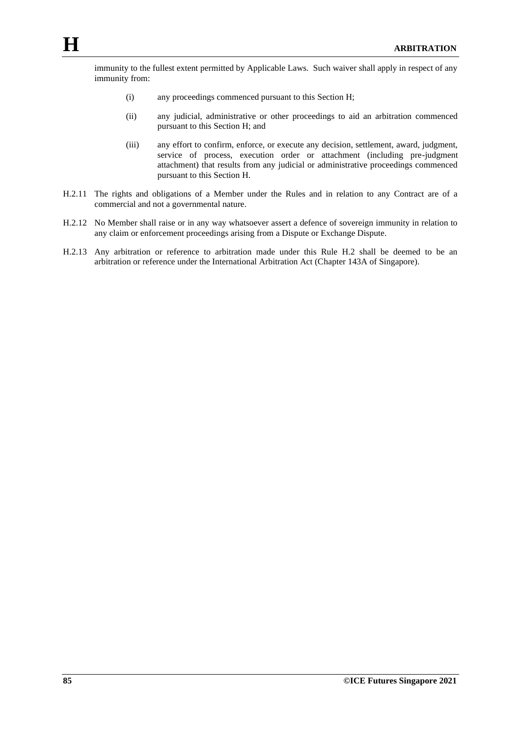immunity to the fullest extent permitted by Applicable Laws. Such waiver shall apply in respect of any immunity from:

(i) any proceedings commenced pursuant to this Section H;

(ii) any judicial, administrative or other proceedings to aid an arbitration commenced pursuant to this Section H; and

(iii) any effort to confirm, enforce, or execute any decision, settlement, award, judgment, service of process, execution order or attachment (including pre-judgment attachment) that results from any judicial or administrative proceedings commenced pursuant to this Section H.

H.2.11 The rights and obligations of a Member under the Rules and in relation to any Contract are of a commercial and not a governmental nature.

H.2.12 No Member shall raise or in any way whatsoever assert a defence of sovereign immunity in relation to any claim or enforcement proceedings arising from a Dispute or Exchange Dispute.

H.2.13 Any arbitration or reference to arbitration made under this Rule H.2 shall be deemed to be an arbitration or reference under the International Arbitration Act (Chapter 143A of Singapore).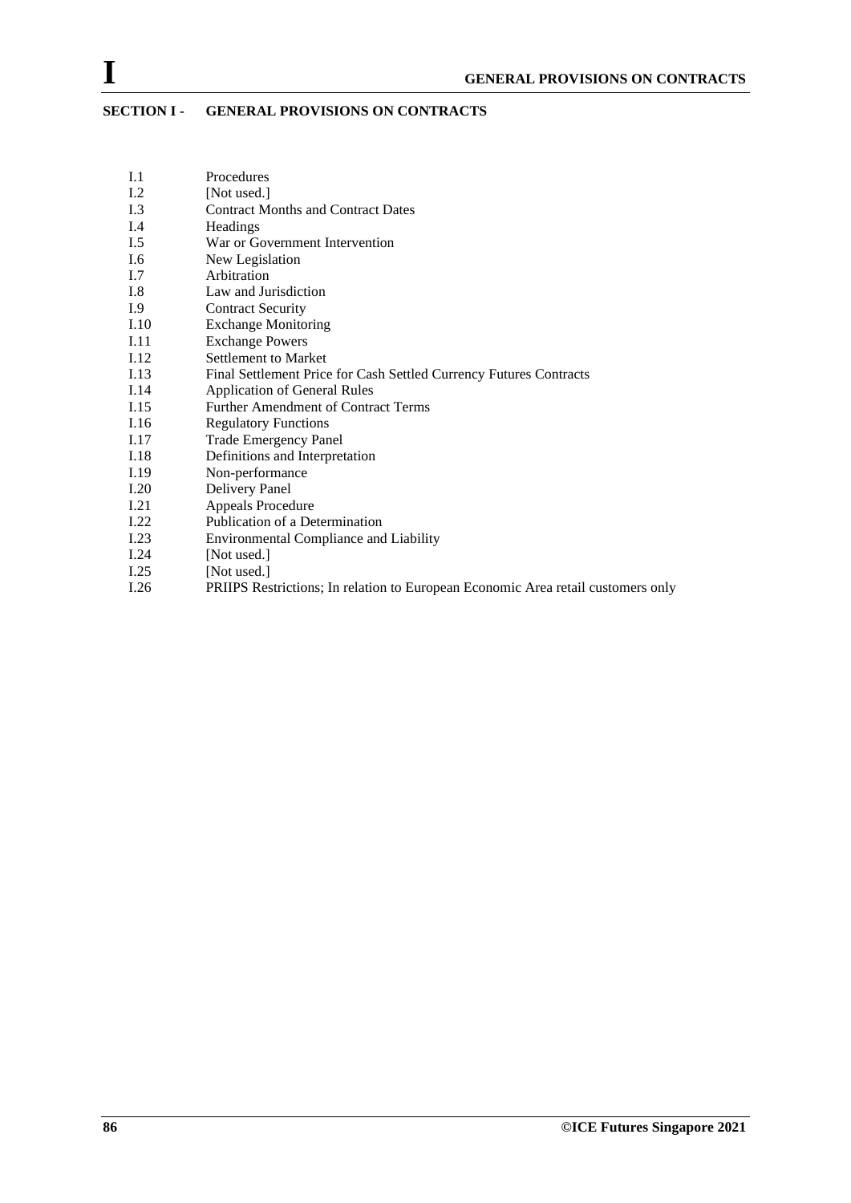# SECTION I - GENERAL PROVISIONS ON CONTRACTS

| | |
|---|---|
| I.1 | Procedures |
| I.2 | [Not used.] |
| I.3 | Contract Months and Contract Dates |
| I.4 | Headings |
| I.5 | War or Government Intervention |
| I.6 | New Legislation |
| I.7 | Arbitration |
| I.8 | Law and Jurisdiction |
| I.9 | Contract Security |
| I.10 | Exchange Monitoring |
| I.11 | Exchange Powers |
| I.12 | Settlement to Market |
| I.13 | Final Settlement Price for Cash Settled Currency Futures Contracts |
| I.14 | Application of General Rules |
| I.15 | Further Amendment of Contract Terms |
| I.16 | Regulatory Functions |
| I.17 | Trade Emergency Panel |
| I.18 | Definitions and Interpretation |
| I.19 | Non-performance |
| I.20 | Delivery Panel |
| I.21 | Appeals Procedure |
| I.22 | Publication of a Determination |
| I.23 | Environmental Compliance and Liability |
| I.24 | [Not used.] |
| I.25 | [Not used.] |
| I.26 | PRIIPS Restrictions; In relation to European Economic Area retail customers only |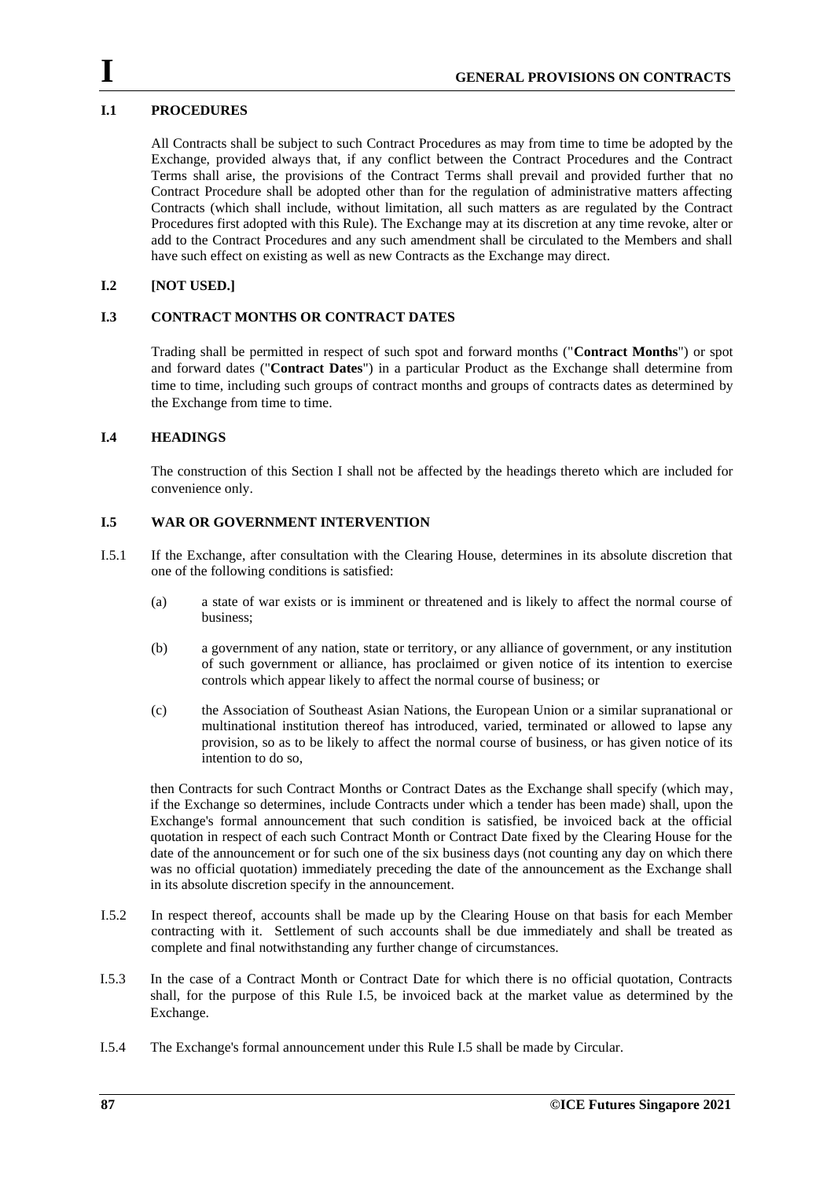# I GENERAL PROVISIONS ON CONTRACTS

## I.1 PROCEDURES

All Contracts shall be subject to such Contract Procedures as may from time to time be adopted by the Exchange, provided always that, if any conflict between the Contract Procedures and the Contract Terms shall arise, the provisions of the Contract Terms shall prevail and provided further that no Contract Procedure shall be adopted other than for the regulation of administrative matters affecting Contracts (which shall include, without limitation, all such matters as are regulated by the Contract Procedures first adopted with this Rule). The Exchange may at its discretion at any time revoke, alter or add to the Contract Procedures and any such amendment shall be circulated to the Members and shall have such effect on existing as well as new Contracts as the Exchange may direct.

## I.2 [NOT USED.]

## I.3 CONTRACT MONTHS OR CONTRACT DATES

Trading shall be permitted in respect of such spot and forward months ("**Contract Months**") or spot and forward dates ("**Contract Dates**") in a particular Product as the Exchange shall determine from time to time, including such groups of contract months and groups of contracts dates as determined by the Exchange from time to time.

## I.4 HEADINGS

The construction of this Section I shall not be affected by the headings thereto which are included for convenience only.

## I.5 WAR OR GOVERNMENT INTERVENTION

I.5.1 If the Exchange, after consultation with the Clearing House, determines in its absolute discretion that one of the following conditions is satisfied:

(a) a state of war exists or is imminent or threatened and is likely to affect the normal course of business;

(b) a government of any nation, state or territory, or any alliance of government, or any institution of such government or alliance, has proclaimed or given notice of its intention to exercise controls which appear likely to affect the normal course of business; or

(c) the Association of Southeast Asian Nations, the European Union or a similar supranational or multinational institution thereof has introduced, varied, terminated or allowed to lapse any provision, so as to be likely to affect the normal course of business, or has given notice of its intention to do so,

then Contracts for such Contract Months or Contract Dates as the Exchange shall specify (which may, if the Exchange so determines, include Contracts under which a tender has been made) shall, upon the Exchange's formal announcement that such condition is satisfied, be invoiced back at the official quotation in respect of each such Contract Month or Contract Date fixed by the Clearing House for the date of the announcement or for such one of the six business days (not counting any day on which there was no official quotation) immediately preceding the date of the announcement as the Exchange shall in its absolute discretion specify in the announcement.

I.5.2 In respect thereof, accounts shall be made up by the Clearing House on that basis for each Member contracting with it. Settlement of such accounts shall be due immediately and shall be treated as complete and final notwithstanding any further change of circumstances.

I.5.3 In the case of a Contract Month or Contract Date for which there is no official quotation, Contracts shall, for the purpose of this Rule I.5, be invoiced back at the market value as determined by the Exchange.

I.5.4 The Exchange's formal announcement under this Rule I.5 shall be made by Circular.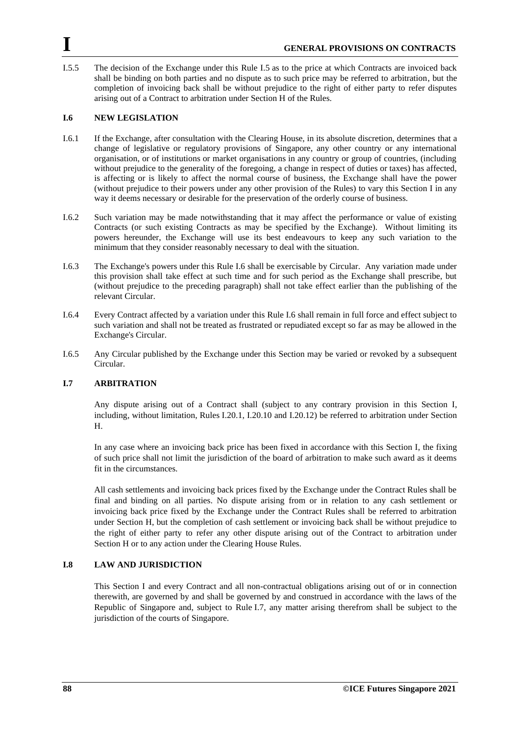I.5.5 The decision of the Exchange under this Rule I.5 as to the price at which Contracts are invoiced back shall be binding on both parties and no dispute as to such price may be referred to arbitration, but the completion of invoicing back shall be without prejudice to the right of either party to refer disputes arising out of a Contract to arbitration under Section H of the Rules.

## I.6 NEW LEGISLATION

I.6.1 If the Exchange, after consultation with the Clearing House, in its absolute discretion, determines that a change of legislative or regulatory provisions of Singapore, any other country or any international organisation, or of institutions or market organisations in any country or group of countries, (including without prejudice to the generality of the foregoing, a change in respect of duties or taxes) has affected, is affecting or is likely to affect the normal course of business, the Exchange shall have the power (without prejudice to their powers under any other provision of the Rules) to vary this Section I in any way it deems necessary or desirable for the preservation of the orderly course of business.

I.6.2 Such variation may be made notwithstanding that it may affect the performance or value of existing Contracts (or such existing Contracts as may be specified by the Exchange). Without limiting its powers hereunder, the Exchange will use its best endeavours to keep any such variation to the minimum that they consider reasonably necessary to deal with the situation.

I.6.3 The Exchange's powers under this Rule I.6 shall be exercisable by Circular. Any variation made under this provision shall take effect at such time and for such period as the Exchange shall prescribe, but (without prejudice to the preceding paragraph) shall not take effect earlier than the publishing of the relevant Circular.

I.6.4 Every Contract affected by a variation under this Rule I.6 shall remain in full force and effect subject to such variation and shall not be treated as frustrated or repudiated except so far as may be allowed in the Exchange's Circular.

I.6.5 Any Circular published by the Exchange under this Section may be varied or revoked by a subsequent Circular.

## I.7 ARBITRATION

Any dispute arising out of a Contract shall (subject to any contrary provision in this Section I, including, without limitation, Rules I.20.1, I.20.10 and I.20.12) be referred to arbitration under Section H.

In any case where an invoicing back price has been fixed in accordance with this Section I, the fixing of such price shall not limit the jurisdiction of the board of arbitration to make such award as it deems fit in the circumstances.

All cash settlements and invoicing back prices fixed by the Exchange under the Contract Rules shall be final and binding on all parties. No dispute arising from or in relation to any cash settlement or invoicing back price fixed by the Exchange under the Contract Rules shall be referred to arbitration under Section H, but the completion of cash settlement or invoicing back shall be without prejudice to the right of either party to refer any other dispute arising out of the Contract to arbitration under Section H or to any action under the Clearing House Rules.

## I.8 LAW AND JURISDICTION

This Section I and every Contract and all non-contractual obligations arising out of or in connection therewith, are governed by and shall be governed by and construed in accordance with the laws of the Republic of Singapore and, subject to Rule I.7, any matter arising therefrom shall be subject to the jurisdiction of the courts of Singapore.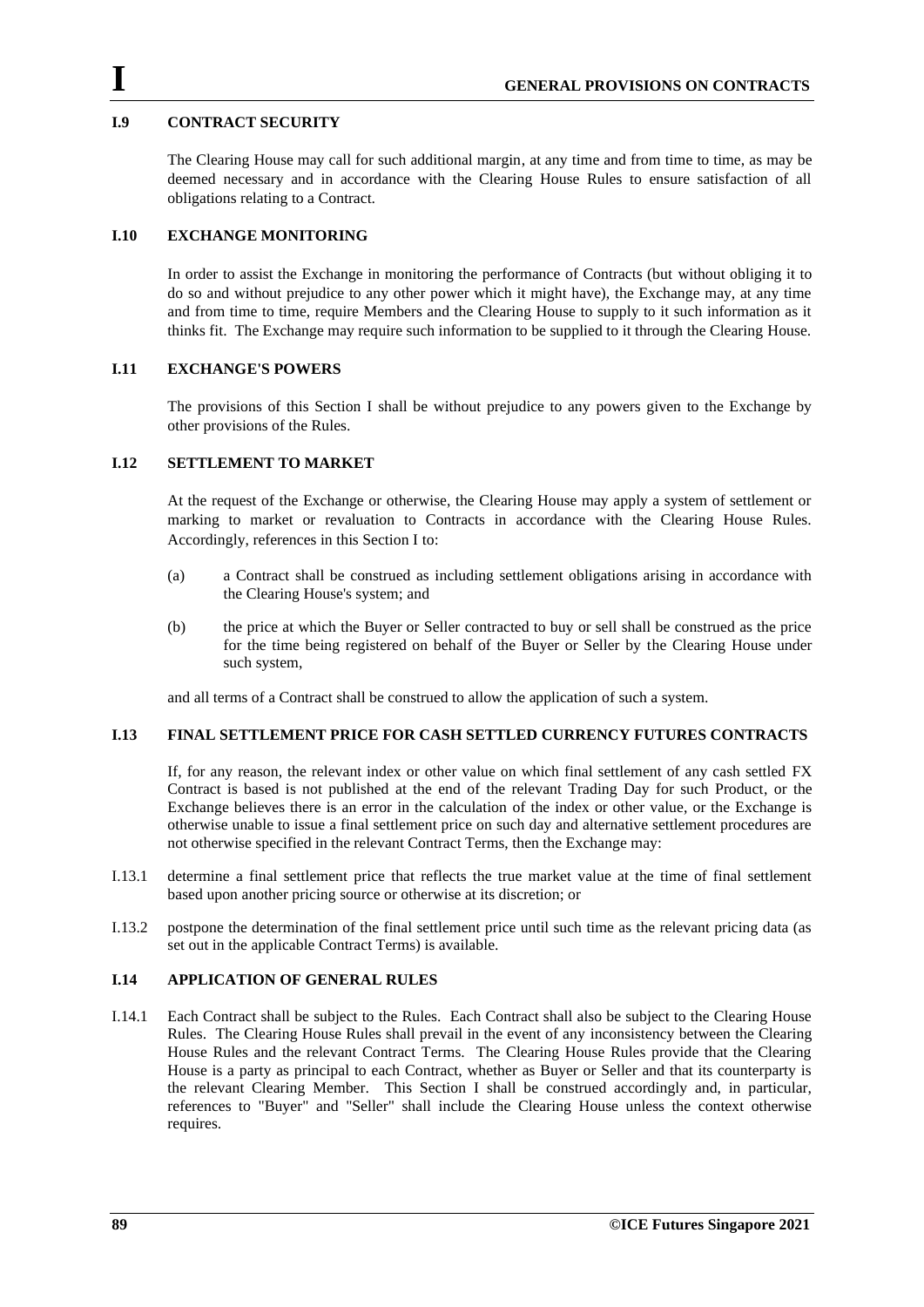### I.9 CONTRACT SECURITY

The Clearing House may call for such additional margin, at any time and from time to time, as may be deemed necessary and in accordance with the Clearing House Rules to ensure satisfaction of all obligations relating to a Contract.

### I.10 EXCHANGE MONITORING

In order to assist the Exchange in monitoring the performance of Contracts (but without obliging it to do so and without prejudice to any other power which it might have), the Exchange may, at any time and from time to time, require Members and the Clearing House to supply to it such information as it thinks fit. The Exchange may require such information to be supplied to it through the Clearing House.

### I.11 EXCHANGE'S POWERS

The provisions of this Section I shall be without prejudice to any powers given to the Exchange by other provisions of the Rules.

### I.12 SETTLEMENT TO MARKET

At the request of the Exchange or otherwise, the Clearing House may apply a system of settlement or marking to market or revaluation to Contracts in accordance with the Clearing House Rules. Accordingly, references in this Section I to:

(a) a Contract shall be construed as including settlement obligations arising in accordance with the Clearing House's system; and

(b) the price at which the Buyer or Seller contracted to buy or sell shall be construed as the price for the time being registered on behalf of the Buyer or Seller by the Clearing House under such system,

and all terms of a Contract shall be construed to allow the application of such a system.

### I.13 FINAL SETTLEMENT PRICE FOR CASH SETTLED CURRENCY FUTURES CONTRACTS

If, for any reason, the relevant index or other value on which final settlement of any cash settled FX Contract is based is not published at the end of the relevant Trading Day for such Product, or the Exchange believes there is an error in the calculation of the index or other value, or the Exchange is otherwise unable to issue a final settlement price on such day and alternative settlement procedures are not otherwise specified in the relevant Contract Terms, then the Exchange may:

I.13.1 determine a final settlement price that reflects the true market value at the time of final settlement based upon another pricing source or otherwise at its discretion; or

I.13.2 postpone the determination of the final settlement price until such time as the relevant pricing data (as set out in the applicable Contract Terms) is available.

### I.14 APPLICATION OF GENERAL RULES

I.14.1 Each Contract shall be subject to the Rules. Each Contract shall also be subject to the Clearing House Rules. The Clearing House Rules shall prevail in the event of any inconsistency between the Clearing House Rules and the relevant Contract Terms. The Clearing House Rules provide that the Clearing House is a party as principal to each Contract, whether as Buyer or Seller and that its counterparty is the relevant Clearing Member. This Section I shall be construed accordingly and, in particular, references to "Buyer" and "Seller" shall include the Clearing House unless the context otherwise requires.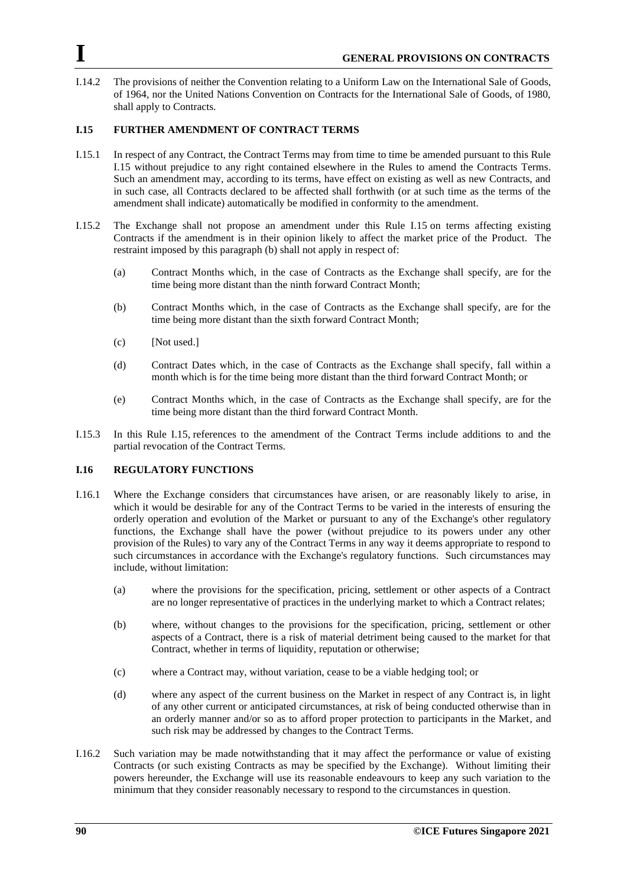I.14.2 The provisions of neither the Convention relating to a Uniform Law on the International Sale of Goods, of 1964, nor the United Nations Convention on Contracts for the International Sale of Goods, of 1980, shall apply to Contracts.

### I.15 FURTHER AMENDMENT OF CONTRACT TERMS

I.15.1 In respect of any Contract, the Contract Terms may from time to time be amended pursuant to this Rule I.15 without prejudice to any right contained elsewhere in the Rules to amend the Contracts Terms. Such an amendment may, according to its terms, have effect on existing as well as new Contracts, and in such case, all Contracts declared to be affected shall forthwith (or at such time as the terms of the amendment shall indicate) automatically be modified in conformity to the amendment.

I.15.2 The Exchange shall not propose an amendment under this Rule I.15 on terms affecting existing Contracts if the amendment is in their opinion likely to affect the market price of the Product. The restraint imposed by this paragraph (b) shall not apply in respect of:

(a) Contract Months which, in the case of Contracts as the Exchange shall specify, are for the time being more distant than the ninth forward Contract Month;

(b) Contract Months which, in the case of Contracts as the Exchange shall specify, are for the time being more distant than the sixth forward Contract Month;

(c) [Not used.]

(d) Contract Dates which, in the case of Contracts as the Exchange shall specify, fall within a month which is for the time being more distant than the third forward Contract Month; or

(e) Contract Months which, in the case of Contracts as the Exchange shall specify, are for the time being more distant than the third forward Contract Month.

I.15.3 In this Rule I.15, references to the amendment of the Contract Terms include additions to and the partial revocation of the Contract Terms.

### I.16 REGULATORY FUNCTIONS

I.16.1 Where the Exchange considers that circumstances have arisen, or are reasonably likely to arise, in which it would be desirable for any of the Contract Terms to be varied in the interests of ensuring the orderly operation and evolution of the Market or pursuant to any of the Exchange's other regulatory functions, the Exchange shall have the power (without prejudice to its powers under any other provision of the Rules) to vary any of the Contract Terms in any way it deems appropriate to respond to such circumstances in accordance with the Exchange's regulatory functions. Such circumstances may include, without limitation:

(a) where the provisions for the specification, pricing, settlement or other aspects of a Contract are no longer representative of practices in the underlying market to which a Contract relates;

(b) where, without changes to the provisions for the specification, pricing, settlement or other aspects of a Contract, there is a risk of material detriment being caused to the market for that Contract, whether in terms of liquidity, reputation or otherwise;

(c) where a Contract may, without variation, cease to be a viable hedging tool; or

(d) where any aspect of the current business on the Market in respect of any Contract is, in light of any other current or anticipated circumstances, at risk of being conducted otherwise than in an orderly manner and/or so as to afford proper protection to participants in the Market, and such risk may be addressed by changes to the Contract Terms.

I.16.2 Such variation may be made notwithstanding that it may affect the performance or value of existing Contracts (or such existing Contracts as may be specified by the Exchange). Without limiting their powers hereunder, the Exchange will use its reasonable endeavours to keep any such variation to the minimum that they consider reasonably necessary to respond to the circumstances in question.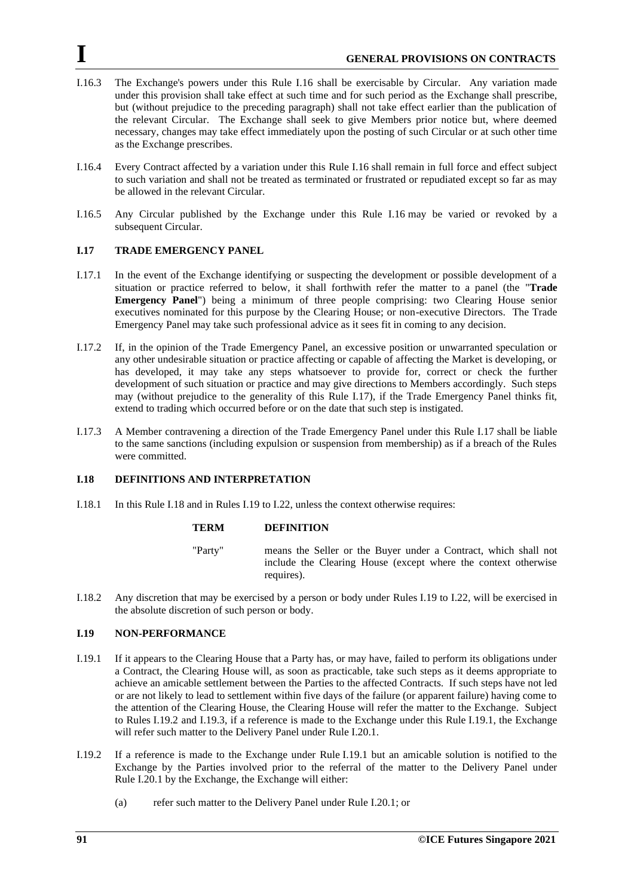I.16.3 The Exchange's powers under this Rule I.16 shall be exercisable by Circular. Any variation made under this provision shall take effect at such time and for such period as the Exchange shall prescribe, but (without prejudice to the preceding paragraph) shall not take effect earlier than the publication of the relevant Circular. The Exchange shall seek to give Members prior notice but, where deemed necessary, changes may take effect immediately upon the posting of such Circular or at such other time as the Exchange prescribes.

I.16.4 Every Contract affected by a variation under this Rule I.16 shall remain in full force and effect subject to such variation and shall not be treated as terminated or frustrated or repudiated except so far as may be allowed in the relevant Circular.

I.16.5 Any Circular published by the Exchange under this Rule I.16 may be varied or revoked by a subsequent Circular.

## I.17 TRADE EMERGENCY PANEL

I.17.1 In the event of the Exchange identifying or suspecting the development or possible development of a situation or practice referred to below, it shall forthwith refer the matter to a panel (the "**Trade Emergency Panel**") being a minimum of three people comprising: two Clearing House senior executives nominated for this purpose by the Clearing House; or non-executive Directors. The Trade Emergency Panel may take such professional advice as it sees fit in coming to any decision.

I.17.2 If, in the opinion of the Trade Emergency Panel, an excessive position or unwarranted speculation or any other undesirable situation or practice affecting or capable of affecting the Market is developing, or has developed, it may take any steps whatsoever to provide for, correct or check the further development of such situation or practice and may give directions to Members accordingly. Such steps may (without prejudice to the generality of this Rule I.17), if the Trade Emergency Panel thinks fit, extend to trading which occurred before or on the date that such step is instigated.

I.17.3 A Member contravening a direction of the Trade Emergency Panel under this Rule I.17 shall be liable to the same sanctions (including expulsion or suspension from membership) as if a breach of the Rules were committed.

## I.18 DEFINITIONS AND INTERPRETATION

I.18.1 In this Rule I.18 and in Rules I.19 to I.22, unless the context otherwise requires:

| **TERM** | **DEFINITION** |
|---|---|
| "Party" | means the Seller or the Buyer under a Contract, which shall not include the Clearing House (except where the context otherwise requires). |

I.18.2 Any discretion that may be exercised by a person or body under Rules I.19 to I.22, will be exercised in the absolute discretion of such person or body.

## I.19 NON-PERFORMANCE

I.19.1 If it appears to the Clearing House that a Party has, or may have, failed to perform its obligations under a Contract, the Clearing House will, as soon as practicable, take such steps as it deems appropriate to achieve an amicable settlement between the Parties to the affected Contracts. If such steps have not led or are not likely to lead to settlement within five days of the failure (or apparent failure) having come to the attention of the Clearing House, the Clearing House will refer the matter to the Exchange. Subject to Rules I.19.2 and I.19.3, if a reference is made to the Exchange under this Rule I.19.1, the Exchange will refer such matter to the Delivery Panel under Rule I.20.1.

I.19.2 If a reference is made to the Exchange under Rule I.19.1 but an amicable solution is notified to the Exchange by the Parties involved prior to the referral of the matter to the Delivery Panel under Rule I.20.1 by the Exchange, the Exchange will either:

(a) refer such matter to the Delivery Panel under Rule I.20.1; or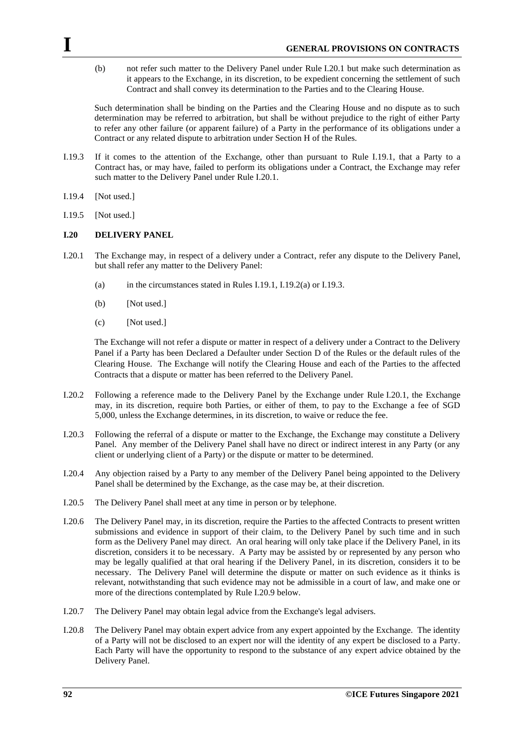(b) not refer such matter to the Delivery Panel under Rule I.20.1 but make such determination as it appears to the Exchange, in its discretion, to be expedient concerning the settlement of such Contract and shall convey its determination to the Parties and to the Clearing House.

Such determination shall be binding on the Parties and the Clearing House and no dispute as to such determination may be referred to arbitration, but shall be without prejudice to the right of either Party to refer any other failure (or apparent failure) of a Party in the performance of its obligations under a Contract or any related dispute to arbitration under Section H of the Rules.

I.19.3 If it comes to the attention of the Exchange, other than pursuant to Rule I.19.1, that a Party to a Contract has, or may have, failed to perform its obligations under a Contract, the Exchange may refer such matter to the Delivery Panel under Rule I.20.1.

I.19.4 [Not used.]

I.19.5 [Not used.]

## I.20 DELIVERY PANEL

I.20.1 The Exchange may, in respect of a delivery under a Contract, refer any dispute to the Delivery Panel, but shall refer any matter to the Delivery Panel:

(a) in the circumstances stated in Rules I.19.1, I.19.2(a) or I.19.3.

(b) [Not used.]

(c) [Not used.]

The Exchange will not refer a dispute or matter in respect of a delivery under a Contract to the Delivery Panel if a Party has been Declared a Defaulter under Section D of the Rules or the default rules of the Clearing House. The Exchange will notify the Clearing House and each of the Parties to the affected Contracts that a dispute or matter has been referred to the Delivery Panel.

I.20.2 Following a reference made to the Delivery Panel by the Exchange under Rule I.20.1, the Exchange may, in its discretion, require both Parties, or either of them, to pay to the Exchange a fee of SGD 5,000, unless the Exchange determines, in its discretion, to waive or reduce the fee.

I.20.3 Following the referral of a dispute or matter to the Exchange, the Exchange may constitute a Delivery Panel. Any member of the Delivery Panel shall have no direct or indirect interest in any Party (or any client or underlying client of a Party) or the dispute or matter to be determined.

I.20.4 Any objection raised by a Party to any member of the Delivery Panel being appointed to the Delivery Panel shall be determined by the Exchange, as the case may be, at their discretion.

I.20.5 The Delivery Panel shall meet at any time in person or by telephone.

I.20.6 The Delivery Panel may, in its discretion, require the Parties to the affected Contracts to present written submissions and evidence in support of their claim, to the Delivery Panel by such time and in such form as the Delivery Panel may direct. An oral hearing will only take place if the Delivery Panel, in its discretion, considers it to be necessary. A Party may be assisted by or represented by any person who may be legally qualified at that oral hearing if the Delivery Panel, in its discretion, considers it to be necessary. The Delivery Panel will determine the dispute or matter on such evidence as it thinks is relevant, notwithstanding that such evidence may not be admissible in a court of law, and make one or more of the directions contemplated by Rule I.20.9 below.

I.20.7 The Delivery Panel may obtain legal advice from the Exchange's legal advisers.

I.20.8 The Delivery Panel may obtain expert advice from any expert appointed by the Exchange. The identity of a Party will not be disclosed to an expert nor will the identity of any expert be disclosed to a Party. Each Party will have the opportunity to respond to the substance of any expert advice obtained by the Delivery Panel.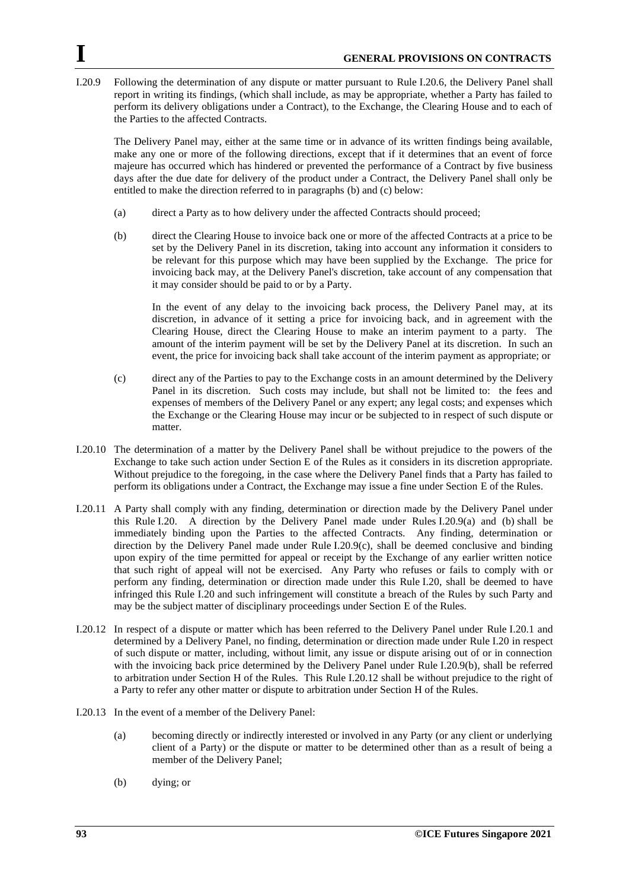I.20.9 Following the determination of any dispute or matter pursuant to Rule I.20.6, the Delivery Panel shall report in writing its findings, (which shall include, as may be appropriate, whether a Party has failed to perform its delivery obligations under a Contract), to the Exchange, the Clearing House and to each of the Parties to the affected Contracts.

The Delivery Panel may, either at the same time or in advance of its written findings being available, make any one or more of the following directions, except that if it determines that an event of force majeure has occurred which has hindered or prevented the performance of a Contract by five business days after the due date for delivery of the product under a Contract, the Delivery Panel shall only be entitled to make the direction referred to in paragraphs (b) and (c) below:

(a) direct a Party as to how delivery under the affected Contracts should proceed;

(b) direct the Clearing House to invoice back one or more of the affected Contracts at a price to be set by the Delivery Panel in its discretion, taking into account any information it considers to be relevant for this purpose which may have been supplied by the Exchange. The price for invoicing back may, at the Delivery Panel's discretion, take account of any compensation that it may consider should be paid to or by a Party.

In the event of any delay to the invoicing back process, the Delivery Panel may, at its discretion, in advance of it setting a price for invoicing back, and in agreement with the Clearing House, direct the Clearing House to make an interim payment to a party. The amount of the interim payment will be set by the Delivery Panel at its discretion. In such an event, the price for invoicing back shall take account of the interim payment as appropriate; or

(c) direct any of the Parties to pay to the Exchange costs in an amount determined by the Delivery Panel in its discretion. Such costs may include, but shall not be limited to: the fees and expenses of members of the Delivery Panel or any expert; any legal costs; and expenses which the Exchange or the Clearing House may incur or be subjected to in respect of such dispute or matter.

I.20.10 The determination of a matter by the Delivery Panel shall be without prejudice to the powers of the Exchange to take such action under Section E of the Rules as it considers in its discretion appropriate. Without prejudice to the foregoing, in the case where the Delivery Panel finds that a Party has failed to perform its obligations under a Contract, the Exchange may issue a fine under Section E of the Rules.

I.20.11 A Party shall comply with any finding, determination or direction made by the Delivery Panel under this Rule I.20. A direction by the Delivery Panel made under Rules I.20.9(a) and (b) shall be immediately binding upon the Parties to the affected Contracts. Any finding, determination or direction by the Delivery Panel made under Rule I.20.9(c), shall be deemed conclusive and binding upon expiry of the time permitted for appeal or receipt by the Exchange of any earlier written notice that such right of appeal will not be exercised. Any Party who refuses or fails to comply with or perform any finding, determination or direction made under this Rule I.20, shall be deemed to have infringed this Rule I.20 and such infringement will constitute a breach of the Rules by such Party and may be the subject matter of disciplinary proceedings under Section E of the Rules.

I.20.12 In respect of a dispute or matter which has been referred to the Delivery Panel under Rule I.20.1 and determined by a Delivery Panel, no finding, determination or direction made under Rule I.20 in respect of such dispute or matter, including, without limit, any issue or dispute arising out of or in connection with the invoicing back price determined by the Delivery Panel under Rule I.20.9(b), shall be referred to arbitration under Section H of the Rules. This Rule I.20.12 shall be without prejudice to the right of a Party to refer any other matter or dispute to arbitration under Section H of the Rules.

I.20.13 In the event of a member of the Delivery Panel:

(a) becoming directly or indirectly interested or involved in any Party (or any client or underlying client of a Party) or the dispute or matter to be determined other than as a result of being a member of the Delivery Panel;

(b) dying; or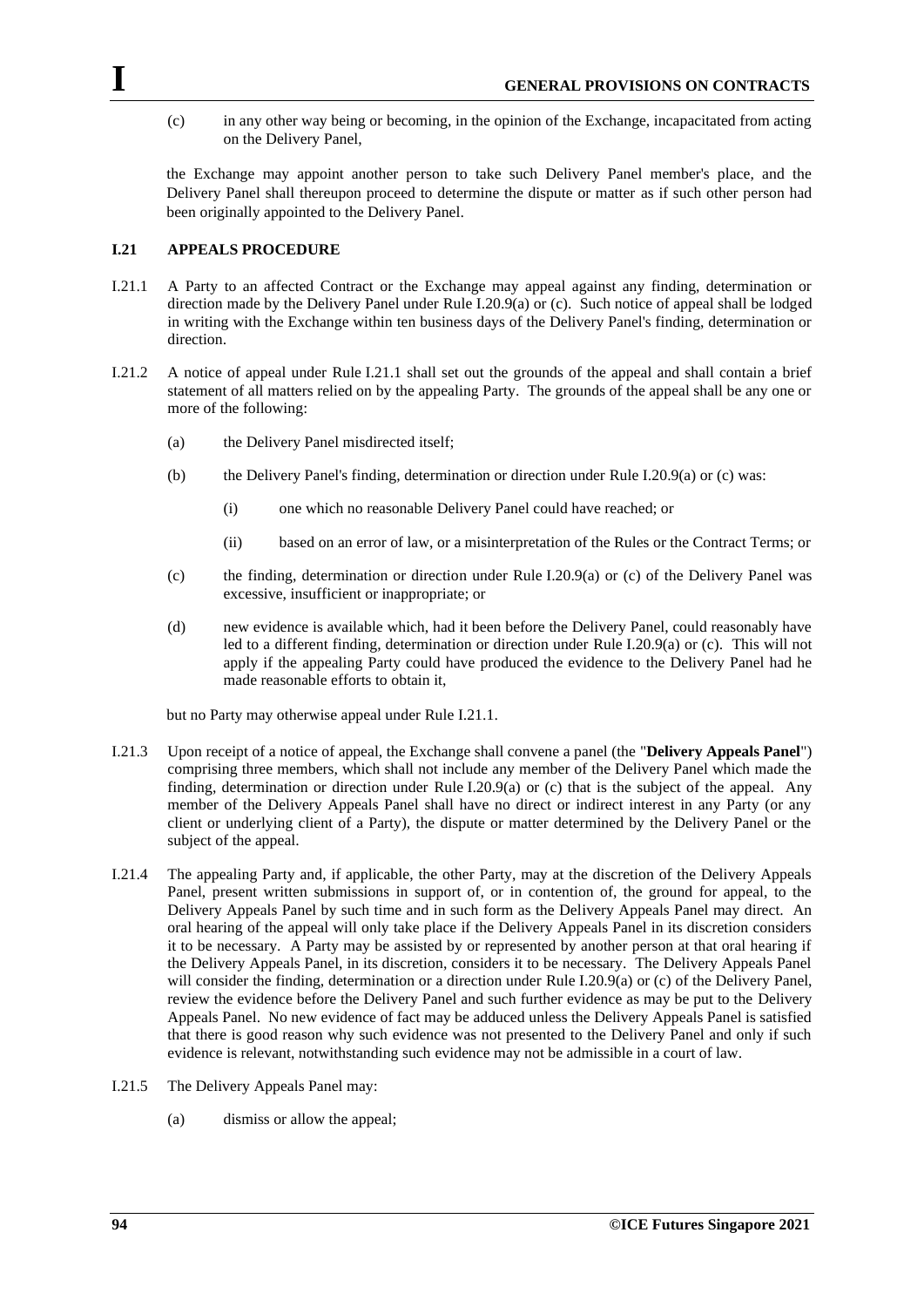(c) in any other way being or becoming, in the opinion of the Exchange, incapacitated from acting on the Delivery Panel,

the Exchange may appoint another person to take such Delivery Panel member's place, and the Delivery Panel shall thereupon proceed to determine the dispute or matter as if such other person had been originally appointed to the Delivery Panel.

### I.21 APPEALS PROCEDURE

I.21.1 A Party to an affected Contract or the Exchange may appeal against any finding, determination or direction made by the Delivery Panel under Rule I.20.9(a) or (c). Such notice of appeal shall be lodged in writing with the Exchange within ten business days of the Delivery Panel's finding, determination or direction.

I.21.2 A notice of appeal under Rule I.21.1 shall set out the grounds of the appeal and shall contain a brief statement of all matters relied on by the appealing Party. The grounds of the appeal shall be any one or more of the following:

(a) the Delivery Panel misdirected itself;

(b) the Delivery Panel's finding, determination or direction under Rule I.20.9(a) or (c) was:

(i) one which no reasonable Delivery Panel could have reached; or

(ii) based on an error of law, or a misinterpretation of the Rules or the Contract Terms; or

(c) the finding, determination or direction under Rule I.20.9(a) or (c) of the Delivery Panel was excessive, insufficient or inappropriate; or

(d) new evidence is available which, had it been before the Delivery Panel, could reasonably have led to a different finding, determination or direction under Rule I.20.9(a) or (c). This will not apply if the appealing Party could have produced the evidence to the Delivery Panel had he made reasonable efforts to obtain it,

but no Party may otherwise appeal under Rule I.21.1.

I.21.3 Upon receipt of a notice of appeal, the Exchange shall convene a panel (the "**Delivery Appeals Panel**") comprising three members, which shall not include any member of the Delivery Panel which made the finding, determination or direction under Rule I.20.9(a) or (c) that is the subject of the appeal. Any member of the Delivery Appeals Panel shall have no direct or indirect interest in any Party (or any client or underlying client of a Party), the dispute or matter determined by the Delivery Panel or the subject of the appeal.

I.21.4 The appealing Party and, if applicable, the other Party, may at the discretion of the Delivery Appeals Panel, present written submissions in support of, or in contention of, the ground for appeal, to the Delivery Appeals Panel by such time and in such form as the Delivery Appeals Panel may direct. An oral hearing of the appeal will only take place if the Delivery Appeals Panel in its discretion considers it to be necessary. A Party may be assisted by or represented by another person at that oral hearing if the Delivery Appeals Panel, in its discretion, considers it to be necessary. The Delivery Appeals Panel will consider the finding, determination or a direction under Rule I.20.9(a) or (c) of the Delivery Panel, review the evidence before the Delivery Panel and such further evidence as may be put to the Delivery Appeals Panel. No new evidence of fact may be adduced unless the Delivery Appeals Panel is satisfied that there is good reason why such evidence was not presented to the Delivery Panel and only if such evidence is relevant, notwithstanding such evidence may not be admissible in a court of law.

I.21.5 The Delivery Appeals Panel may:

(a) dismiss or allow the appeal;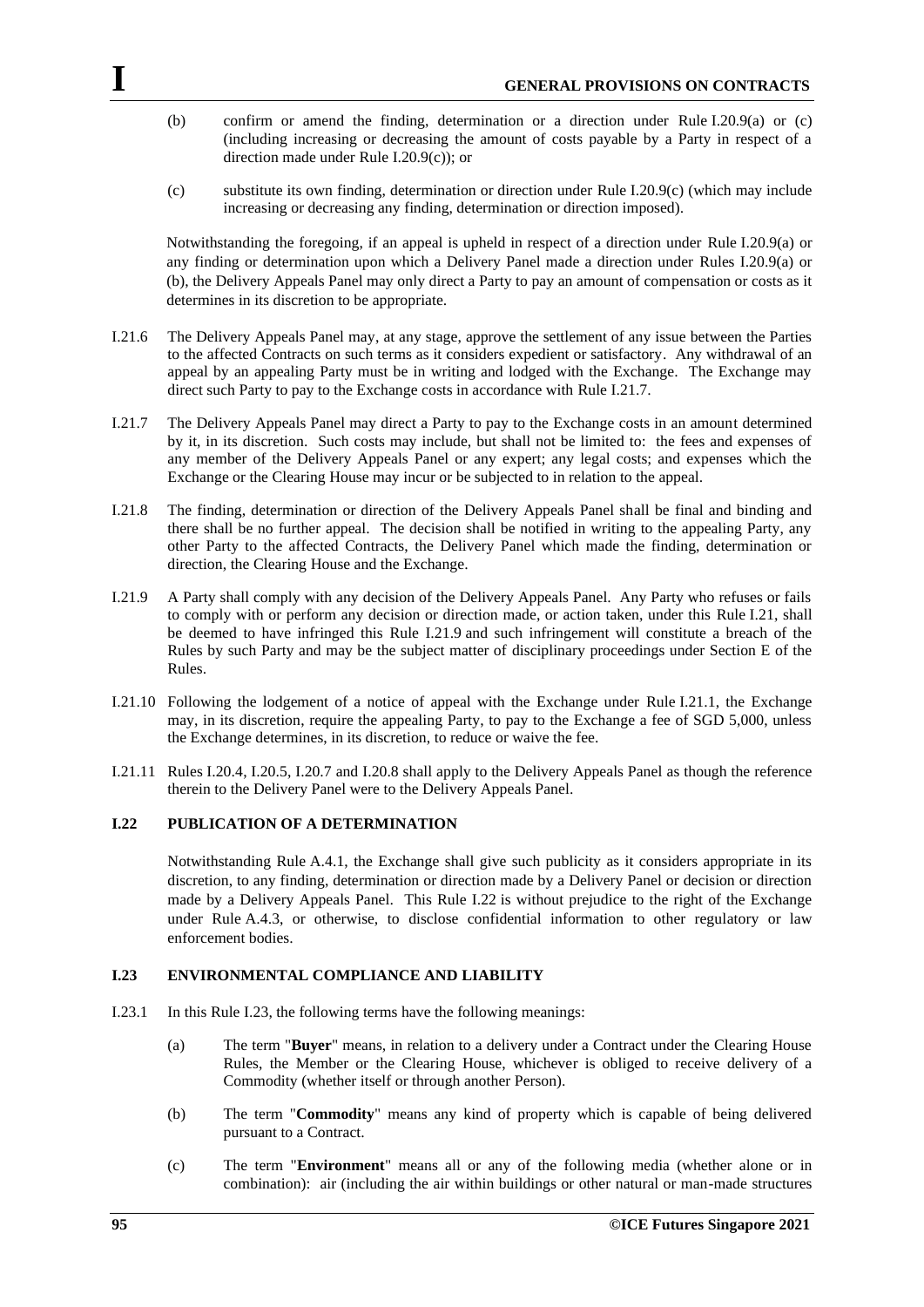(b) confirm or amend the finding, determination or a direction under Rule I.20.9(a) or (c) (including increasing or decreasing the amount of costs payable by a Party in respect of a direction made under Rule I.20.9(c)); or

(c) substitute its own finding, determination or direction under Rule I.20.9(c) (which may include increasing or decreasing any finding, determination or direction imposed).

Notwithstanding the foregoing, if an appeal is upheld in respect of a direction under Rule I.20.9(a) or any finding or determination upon which a Delivery Panel made a direction under Rules I.20.9(a) or (b), the Delivery Appeals Panel may only direct a Party to pay an amount of compensation or costs as it determines in its discretion to be appropriate.

I.21.6 The Delivery Appeals Panel may, at any stage, approve the settlement of any issue between the Parties to the affected Contracts on such terms as it considers expedient or satisfactory. Any withdrawal of an appeal by an appealing Party must be in writing and lodged with the Exchange. The Exchange may direct such Party to pay to the Exchange costs in accordance with Rule I.21.7.

I.21.7 The Delivery Appeals Panel may direct a Party to pay to the Exchange costs in an amount determined by it, in its discretion. Such costs may include, but shall not be limited to: the fees and expenses of any member of the Delivery Appeals Panel or any expert; any legal costs; and expenses which the Exchange or the Clearing House may incur or be subjected to in relation to the appeal.

I.21.8 The finding, determination or direction of the Delivery Appeals Panel shall be final and binding and there shall be no further appeal. The decision shall be notified in writing to the appealing Party, any other Party to the affected Contracts, the Delivery Panel which made the finding, determination or direction, the Clearing House and the Exchange.

I.21.9 A Party shall comply with any decision of the Delivery Appeals Panel. Any Party who refuses or fails to comply with or perform any decision or direction made, or action taken, under this Rule I.21, shall be deemed to have infringed this Rule I.21.9 and such infringement will constitute a breach of the Rules by such Party and may be the subject matter of disciplinary proceedings under Section E of the Rules.

I.21.10 Following the lodgement of a notice of appeal with the Exchange under Rule I.21.1, the Exchange may, in its discretion, require the appealing Party, to pay to the Exchange a fee of SGD 5,000, unless the Exchange determines, in its discretion, to reduce or waive the fee.

I.21.11 Rules I.20.4, I.20.5, I.20.7 and I.20.8 shall apply to the Delivery Appeals Panel as though the reference therein to the Delivery Panel were to the Delivery Appeals Panel.

## I.22 PUBLICATION OF A DETERMINATION

Notwithstanding Rule A.4.1, the Exchange shall give such publicity as it considers appropriate in its discretion, to any finding, determination or direction made by a Delivery Panel or decision or direction made by a Delivery Appeals Panel. This Rule I.22 is without prejudice to the right of the Exchange under Rule A.4.3, or otherwise, to disclose confidential information to other regulatory or law enforcement bodies.

## I.23 ENVIRONMENTAL COMPLIANCE AND LIABILITY

I.23.1 In this Rule I.23, the following terms have the following meanings:

(a) The term "**Buyer**" means, in relation to a delivery under a Contract under the Clearing House Rules, the Member or the Clearing House, whichever is obliged to receive delivery of a Commodity (whether itself or through another Person).

(b) The term "**Commodity**" means any kind of property which is capable of being delivered pursuant to a Contract.

(c) The term "**Environment**" means all or any of the following media (whether alone or in combination): air (including the air within buildings or other natural or man-made structures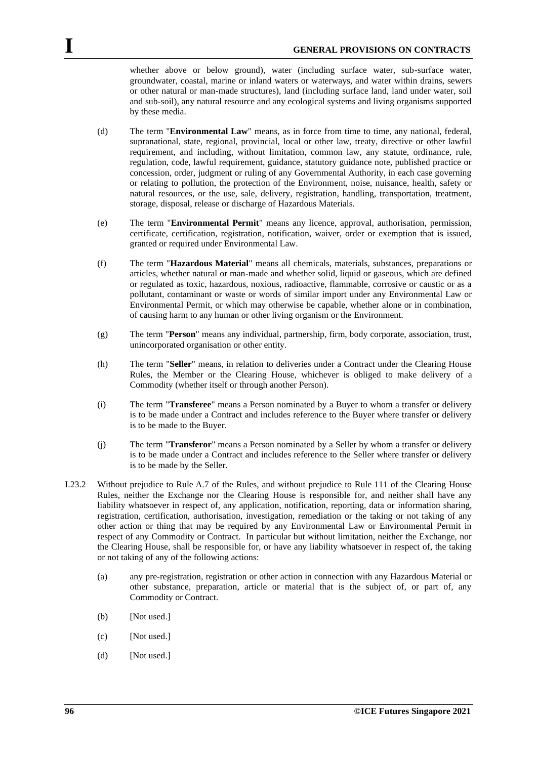whether above or below ground), water (including surface water, sub-surface water, groundwater, coastal, marine or inland waters or waterways, and water within drains, sewers or other natural or man-made structures), land (including surface land, land under water, soil and sub-soil), any natural resource and any ecological systems and living organisms supported by these media.

(d) The term "**Environmental Law**" means, as in force from time to time, any national, federal, supranational, state, regional, provincial, local or other law, treaty, directive or other lawful requirement, and including, without limitation, common law, any statute, ordinance, rule, regulation, code, lawful requirement, guidance, statutory guidance note, published practice or concession, order, judgment or ruling of any Governmental Authority, in each case governing or relating to pollution, the protection of the Environment, noise, nuisance, health, safety or natural resources, or the use, sale, delivery, registration, handling, transportation, treatment, storage, disposal, release or discharge of Hazardous Materials.

(e) The term "**Environmental Permit**" means any licence, approval, authorisation, permission, certificate, certification, registration, notification, waiver, order or exemption that is issued, granted or required under Environmental Law.

(f) The term "**Hazardous Material**" means all chemicals, materials, substances, preparations or articles, whether natural or man-made and whether solid, liquid or gaseous, which are defined or regulated as toxic, hazardous, noxious, radioactive, flammable, corrosive or caustic or as a pollutant, contaminant or waste or words of similar import under any Environmental Law or Environmental Permit, or which may otherwise be capable, whether alone or in combination, of causing harm to any human or other living organism or the Environment.

(g) The term "**Person**" means any individual, partnership, firm, body corporate, association, trust, unincorporated organisation or other entity.

(h) The term "**Seller**" means, in relation to deliveries under a Contract under the Clearing House Rules, the Member or the Clearing House, whichever is obliged to make delivery of a Commodity (whether itself or through another Person).

(i) The term "**Transferee**" means a Person nominated by a Buyer to whom a transfer or delivery is to be made under a Contract and includes reference to the Buyer where transfer or delivery is to be made to the Buyer.

(j) The term "**Transferor**" means a Person nominated by a Seller by whom a transfer or delivery is to be made under a Contract and includes reference to the Seller where transfer or delivery is to be made by the Seller.

I.23.2 Without prejudice to Rule A.7 of the Rules, and without prejudice to Rule 111 of the Clearing House Rules, neither the Exchange nor the Clearing House is responsible for, and neither shall have any liability whatsoever in respect of, any application, notification, reporting, data or information sharing, registration, certification, authorisation, investigation, remediation or the taking or not taking of any other action or thing that may be required by any Environmental Law or Environmental Permit in respect of any Commodity or Contract. In particular but without limitation, neither the Exchange, nor the Clearing House, shall be responsible for, or have any liability whatsoever in respect of, the taking or not taking of any of the following actions:

(a) any pre-registration, registration or other action in connection with any Hazardous Material or other substance, preparation, article or material that is the subject of, or part of, any Commodity or Contract.

(b) [Not used.]

(c) [Not used.]

(d) [Not used.]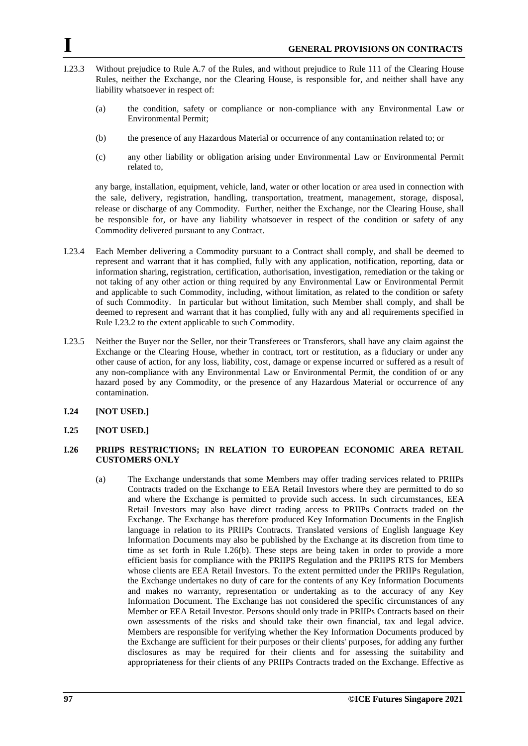I.23.3 Without prejudice to Rule A.7 of the Rules, and without prejudice to Rule 111 of the Clearing House Rules, neither the Exchange, nor the Clearing House, is responsible for, and neither shall have any liability whatsoever in respect of:

(a) the condition, safety or compliance or non-compliance with any Environmental Law or Environmental Permit;

(b) the presence of any Hazardous Material or occurrence of any contamination related to; or

(c) any other liability or obligation arising under Environmental Law or Environmental Permit related to,

any barge, installation, equipment, vehicle, land, water or other location or area used in connection with the sale, delivery, registration, handling, transportation, treatment, management, storage, disposal, release or discharge of any Commodity. Further, neither the Exchange, nor the Clearing House, shall be responsible for, or have any liability whatsoever in respect of the condition or safety of any Commodity delivered pursuant to any Contract.

I.23.4 Each Member delivering a Commodity pursuant to a Contract shall comply, and shall be deemed to represent and warrant that it has complied, fully with any application, notification, reporting, data or information sharing, registration, certification, authorisation, investigation, remediation or the taking or not taking of any other action or thing required by any Environmental Law or Environmental Permit and applicable to such Commodity, including, without limitation, as related to the condition or safety of such Commodity. In particular but without limitation, such Member shall comply, and shall be deemed to represent and warrant that it has complied, fully with any and all requirements specified in Rule I.23.2 to the extent applicable to such Commodity.

I.23.5 Neither the Buyer nor the Seller, nor their Transferees or Transferors, shall have any claim against the Exchange or the Clearing House, whether in contract, tort or restitution, as a fiduciary or under any other cause of action, for any loss, liability, cost, damage or expense incurred or suffered as a result of any non-compliance with any Environmental Law or Environmental Permit, the condition of or any hazard posed by any Commodity, or the presence of any Hazardous Material or occurrence of any contamination.

## I.24 [NOT USED.]

## I.25 [NOT USED.]

## I.26 PRIIPS RESTRICTIONS; IN RELATION TO EUROPEAN ECONOMIC AREA RETAIL CUSTOMERS ONLY

(a) The Exchange understands that some Members may offer trading services related to PRIIPs Contracts traded on the Exchange to EEA Retail Investors where they are permitted to do so and where the Exchange is permitted to provide such access. In such circumstances, EEA Retail Investors may also have direct trading access to PRIIPs Contracts traded on the Exchange. The Exchange has therefore produced Key Information Documents in the English language in relation to its PRIIPs Contracts. Translated versions of English language Key Information Documents may also be published by the Exchange at its discretion from time to time as set forth in Rule I.26(b). These steps are being taken in order to provide a more efficient basis for compliance with the PRIIPS Regulation and the PRIIPS RTS for Members whose clients are EEA Retail Investors. To the extent permitted under the PRIIPs Regulation, the Exchange undertakes no duty of care for the contents of any Key Information Documents and makes no warranty, representation or undertaking as to the accuracy of any Key Information Document. The Exchange has not considered the specific circumstances of any Member or EEA Retail Investor. Persons should only trade in PRIIPs Contracts based on their own assessments of the risks and should take their own financial, tax and legal advice. Members are responsible for verifying whether the Key Information Documents produced by the Exchange are sufficient for their purposes or their clients' purposes, for adding any further disclosures as may be required for their clients and for assessing the suitability and appropriateness for their clients of any PRIIPs Contracts traded on the Exchange. Effective as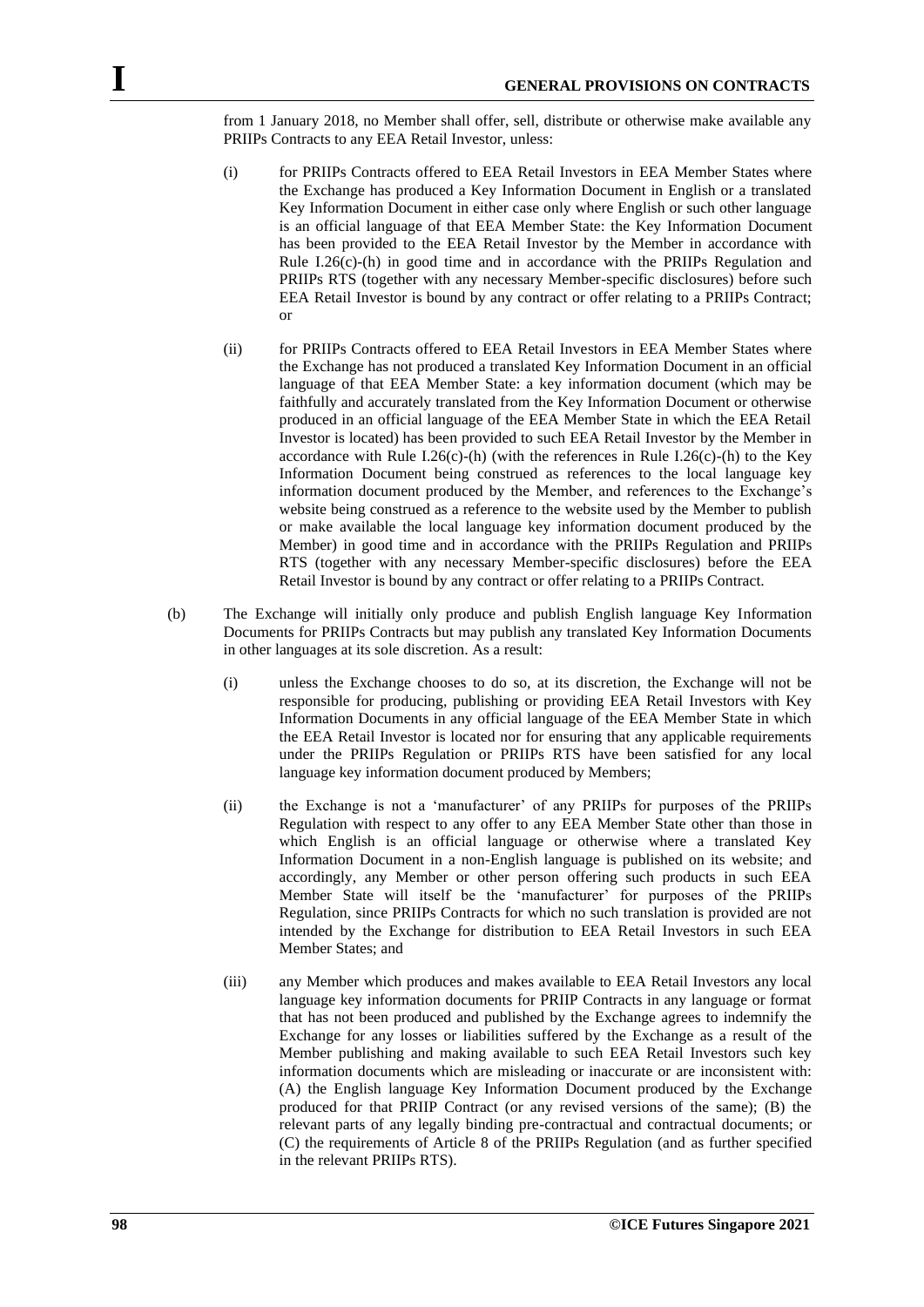from 1 January 2018, no Member shall offer, sell, distribute or otherwise make available any PRIIPs Contracts to any EEA Retail Investor, unless:

(i) for PRIIPs Contracts offered to EEA Retail Investors in EEA Member States where the Exchange has produced a Key Information Document in English or a translated Key Information Document in either case only where English or such other language is an official language of that EEA Member State: the Key Information Document has been provided to the EEA Retail Investor by the Member in accordance with Rule I.26(c)-(h) in good time and in accordance with the PRIIPs Regulation and PRIIPs RTS (together with any necessary Member-specific disclosures) before such EEA Retail Investor is bound by any contract or offer relating to a PRIIPs Contract; or

(ii) for PRIIPs Contracts offered to EEA Retail Investors in EEA Member States where the Exchange has not produced a translated Key Information Document in an official language of that EEA Member State: a key information document (which may be faithfully and accurately translated from the Key Information Document or otherwise produced in an official language of the EEA Member State in which the EEA Retail Investor is located) has been provided to such EEA Retail Investor by the Member in accordance with Rule I.26(c)-(h) (with the references in Rule I.26(c)-(h) to the Key Information Document being construed as references to the local language key information document produced by the Member, and references to the Exchange's website being construed as a reference to the website used by the Member to publish or make available the local language key information document produced by the Member) in good time and in accordance with the PRIIPs Regulation and PRIIPs RTS (together with any necessary Member-specific disclosures) before the EEA Retail Investor is bound by any contract or offer relating to a PRIIPs Contract.

(b) The Exchange will initially only produce and publish English language Key Information Documents for PRIIPs Contracts but may publish any translated Key Information Documents in other languages at its sole discretion. As a result:

(i) unless the Exchange chooses to do so, at its discretion, the Exchange will not be responsible for producing, publishing or providing EEA Retail Investors with Key Information Documents in any official language of the EEA Member State in which the EEA Retail Investor is located nor for ensuring that any applicable requirements under the PRIIPs Regulation or PRIIPs RTS have been satisfied for any local language key information document produced by Members;

(ii) the Exchange is not a 'manufacturer' of any PRIIPs for purposes of the PRIIPs Regulation with respect to any offer to any EEA Member State other than those in which English is an official language or otherwise where a translated Key Information Document in a non-English language is published on its website; and accordingly, any Member or other person offering such products in such EEA Member State will itself be the 'manufacturer' for purposes of the PRIIPs Regulation, since PRIIPs Contracts for which no such translation is provided are not intended by the Exchange for distribution to EEA Retail Investors in such EEA Member States; and

(iii) any Member which produces and makes available to EEA Retail Investors any local language key information documents for PRIIP Contracts in any language or format that has not been produced and published by the Exchange agrees to indemnify the Exchange for any losses or liabilities suffered by the Exchange as a result of the Member publishing and making available to such EEA Retail Investors such key information documents which are misleading or inaccurate or are inconsistent with: (A) the English language Key Information Document produced by the Exchange produced for that PRIIP Contract (or any revised versions of the same); (B) the relevant parts of any legally binding pre-contractual and contractual documents; or (C) the requirements of Article 8 of the PRIIPs Regulation (and as further specified in the relevant PRIIPs RTS).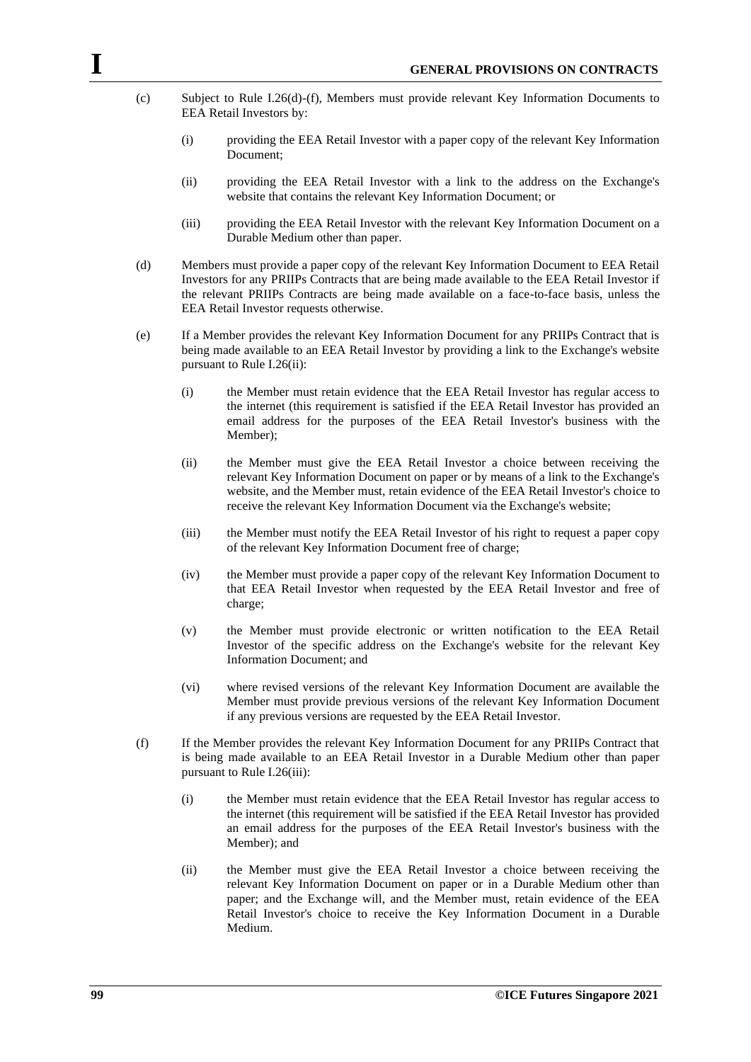(c) Subject to Rule I.26(d)-(f), Members must provide relevant Key Information Documents to EEA Retail Investors by:

  (i) providing the EEA Retail Investor with a paper copy of the relevant Key Information Document;

  (ii) providing the EEA Retail Investor with a link to the address on the Exchange's website that contains the relevant Key Information Document; or

  (iii) providing the EEA Retail Investor with the relevant Key Information Document on a Durable Medium other than paper.

(d) Members must provide a paper copy of the relevant Key Information Document to EEA Retail Investors for any PRIIPs Contracts that are being made available to the EEA Retail Investor if the relevant PRIIPs Contracts are being made available on a face-to-face basis, unless the EEA Retail Investor requests otherwise.

(e) If a Member provides the relevant Key Information Document for any PRIIPs Contract that is being made available to an EEA Retail Investor by providing a link to the Exchange's website pursuant to Rule I.26(ii):

  (i) the Member must retain evidence that the EEA Retail Investor has regular access to the internet (this requirement is satisfied if the EEA Retail Investor has provided an email address for the purposes of the EEA Retail Investor's business with the Member);

  (ii) the Member must give the EEA Retail Investor a choice between receiving the relevant Key Information Document on paper or by means of a link to the Exchange's website, and the Member must, retain evidence of the EEA Retail Investor's choice to receive the relevant Key Information Document via the Exchange's website;

  (iii) the Member must notify the EEA Retail Investor of his right to request a paper copy of the relevant Key Information Document free of charge;

  (iv) the Member must provide a paper copy of the relevant Key Information Document to that EEA Retail Investor when requested by the EEA Retail Investor and free of charge;

  (v) the Member must provide electronic or written notification to the EEA Retail Investor of the specific address on the Exchange's website for the relevant Key Information Document; and

  (vi) where revised versions of the relevant Key Information Document are available the Member must provide previous versions of the relevant Key Information Document if any previous versions are requested by the EEA Retail Investor.

(f) If the Member provides the relevant Key Information Document for any PRIIPs Contract that is being made available to an EEA Retail Investor in a Durable Medium other than paper pursuant to Rule I.26(iii):

  (i) the Member must retain evidence that the EEA Retail Investor has regular access to the internet (this requirement will be satisfied if the EEA Retail Investor has provided an email address for the purposes of the EEA Retail Investor's business with the Member); and

  (ii) the Member must give the EEA Retail Investor a choice between receiving the relevant Key Information Document on paper or in a Durable Medium other than paper; and the Exchange will, and the Member must, retain evidence of the EEA Retail Investor's choice to receive the Key Information Document in a Durable Medium.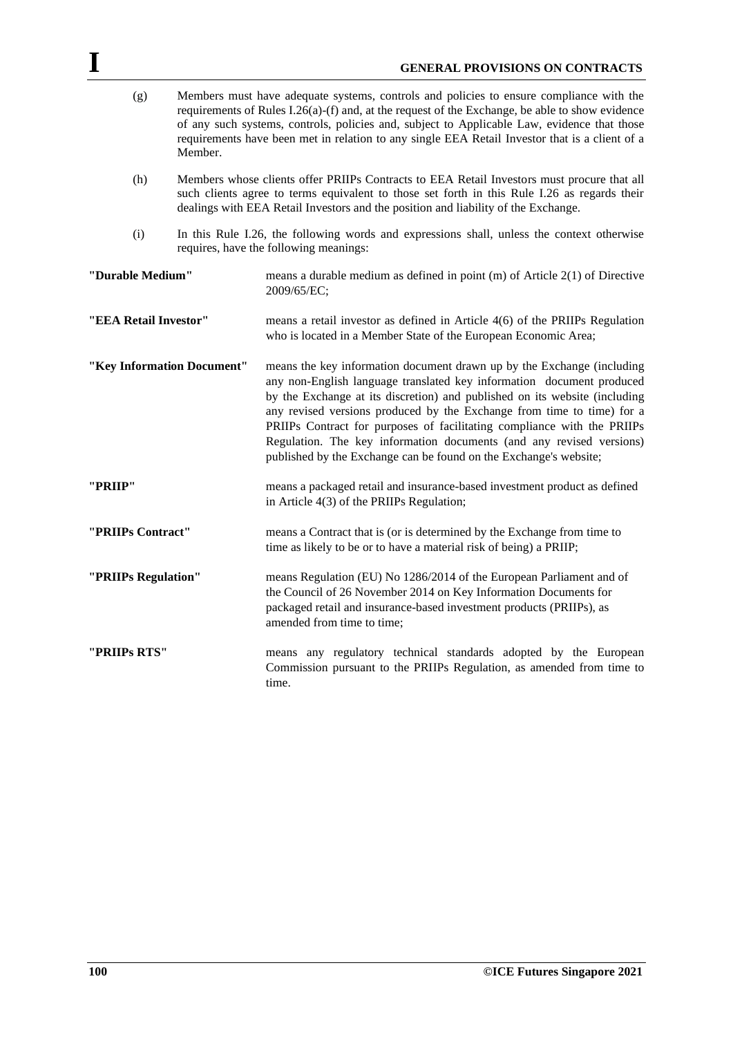(g) Members must have adequate systems, controls and policies to ensure compliance with the requirements of Rules I.26(a)-(f) and, at the request of the Exchange, be able to show evidence of any such systems, controls, policies and, subject to Applicable Law, evidence that those requirements have been met in relation to any single EEA Retail Investor that is a client of a Member.

(h) Members whose clients offer PRIIPs Contracts to EEA Retail Investors must procure that all such clients agree to terms equivalent to those set forth in this Rule I.26 as regards their dealings with EEA Retail Investors and the position and liability of the Exchange.

(i) In this Rule I.26, the following words and expressions shall, unless the context otherwise requires, have the following meanings:

| | |
|---|---|
| **"Durable Medium"** | means a durable medium as defined in point (m) of Article 2(1) of Directive 2009/65/EC; |
| **"EEA Retail Investor"** | means a retail investor as defined in Article 4(6) of the PRIIPs Regulation who is located in a Member State of the European Economic Area; |
| **"Key Information Document"** | means the key information document drawn up by the Exchange (including any non-English language translated key information document produced by the Exchange at its discretion) and published on its website (including any revised versions produced by the Exchange from time to time) for a PRIIPs Contract for purposes of facilitating compliance with the PRIIPs Regulation. The key information documents (and any revised versions) published by the Exchange can be found on the Exchange's website; |
| **"PRIIP"** | means a packaged retail and insurance-based investment product as defined in Article 4(3) of the PRIIPs Regulation; |
| **"PRIIPs Contract"** | means a Contract that is (or is determined by the Exchange from time to time as likely to be or to have a material risk of being) a PRIIP; |
| **"PRIIPs Regulation"** | means Regulation (EU) No 1286/2014 of the European Parliament and of the Council of 26 November 2014 on Key Information Documents for packaged retail and insurance-based investment products (PRIIPs), as amended from time to time; |
| **"PRIIPs RTS"** | means any regulatory technical standards adopted by the European Commission pursuant to the PRIIPs Regulation, as amended from time to time. |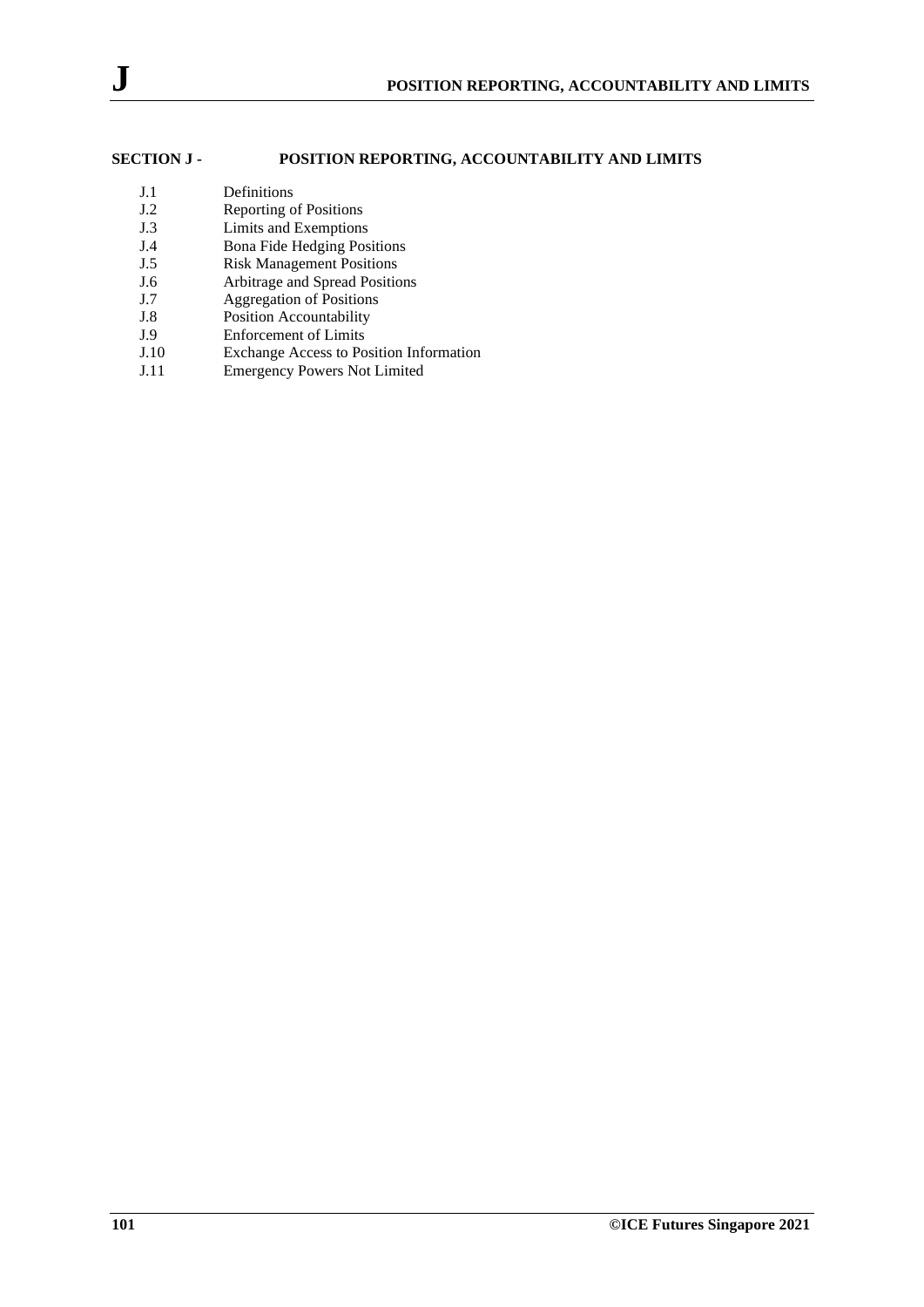# SECTION J - POSITION REPORTING, ACCOUNTABILITY AND LIMITS

| | |
|---|---|
| J.1 | Definitions |
| J.2 | Reporting of Positions |
| J.3 | Limits and Exemptions |
| J.4 | Bona Fide Hedging Positions |
| J.5 | Risk Management Positions |
| J.6 | Arbitrage and Spread Positions |
| J.7 | Aggregation of Positions |
| J.8 | Position Accountability |
| J.9 | Enforcement of Limits |
| J.10 | Exchange Access to Position Information |
| J.11 | Emergency Powers Not Limited |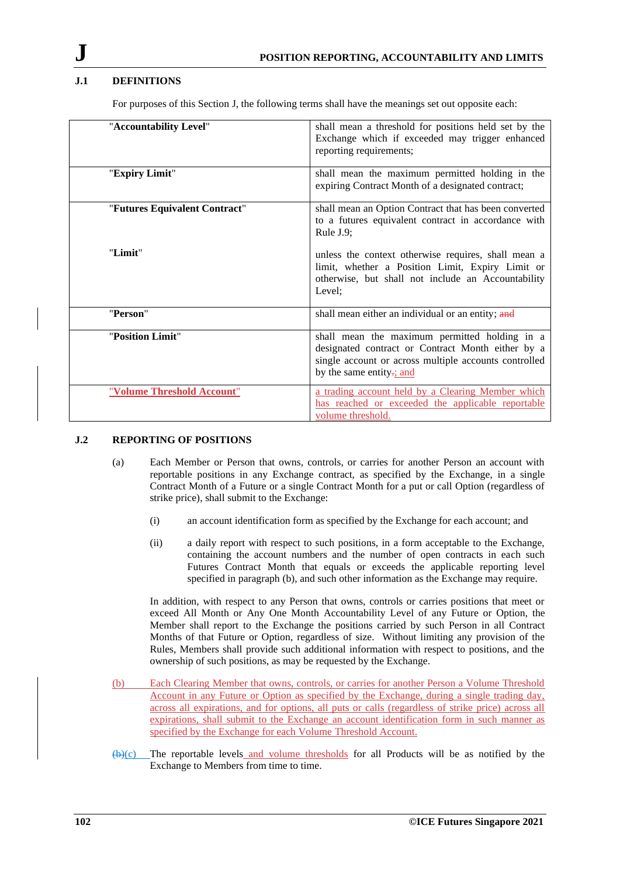# J POSITION REPORTING, ACCOUNTABILITY AND LIMITS

## J.1 DEFINITIONS

For purposes of this Section J, the following terms shall have the meanings set out opposite each:

| Term | Meaning |
|---|---|
| "**Accountability Level**" | shall mean a threshold for positions held set by the Exchange which if exceeded may trigger enhanced reporting requirements; |
| "**Expiry Limit**" | shall mean the maximum permitted holding in the expiring Contract Month of a designated contract; |
| "**Futures Equivalent Contract**" | shall mean an Option Contract that has been converted to a futures equivalent contract in accordance with Rule J.9; |
| "**Limit**" | unless the context otherwise requires, shall mean a limit, whether a Position Limit, Expiry Limit or otherwise, but shall not include an Accountability Level; |
| "**Person**" | shall mean either an individual or an entity; ~~and~~ |
| "**Position Limit**" | shall mean the maximum permitted holding in a designated contract or Contract Month either by a single account or across multiple accounts controlled by the same entity~~.~~; and |
| "**Volume Threshold Account**" | a trading account held by a Clearing Member which has reached or exceeded the applicable reportable volume threshold. |

## J.2 REPORTING OF POSITIONS

(a) Each Member or Person that owns, controls, or carries for another Person an account with reportable positions in any Exchange contract, as specified by the Exchange, in a single Contract Month of a Future or a single Contract Month for a put or call Option (regardless of strike price), shall submit to the Exchange:

(i) an account identification form as specified by the Exchange for each account; and

(ii) a daily report with respect to such positions, in a form acceptable to the Exchange, containing the account numbers and the number of open contracts in each such Futures Contract Month that equals or exceeds the applicable reporting level specified in paragraph (b), and such other information as the Exchange may require.

In addition, with respect to any Person that owns, controls or carries positions that meet or exceed All Month or Any One Month Accountability Level of any Future or Option, the Member shall report to the Exchange the positions carried by such Person in all Contract Months of that Future or Option, regardless of size. Without limiting any provision of the Rules, Members shall provide such additional information with respect to positions, and the ownership of such positions, as may be requested by the Exchange.

(b) Each Clearing Member that owns, controls, or carries for another Person a Volume Threshold Account in any Future or Option as specified by the Exchange, during a single trading day, across all expirations, and for options, all puts or calls (regardless of strike price) across all expirations, shall submit to the Exchange an account identification form in such manner as specified by the Exchange for each Volume Threshold Account.

~~(b)~~(c) The reportable levels and volume thresholds for all Products will be as notified by the Exchange to Members from time to time.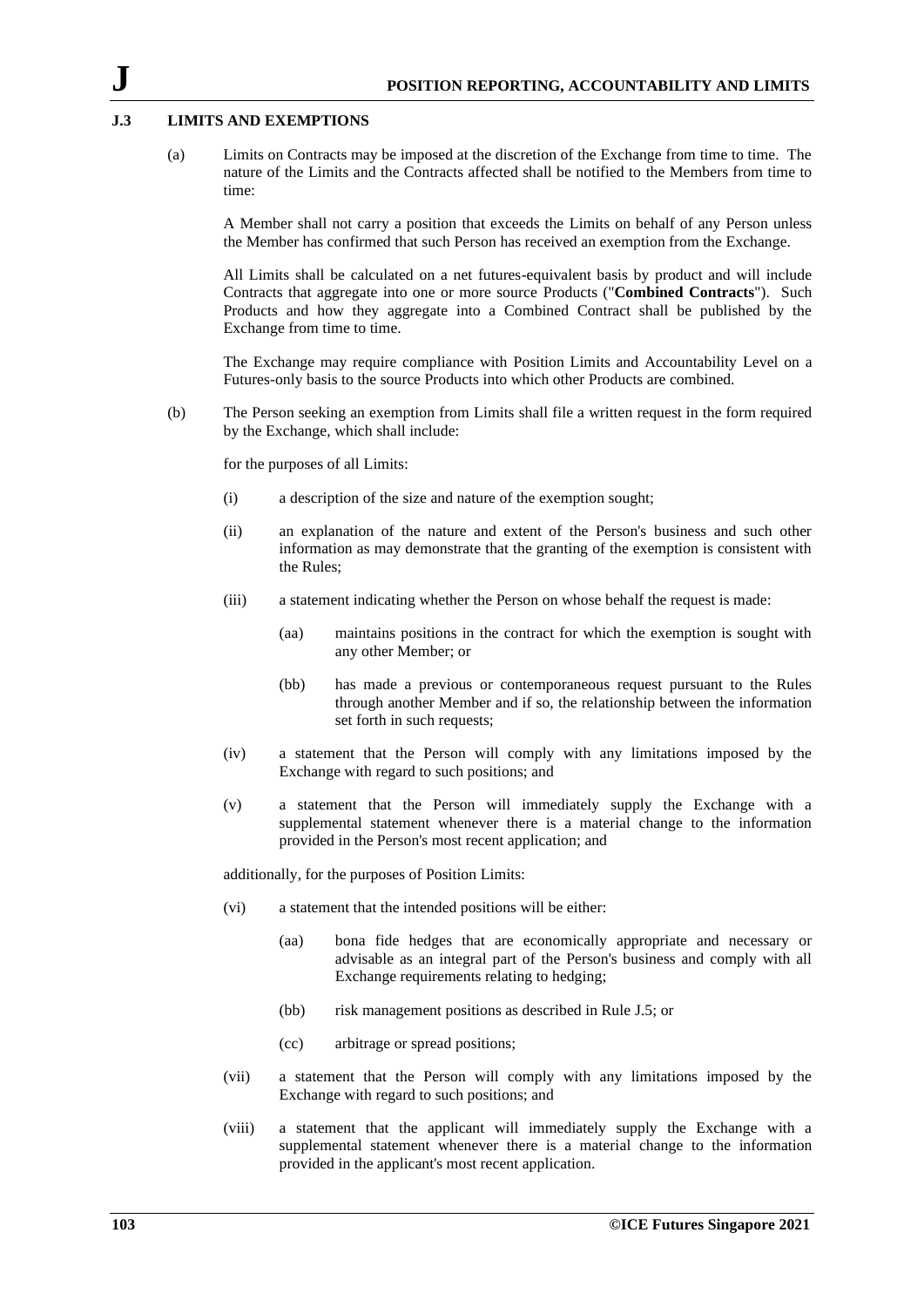## J.3 LIMITS AND EXEMPTIONS

(a) Limits on Contracts may be imposed at the discretion of the Exchange from time to time. The nature of the Limits and the Contracts affected shall be notified to the Members from time to time:

A Member shall not carry a position that exceeds the Limits on behalf of any Person unless the Member has confirmed that such Person has received an exemption from the Exchange.

All Limits shall be calculated on a net futures-equivalent basis by product and will include Contracts that aggregate into one or more source Products ("**Combined Contracts**"). Such Products and how they aggregate into a Combined Contract shall be published by the Exchange from time to time.

The Exchange may require compliance with Position Limits and Accountability Level on a Futures-only basis to the source Products into which other Products are combined.

(b) The Person seeking an exemption from Limits shall file a written request in the form required by the Exchange, which shall include:

for the purposes of all Limits:

(i) a description of the size and nature of the exemption sought;

(ii) an explanation of the nature and extent of the Person's business and such other information as may demonstrate that the granting of the exemption is consistent with the Rules;

(iii) a statement indicating whether the Person on whose behalf the request is made:

(aa) maintains positions in the contract for which the exemption is sought with any other Member; or

(bb) has made a previous or contemporaneous request pursuant to the Rules through another Member and if so, the relationship between the information set forth in such requests;

(iv) a statement that the Person will comply with any limitations imposed by the Exchange with regard to such positions; and

(v) a statement that the Person will immediately supply the Exchange with a supplemental statement whenever there is a material change to the information provided in the Person's most recent application; and

additionally, for the purposes of Position Limits:

(vi) a statement that the intended positions will be either:

(aa) bona fide hedges that are economically appropriate and necessary or advisable as an integral part of the Person's business and comply with all Exchange requirements relating to hedging;

(bb) risk management positions as described in Rule J.5; or

(cc) arbitrage or spread positions;

(vii) a statement that the Person will comply with any limitations imposed by the Exchange with regard to such positions; and

(viii) a statement that the applicant will immediately supply the Exchange with a supplemental statement whenever there is a material change to the information provided in the applicant's most recent application.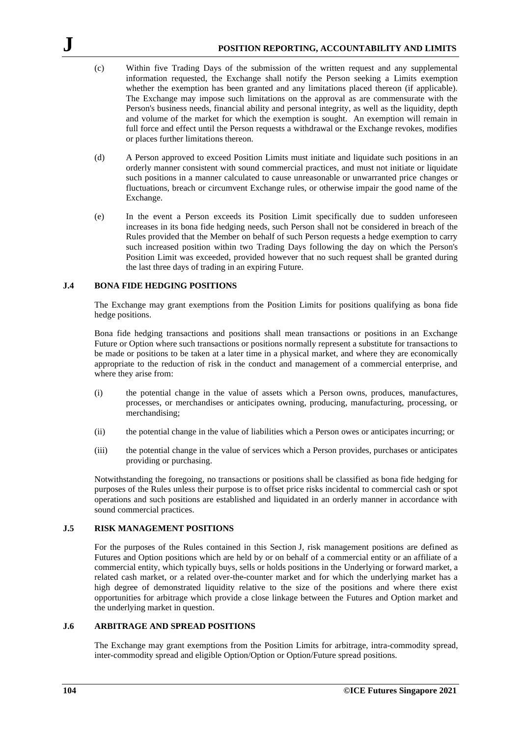(c) Within five Trading Days of the submission of the written request and any supplemental information requested, the Exchange shall notify the Person seeking a Limits exemption whether the exemption has been granted and any limitations placed thereon (if applicable). The Exchange may impose such limitations on the approval as are commensurate with the Person's business needs, financial ability and personal integrity, as well as the liquidity, depth and volume of the market for which the exemption is sought. An exemption will remain in full force and effect until the Person requests a withdrawal or the Exchange revokes, modifies or places further limitations thereon.

(d) A Person approved to exceed Position Limits must initiate and liquidate such positions in an orderly manner consistent with sound commercial practices, and must not initiate or liquidate such positions in a manner calculated to cause unreasonable or unwarranted price changes or fluctuations, breach or circumvent Exchange rules, or otherwise impair the good name of the Exchange.

(e) In the event a Person exceeds its Position Limit specifically due to sudden unforeseen increases in its bona fide hedging needs, such Person shall not be considered in breach of the Rules provided that the Member on behalf of such Person requests a hedge exemption to carry such increased position within two Trading Days following the day on which the Person's Position Limit was exceeded, provided however that no such request shall be granted during the last three days of trading in an expiring Future.

## J.4 BONA FIDE HEDGING POSITIONS

The Exchange may grant exemptions from the Position Limits for positions qualifying as bona fide hedge positions.

Bona fide hedging transactions and positions shall mean transactions or positions in an Exchange Future or Option where such transactions or positions normally represent a substitute for transactions to be made or positions to be taken at a later time in a physical market, and where they are economically appropriate to the reduction of risk in the conduct and management of a commercial enterprise, and where they arise from:

(i) the potential change in the value of assets which a Person owns, produces, manufactures, processes, or merchandises or anticipates owning, producing, manufacturing, processing, or merchandising;

(ii) the potential change in the value of liabilities which a Person owes or anticipates incurring; or

(iii) the potential change in the value of services which a Person provides, purchases or anticipates providing or purchasing.

Notwithstanding the foregoing, no transactions or positions shall be classified as bona fide hedging for purposes of the Rules unless their purpose is to offset price risks incidental to commercial cash or spot operations and such positions are established and liquidated in an orderly manner in accordance with sound commercial practices.

## J.5 RISK MANAGEMENT POSITIONS

For the purposes of the Rules contained in this Section J, risk management positions are defined as Futures and Option positions which are held by or on behalf of a commercial entity or an affiliate of a commercial entity, which typically buys, sells or holds positions in the Underlying or forward market, a related cash market, or a related over-the-counter market and for which the underlying market has a high degree of demonstrated liquidity relative to the size of the positions and where there exist opportunities for arbitrage which provide a close linkage between the Futures and Option market and the underlying market in question.

## J.6 ARBITRAGE AND SPREAD POSITIONS

The Exchange may grant exemptions from the Position Limits for arbitrage, intra-commodity spread, inter-commodity spread and eligible Option/Option or Option/Future spread positions.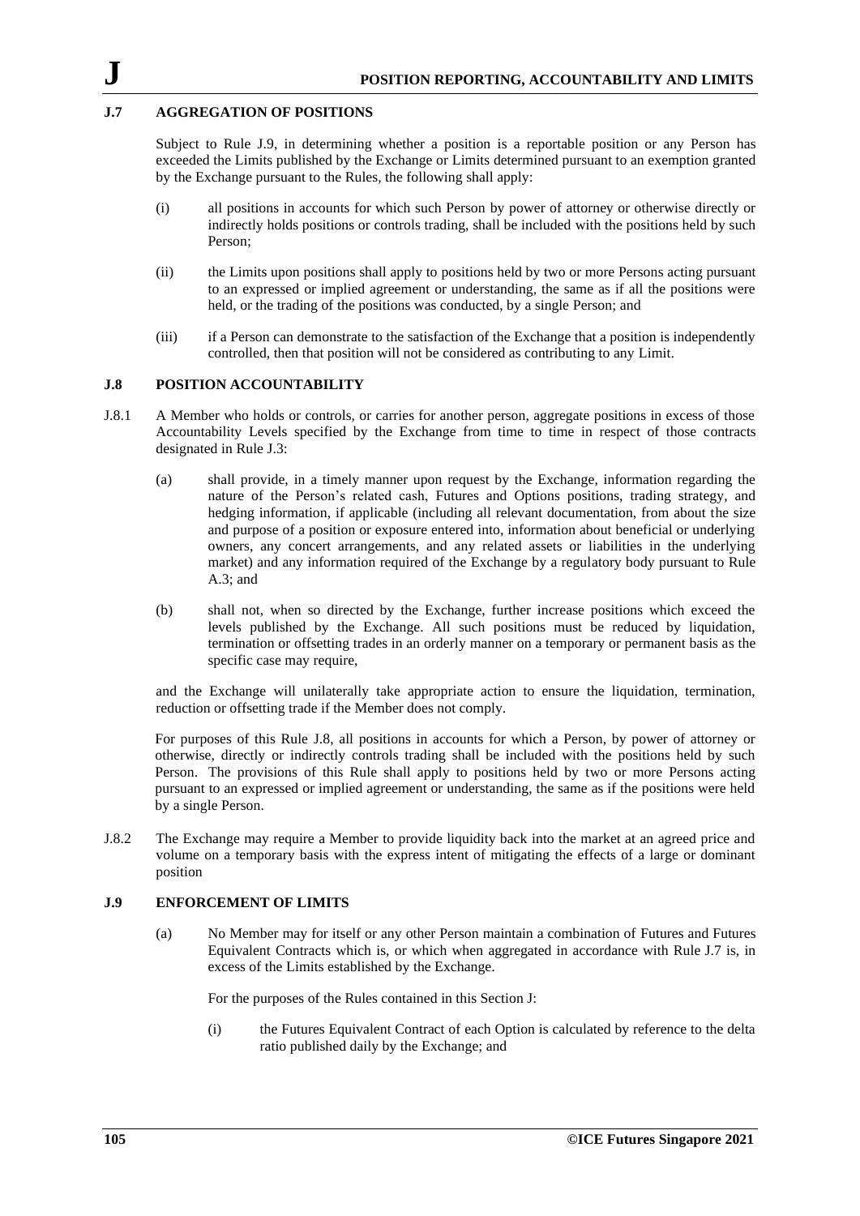## J.7 AGGREGATION OF POSITIONS

Subject to Rule J.9, in determining whether a position is a reportable position or any Person has exceeded the Limits published by the Exchange or Limits determined pursuant to an exemption granted by the Exchange pursuant to the Rules, the following shall apply:

(i) all positions in accounts for which such Person by power of attorney or otherwise directly or indirectly holds positions or controls trading, shall be included with the positions held by such Person;

(ii) the Limits upon positions shall apply to positions held by two or more Persons acting pursuant to an expressed or implied agreement or understanding, the same as if all the positions were held, or the trading of the positions was conducted, by a single Person; and

(iii) if a Person can demonstrate to the satisfaction of the Exchange that a position is independently controlled, then that position will not be considered as contributing to any Limit.

## J.8 POSITION ACCOUNTABILITY

J.8.1 A Member who holds or controls, or carries for another person, aggregate positions in excess of those Accountability Levels specified by the Exchange from time to time in respect of those contracts designated in Rule J.3:

(a) shall provide, in a timely manner upon request by the Exchange, information regarding the nature of the Person's related cash, Futures and Options positions, trading strategy, and hedging information, if applicable (including all relevant documentation, from about the size and purpose of a position or exposure entered into, information about beneficial or underlying owners, any concert arrangements, and any related assets or liabilities in the underlying market) and any information required of the Exchange by a regulatory body pursuant to Rule A.3; and

(b) shall not, when so directed by the Exchange, further increase positions which exceed the levels published by the Exchange. All such positions must be reduced by liquidation, termination or offsetting trades in an orderly manner on a temporary or permanent basis as the specific case may require,

and the Exchange will unilaterally take appropriate action to ensure the liquidation, termination, reduction or offsetting trade if the Member does not comply.

For purposes of this Rule J.8, all positions in accounts for which a Person, by power of attorney or otherwise, directly or indirectly controls trading shall be included with the positions held by such Person. The provisions of this Rule shall apply to positions held by two or more Persons acting pursuant to an expressed or implied agreement or understanding, the same as if the positions were held by a single Person.

J.8.2 The Exchange may require a Member to provide liquidity back into the market at an agreed price and volume on a temporary basis with the express intent of mitigating the effects of a large or dominant position

## J.9 ENFORCEMENT OF LIMITS

(a) No Member may for itself or any other Person maintain a combination of Futures and Futures Equivalent Contracts which is, or which when aggregated in accordance with Rule J.7 is, in excess of the Limits established by the Exchange.

For the purposes of the Rules contained in this Section J:

(i) the Futures Equivalent Contract of each Option is calculated by reference to the delta ratio published daily by the Exchange; and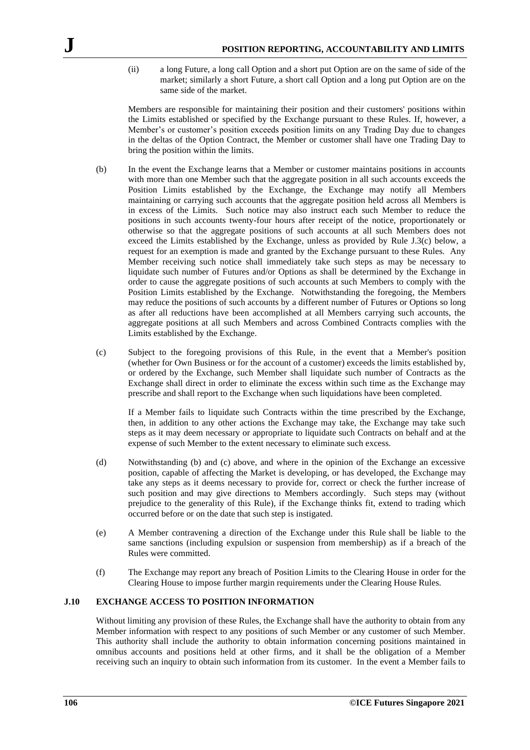(ii) a long Future, a long call Option and a short put Option are on the same of side of the market; similarly a short Future, a short call Option and a long put Option are on the same side of the market.

Members are responsible for maintaining their position and their customers' positions within the Limits established or specified by the Exchange pursuant to these Rules. If, however, a Member's or customer's position exceeds position limits on any Trading Day due to changes in the deltas of the Option Contract, the Member or customer shall have one Trading Day to bring the position within the limits.

(b) In the event the Exchange learns that a Member or customer maintains positions in accounts with more than one Member such that the aggregate position in all such accounts exceeds the Position Limits established by the Exchange, the Exchange may notify all Members maintaining or carrying such accounts that the aggregate position held across all Members is in excess of the Limits. Such notice may also instruct each such Member to reduce the positions in such accounts twenty-four hours after receipt of the notice, proportionately or otherwise so that the aggregate positions of such accounts at all such Members does not exceed the Limits established by the Exchange, unless as provided by Rule J.3(c) below, a request for an exemption is made and granted by the Exchange pursuant to these Rules. Any Member receiving such notice shall immediately take such steps as may be necessary to liquidate such number of Futures and/or Options as shall be determined by the Exchange in order to cause the aggregate positions of such accounts at such Members to comply with the Position Limits established by the Exchange. Notwithstanding the foregoing, the Members may reduce the positions of such accounts by a different number of Futures or Options so long as after all reductions have been accomplished at all Members carrying such accounts, the aggregate positions at all such Members and across Combined Contracts complies with the Limits established by the Exchange.

(c) Subject to the foregoing provisions of this Rule, in the event that a Member's position (whether for Own Business or for the account of a customer) exceeds the limits established by, or ordered by the Exchange, such Member shall liquidate such number of Contracts as the Exchange shall direct in order to eliminate the excess within such time as the Exchange may prescribe and shall report to the Exchange when such liquidations have been completed.

If a Member fails to liquidate such Contracts within the time prescribed by the Exchange, then, in addition to any other actions the Exchange may take, the Exchange may take such steps as it may deem necessary or appropriate to liquidate such Contracts on behalf and at the expense of such Member to the extent necessary to eliminate such excess.

(d) Notwithstanding (b) and (c) above, and where in the opinion of the Exchange an excessive position, capable of affecting the Market is developing, or has developed, the Exchange may take any steps as it deems necessary to provide for, correct or check the further increase of such position and may give directions to Members accordingly. Such steps may (without prejudice to the generality of this Rule), if the Exchange thinks fit, extend to trading which occurred before or on the date that such step is instigated.

(e) A Member contravening a direction of the Exchange under this Rule shall be liable to the same sanctions (including expulsion or suspension from membership) as if a breach of the Rules were committed.

(f) The Exchange may report any breach of Position Limits to the Clearing House in order for the Clearing House to impose further margin requirements under the Clearing House Rules.

## J.10 EXCHANGE ACCESS TO POSITION INFORMATION

Without limiting any provision of these Rules, the Exchange shall have the authority to obtain from any Member information with respect to any positions of such Member or any customer of such Member. This authority shall include the authority to obtain information concerning positions maintained in omnibus accounts and positions held at other firms, and it shall be the obligation of a Member receiving such an inquiry to obtain such information from its customer. In the event a Member fails to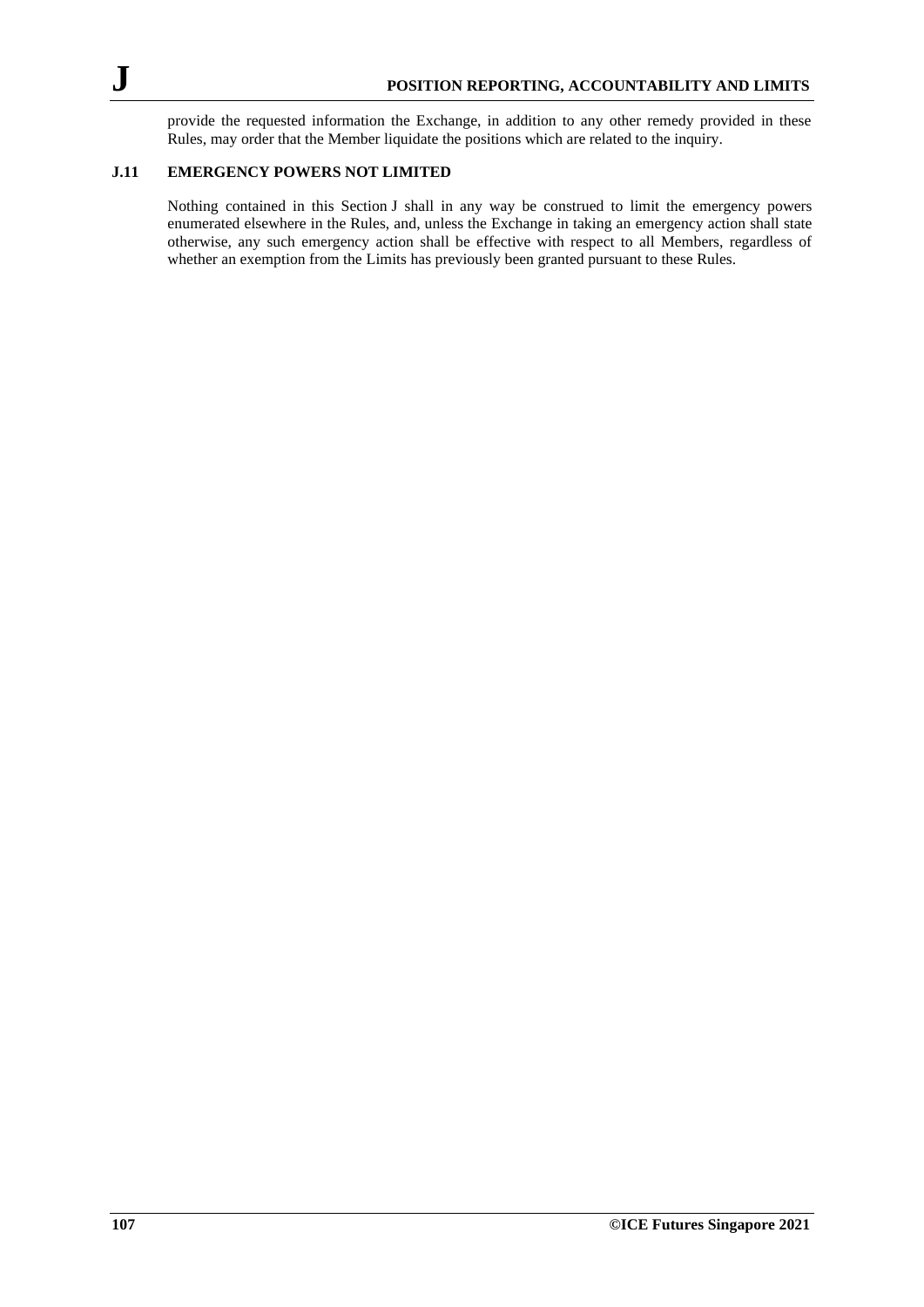provide the requested information the Exchange, in addition to any other remedy provided in these Rules, may order that the Member liquidate the positions which are related to the inquiry.

### J.11 EMERGENCY POWERS NOT LIMITED

Nothing contained in this Section J shall in any way be construed to limit the emergency powers enumerated elsewhere in the Rules, and, unless the Exchange in taking an emergency action shall state otherwise, any such emergency action shall be effective with respect to all Members, regardless of whether an exemption from the Limits has previously been granted pursuant to these Rules.